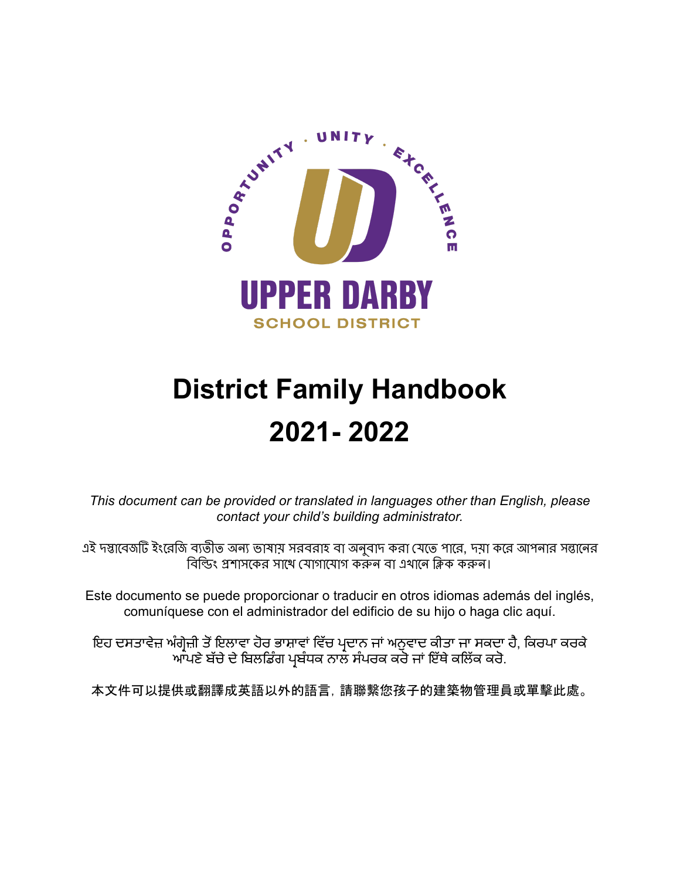OPPORTUNITY · UNITY · EXCELLENCE

UPPER DARBY

SCHOOL DISTRICT

# District Family Handbook

# 2021- 2022

*This document can be provided or translated in languages other than English, please contact your child's building administrator.*

এই দস্তাবেজটি ইংরেজি ব্যতীত অন্য ভাষায় সরবরাহ বা অনুবাদ করা যেতে পারে, দয়া করে আপনার সন্তানের বিল্ডিং প্রশাসকের সাথে যোগাযোগ করুন বা এখানে ক্লিক করুন।

Este documento se puede proporcionar o traducir en otros idiomas además del inglés, comuníquese con el administrador del edificio de su hijo o haga clic aquí.

ਇਹ ਦਸਤਾਵੇਜ਼ ਅੰਗ੍ਰੇਜ਼ੀ ਤੋਂ ਇਲਾਵਾ ਹੋਰ ਭਾਸ਼ਾਵਾਂ ਵਿੱਚ ਪ੍ਰਦਾਨ ਜਾਂ ਅਨੁਵਾਦ ਕੀਤਾ ਜਾ ਸਕਦਾ ਹੈ, ਕਿਰਪਾ ਕਰਕੇ ਆਪਣੇ ਬੱਚੇ ਦੇ ਬਿਲਡਿੰਗ ਪ੍ਰਬੰਧਕ ਨਾਲ ਸੰਪਰਕ ਕਰੋ ਜਾਂ ਇੱਥੇ ਕਲਿੱਕ ਕਰੋ.

本文件可以提供或翻譯成英語以外的語言，請聯繫您孩子的建築物管理員或單擊此處。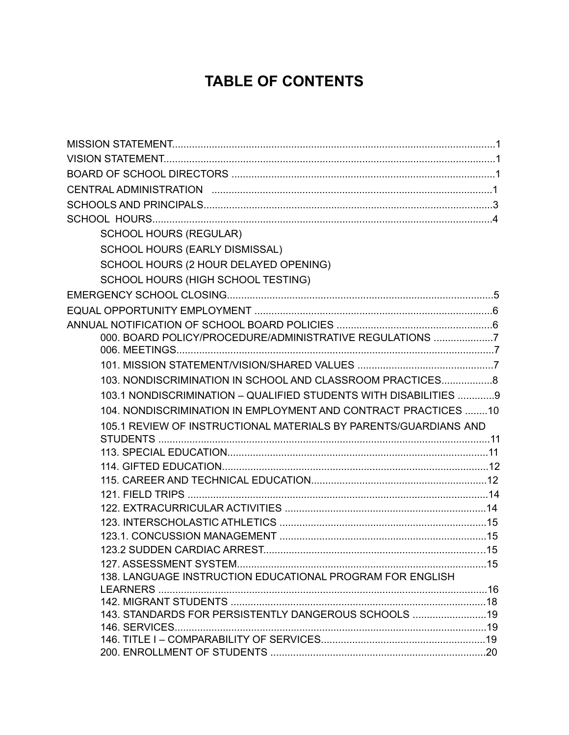# TABLE OF CONTENTS

MISSION STATEMENT....................................................................................................................1
VISION STATEMENT.......................................................................................................................1
BOARD OF SCHOOL DIRECTORS ...............................................................................................1
CENTRAL ADMINISTRATION .......................................................................................................1
SCHOOLS AND PRINCIPALS.........................................................................................................3
SCHOOL HOURS.............................................................................................................................4

- SCHOOL HOURS (REGULAR)
- SCHOOL HOURS (EARLY DISMISSAL)
- SCHOOL HOURS (2 HOUR DELAYED OPENING)
- SCHOOL HOURS (HIGH SCHOOL TESTING)

EMERGENCY SCHOOL CLOSING..................................................................................................5
EQUAL OPPORTUNITY EMPLOYMENT ........................................................................................6
ANNUAL NOTIFICATION OF SCHOOL BOARD POLICIES .........................................................6

- 000. BOARD POLICY/PROCEDURE/ADMINISTRATIVE REGULATIONS .....................7
- 006. MEETINGS..............................................................................................................7
- 101. MISSION STATEMENT/VISION/SHARED VALUES ................................................7
- 103. NONDISCRIMINATION IN SCHOOL AND CLASSROOM PRACTICES..................8
- 103.1 NONDISCRIMINATION – QUALIFIED STUDENTS WITH DISABILITIES .............9
- 104. NONDISCRIMINATION IN EMPLOYMENT AND CONTRACT PRACTICES ........10
- 105.1 REVIEW OF INSTRUCTIONAL MATERIALS BY PARENTS/GUARDIANS AND STUDENTS ..........................................................................................................11
- 113. SPECIAL EDUCATION..........................................................................................11
- 114. GIFTED EDUCATION............................................................................................12
- 115. CAREER AND TECHNICAL EDUCATION.............................................................12
- 121. FIELD TRIPS .........................................................................................................14
- 122. EXTRACURRICULAR ACTIVITIES .......................................................................14
- 123. INTERSCHOLASTIC ATHLETICS .........................................................................15
- 123.1. CONCUSSION MANAGEMENT ..........................................................................15
- 123.2 SUDDEN CARDIAC ARREST................................................................................15
- 127. ASSESSMENT SYSTEM.........................................................................................15
- 138. LANGUAGE INSTRUCTION EDUCATIONAL PROGRAM FOR ENGLISH LEARNERS .........................................................................................................16
- 142. MIGRANT STUDENTS ..........................................................................................18
- 143. STANDARDS FOR PERSISTENTLY DANGEROUS SCHOOLS ..........................19
- 146. SERVICES..............................................................................................................19
- 146. TITLE I – COMPARABILITY OF SERVICES...........................................................19
- 200. ENROLLMENT OF STUDENTS ............................................................................20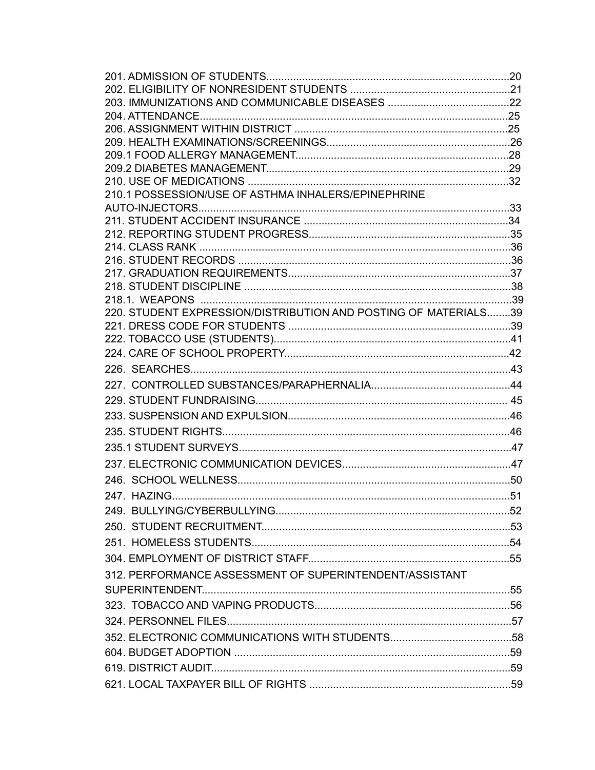201. ADMISSION OF STUDENTS.................................................................................20
202. ELIGIBILITY OF NONRESIDENT STUDENTS ......................................................21
203. IMMUNIZATIONS AND COMMUNICABLE DISEASES .........................................22
204. ATTENDANCE.........................................................................................................25
206. ASSIGNMENT WITHIN DISTRICT .........................................................................25
209. HEALTH EXAMINATIONS/SCREENINGS..............................................................26
209.1 FOOD ALLERGY MANAGEMENT........................................................................28
209.2 DIABETES MANAGEMENT..................................................................................29
210. USE OF MEDICATIONS ........................................................................................32
210.1 POSSESSION/USE OF ASTHMA INHALERS/EPINEPHRINE AUTO-INJECTORS.........................................................................................................33
211. STUDENT ACCIDENT INSURANCE .....................................................................34
212. REPORTING STUDENT PROGRESS....................................................................35
214. CLASS RANK ..........................................................................................................36
216. STUDENT RECORDS ............................................................................................36
217. GRADUATION REQUIREMENTS...........................................................................37
218. STUDENT DISCIPLINE ..........................................................................................38
218.1. WEAPONS .........................................................................................................39
220. STUDENT EXPRESSION/DISTRIBUTION AND POSTING OF MATERIALS........39
221. DRESS CODE FOR STUDENTS ...........................................................................39
222. TOBACCO USE (STUDENTS)................................................................................41
224. CARE OF SCHOOL PROPERTY............................................................................42
226. SEARCHES............................................................................................................43
227. CONTROLLED SUBSTANCES/PARAPHERNALIA...............................................44
229. STUDENT FUNDRAISING..................................................................................... 45
233. SUSPENSION AND EXPULSION...........................................................................46
235. STUDENT RIGHTS.................................................................................................46
235.1 STUDENT SURVEYS............................................................................................47
237. ELECTRONIC COMMUNICATION DEVICES.........................................................47
246. SCHOOL WELLNESS............................................................................................50
247. HAZING..................................................................................................................51
249. BULLYING/CYBERBULLYING...............................................................................52
250. STUDENT RECRUITMENT....................................................................................53
251. HOMELESS STUDENTS.......................................................................................54
304. EMPLOYMENT OF DISTRICT STAFF....................................................................55
312. PERFORMANCE ASSESSMENT OF SUPERINTENDENT/ASSISTANT SUPERINTENDENT........................................................................................................55
323. TOBACCO AND VAPING PRODUCTS..................................................................56
324. PERSONNEL FILES................................................................................................57
352. ELECTRONIC COMMUNICATIONS WITH STUDENTS.........................................58
604. BUDGET ADOPTION .............................................................................................59
619. DISTRICT AUDIT.....................................................................................................59
621. LOCAL TAXPAYER BILL OF RIGHTS ....................................................................59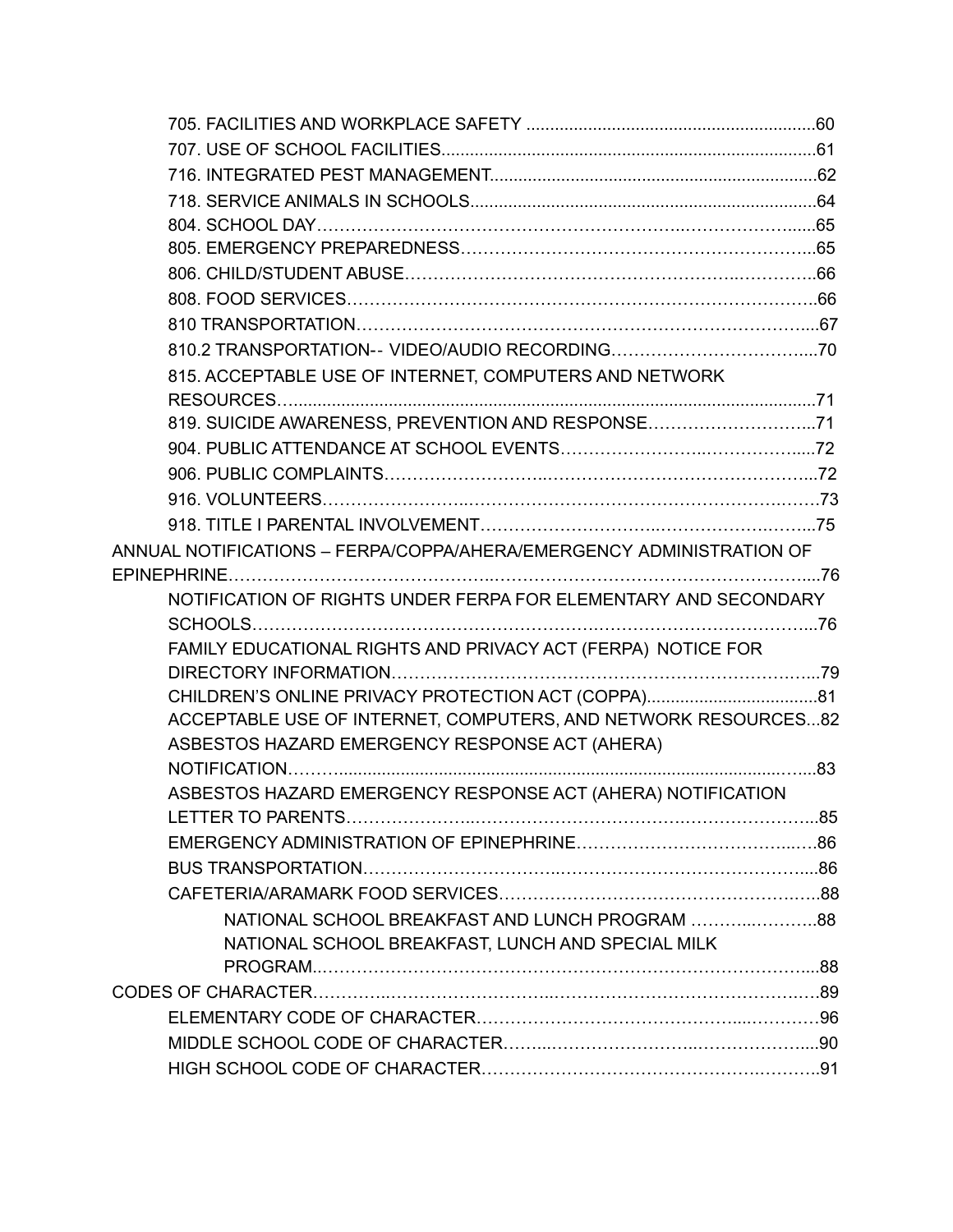- 705. FACILITIES AND WORKPLACE SAFETY ....60
- 707. USE OF SCHOOL FACILITIES....61
- 716. INTEGRATED PEST MANAGEMENT....62
- 718. SERVICE ANIMALS IN SCHOOLS....64
- 804. SCHOOL DAY....65
- 805. EMERGENCY PREPAREDNESS....65
- 806. CHILD/STUDENT ABUSE....66
- 808. FOOD SERVICES....66
- 810 TRANSPORTATION....67
- 810.2 TRANSPORTATION-- VIDEO/AUDIO RECORDING....70
- 815. ACCEPTABLE USE OF INTERNET, COMPUTERS AND NETWORK RESOURCES....71
- 819. SUICIDE AWARENESS, PREVENTION AND RESPONSE....71
- 904. PUBLIC ATTENDANCE AT SCHOOL EVENTS....72
- 906. PUBLIC COMPLAINTS....72
- 916. VOLUNTEERS....73
- 918. TITLE I PARENTAL INVOLVEMENT....75

ANNUAL NOTIFICATIONS – FERPA/COPPA/AHERA/EMERGENCY ADMINISTRATION OF EPINEPHRINE....76

- NOTIFICATION OF RIGHTS UNDER FERPA FOR ELEMENTARY AND SECONDARY SCHOOLS....76
- FAMILY EDUCATIONAL RIGHTS AND PRIVACY ACT (FERPA) NOTICE FOR DIRECTORY INFORMATION....79
- CHILDREN'S ONLINE PRIVACY PROTECTION ACT (COPPA)....81
- ACCEPTABLE USE OF INTERNET, COMPUTERS, AND NETWORK RESOURCES...82
- ASBESTOS HAZARD EMERGENCY RESPONSE ACT (AHERA) NOTIFICATION....83
- ASBESTOS HAZARD EMERGENCY RESPONSE ACT (AHERA) NOTIFICATION LETTER TO PARENTS....85
- EMERGENCY ADMINISTRATION OF EPINEPHRINE....86
- BUS TRANSPORTATION....86
- CAFETERIA/ARAMARK FOOD SERVICES....88
  - NATIONAL SCHOOL BREAKFAST AND LUNCH PROGRAM ....88
  - NATIONAL SCHOOL BREAKFAST, LUNCH AND SPECIAL MILK PROGRAM....88

CODES OF CHARACTER....89

- ELEMENTARY CODE OF CHARACTER....96
- MIDDLE SCHOOL CODE OF CHARACTER....90
- HIGH SCHOOL CODE OF CHARACTER....91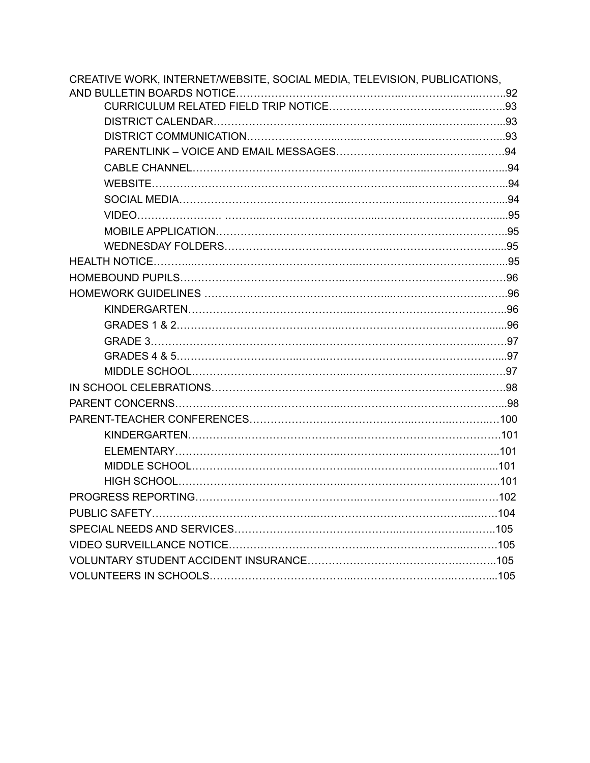CREATIVE WORK, INTERNET/WEBSITE, SOCIAL MEDIA, TELEVISION, PUBLICATIONS, AND BULLETIN BOARDS NOTICE……………………………………..……………..…..……..92

- CURRICULUM RELATED FIELD TRIP NOTICE…………………………….……...……..93
- DISTRICT CALENDAR………………………..………………..……..………..……...93
- DISTRICT COMMUNICATION…………………..…..….………….…………..……...93
- PARENTLINK – VOICE AND EMAIL MESSAGES…………………..…..…………..…….94
- CABLE CHANNEL…………………………….……..……………..……..……….…...94
- WEBSITE……………………………………………………………..……………….…...94
- SOCIAL MEDIA………………………………….………..…..……………………....94
- VIDEO…………………… ………..……….…….…….……...………………………......95
- MOBILE APPLICATION…………………………………………………………………….95
- WEDNESDAY FOLDERS…………………………………..……………………………...95

HEALTH NOTICE………...………………………………………….…………………………….…...95

HOMEBOUND PUPILS………………………………………….…………………………….…….96

HOMEWORK GUIDELINES ……………………………………….....……………………….……..96

- KINDERGARTEN…………………………………..……………………………………..96
- GRADES 1 & 2…………………………………..……………………………………......96
- GRADE 3………………………………..………………………………………..…….97
- GRADES 4 & 5………………………..…..………………………………….………....97
- MIDDLE SCHOOL…………………………………..……………………………..…….97

IN SCHOOL CELEBRATIONS…………………………………..….………………………….98

PARENT CONCERNS……………………………………..……………………………………...98

PARENT-TEACHER CONFERENCES……………………………………..……..………..…100

- KINDERGARTEN…………………………………….………………………………101
- ELEMENTARY…………………………………..……………..……………………..101
- MIDDLE SCHOOL…………………………….……..………………………………..…..101
- HIGH SCHOOL……………………………………..…………………………………..…….101

PROGRESS REPORTING………………………………………..……………………………...……102

PUBLIC SAFETY……………………………………..………………………………………..…….104

SPECIAL NEEDS AND SERVICES……………………………………..……………..……..105

VIDEO SURVEILLANCE NOTICE………………………………..…………………..……….105

VOLUNTARY STUDENT ACCIDENT INSURANCE…………………………………….………..105

VOLUNTEERS IN SCHOOLS………………………………..……………………..………....105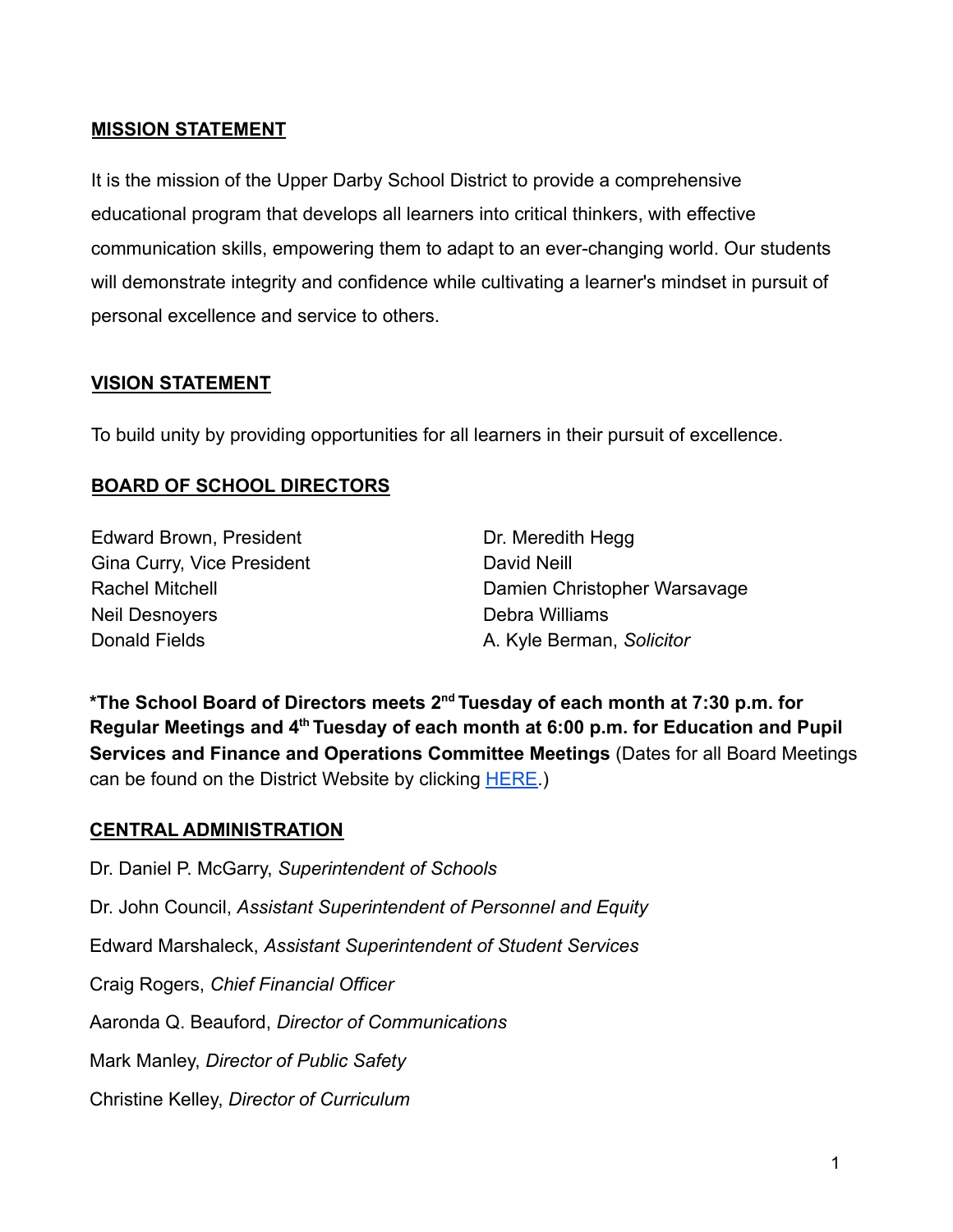## MISSION STATEMENT

It is the mission of the Upper Darby School District to provide a comprehensive educational program that develops all learners into critical thinkers, with effective communication skills, empowering them to adapt to an ever-changing world. Our students will demonstrate integrity and confidence while cultivating a learner's mindset in pursuit of personal excellence and service to others.

## VISION STATEMENT

To build unity by providing opportunities for all learners in their pursuit of excellence.

## BOARD OF SCHOOL DIRECTORS

Edward Brown, President
Gina Curry, Vice President
Rachel Mitchell
Neil Desnoyers
Donald Fields
Dr. Meredith Hegg
David Neill
Damien Christopher Warsavage
Debra Williams
A. Kyle Berman, *Solicitor*

**\*The School Board of Directors meets 2nd Tuesday of each month at 7:30 p.m. for Regular Meetings and 4th Tuesday of each month at 6:00 p.m. for Education and Pupil Services and Finance and Operations Committee Meetings** (Dates for all Board Meetings can be found on the District Website by clicking HERE.)

## CENTRAL ADMINISTRATION

Dr. Daniel P. McGarry, *Superintendent of Schools*

Dr. John Council, *Assistant Superintendent of Personnel and Equity*

Edward Marshaleck, *Assistant Superintendent of Student Services*

Craig Rogers, *Chief Financial Officer*

Aaronda Q. Beauford, *Director of Communications*

Mark Manley, *Director of Public Safety*

Christine Kelley, *Director of Curriculum*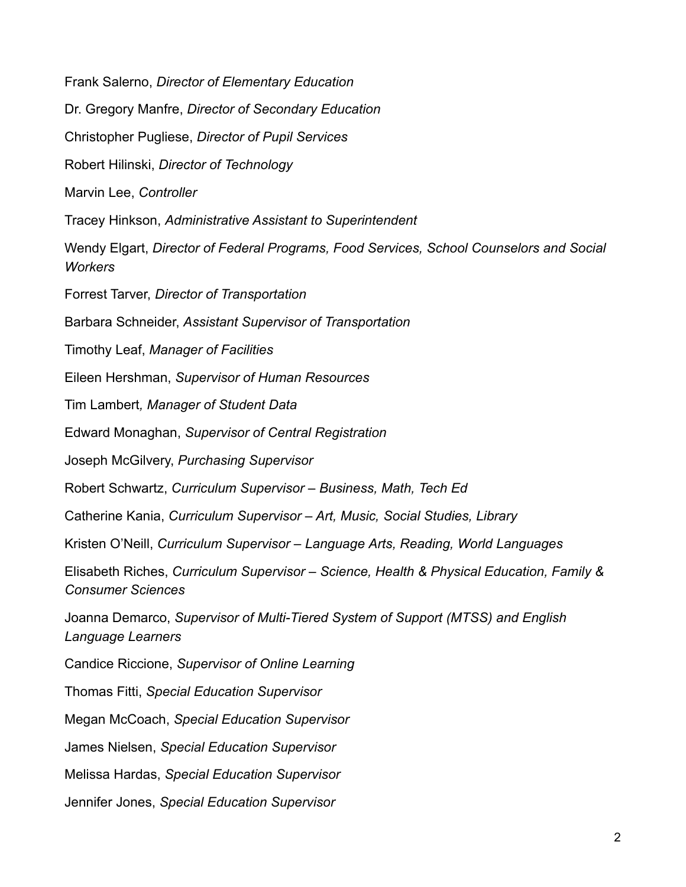Frank Salerno, *Director of Elementary Education*

Dr. Gregory Manfre, *Director of Secondary Education*

Christopher Pugliese, *Director of Pupil Services*

Robert Hilinski, *Director of Technology*

Marvin Lee, *Controller*

Tracey Hinkson, *Administrative Assistant to Superintendent*

Wendy Elgart, *Director of Federal Programs, Food Services, School Counselors and Social Workers*

Forrest Tarver, *Director of Transportation*

Barbara Schneider, *Assistant Supervisor of Transportation*

Timothy Leaf, *Manager of Facilities*

Eileen Hershman, *Supervisor of Human Resources*

Tim Lambert*, Manager of Student Data*

Edward Monaghan, *Supervisor of Central Registration*

Joseph McGilvery, *Purchasing Supervisor*

Robert Schwartz, *Curriculum Supervisor – Business, Math, Tech Ed*

Catherine Kania, *Curriculum Supervisor – Art, Music, Social Studies, Library*

Kristen O'Neill, *Curriculum Supervisor – Language Arts, Reading, World Languages*

Elisabeth Riches, *Curriculum Supervisor – Science, Health & Physical Education, Family & Consumer Sciences*

Joanna Demarco, *Supervisor of Multi-Tiered System of Support (MTSS) and English Language Learners*

Candice Riccione, *Supervisor of Online Learning*

Thomas Fitti, *Special Education Supervisor*

Megan McCoach, *Special Education Supervisor*

James Nielsen, *Special Education Supervisor*

Melissa Hardas, *Special Education Supervisor*

Jennifer Jones, *Special Education Supervisor*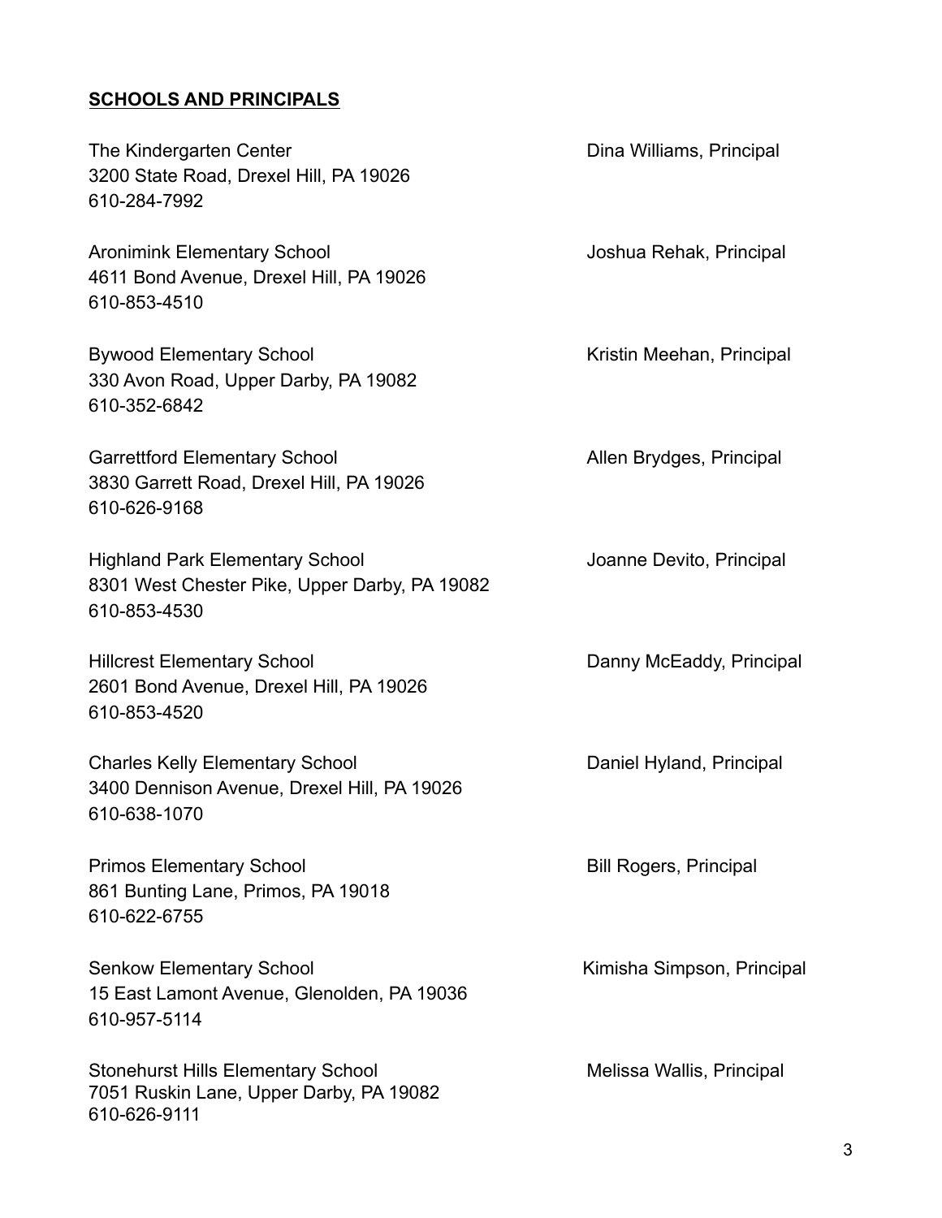## SCHOOLS AND PRINCIPALS

The Kindergarten Center — Dina Williams, Principal
3200 State Road, Drexel Hill, PA 19026
610-284-7992

Aronimink Elementary School — Joshua Rehak, Principal
4611 Bond Avenue, Drexel Hill, PA 19026
610-853-4510

Bywood Elementary School — Kristin Meehan, Principal
330 Avon Road, Upper Darby, PA 19082
610-352-6842

Garrettford Elementary School — Allen Brydges, Principal
3830 Garrett Road, Drexel Hill, PA 19026
610-626-9168

Highland Park Elementary School — Joanne Devito, Principal
8301 West Chester Pike, Upper Darby, PA 19082
610-853-4530

Hillcrest Elementary School — Danny McEaddy, Principal
2601 Bond Avenue, Drexel Hill, PA 19026
610-853-4520

Charles Kelly Elementary School — Daniel Hyland, Principal
3400 Dennison Avenue, Drexel Hill, PA 19026
610-638-1070

Primos Elementary School — Bill Rogers, Principal
861 Bunting Lane, Primos, PA 19018
610-622-6755

Senkow Elementary School — Kimisha Simpson, Principal
15 East Lamont Avenue, Glenolden, PA 19036
610-957-5114

Stonehurst Hills Elementary School — Melissa Wallis, Principal
7051 Ruskin Lane, Upper Darby, PA 19082
610-626-9111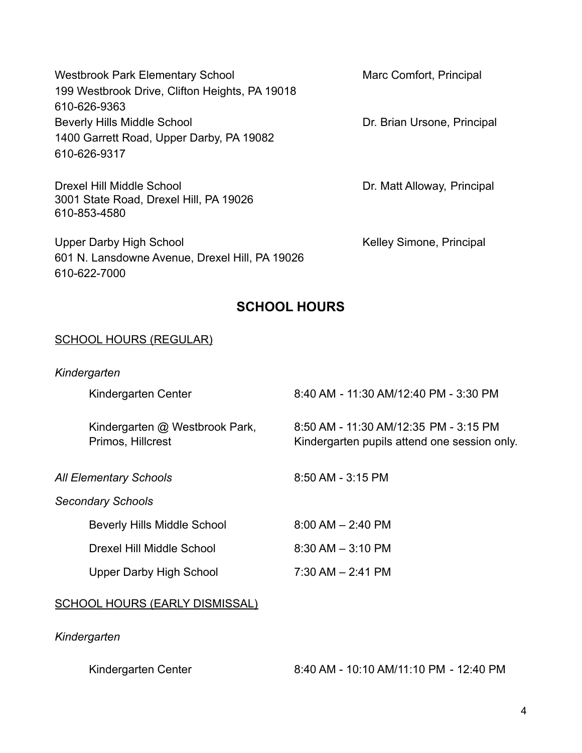Westbrook Park Elementary School — Marc Comfort, Principal
199 Westbrook Drive, Clifton Heights, PA 19018
610-626-9363

Beverly Hills Middle School — Dr. Brian Ursone, Principal
1400 Garrett Road, Upper Darby, PA 19082
610-626-9317

Drexel Hill Middle School — Dr. Matt Alloway, Principal
3001 State Road, Drexel Hill, PA 19026
610-853-4580

Upper Darby High School — Kelley Simone, Principal
601 N. Lansdowne Avenue, Drexel Hill, PA 19026
610-622-7000

## SCHOOL HOURS

SCHOOL HOURS (REGULAR)

*Kindergarten*

| | |
|---|---|
| Kindergarten Center | 8:40 AM - 11:30 AM/12:40 PM - 3:30 PM |
| Kindergarten @ Westbrook Park, Primos, Hillcrest | 8:50 AM - 11:30 AM/12:35 PM - 3:15 PM<br>Kindergarten pupils attend one session only. |

*All Elementary Schools* — 8:50 AM - 3:15 PM

*Secondary Schools*

| | |
|---|---|
| Beverly Hills Middle School | 8:00 AM – 2:40 PM |
| Drexel Hill Middle School | 8:30 AM – 3:10 PM |
| Upper Darby High School | 7:30 AM – 2:41 PM |

SCHOOL HOURS (EARLY DISMISSAL)

*Kindergarten*

| | |
|---|---|
| Kindergarten Center | 8:40 AM - 10:10 AM/11:10 PM - 12:40 PM |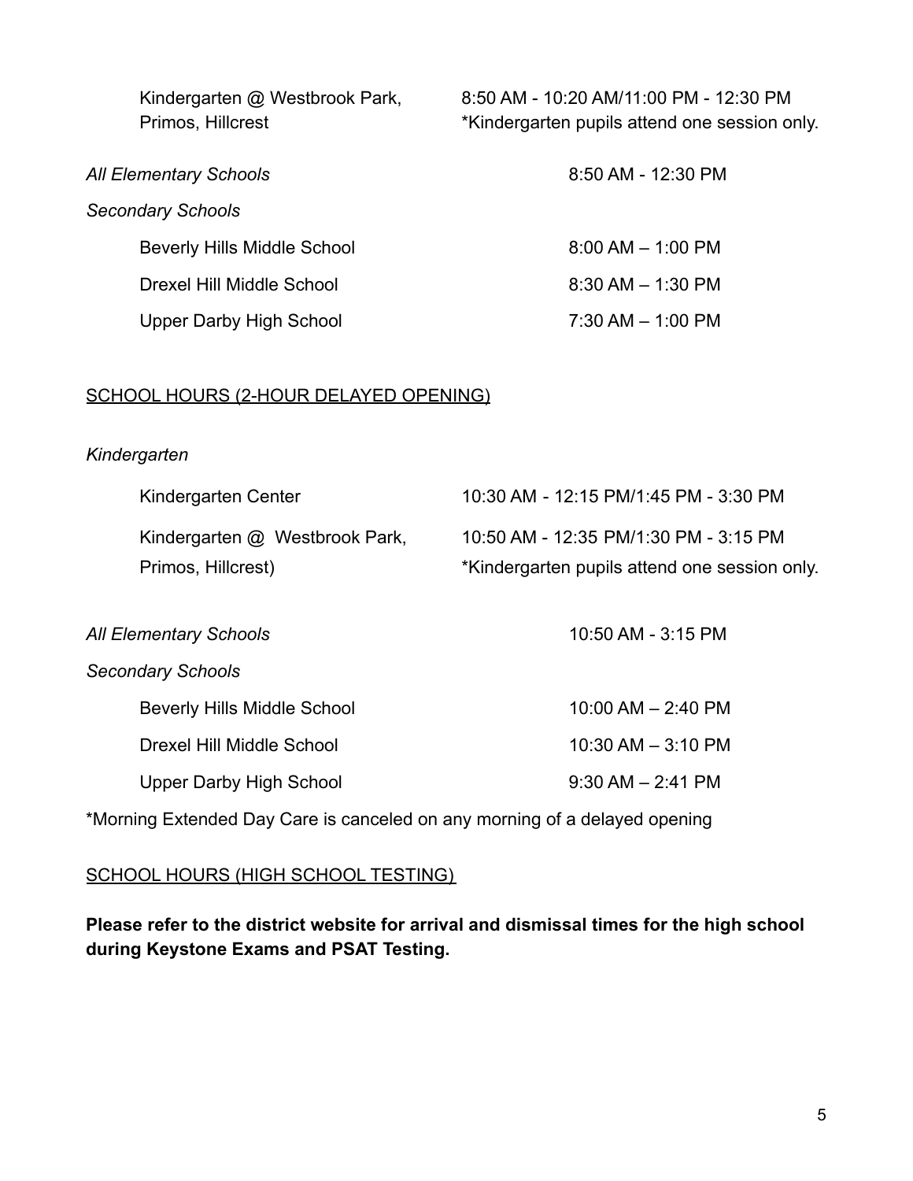| | |
|---|---|
| Kindergarten @ Westbrook Park, Primos, Hillcrest | 8:50 AM - 10:20 AM/11:00 PM - 12:30 PM *Kindergarten pupils attend one session only. |
| *All Elementary Schools* | 8:50 AM - 12:30 PM |
| *Secondary Schools* | |
| Beverly Hills Middle School | 8:00 AM – 1:00 PM |
| Drexel Hill Middle School | 8:30 AM – 1:30 PM |
| Upper Darby High School | 7:30 AM – 1:00 PM |

SCHOOL HOURS (2-HOUR DELAYED OPENING)

*Kindergarten*

| | |
|---|---|
| Kindergarten Center | 10:30 AM - 12:15 PM/1:45 PM - 3:30 PM |
| Kindergarten @ Westbrook Park, Primos, Hillcrest) | 10:50 AM - 12:35 PM/1:30 PM - 3:15 PM *Kindergarten pupils attend one session only. |
| *All Elementary Schools* | 10:50 AM - 3:15 PM |
| *Secondary Schools* | |
| Beverly Hills Middle School | 10:00 AM – 2:40 PM |
| Drexel Hill Middle School | 10:30 AM – 3:10 PM |
| Upper Darby High School | 9:30 AM – 2:41 PM |

*Morning Extended Day Care is canceled on any morning of a delayed opening

SCHOOL HOURS (HIGH SCHOOL TESTING)

**Please refer to the district website for arrival and dismissal times for the high school during Keystone Exams and PSAT Testing.**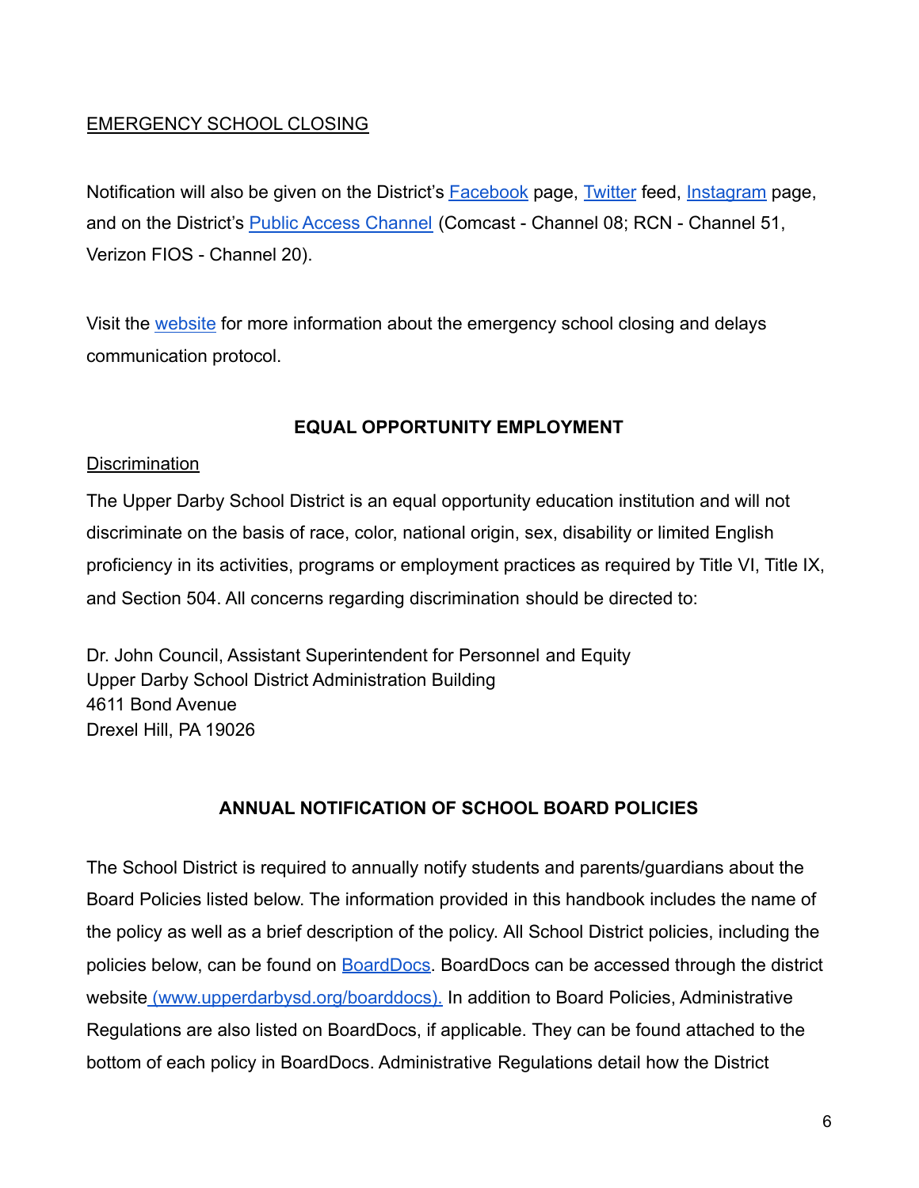EMERGENCY SCHOOL CLOSING

Notification will also be given on the District's Facebook page, Twitter feed, Instagram page, and on the District's Public Access Channel (Comcast - Channel 08; RCN - Channel 51, Verizon FIOS - Channel 20).

Visit the website for more information about the emergency school closing and delays communication protocol.

## EQUAL OPPORTUNITY EMPLOYMENT

Discrimination

The Upper Darby School District is an equal opportunity education institution and will not discriminate on the basis of race, color, national origin, sex, disability or limited English proficiency in its activities, programs or employment practices as required by Title VI, Title IX, and Section 504. All concerns regarding discrimination should be directed to:

Dr. John Council, Assistant Superintendent for Personnel and Equity
Upper Darby School District Administration Building
4611 Bond Avenue
Drexel Hill, PA 19026

## ANNUAL NOTIFICATION OF SCHOOL BOARD POLICIES

The School District is required to annually notify students and parents/guardians about the Board Policies listed below. The information provided in this handbook includes the name of the policy as well as a brief description of the policy. All School District policies, including the policies below, can be found on BoardDocs. BoardDocs can be accessed through the district website (www.upperdarbysd.org/boarddocs). In addition to Board Policies, Administrative Regulations are also listed on BoardDocs, if applicable. They can be found attached to the bottom of each policy in BoardDocs. Administrative Regulations detail how the District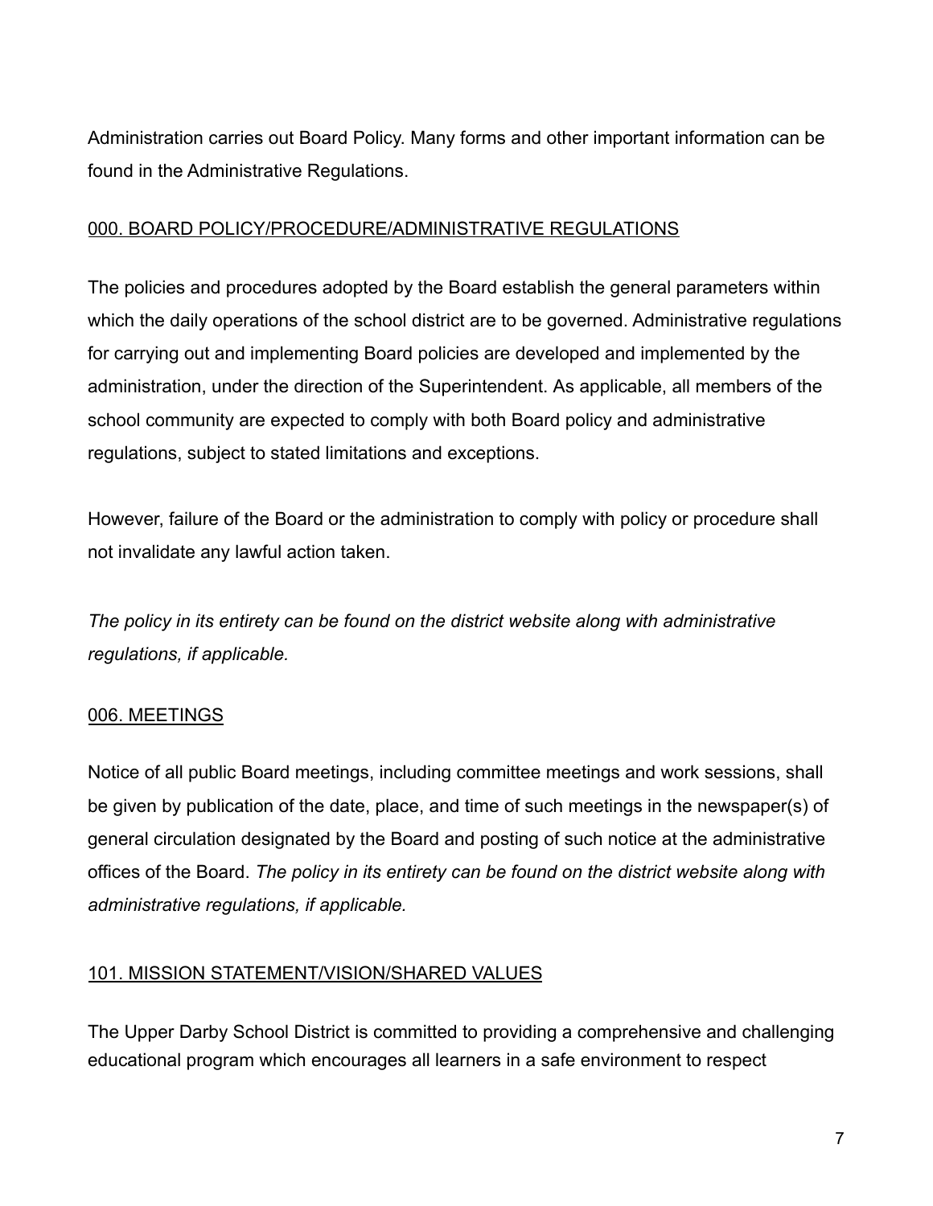Administration carries out Board Policy. Many forms and other important information can be found in the Administrative Regulations.

## 000. BOARD POLICY/PROCEDURE/ADMINISTRATIVE REGULATIONS

The policies and procedures adopted by the Board establish the general parameters within which the daily operations of the school district are to be governed. Administrative regulations for carrying out and implementing Board policies are developed and implemented by the administration, under the direction of the Superintendent. As applicable, all members of the school community are expected to comply with both Board policy and administrative regulations, subject to stated limitations and exceptions.

However, failure of the Board or the administration to comply with policy or procedure shall not invalidate any lawful action taken.

*The policy in its entirety can be found on the district website along with administrative regulations, if applicable.*

## 006. MEETINGS

Notice of all public Board meetings, including committee meetings and work sessions, shall be given by publication of the date, place, and time of such meetings in the newspaper(s) of general circulation designated by the Board and posting of such notice at the administrative offices of the Board. *The policy in its entirety can be found on the district website along with administrative regulations, if applicable.*

## 101. MISSION STATEMENT/VISION/SHARED VALUES

The Upper Darby School District is committed to providing a comprehensive and challenging educational program which encourages all learners in a safe environment to respect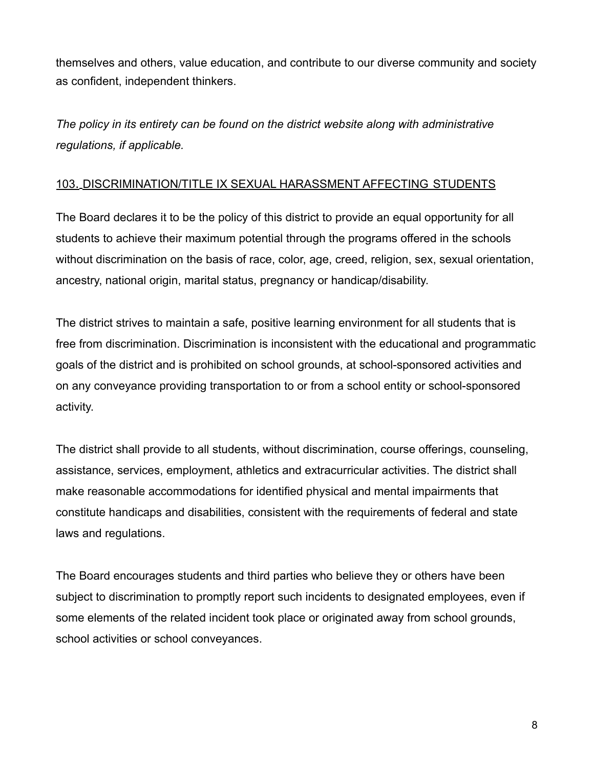themselves and others, value education, and contribute to our diverse community and society as confident, independent thinkers.

*The policy in its entirety can be found on the district website along with administrative regulations, if applicable.*

## 103. DISCRIMINATION/TITLE IX SEXUAL HARASSMENT AFFECTING STUDENTS

The Board declares it to be the policy of this district to provide an equal opportunity for all students to achieve their maximum potential through the programs offered in the schools without discrimination on the basis of race, color, age, creed, religion, sex, sexual orientation, ancestry, national origin, marital status, pregnancy or handicap/disability.

The district strives to maintain a safe, positive learning environment for all students that is free from discrimination. Discrimination is inconsistent with the educational and programmatic goals of the district and is prohibited on school grounds, at school-sponsored activities and on any conveyance providing transportation to or from a school entity or school-sponsored activity.

The district shall provide to all students, without discrimination, course offerings, counseling, assistance, services, employment, athletics and extracurricular activities. The district shall make reasonable accommodations for identified physical and mental impairments that constitute handicaps and disabilities, consistent with the requirements of federal and state laws and regulations.

The Board encourages students and third parties who believe they or others have been subject to discrimination to promptly report such incidents to designated employees, even if some elements of the related incident took place or originated away from school grounds, school activities or school conveyances.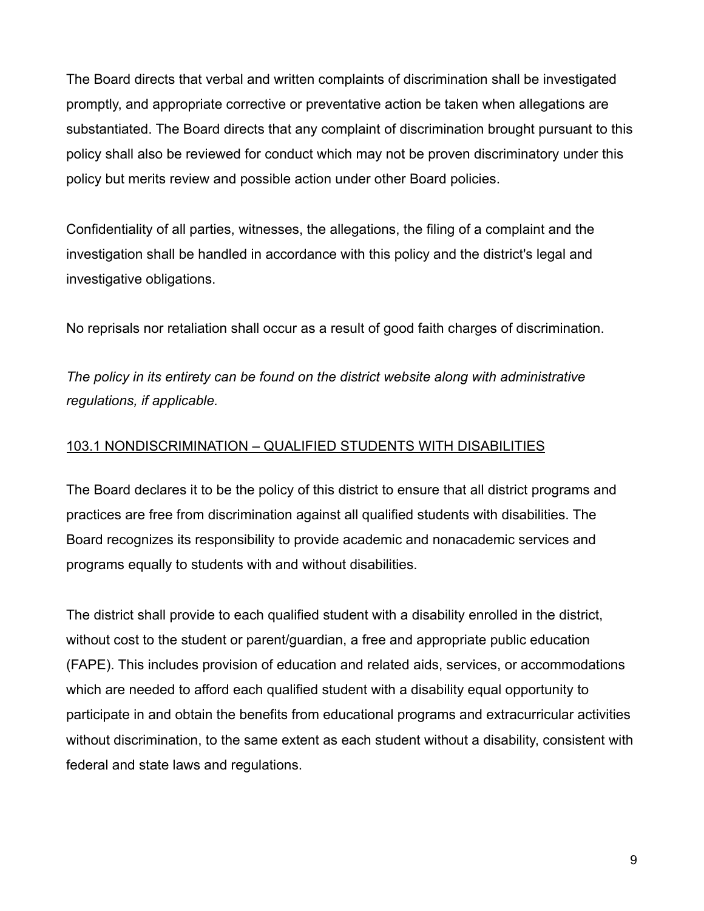The Board directs that verbal and written complaints of discrimination shall be investigated promptly, and appropriate corrective or preventative action be taken when allegations are substantiated. The Board directs that any complaint of discrimination brought pursuant to this policy shall also be reviewed for conduct which may not be proven discriminatory under this policy but merits review and possible action under other Board policies.

Confidentiality of all parties, witnesses, the allegations, the filing of a complaint and the investigation shall be handled in accordance with this policy and the district's legal and investigative obligations.

No reprisals nor retaliation shall occur as a result of good faith charges of discrimination.

*The policy in its entirety can be found on the district website along with administrative regulations, if applicable.*

## 103.1 NONDISCRIMINATION – QUALIFIED STUDENTS WITH DISABILITIES

The Board declares it to be the policy of this district to ensure that all district programs and practices are free from discrimination against all qualified students with disabilities. The Board recognizes its responsibility to provide academic and nonacademic services and programs equally to students with and without disabilities.

The district shall provide to each qualified student with a disability enrolled in the district, without cost to the student or parent/guardian, a free and appropriate public education (FAPE). This includes provision of education and related aids, services, or accommodations which are needed to afford each qualified student with a disability equal opportunity to participate in and obtain the benefits from educational programs and extracurricular activities without discrimination, to the same extent as each student without a disability, consistent with federal and state laws and regulations.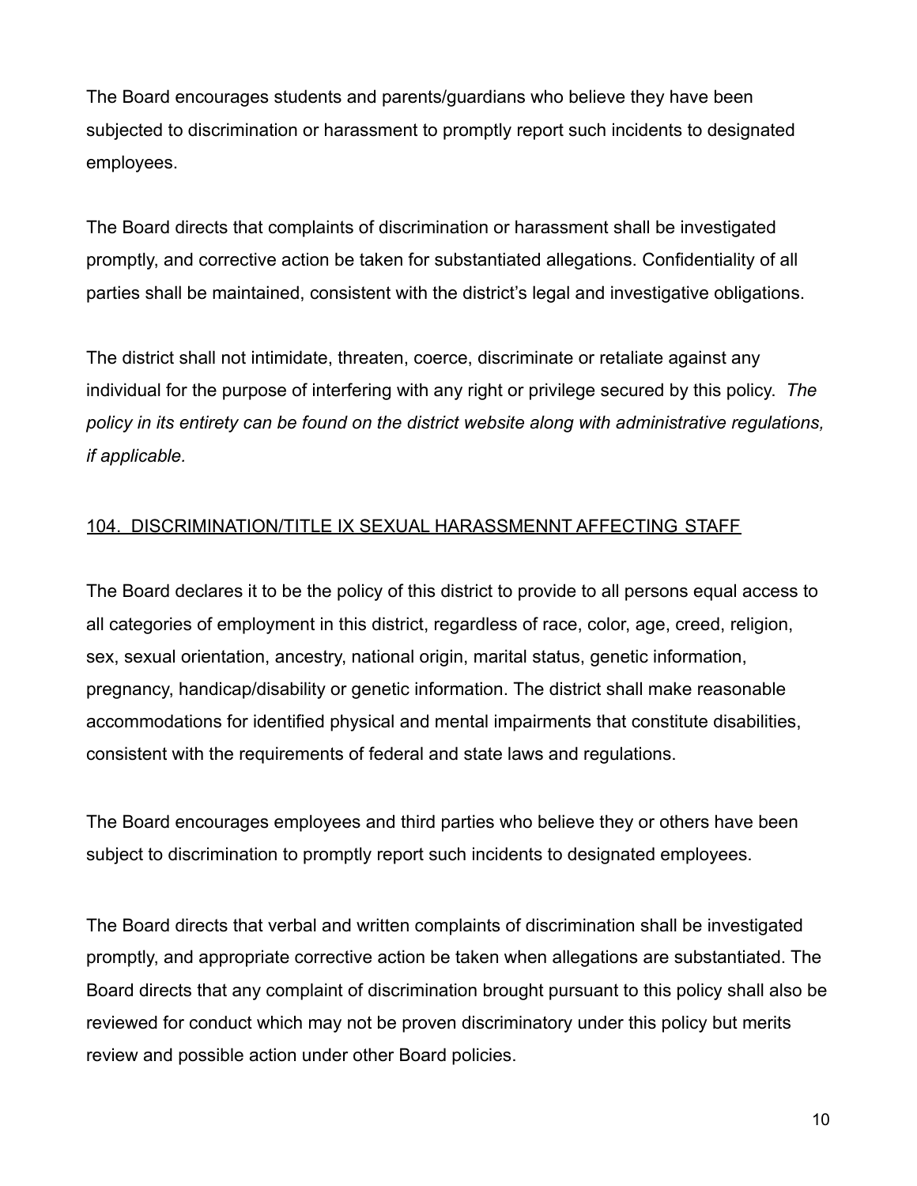The Board encourages students and parents/guardians who believe they have been subjected to discrimination or harassment to promptly report such incidents to designated employees.

The Board directs that complaints of discrimination or harassment shall be investigated promptly, and corrective action be taken for substantiated allegations. Confidentiality of all parties shall be maintained, consistent with the district's legal and investigative obligations.

The district shall not intimidate, threaten, coerce, discriminate or retaliate against any individual for the purpose of interfering with any right or privilege secured by this policy. *The policy in its entirety can be found on the district website along with administrative regulations, if applicable.*

## 104. DISCRIMINATION/TITLE IX SEXUAL HARASSMENNT AFFECTING STAFF

The Board declares it to be the policy of this district to provide to all persons equal access to all categories of employment in this district, regardless of race, color, age, creed, religion, sex, sexual orientation, ancestry, national origin, marital status, genetic information, pregnancy, handicap/disability or genetic information. The district shall make reasonable accommodations for identified physical and mental impairments that constitute disabilities, consistent with the requirements of federal and state laws and regulations.

The Board encourages employees and third parties who believe they or others have been subject to discrimination to promptly report such incidents to designated employees.

The Board directs that verbal and written complaints of discrimination shall be investigated promptly, and appropriate corrective action be taken when allegations are substantiated. The Board directs that any complaint of discrimination brought pursuant to this policy shall also be reviewed for conduct which may not be proven discriminatory under this policy but merits review and possible action under other Board policies.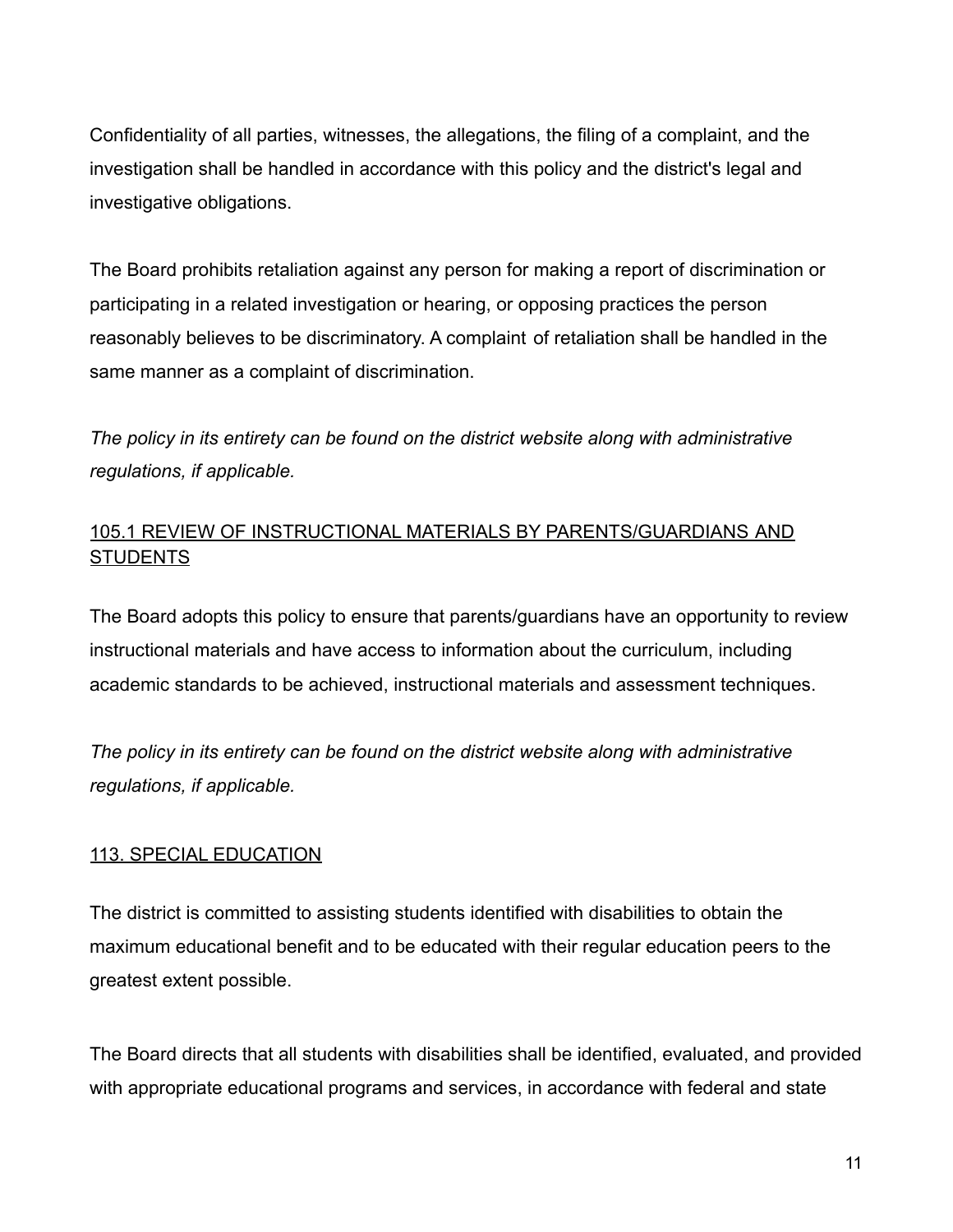Confidentiality of all parties, witnesses, the allegations, the filing of a complaint, and the investigation shall be handled in accordance with this policy and the district's legal and investigative obligations.

The Board prohibits retaliation against any person for making a report of discrimination or participating in a related investigation or hearing, or opposing practices the person reasonably believes to be discriminatory. A complaint of retaliation shall be handled in the same manner as a complaint of discrimination.

*The policy in its entirety can be found on the district website along with administrative regulations, if applicable.*

## 105.1 REVIEW OF INSTRUCTIONAL MATERIALS BY PARENTS/GUARDIANS AND STUDENTS

The Board adopts this policy to ensure that parents/guardians have an opportunity to review instructional materials and have access to information about the curriculum, including academic standards to be achieved, instructional materials and assessment techniques.

*The policy in its entirety can be found on the district website along with administrative regulations, if applicable.*

## 113. SPECIAL EDUCATION

The district is committed to assisting students identified with disabilities to obtain the maximum educational benefit and to be educated with their regular education peers to the greatest extent possible.

The Board directs that all students with disabilities shall be identified, evaluated, and provided with appropriate educational programs and services, in accordance with federal and state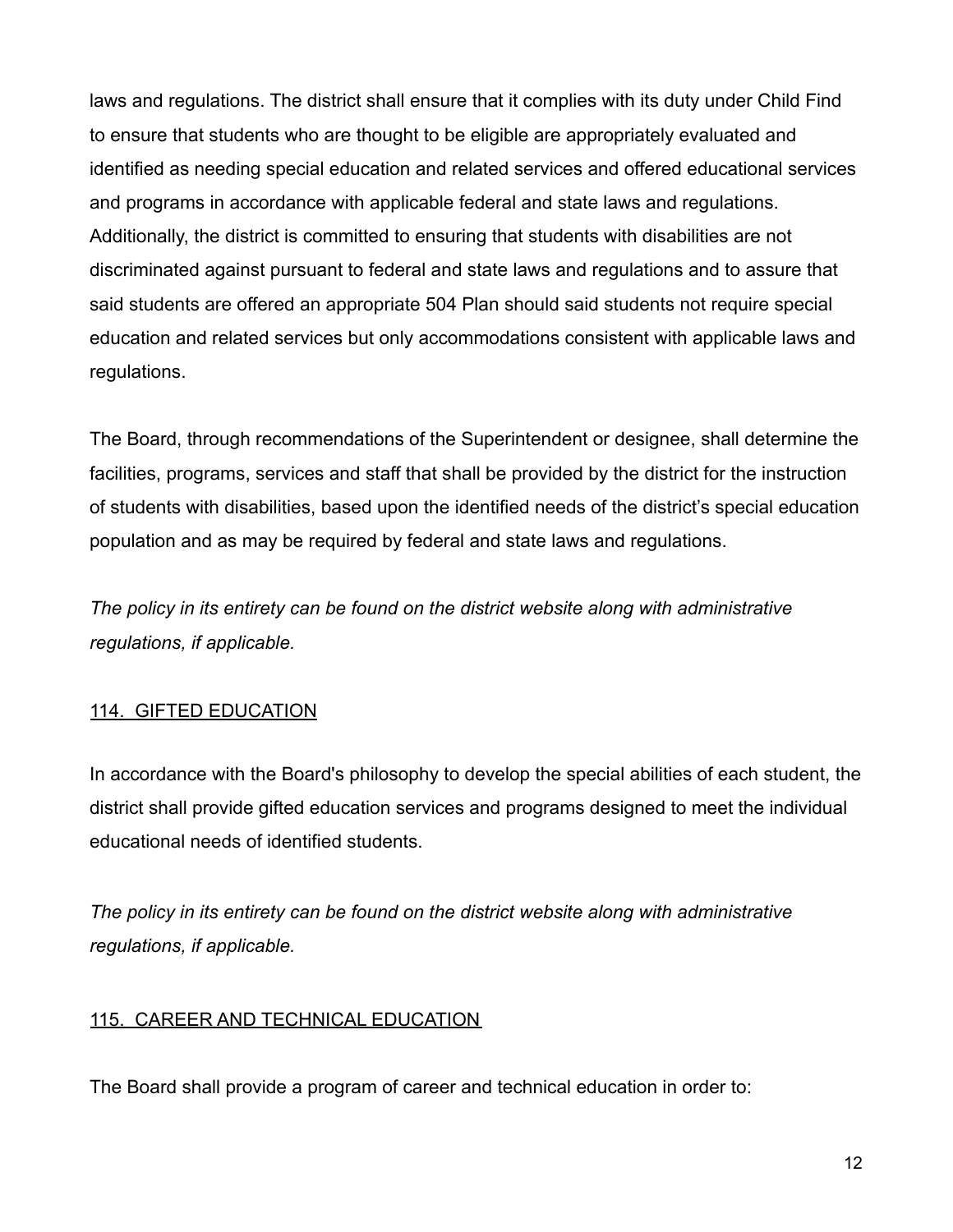laws and regulations. The district shall ensure that it complies with its duty under Child Find to ensure that students who are thought to be eligible are appropriately evaluated and identified as needing special education and related services and offered educational services and programs in accordance with applicable federal and state laws and regulations. Additionally, the district is committed to ensuring that students with disabilities are not discriminated against pursuant to federal and state laws and regulations and to assure that said students are offered an appropriate 504 Plan should said students not require special education and related services but only accommodations consistent with applicable laws and regulations.

The Board, through recommendations of the Superintendent or designee, shall determine the facilities, programs, services and staff that shall be provided by the district for the instruction of students with disabilities, based upon the identified needs of the district's special education population and as may be required by federal and state laws and regulations.

*The policy in its entirety can be found on the district website along with administrative regulations, if applicable.*

## 114. GIFTED EDUCATION

In accordance with the Board's philosophy to develop the special abilities of each student, the district shall provide gifted education services and programs designed to meet the individual educational needs of identified students.

*The policy in its entirety can be found on the district website along with administrative regulations, if applicable.*

## 115. CAREER AND TECHNICAL EDUCATION

The Board shall provide a program of career and technical education in order to: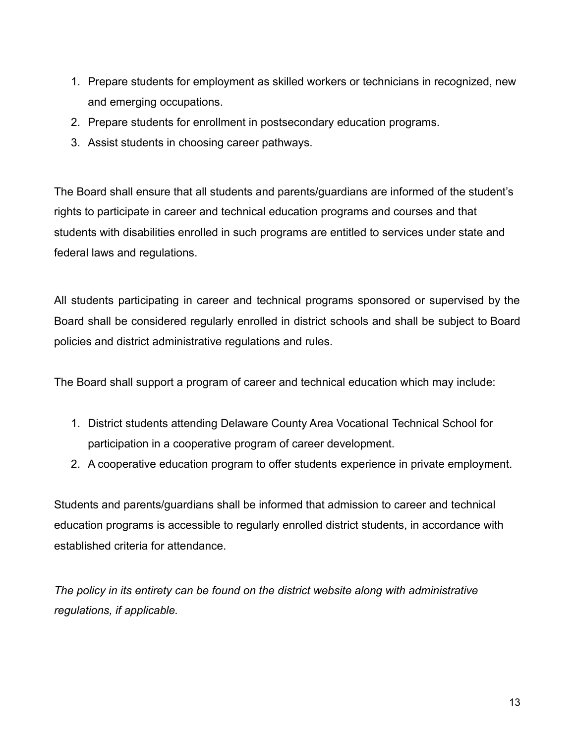1. Prepare students for employment as skilled workers or technicians in recognized, new and emerging occupations.
2. Prepare students for enrollment in postsecondary education programs.
3. Assist students in choosing career pathways.

The Board shall ensure that all students and parents/guardians are informed of the student's rights to participate in career and technical education programs and courses and that students with disabilities enrolled in such programs are entitled to services under state and federal laws and regulations.

All students participating in career and technical programs sponsored or supervised by the Board shall be considered regularly enrolled in district schools and shall be subject to Board policies and district administrative regulations and rules.

The Board shall support a program of career and technical education which may include:

1. District students attending Delaware County Area Vocational Technical School for participation in a cooperative program of career development.
2. A cooperative education program to offer students experience in private employment.

Students and parents/guardians shall be informed that admission to career and technical education programs is accessible to regularly enrolled district students, in accordance with established criteria for attendance.

*The policy in its entirety can be found on the district website along with administrative regulations, if applicable.*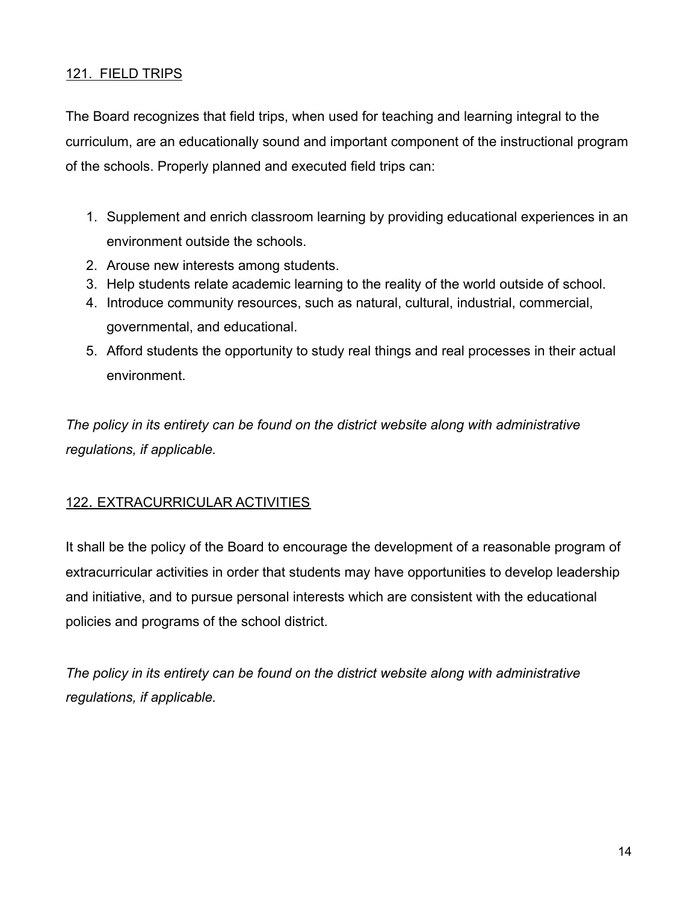## 121. FIELD TRIPS

The Board recognizes that field trips, when used for teaching and learning integral to the curriculum, are an educationally sound and important component of the instructional program of the schools. Properly planned and executed field trips can:

1. Supplement and enrich classroom learning by providing educational experiences in an environment outside the schools.
2. Arouse new interests among students.
3. Help students relate academic learning to the reality of the world outside of school.
4. Introduce community resources, such as natural, cultural, industrial, commercial, governmental, and educational.
5. Afford students the opportunity to study real things and real processes in their actual environment.

*The policy in its entirety can be found on the district website along with administrative regulations, if applicable.*

## 122. EXTRACURRICULAR ACTIVITIES

It shall be the policy of the Board to encourage the development of a reasonable program of extracurricular activities in order that students may have opportunities to develop leadership and initiative, and to pursue personal interests which are consistent with the educational policies and programs of the school district.

*The policy in its entirety can be found on the district website along with administrative regulations, if applicable.*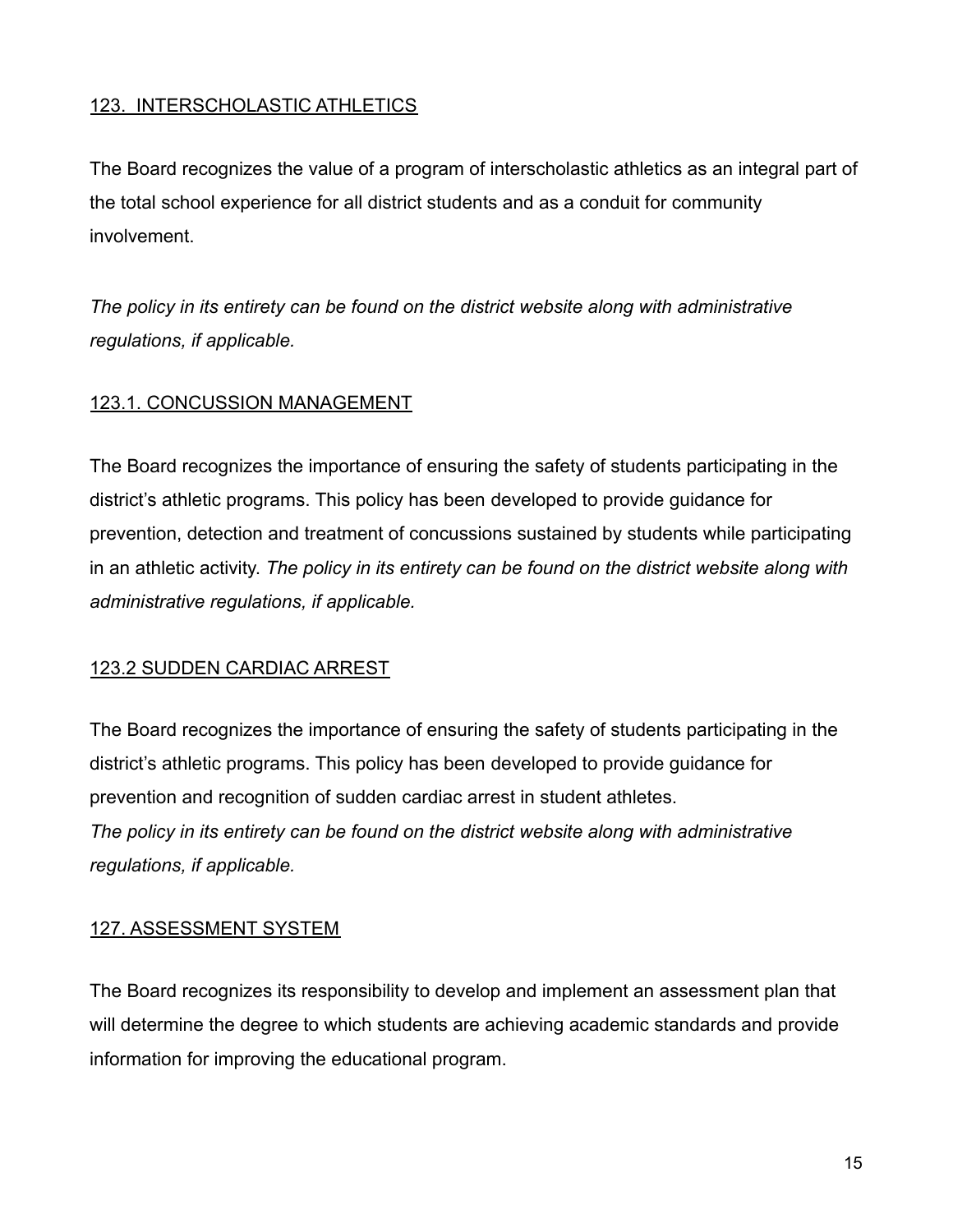## 123. INTERSCHOLASTIC ATHLETICS

The Board recognizes the value of a program of interscholastic athletics as an integral part of the total school experience for all district students and as a conduit for community involvement.

*The policy in its entirety can be found on the district website along with administrative regulations, if applicable.*

## 123.1. CONCUSSION MANAGEMENT

The Board recognizes the importance of ensuring the safety of students participating in the district's athletic programs. This policy has been developed to provide guidance for prevention, detection and treatment of concussions sustained by students while participating in an athletic activity. *The policy in its entirety can be found on the district website along with administrative regulations, if applicable.*

## 123.2 SUDDEN CARDIAC ARREST

The Board recognizes the importance of ensuring the safety of students participating in the district's athletic programs. This policy has been developed to provide guidance for prevention and recognition of sudden cardiac arrest in student athletes.
*The policy in its entirety can be found on the district website along with administrative regulations, if applicable.*

## 127. ASSESSMENT SYSTEM

The Board recognizes its responsibility to develop and implement an assessment plan that will determine the degree to which students are achieving academic standards and provide information for improving the educational program.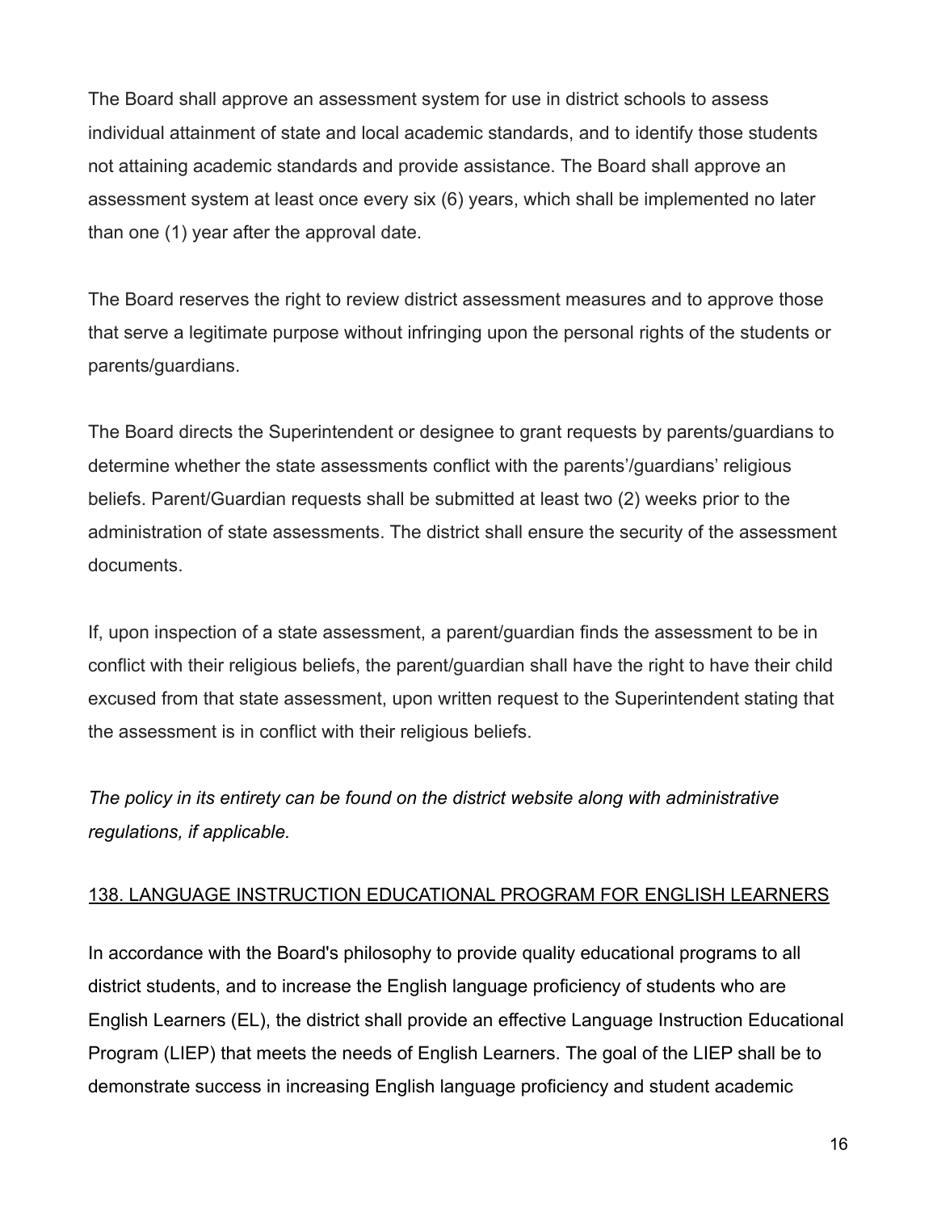The Board shall approve an assessment system for use in district schools to assess individual attainment of state and local academic standards, and to identify those students not attaining academic standards and provide assistance. The Board shall approve an assessment system at least once every six (6) years, which shall be implemented no later than one (1) year after the approval date.

The Board reserves the right to review district assessment measures and to approve those that serve a legitimate purpose without infringing upon the personal rights of the students or parents/guardians.

The Board directs the Superintendent or designee to grant requests by parents/guardians to determine whether the state assessments conflict with the parents'/guardians' religious beliefs. Parent/Guardian requests shall be submitted at least two (2) weeks prior to the administration of state assessments. The district shall ensure the security of the assessment documents.

If, upon inspection of a state assessment, a parent/guardian finds the assessment to be in conflict with their religious beliefs, the parent/guardian shall have the right to have their child excused from that state assessment, upon written request to the Superintendent stating that the assessment is in conflict with their religious beliefs.

*The policy in its entirety can be found on the district website along with administrative regulations, if applicable.*

## 138. LANGUAGE INSTRUCTION EDUCATIONAL PROGRAM FOR ENGLISH LEARNERS

In accordance with the Board's philosophy to provide quality educational programs to all district students, and to increase the English language proficiency of students who are English Learners (EL), the district shall provide an effective Language Instruction Educational Program (LIEP) that meets the needs of English Learners. The goal of the LIEP shall be to demonstrate success in increasing English language proficiency and student academic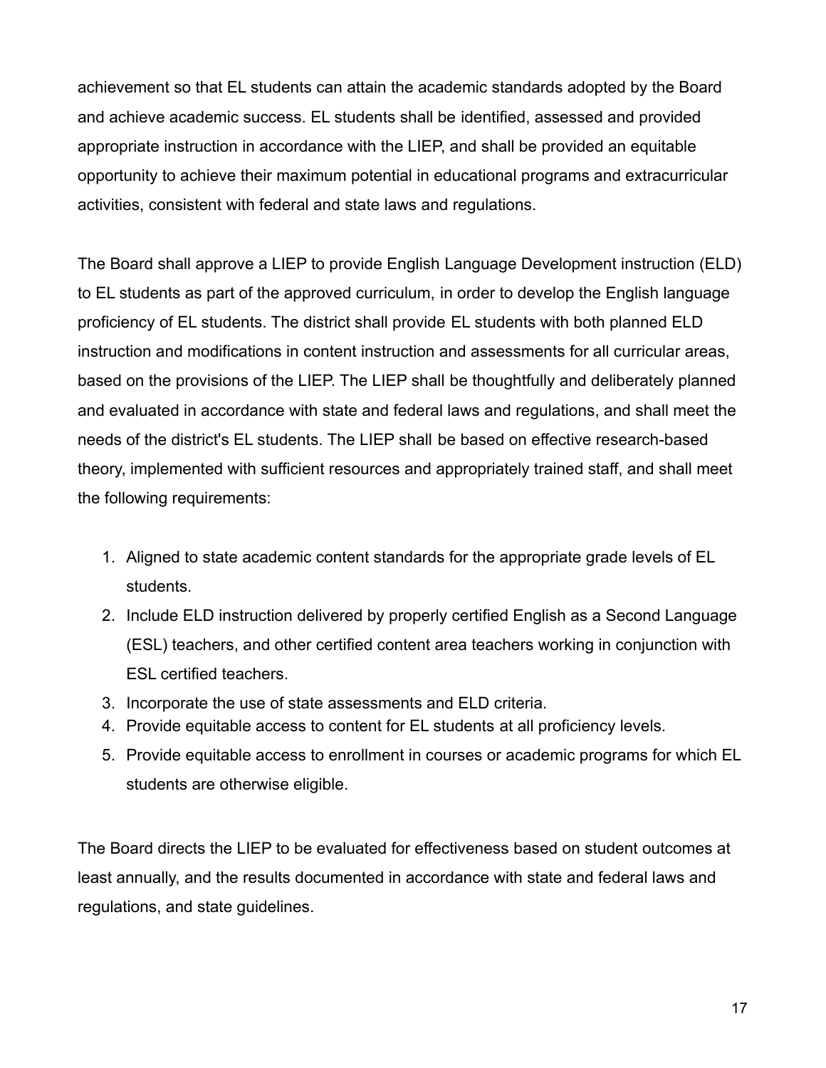achievement so that EL students can attain the academic standards adopted by the Board and achieve academic success. EL students shall be identified, assessed and provided appropriate instruction in accordance with the LIEP, and shall be provided an equitable opportunity to achieve their maximum potential in educational programs and extracurricular activities, consistent with federal and state laws and regulations.

The Board shall approve a LIEP to provide English Language Development instruction (ELD) to EL students as part of the approved curriculum, in order to develop the English language proficiency of EL students. The district shall provide EL students with both planned ELD instruction and modifications in content instruction and assessments for all curricular areas, based on the provisions of the LIEP. The LIEP shall be thoughtfully and deliberately planned and evaluated in accordance with state and federal laws and regulations, and shall meet the needs of the district's EL students. The LIEP shall be based on effective research-based theory, implemented with sufficient resources and appropriately trained staff, and shall meet the following requirements:

1. Aligned to state academic content standards for the appropriate grade levels of EL students.
2. Include ELD instruction delivered by properly certified English as a Second Language (ESL) teachers, and other certified content area teachers working in conjunction with ESL certified teachers.
3. Incorporate the use of state assessments and ELD criteria.
4. Provide equitable access to content for EL students at all proficiency levels.
5. Provide equitable access to enrollment in courses or academic programs for which EL students are otherwise eligible.

The Board directs the LIEP to be evaluated for effectiveness based on student outcomes at least annually, and the results documented in accordance with state and federal laws and regulations, and state guidelines.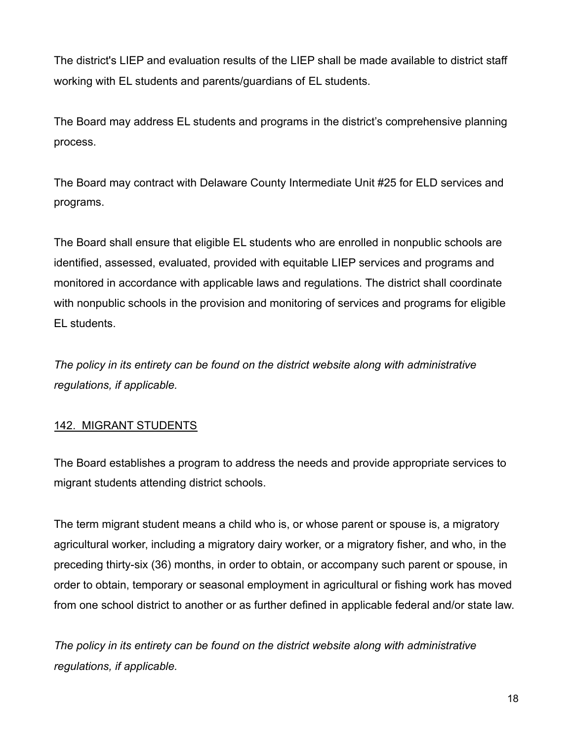The district's LIEP and evaluation results of the LIEP shall be made available to district staff working with EL students and parents/guardians of EL students.

The Board may address EL students and programs in the district's comprehensive planning process.

The Board may contract with Delaware County Intermediate Unit #25 for ELD services and programs.

The Board shall ensure that eligible EL students who are enrolled in nonpublic schools are identified, assessed, evaluated, provided with equitable LIEP services and programs and monitored in accordance with applicable laws and regulations. The district shall coordinate with nonpublic schools in the provision and monitoring of services and programs for eligible EL students.

*The policy in its entirety can be found on the district website along with administrative regulations, if applicable.*

## 142. MIGRANT STUDENTS

The Board establishes a program to address the needs and provide appropriate services to migrant students attending district schools.

The term migrant student means a child who is, or whose parent or spouse is, a migratory agricultural worker, including a migratory dairy worker, or a migratory fisher, and who, in the preceding thirty-six (36) months, in order to obtain, or accompany such parent or spouse, in order to obtain, temporary or seasonal employment in agricultural or fishing work has moved from one school district to another or as further defined in applicable federal and/or state law.

*The policy in its entirety can be found on the district website along with administrative regulations, if applicable.*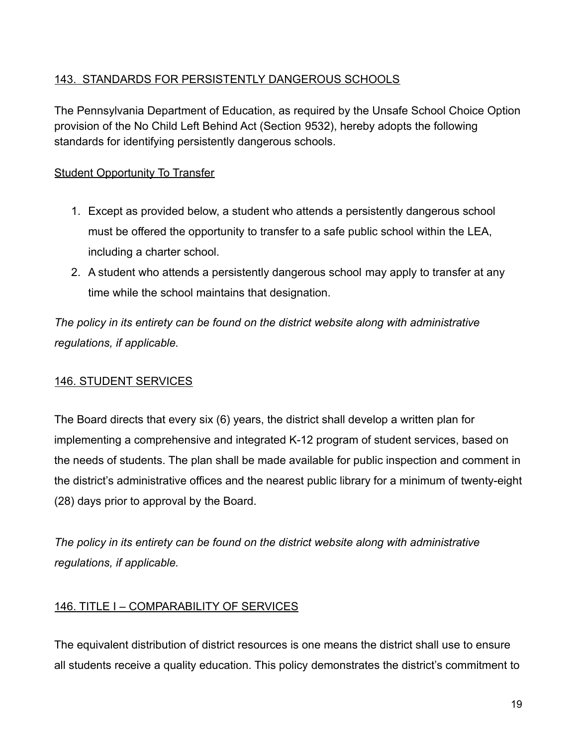## 143. STANDARDS FOR PERSISTENTLY DANGEROUS SCHOOLS

The Pennsylvania Department of Education, as required by the Unsafe School Choice Option provision of the No Child Left Behind Act (Section 9532), hereby adopts the following standards for identifying persistently dangerous schools.

### Student Opportunity To Transfer

1. Except as provided below, a student who attends a persistently dangerous school must be offered the opportunity to transfer to a safe public school within the LEA, including a charter school.
2. A student who attends a persistently dangerous school may apply to transfer at any time while the school maintains that designation.

*The policy in its entirety can be found on the district website along with administrative regulations, if applicable.*

## 146. STUDENT SERVICES

The Board directs that every six (6) years, the district shall develop a written plan for implementing a comprehensive and integrated K-12 program of student services, based on the needs of students. The plan shall be made available for public inspection and comment in the district's administrative offices and the nearest public library for a minimum of twenty-eight (28) days prior to approval by the Board.

*The policy in its entirety can be found on the district website along with administrative regulations, if applicable.*

## 146. TITLE I – COMPARABILITY OF SERVICES

The equivalent distribution of district resources is one means the district shall use to ensure all students receive a quality education. This policy demonstrates the district's commitment to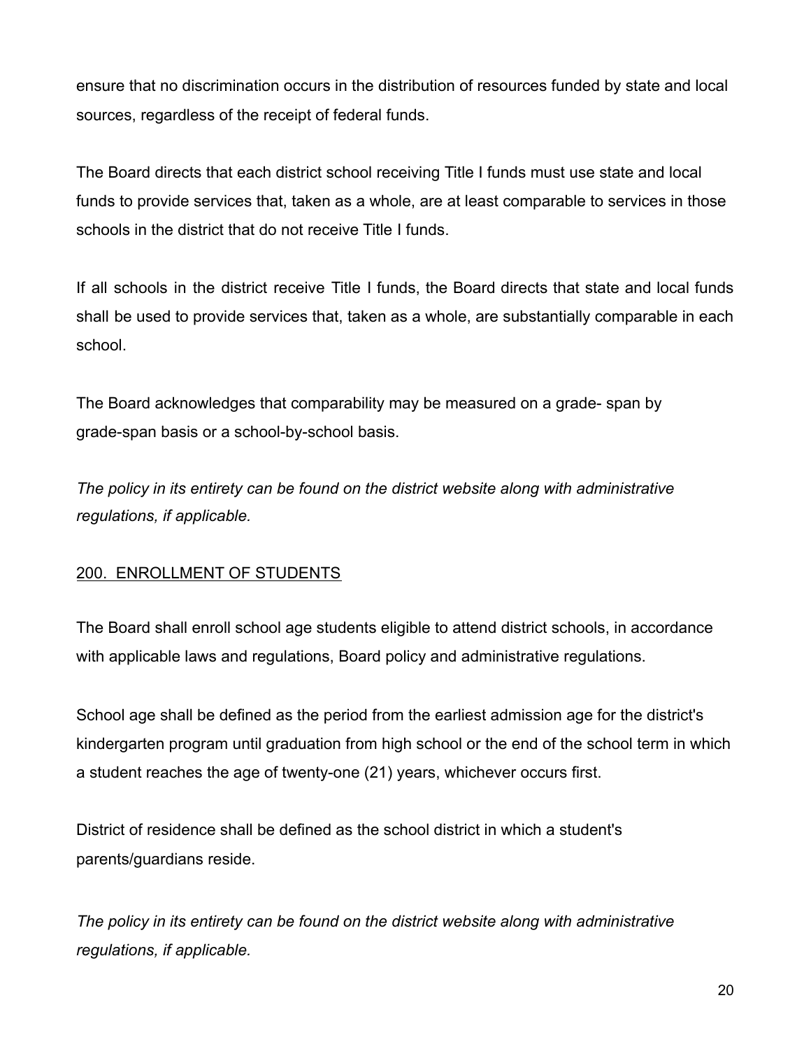ensure that no discrimination occurs in the distribution of resources funded by state and local sources, regardless of the receipt of federal funds.

The Board directs that each district school receiving Title I funds must use state and local funds to provide services that, taken as a whole, are at least comparable to services in those schools in the district that do not receive Title I funds.

If all schools in the district receive Title I funds, the Board directs that state and local funds shall be used to provide services that, taken as a whole, are substantially comparable in each school.

The Board acknowledges that comparability may be measured on a grade- span by grade-span basis or a school-by-school basis.

*The policy in its entirety can be found on the district website along with administrative regulations, if applicable.*

## 200. ENROLLMENT OF STUDENTS

The Board shall enroll school age students eligible to attend district schools, in accordance with applicable laws and regulations, Board policy and administrative regulations.

School age shall be defined as the period from the earliest admission age for the district's kindergarten program until graduation from high school or the end of the school term in which a student reaches the age of twenty-one (21) years, whichever occurs first.

District of residence shall be defined as the school district in which a student's parents/guardians reside.

*The policy in its entirety can be found on the district website along with administrative regulations, if applicable.*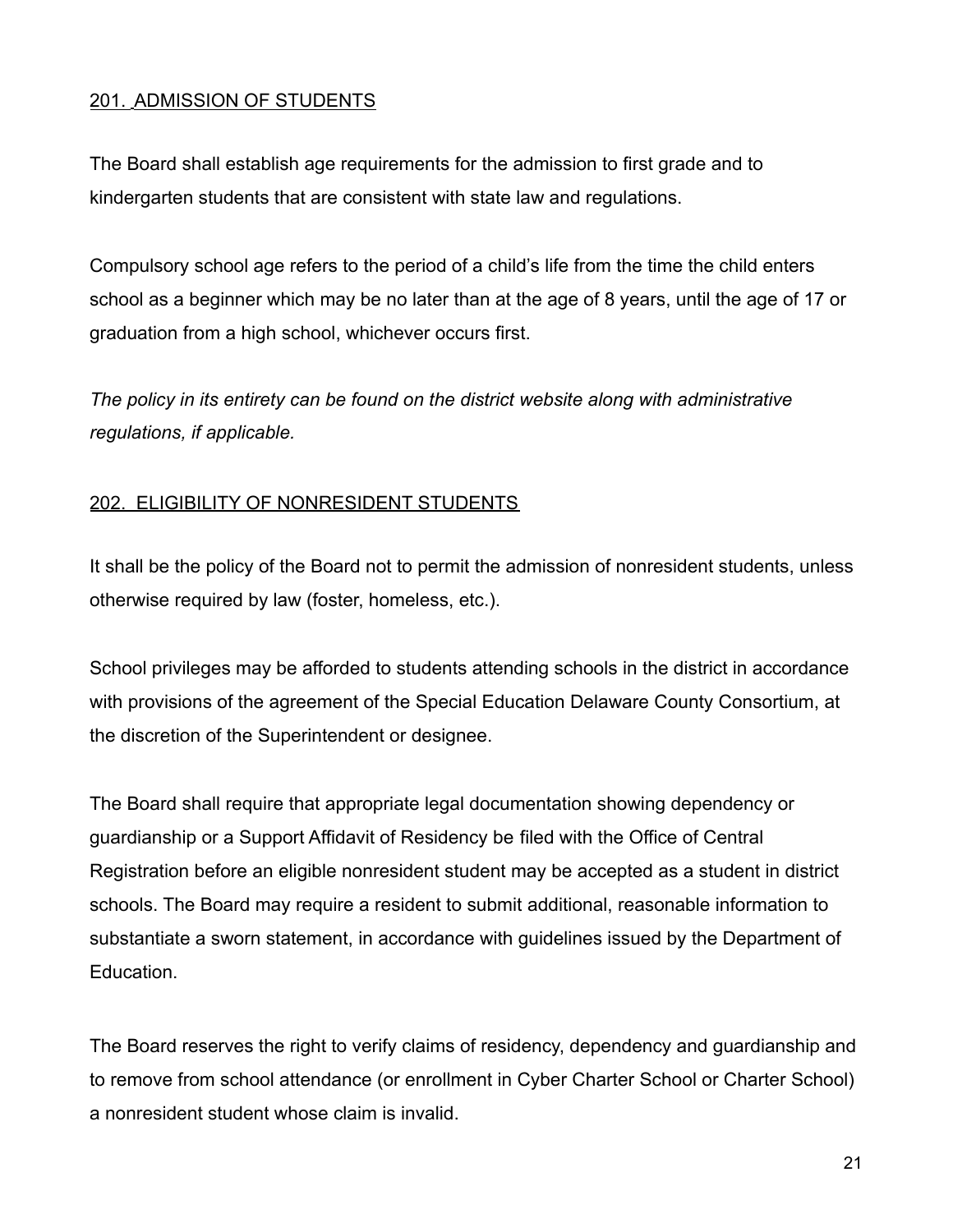## 201. ADMISSION OF STUDENTS

The Board shall establish age requirements for the admission to first grade and to kindergarten students that are consistent with state law and regulations.

Compulsory school age refers to the period of a child's life from the time the child enters school as a beginner which may be no later than at the age of 8 years, until the age of 17 or graduation from a high school, whichever occurs first.

*The policy in its entirety can be found on the district website along with administrative regulations, if applicable.*

## 202. ELIGIBILITY OF NONRESIDENT STUDENTS

It shall be the policy of the Board not to permit the admission of nonresident students, unless otherwise required by law (foster, homeless, etc.).

School privileges may be afforded to students attending schools in the district in accordance with provisions of the agreement of the Special Education Delaware County Consortium, at the discretion of the Superintendent or designee.

The Board shall require that appropriate legal documentation showing dependency or guardianship or a Support Affidavit of Residency be filed with the Office of Central Registration before an eligible nonresident student may be accepted as a student in district schools. The Board may require a resident to submit additional, reasonable information to substantiate a sworn statement, in accordance with guidelines issued by the Department of Education.

The Board reserves the right to verify claims of residency, dependency and guardianship and to remove from school attendance (or enrollment in Cyber Charter School or Charter School) a nonresident student whose claim is invalid.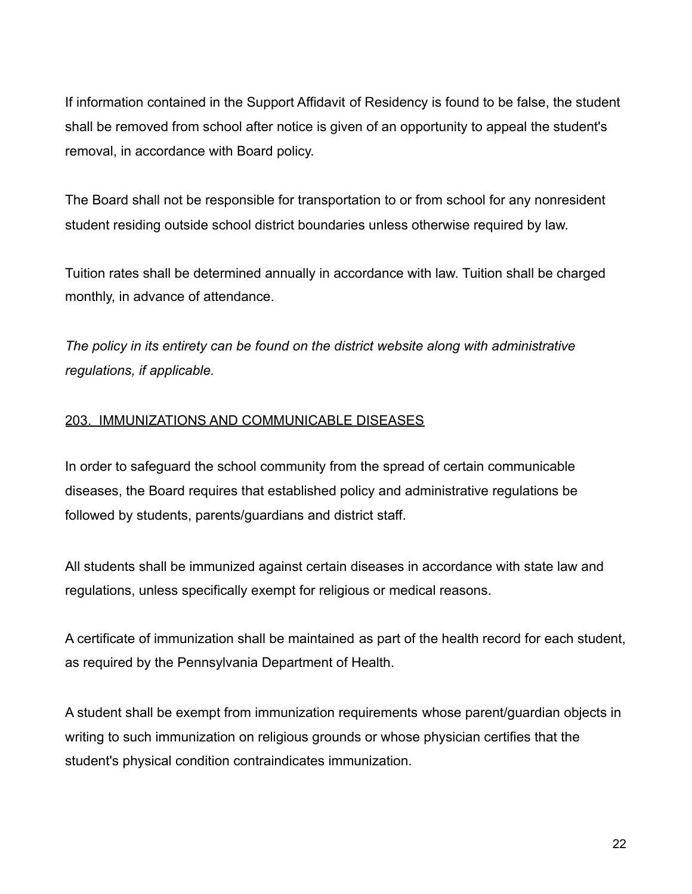If information contained in the Support Affidavit of Residency is found to be false, the student shall be removed from school after notice is given of an opportunity to appeal the student's removal, in accordance with Board policy.

The Board shall not be responsible for transportation to or from school for any nonresident student residing outside school district boundaries unless otherwise required by law.

Tuition rates shall be determined annually in accordance with law. Tuition shall be charged monthly, in advance of attendance.

*The policy in its entirety can be found on the district website along with administrative regulations, if applicable.*

## 203. IMMUNIZATIONS AND COMMUNICABLE DISEASES

In order to safeguard the school community from the spread of certain communicable diseases, the Board requires that established policy and administrative regulations be followed by students, parents/guardians and district staff.

All students shall be immunized against certain diseases in accordance with state law and regulations, unless specifically exempt for religious or medical reasons.

A certificate of immunization shall be maintained as part of the health record for each student, as required by the Pennsylvania Department of Health.

A student shall be exempt from immunization requirements whose parent/guardian objects in writing to such immunization on religious grounds or whose physician certifies that the student's physical condition contraindicates immunization.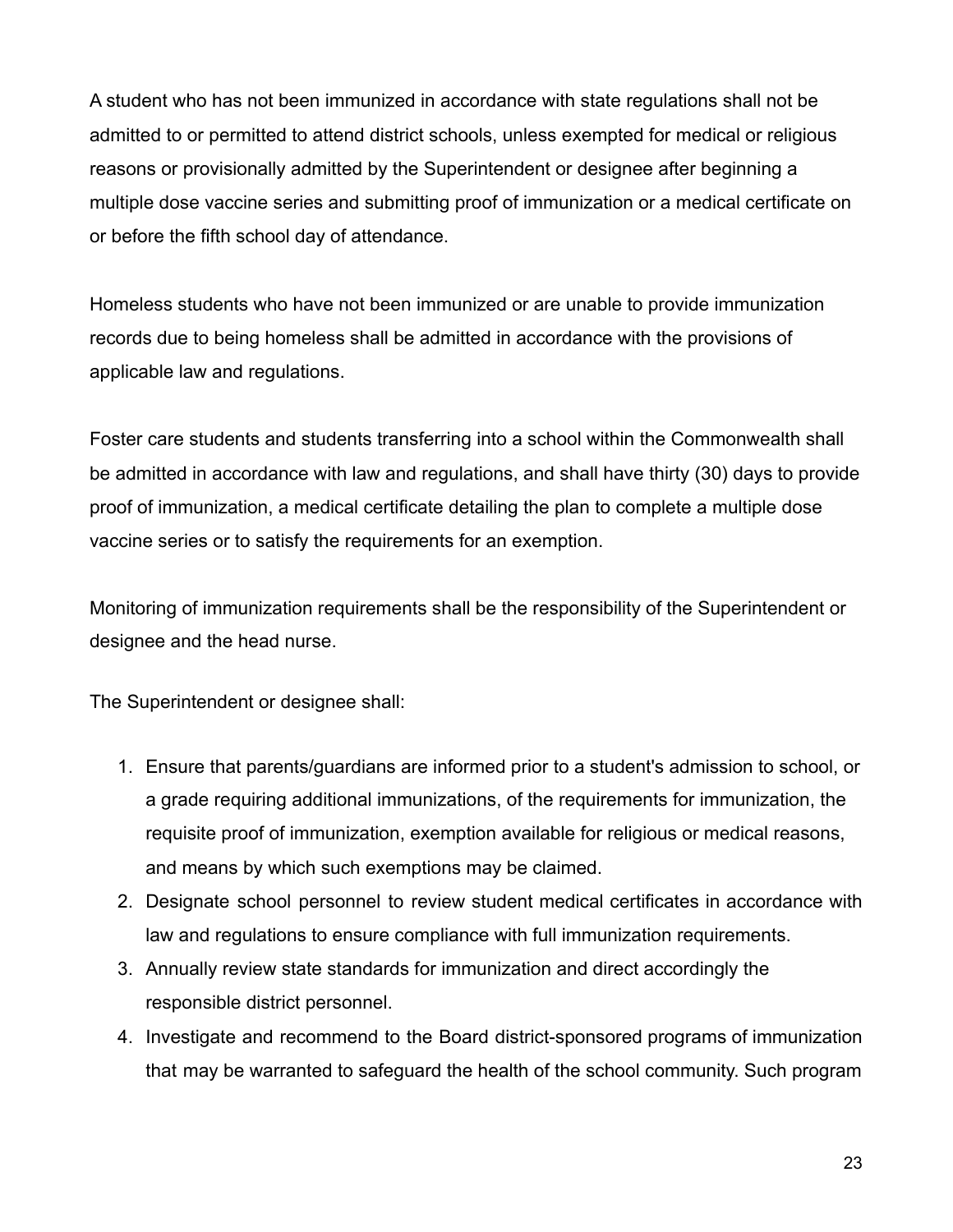A student who has not been immunized in accordance with state regulations shall not be admitted to or permitted to attend district schools, unless exempted for medical or religious reasons or provisionally admitted by the Superintendent or designee after beginning a multiple dose vaccine series and submitting proof of immunization or a medical certificate on or before the fifth school day of attendance.

Homeless students who have not been immunized or are unable to provide immunization records due to being homeless shall be admitted in accordance with the provisions of applicable law and regulations.

Foster care students and students transferring into a school within the Commonwealth shall be admitted in accordance with law and regulations, and shall have thirty (30) days to provide proof of immunization, a medical certificate detailing the plan to complete a multiple dose vaccine series or to satisfy the requirements for an exemption.

Monitoring of immunization requirements shall be the responsibility of the Superintendent or designee and the head nurse.

The Superintendent or designee shall:

1. Ensure that parents/guardians are informed prior to a student's admission to school, or a grade requiring additional immunizations, of the requirements for immunization, the requisite proof of immunization, exemption available for religious or medical reasons, and means by which such exemptions may be claimed.
2. Designate school personnel to review student medical certificates in accordance with law and regulations to ensure compliance with full immunization requirements.
3. Annually review state standards for immunization and direct accordingly the responsible district personnel.
4. Investigate and recommend to the Board district-sponsored programs of immunization that may be warranted to safeguard the health of the school community. Such program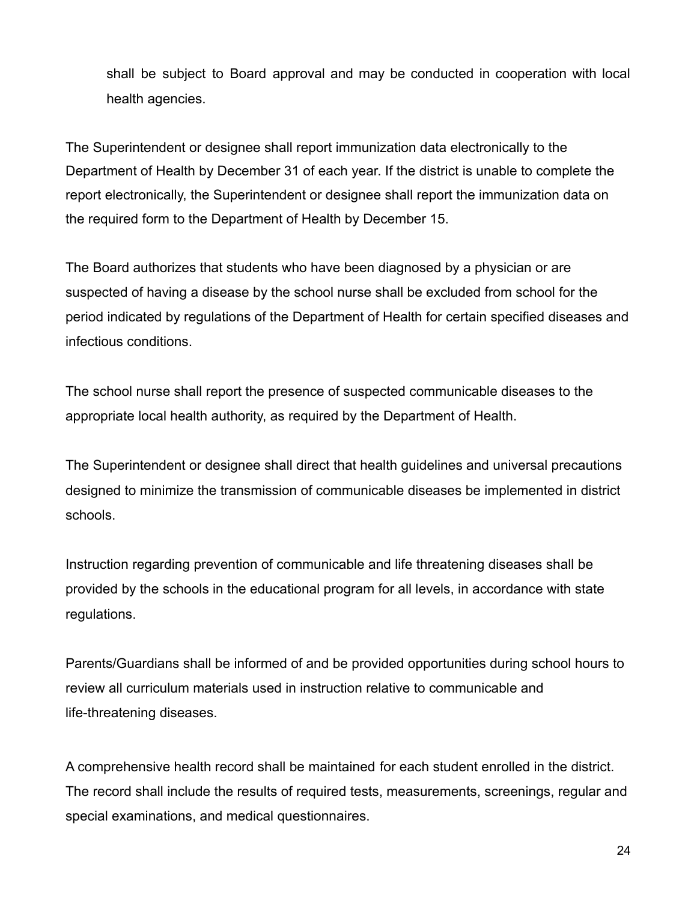shall be subject to Board approval and may be conducted in cooperation with local health agencies.

The Superintendent or designee shall report immunization data electronically to the Department of Health by December 31 of each year. If the district is unable to complete the report electronically, the Superintendent or designee shall report the immunization data on the required form to the Department of Health by December 15.

The Board authorizes that students who have been diagnosed by a physician or are suspected of having a disease by the school nurse shall be excluded from school for the period indicated by regulations of the Department of Health for certain specified diseases and infectious conditions.

The school nurse shall report the presence of suspected communicable diseases to the appropriate local health authority, as required by the Department of Health.

The Superintendent or designee shall direct that health guidelines and universal precautions designed to minimize the transmission of communicable diseases be implemented in district schools.

Instruction regarding prevention of communicable and life threatening diseases shall be provided by the schools in the educational program for all levels, in accordance with state regulations.

Parents/Guardians shall be informed of and be provided opportunities during school hours to review all curriculum materials used in instruction relative to communicable and life-threatening diseases.

A comprehensive health record shall be maintained for each student enrolled in the district. The record shall include the results of required tests, measurements, screenings, regular and special examinations, and medical questionnaires.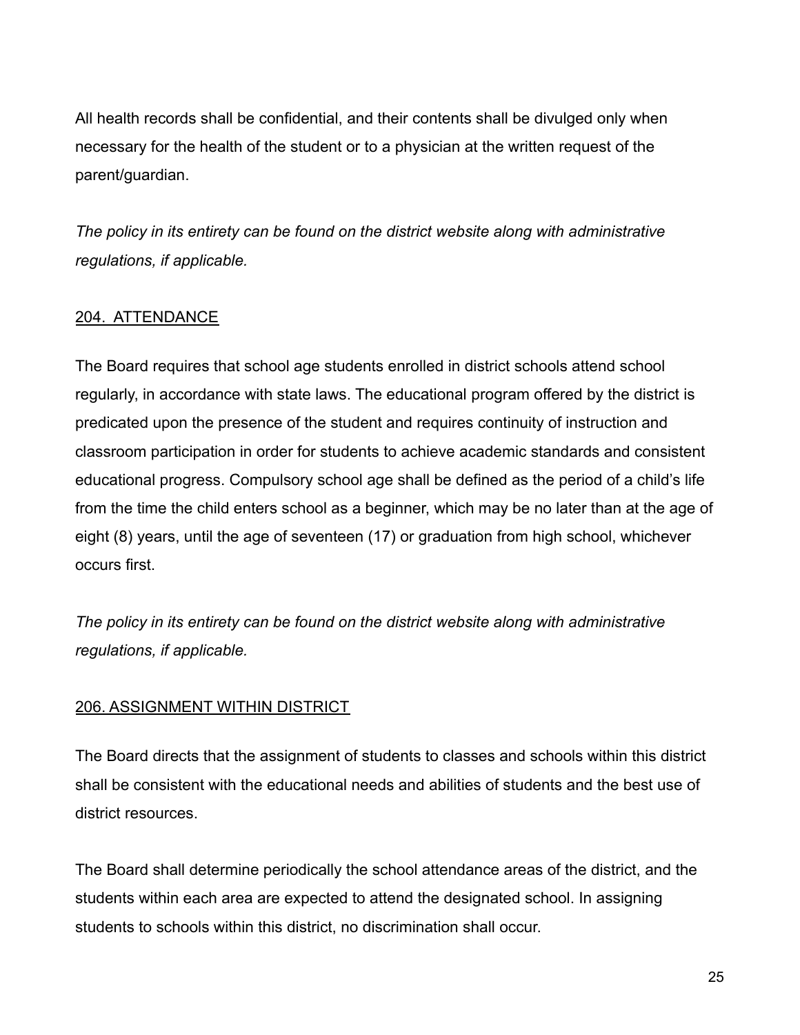All health records shall be confidential, and their contents shall be divulged only when necessary for the health of the student or to a physician at the written request of the parent/guardian.

*The policy in its entirety can be found on the district website along with administrative regulations, if applicable.*

## 204. ATTENDANCE

The Board requires that school age students enrolled in district schools attend school regularly, in accordance with state laws. The educational program offered by the district is predicated upon the presence of the student and requires continuity of instruction and classroom participation in order for students to achieve academic standards and consistent educational progress. Compulsory school age shall be defined as the period of a child's life from the time the child enters school as a beginner, which may be no later than at the age of eight (8) years, until the age of seventeen (17) or graduation from high school, whichever occurs first.

*The policy in its entirety can be found on the district website along with administrative regulations, if applicable.*

## 206. ASSIGNMENT WITHIN DISTRICT

The Board directs that the assignment of students to classes and schools within this district shall be consistent with the educational needs and abilities of students and the best use of district resources.

The Board shall determine periodically the school attendance areas of the district, and the students within each area are expected to attend the designated school. In assigning students to schools within this district, no discrimination shall occur.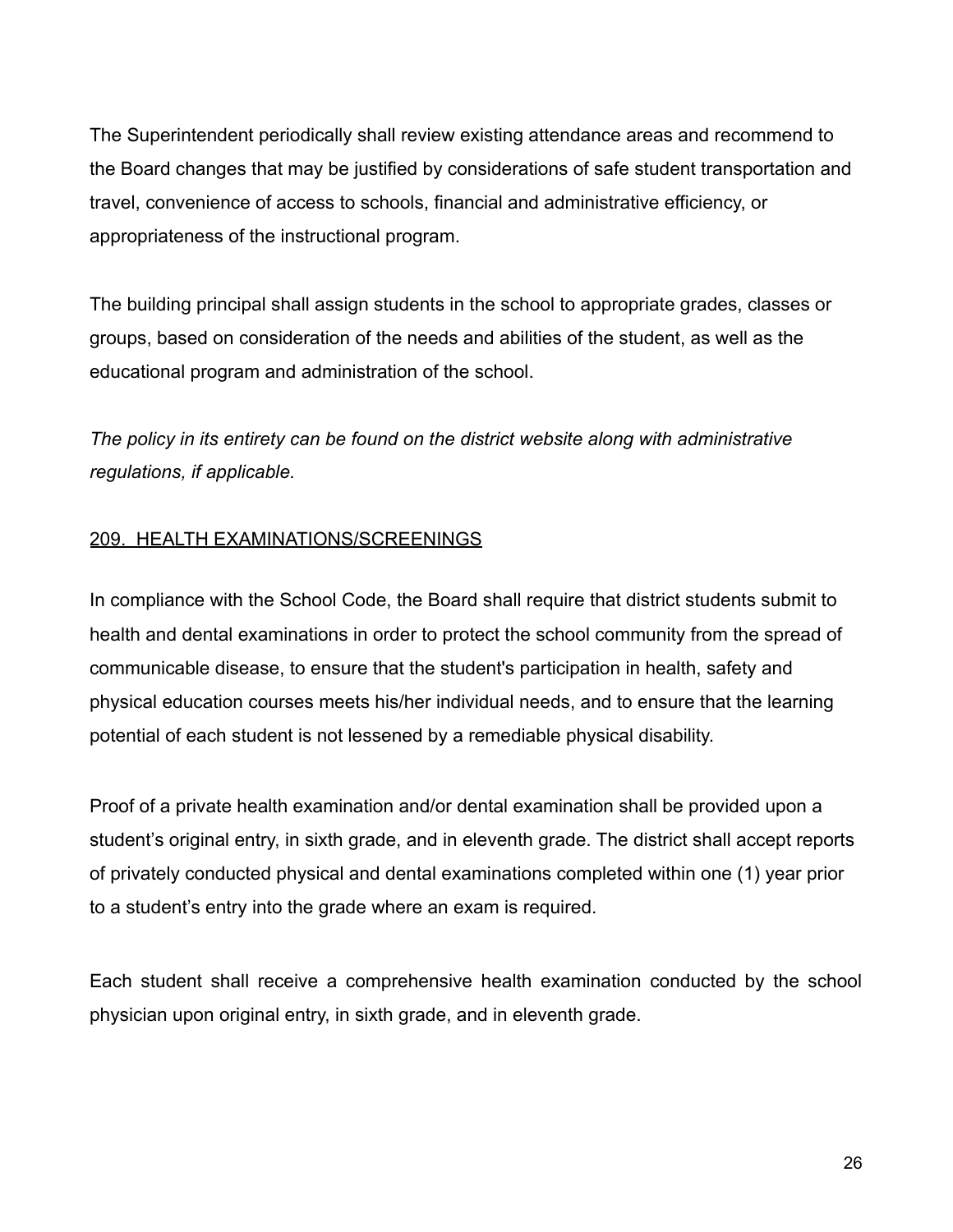The Superintendent periodically shall review existing attendance areas and recommend to the Board changes that may be justified by considerations of safe student transportation and travel, convenience of access to schools, financial and administrative efficiency, or appropriateness of the instructional program.

The building principal shall assign students in the school to appropriate grades, classes or groups, based on consideration of the needs and abilities of the student, as well as the educational program and administration of the school.

*The policy in its entirety can be found on the district website along with administrative regulations, if applicable.*

## 209. HEALTH EXAMINATIONS/SCREENINGS

In compliance with the School Code, the Board shall require that district students submit to health and dental examinations in order to protect the school community from the spread of communicable disease, to ensure that the student's participation in health, safety and physical education courses meets his/her individual needs, and to ensure that the learning potential of each student is not lessened by a remediable physical disability.

Proof of a private health examination and/or dental examination shall be provided upon a student's original entry, in sixth grade, and in eleventh grade. The district shall accept reports of privately conducted physical and dental examinations completed within one (1) year prior to a student's entry into the grade where an exam is required.

Each student shall receive a comprehensive health examination conducted by the school physician upon original entry, in sixth grade, and in eleventh grade.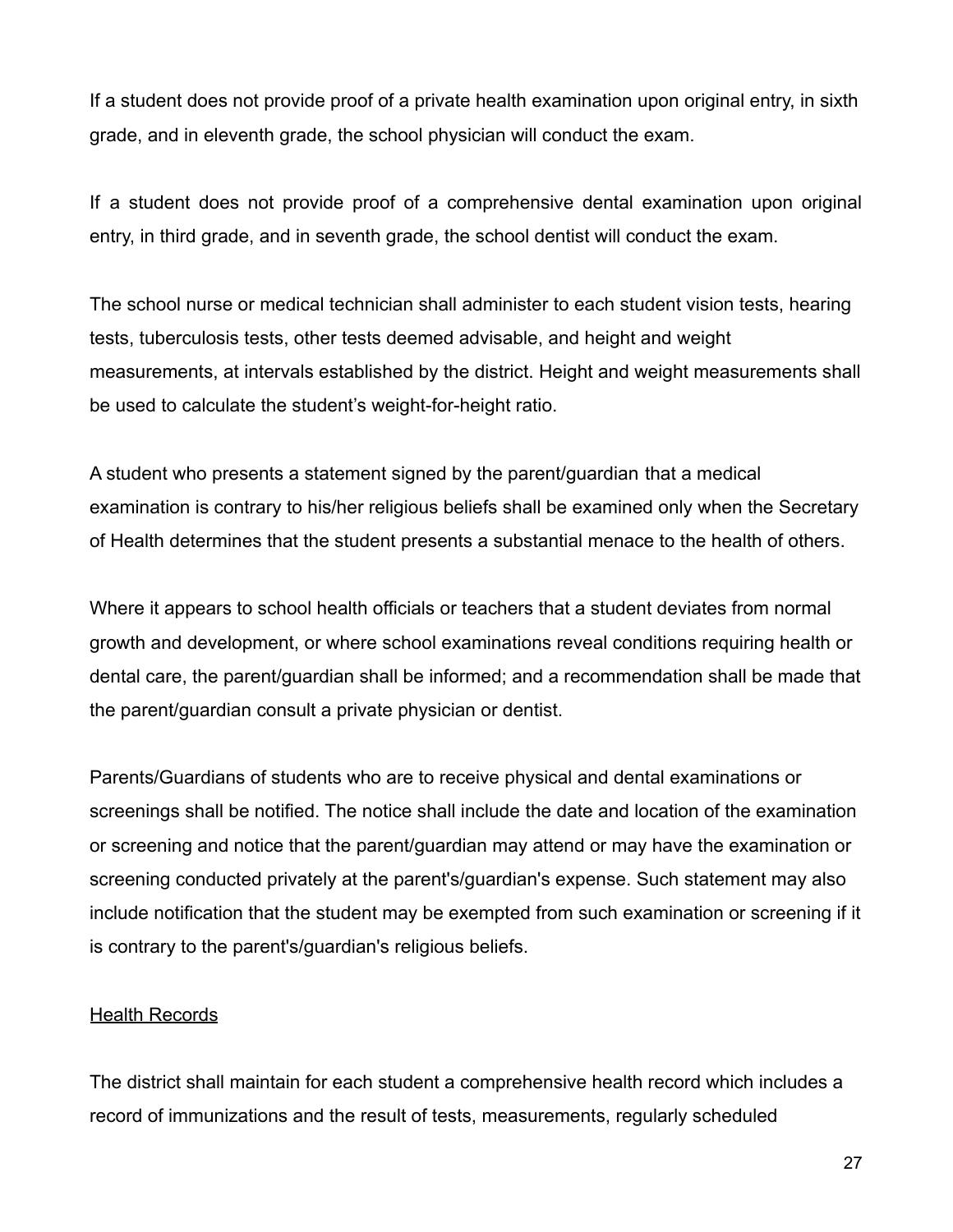If a student does not provide proof of a private health examination upon original entry, in sixth grade, and in eleventh grade, the school physician will conduct the exam.

If a student does not provide proof of a comprehensive dental examination upon original entry, in third grade, and in seventh grade, the school dentist will conduct the exam.

The school nurse or medical technician shall administer to each student vision tests, hearing tests, tuberculosis tests, other tests deemed advisable, and height and weight measurements, at intervals established by the district. Height and weight measurements shall be used to calculate the student's weight-for-height ratio.

A student who presents a statement signed by the parent/guardian that a medical examination is contrary to his/her religious beliefs shall be examined only when the Secretary of Health determines that the student presents a substantial menace to the health of others.

Where it appears to school health officials or teachers that a student deviates from normal growth and development, or where school examinations reveal conditions requiring health or dental care, the parent/guardian shall be informed; and a recommendation shall be made that the parent/guardian consult a private physician or dentist.

Parents/Guardians of students who are to receive physical and dental examinations or screenings shall be notified. The notice shall include the date and location of the examination or screening and notice that the parent/guardian may attend or may have the examination or screening conducted privately at the parent's/guardian's expense. Such statement may also include notification that the student may be exempted from such examination or screening if it is contrary to the parent's/guardian's religious beliefs.

<u>Health Records</u>

The district shall maintain for each student a comprehensive health record which includes a record of immunizations and the result of tests, measurements, regularly scheduled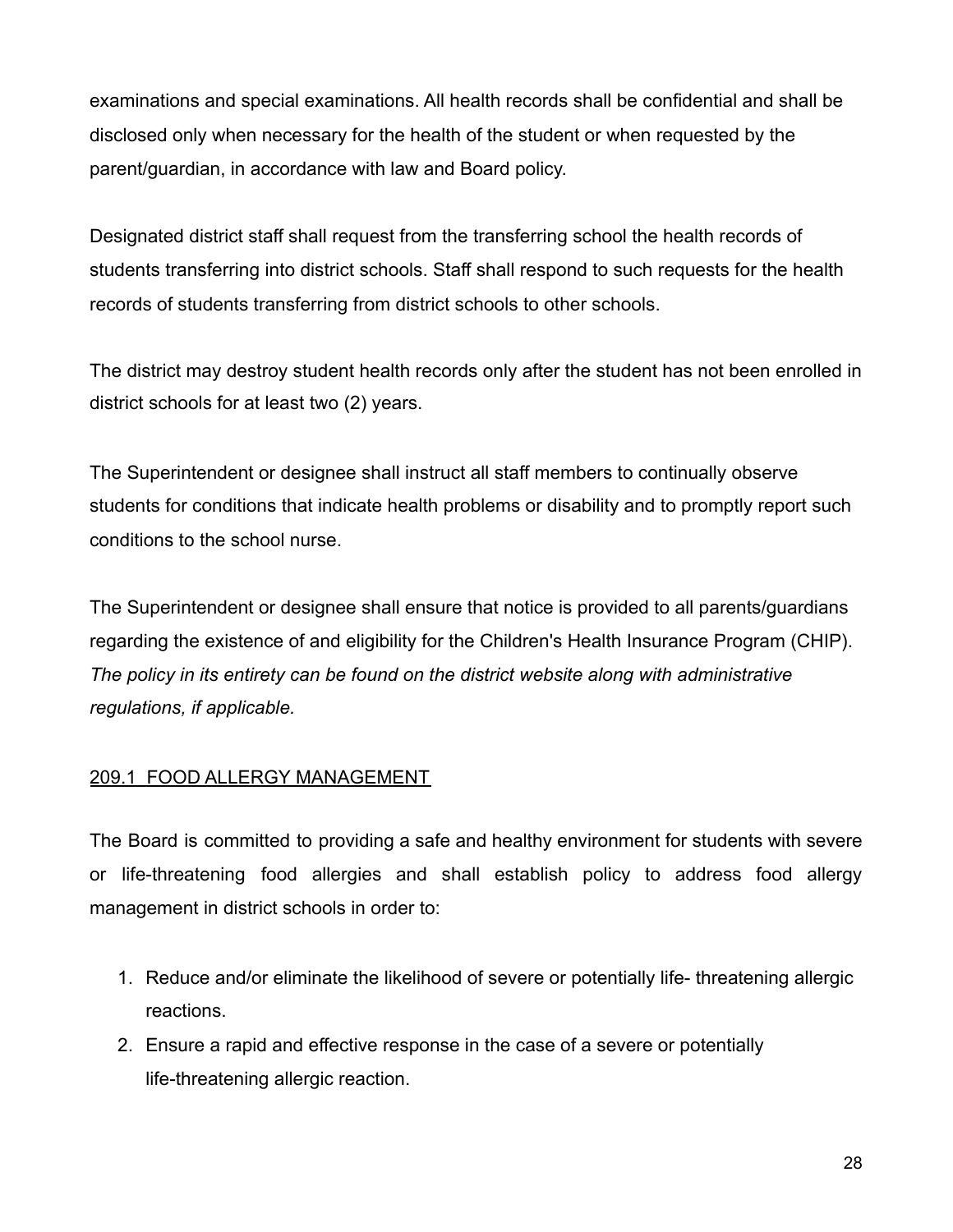examinations and special examinations. All health records shall be confidential and shall be disclosed only when necessary for the health of the student or when requested by the parent/guardian, in accordance with law and Board policy.

Designated district staff shall request from the transferring school the health records of students transferring into district schools. Staff shall respond to such requests for the health records of students transferring from district schools to other schools.

The district may destroy student health records only after the student has not been enrolled in district schools for at least two (2) years.

The Superintendent or designee shall instruct all staff members to continually observe students for conditions that indicate health problems or disability and to promptly report such conditions to the school nurse.

The Superintendent or designee shall ensure that notice is provided to all parents/guardians regarding the existence of and eligibility for the Children's Health Insurance Program (CHIP). *The policy in its entirety can be found on the district website along with administrative regulations, if applicable.*

## 209.1 FOOD ALLERGY MANAGEMENT

The Board is committed to providing a safe and healthy environment for students with severe or life-threatening food allergies and shall establish policy to address food allergy management in district schools in order to:

1. Reduce and/or eliminate the likelihood of severe or potentially life- threatening allergic reactions.
2. Ensure a rapid and effective response in the case of a severe or potentially life-threatening allergic reaction.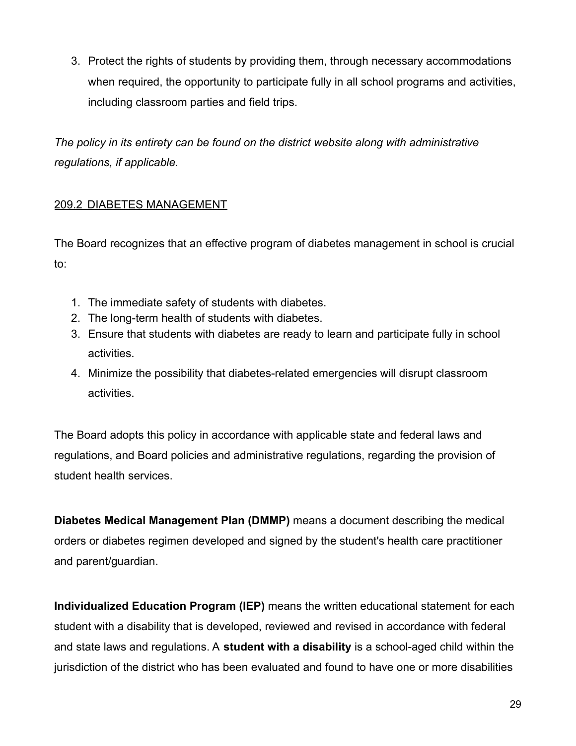3. Protect the rights of students by providing them, through necessary accommodations when required, the opportunity to participate fully in all school programs and activities, including classroom parties and field trips.

*The policy in its entirety can be found on the district website along with administrative regulations, if applicable.*

## 209.2 DIABETES MANAGEMENT

The Board recognizes that an effective program of diabetes management in school is crucial to:

1. The immediate safety of students with diabetes.
2. The long-term health of students with diabetes.
3. Ensure that students with diabetes are ready to learn and participate fully in school activities.
4. Minimize the possibility that diabetes-related emergencies will disrupt classroom activities.

The Board adopts this policy in accordance with applicable state and federal laws and regulations, and Board policies and administrative regulations, regarding the provision of student health services.

**Diabetes Medical Management Plan (DMMP)** means a document describing the medical orders or diabetes regimen developed and signed by the student's health care practitioner and parent/guardian.

**Individualized Education Program (IEP)** means the written educational statement for each student with a disability that is developed, reviewed and revised in accordance with federal and state laws and regulations. A **student with a disability** is a school-aged child within the jurisdiction of the district who has been evaluated and found to have one or more disabilities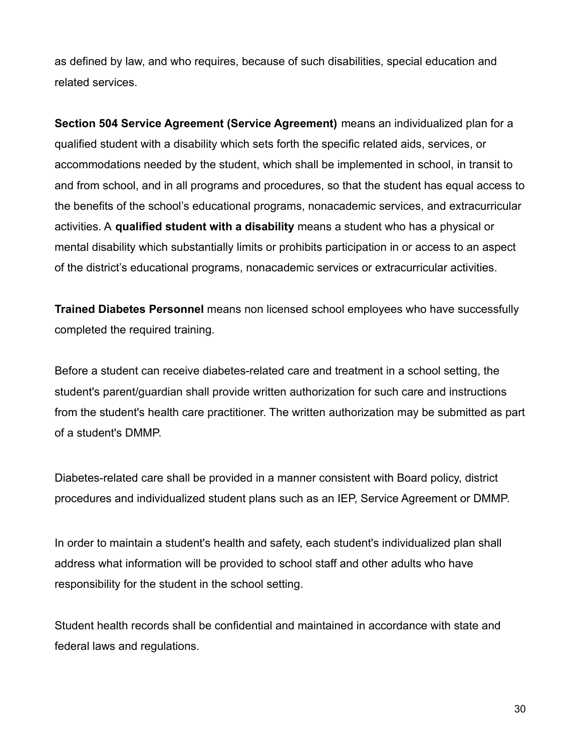as defined by law, and who requires, because of such disabilities, special education and related services.

**Section 504 Service Agreement (Service Agreement)** means an individualized plan for a qualified student with a disability which sets forth the specific related aids, services, or accommodations needed by the student, which shall be implemented in school, in transit to and from school, and in all programs and procedures, so that the student has equal access to the benefits of the school's educational programs, nonacademic services, and extracurricular activities. A **qualified student with a disability** means a student who has a physical or mental disability which substantially limits or prohibits participation in or access to an aspect of the district's educational programs, nonacademic services or extracurricular activities.

**Trained Diabetes Personnel** means non licensed school employees who have successfully completed the required training.

Before a student can receive diabetes-related care and treatment in a school setting, the student's parent/guardian shall provide written authorization for such care and instructions from the student's health care practitioner. The written authorization may be submitted as part of a student's DMMP.

Diabetes-related care shall be provided in a manner consistent with Board policy, district procedures and individualized student plans such as an IEP, Service Agreement or DMMP.

In order to maintain a student's health and safety, each student's individualized plan shall address what information will be provided to school staff and other adults who have responsibility for the student in the school setting.

Student health records shall be confidential and maintained in accordance with state and federal laws and regulations.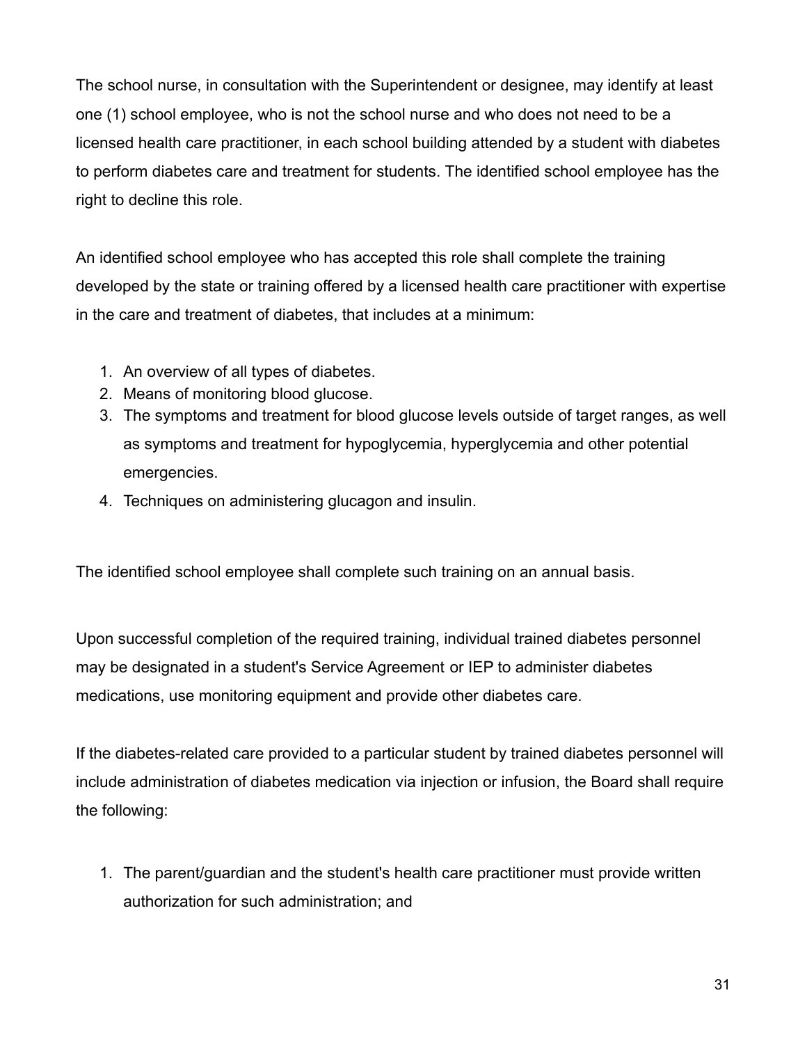The school nurse, in consultation with the Superintendent or designee, may identify at least one (1) school employee, who is not the school nurse and who does not need to be a licensed health care practitioner, in each school building attended by a student with diabetes to perform diabetes care and treatment for students. The identified school employee has the right to decline this role.

An identified school employee who has accepted this role shall complete the training developed by the state or training offered by a licensed health care practitioner with expertise in the care and treatment of diabetes, that includes at a minimum:

1. An overview of all types of diabetes.
2. Means of monitoring blood glucose.
3. The symptoms and treatment for blood glucose levels outside of target ranges, as well as symptoms and treatment for hypoglycemia, hyperglycemia and other potential emergencies.
4. Techniques on administering glucagon and insulin.

The identified school employee shall complete such training on an annual basis.

Upon successful completion of the required training, individual trained diabetes personnel may be designated in a student's Service Agreement or IEP to administer diabetes medications, use monitoring equipment and provide other diabetes care.

If the diabetes-related care provided to a particular student by trained diabetes personnel will include administration of diabetes medication via injection or infusion, the Board shall require the following:

1. The parent/guardian and the student's health care practitioner must provide written authorization for such administration; and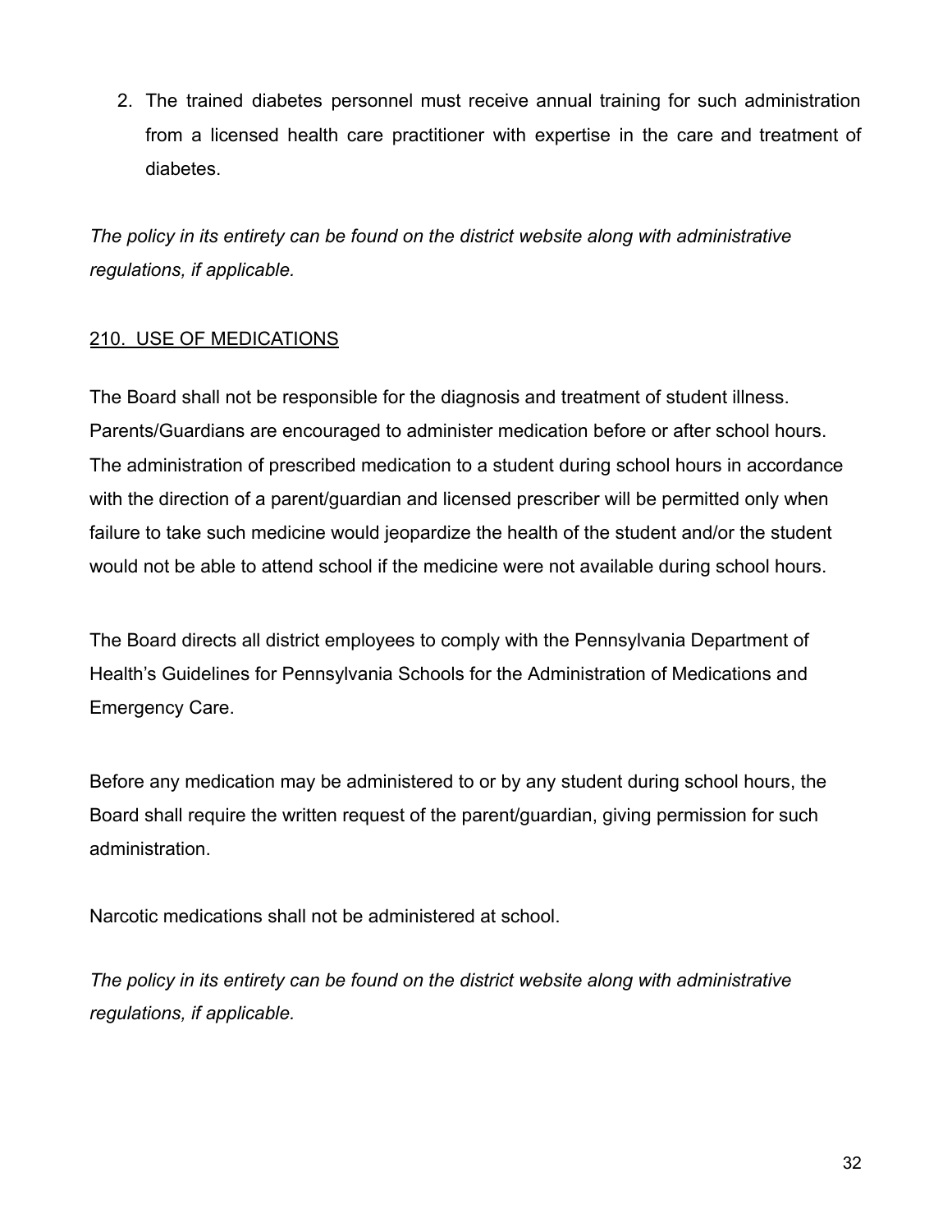2. The trained diabetes personnel must receive annual training for such administration from a licensed health care practitioner with expertise in the care and treatment of diabetes.

*The policy in its entirety can be found on the district website along with administrative regulations, if applicable.*

## 210. USE OF MEDICATIONS

The Board shall not be responsible for the diagnosis and treatment of student illness. Parents/Guardians are encouraged to administer medication before or after school hours. The administration of prescribed medication to a student during school hours in accordance with the direction of a parent/guardian and licensed prescriber will be permitted only when failure to take such medicine would jeopardize the health of the student and/or the student would not be able to attend school if the medicine were not available during school hours.

The Board directs all district employees to comply with the Pennsylvania Department of Health's Guidelines for Pennsylvania Schools for the Administration of Medications and Emergency Care.

Before any medication may be administered to or by any student during school hours, the Board shall require the written request of the parent/guardian, giving permission for such administration.

Narcotic medications shall not be administered at school.

*The policy in its entirety can be found on the district website along with administrative regulations, if applicable.*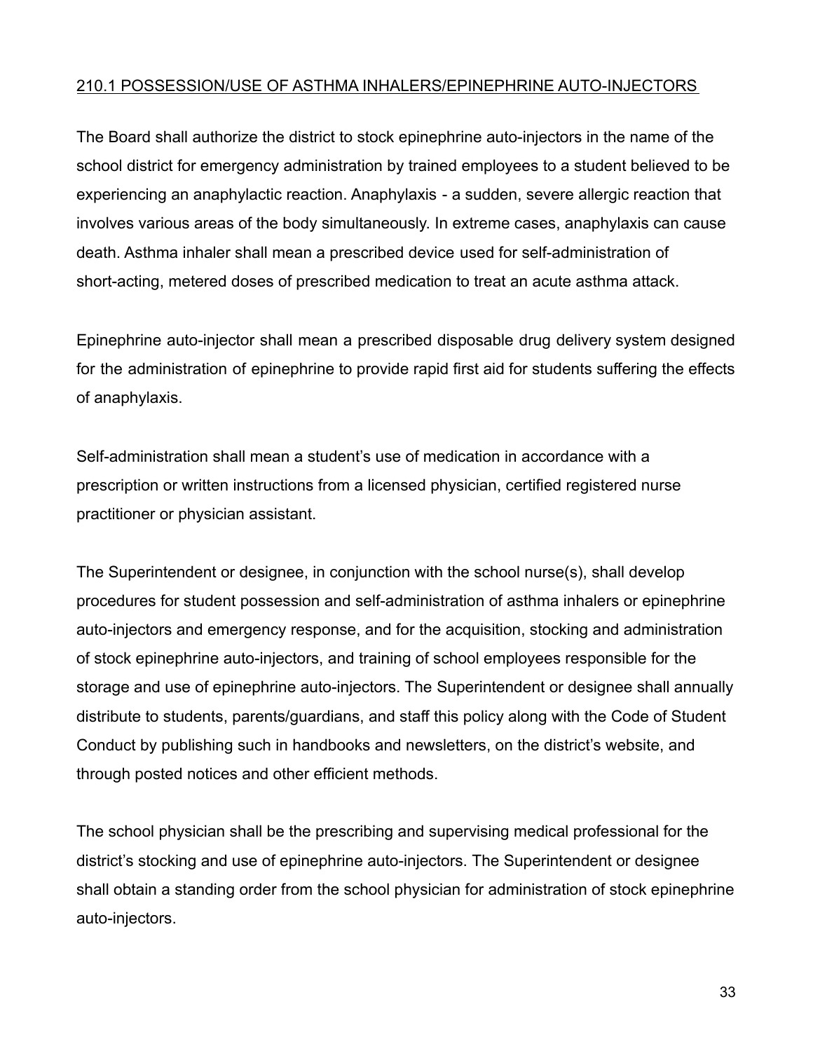## 210.1 POSSESSION/USE OF ASTHMA INHALERS/EPINEPHRINE AUTO-INJECTORS

The Board shall authorize the district to stock epinephrine auto-injectors in the name of the school district for emergency administration by trained employees to a student believed to be experiencing an anaphylactic reaction. Anaphylaxis - a sudden, severe allergic reaction that involves various areas of the body simultaneously. In extreme cases, anaphylaxis can cause death. Asthma inhaler shall mean a prescribed device used for self-administration of short-acting, metered doses of prescribed medication to treat an acute asthma attack.

Epinephrine auto-injector shall mean a prescribed disposable drug delivery system designed for the administration of epinephrine to provide rapid first aid for students suffering the effects of anaphylaxis.

Self-administration shall mean a student's use of medication in accordance with a prescription or written instructions from a licensed physician, certified registered nurse practitioner or physician assistant.

The Superintendent or designee, in conjunction with the school nurse(s), shall develop procedures for student possession and self-administration of asthma inhalers or epinephrine auto-injectors and emergency response, and for the acquisition, stocking and administration of stock epinephrine auto-injectors, and training of school employees responsible for the storage and use of epinephrine auto-injectors. The Superintendent or designee shall annually distribute to students, parents/guardians, and staff this policy along with the Code of Student Conduct by publishing such in handbooks and newsletters, on the district's website, and through posted notices and other efficient methods.

The school physician shall be the prescribing and supervising medical professional for the district's stocking and use of epinephrine auto-injectors. The Superintendent or designee shall obtain a standing order from the school physician for administration of stock epinephrine auto-injectors.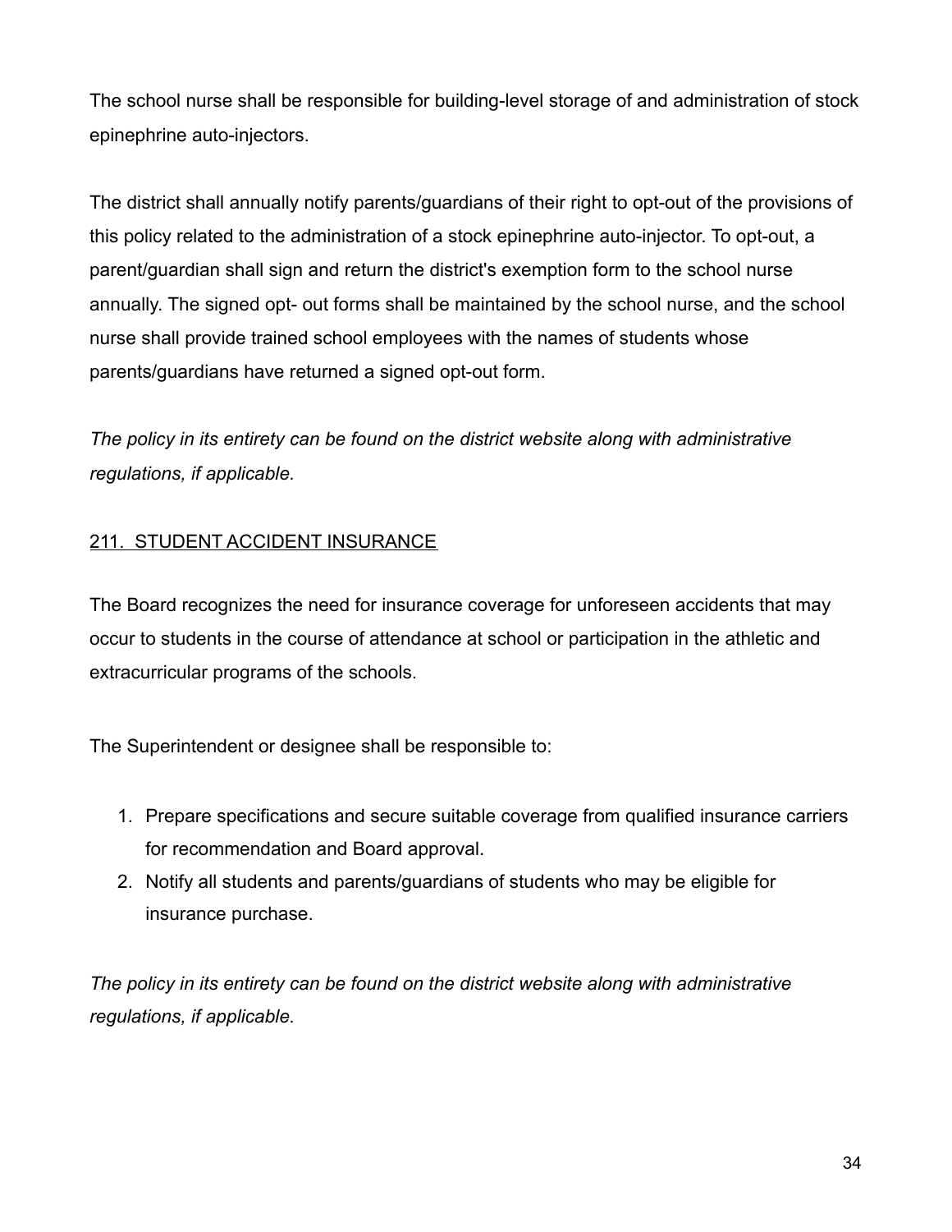The school nurse shall be responsible for building-level storage of and administration of stock epinephrine auto-injectors.

The district shall annually notify parents/guardians of their right to opt-out of the provisions of this policy related to the administration of a stock epinephrine auto-injector. To opt-out, a parent/guardian shall sign and return the district's exemption form to the school nurse annually. The signed opt- out forms shall be maintained by the school nurse, and the school nurse shall provide trained school employees with the names of students whose parents/guardians have returned a signed opt-out form.

*The policy in its entirety can be found on the district website along with administrative regulations, if applicable.*

## 211. STUDENT ACCIDENT INSURANCE

The Board recognizes the need for insurance coverage for unforeseen accidents that may occur to students in the course of attendance at school or participation in the athletic and extracurricular programs of the schools.

The Superintendent or designee shall be responsible to:

1. Prepare specifications and secure suitable coverage from qualified insurance carriers for recommendation and Board approval.
2. Notify all students and parents/guardians of students who may be eligible for insurance purchase.

*The policy in its entirety can be found on the district website along with administrative regulations, if applicable.*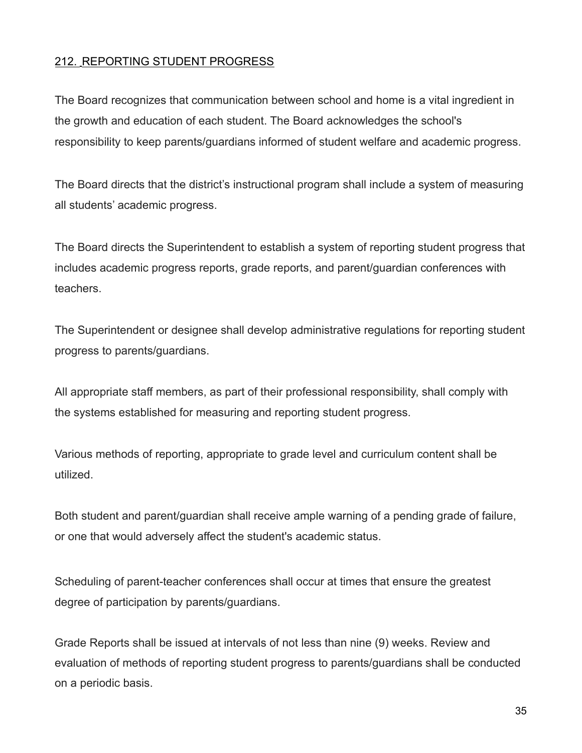## 212. REPORTING STUDENT PROGRESS

The Board recognizes that communication between school and home is a vital ingredient in the growth and education of each student. The Board acknowledges the school's responsibility to keep parents/guardians informed of student welfare and academic progress.

The Board directs that the district's instructional program shall include a system of measuring all students' academic progress.

The Board directs the Superintendent to establish a system of reporting student progress that includes academic progress reports, grade reports, and parent/guardian conferences with teachers.

The Superintendent or designee shall develop administrative regulations for reporting student progress to parents/guardians.

All appropriate staff members, as part of their professional responsibility, shall comply with the systems established for measuring and reporting student progress.

Various methods of reporting, appropriate to grade level and curriculum content shall be utilized.

Both student and parent/guardian shall receive ample warning of a pending grade of failure, or one that would adversely affect the student's academic status.

Scheduling of parent-teacher conferences shall occur at times that ensure the greatest degree of participation by parents/guardians.

Grade Reports shall be issued at intervals of not less than nine (9) weeks. Review and evaluation of methods of reporting student progress to parents/guardians shall be conducted on a periodic basis.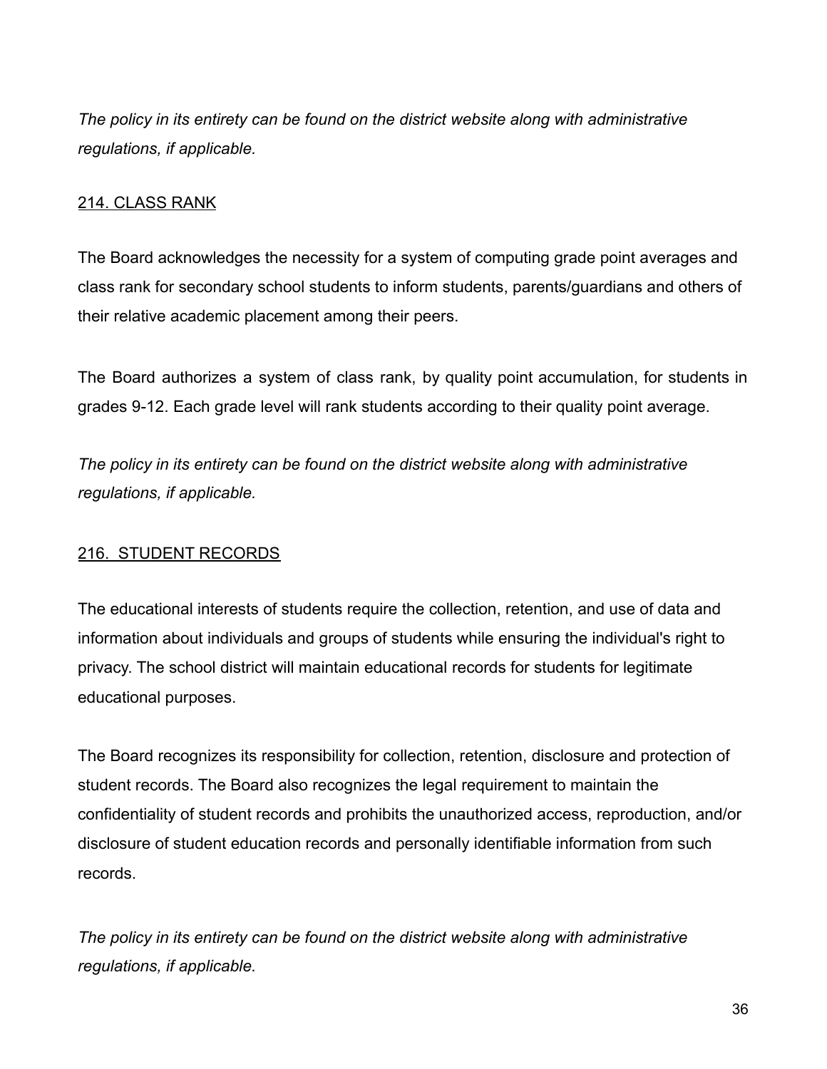*The policy in its entirety can be found on the district website along with administrative regulations, if applicable.*

## 214. CLASS RANK

The Board acknowledges the necessity for a system of computing grade point averages and class rank for secondary school students to inform students, parents/guardians and others of their relative academic placement among their peers.

The Board authorizes a system of class rank, by quality point accumulation, for students in grades 9-12. Each grade level will rank students according to their quality point average.

*The policy in its entirety can be found on the district website along with administrative regulations, if applicable.*

## 216. STUDENT RECORDS

The educational interests of students require the collection, retention, and use of data and information about individuals and groups of students while ensuring the individual's right to privacy. The school district will maintain educational records for students for legitimate educational purposes.

The Board recognizes its responsibility for collection, retention, disclosure and protection of student records. The Board also recognizes the legal requirement to maintain the confidentiality of student records and prohibits the unauthorized access, reproduction, and/or disclosure of student education records and personally identifiable information from such records.

*The policy in its entirety can be found on the district website along with administrative regulations, if applicable.*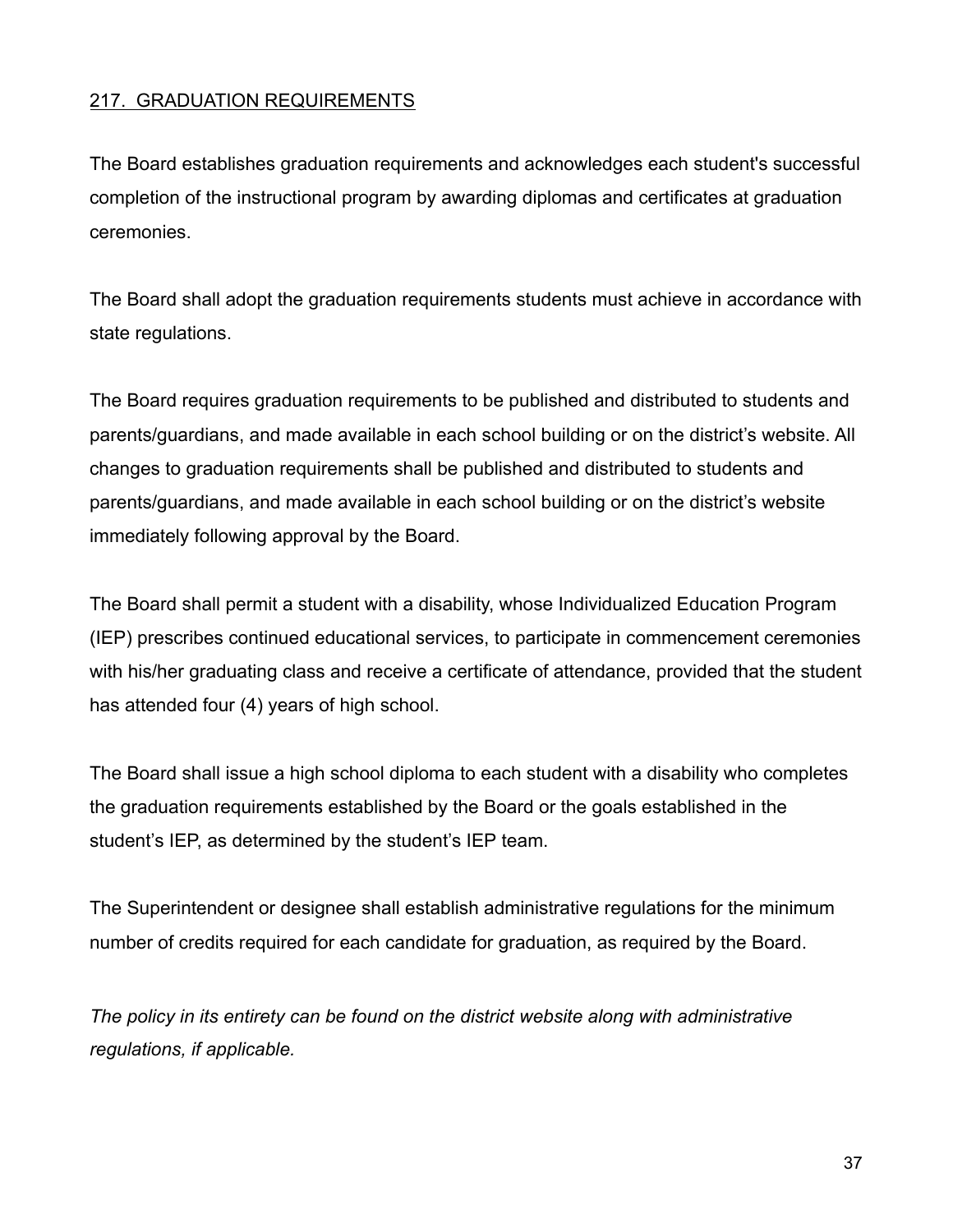## 217. GRADUATION REQUIREMENTS

The Board establishes graduation requirements and acknowledges each student's successful completion of the instructional program by awarding diplomas and certificates at graduation ceremonies.

The Board shall adopt the graduation requirements students must achieve in accordance with state regulations.

The Board requires graduation requirements to be published and distributed to students and parents/guardians, and made available in each school building or on the district's website. All changes to graduation requirements shall be published and distributed to students and parents/guardians, and made available in each school building or on the district's website immediately following approval by the Board.

The Board shall permit a student with a disability, whose Individualized Education Program (IEP) prescribes continued educational services, to participate in commencement ceremonies with his/her graduating class and receive a certificate of attendance, provided that the student has attended four (4) years of high school.

The Board shall issue a high school diploma to each student with a disability who completes the graduation requirements established by the Board or the goals established in the student's IEP, as determined by the student's IEP team.

The Superintendent or designee shall establish administrative regulations for the minimum number of credits required for each candidate for graduation, as required by the Board.

*The policy in its entirety can be found on the district website along with administrative regulations, if applicable.*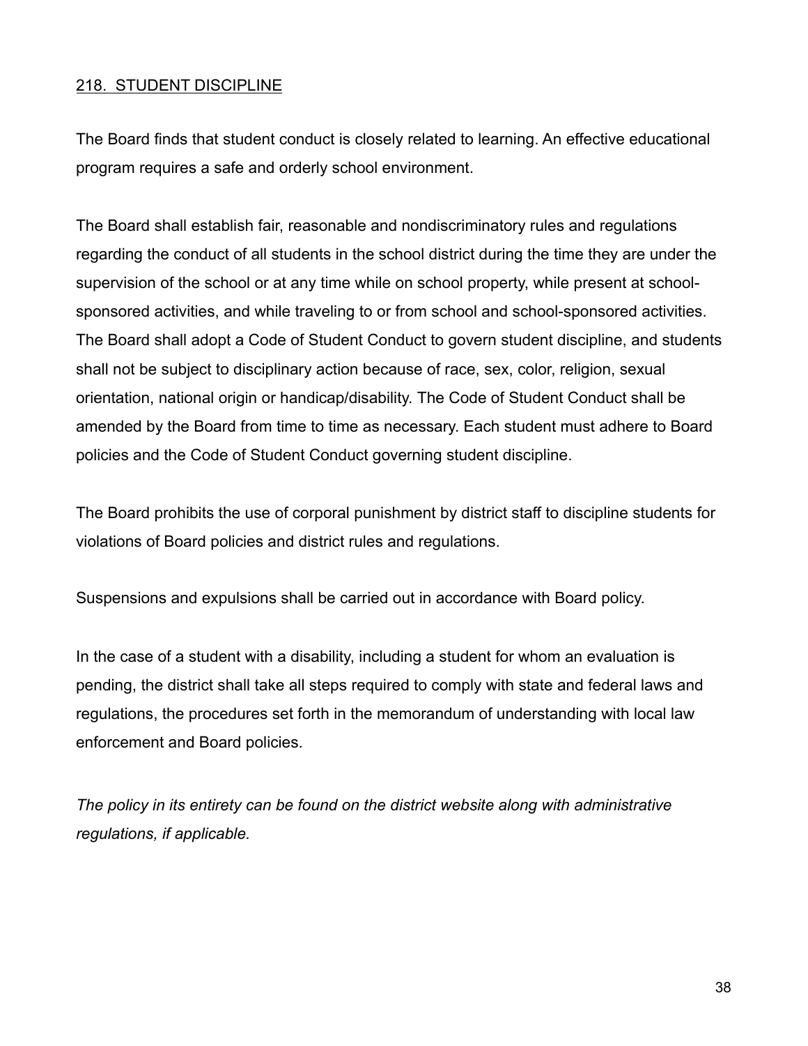## 218. STUDENT DISCIPLINE

The Board finds that student conduct is closely related to learning. An effective educational program requires a safe and orderly school environment.

The Board shall establish fair, reasonable and nondiscriminatory rules and regulations regarding the conduct of all students in the school district during the time they are under the supervision of the school or at any time while on school property, while present at school-sponsored activities, and while traveling to or from school and school-sponsored activities. The Board shall adopt a Code of Student Conduct to govern student discipline, and students shall not be subject to disciplinary action because of race, sex, color, religion, sexual orientation, national origin or handicap/disability. The Code of Student Conduct shall be amended by the Board from time to time as necessary. Each student must adhere to Board policies and the Code of Student Conduct governing student discipline.

The Board prohibits the use of corporal punishment by district staff to discipline students for violations of Board policies and district rules and regulations.

Suspensions and expulsions shall be carried out in accordance with Board policy.

In the case of a student with a disability, including a student for whom an evaluation is pending, the district shall take all steps required to comply with state and federal laws and regulations, the procedures set forth in the memorandum of understanding with local law enforcement and Board policies.

*The policy in its entirety can be found on the district website along with administrative regulations, if applicable.*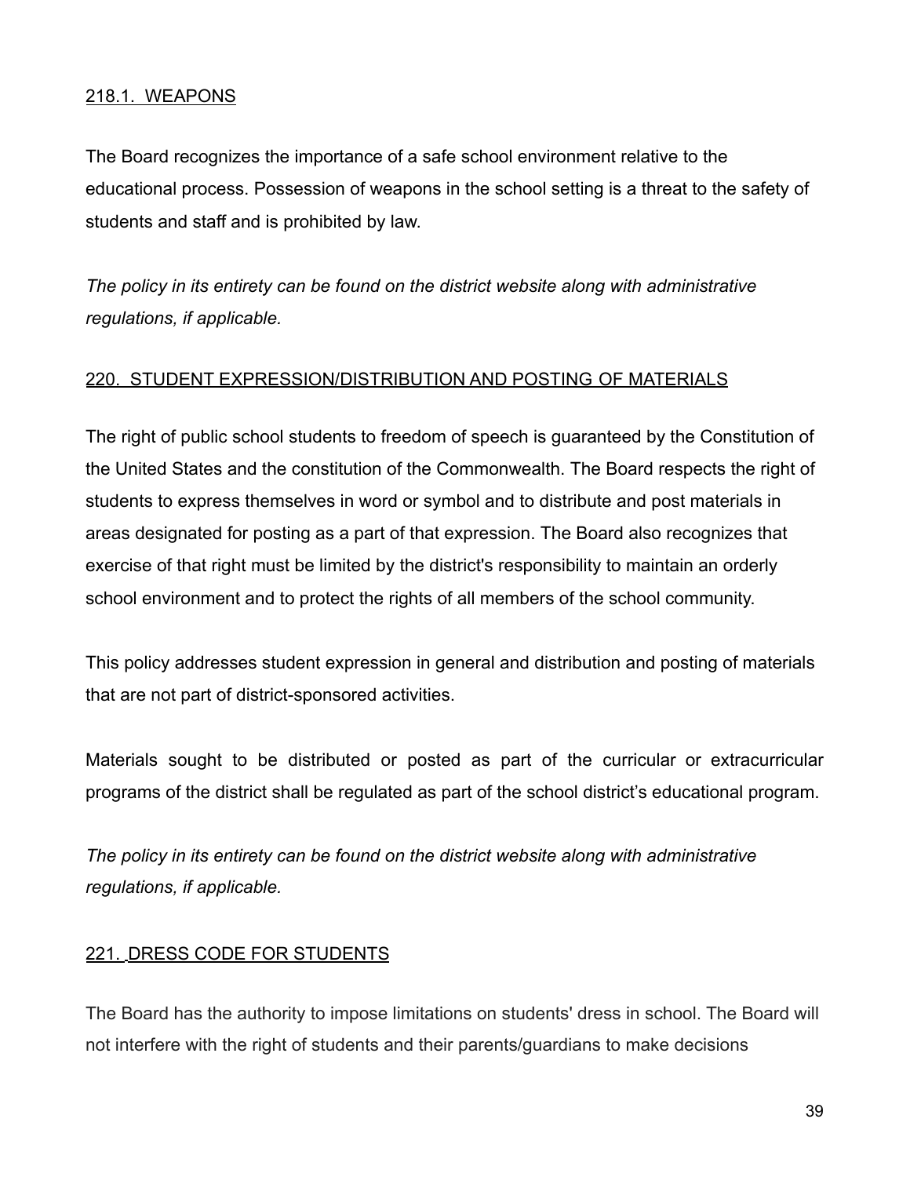## 218.1. WEAPONS

The Board recognizes the importance of a safe school environment relative to the educational process. Possession of weapons in the school setting is a threat to the safety of students and staff and is prohibited by law.

*The policy in its entirety can be found on the district website along with administrative regulations, if applicable.*

## 220. STUDENT EXPRESSION/DISTRIBUTION AND POSTING OF MATERIALS

The right of public school students to freedom of speech is guaranteed by the Constitution of the United States and the constitution of the Commonwealth. The Board respects the right of students to express themselves in word or symbol and to distribute and post materials in areas designated for posting as a part of that expression. The Board also recognizes that exercise of that right must be limited by the district's responsibility to maintain an orderly school environment and to protect the rights of all members of the school community.

This policy addresses student expression in general and distribution and posting of materials that are not part of district-sponsored activities.

Materials sought to be distributed or posted as part of the curricular or extracurricular programs of the district shall be regulated as part of the school district's educational program.

*The policy in its entirety can be found on the district website along with administrative regulations, if applicable.*

## 221. DRESS CODE FOR STUDENTS

The Board has the authority to impose limitations on students' dress in school. The Board will not interfere with the right of students and their parents/guardians to make decisions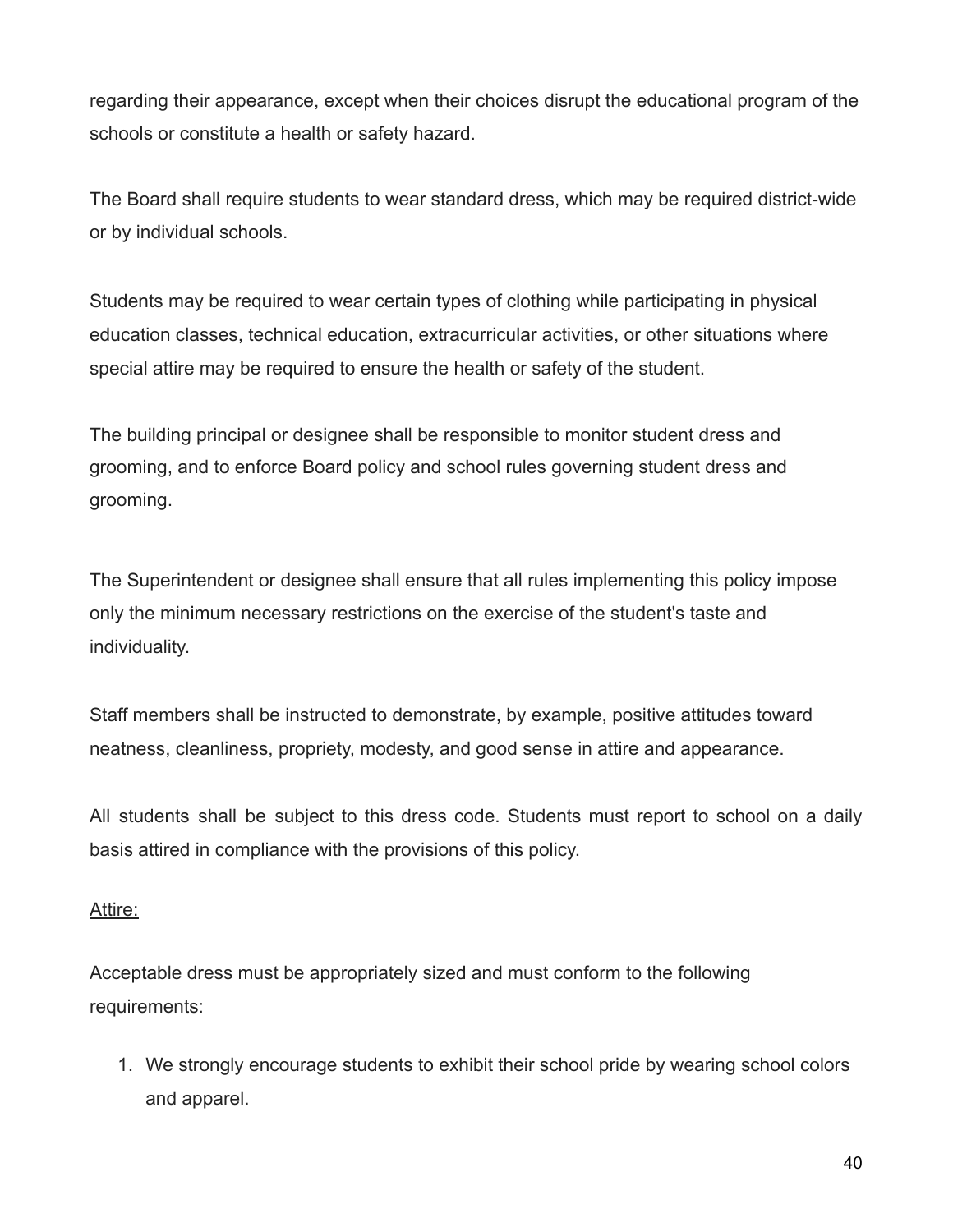regarding their appearance, except when their choices disrupt the educational program of the schools or constitute a health or safety hazard.

The Board shall require students to wear standard dress, which may be required district-wide or by individual schools.

Students may be required to wear certain types of clothing while participating in physical education classes, technical education, extracurricular activities, or other situations where special attire may be required to ensure the health or safety of the student.

The building principal or designee shall be responsible to monitor student dress and grooming, and to enforce Board policy and school rules governing student dress and grooming.

The Superintendent or designee shall ensure that all rules implementing this policy impose only the minimum necessary restrictions on the exercise of the student's taste and individuality.

Staff members shall be instructed to demonstrate, by example, positive attitudes toward neatness, cleanliness, propriety, modesty, and good sense in attire and appearance.

All students shall be subject to this dress code. Students must report to school on a daily basis attired in compliance with the provisions of this policy.

<u>Attire:</u>

Acceptable dress must be appropriately sized and must conform to the following requirements:

1. We strongly encourage students to exhibit their school pride by wearing school colors and apparel.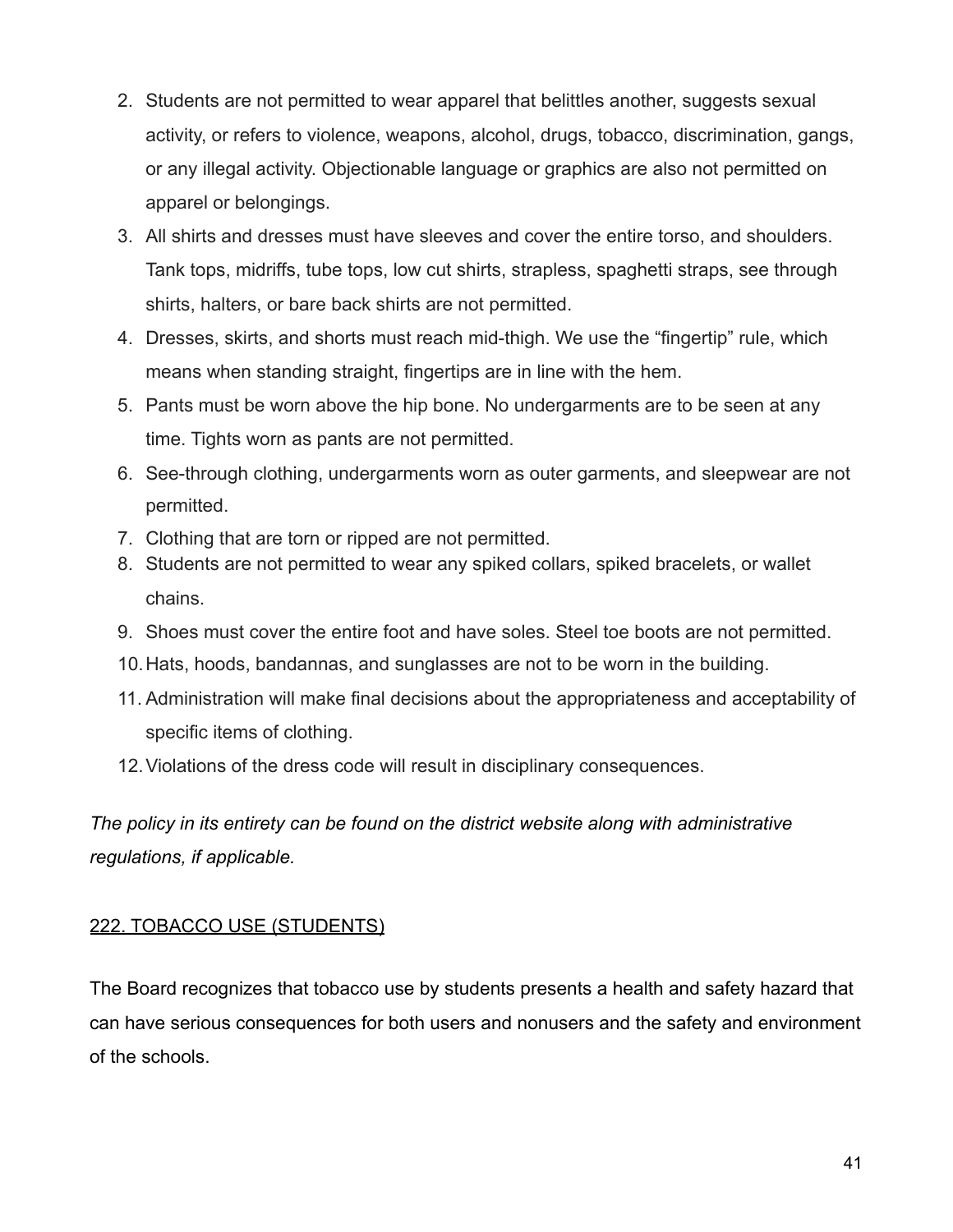2. Students are not permitted to wear apparel that belittles another, suggests sexual activity, or refers to violence, weapons, alcohol, drugs, tobacco, discrimination, gangs, or any illegal activity. Objectionable language or graphics are also not permitted on apparel or belongings.
3. All shirts and dresses must have sleeves and cover the entire torso, and shoulders. Tank tops, midriffs, tube tops, low cut shirts, strapless, spaghetti straps, see through shirts, halters, or bare back shirts are not permitted.
4. Dresses, skirts, and shorts must reach mid-thigh. We use the “fingertip” rule, which means when standing straight, fingertips are in line with the hem.
5. Pants must be worn above the hip bone. No undergarments are to be seen at any time. Tights worn as pants are not permitted.
6. See-through clothing, undergarments worn as outer garments, and sleepwear are not permitted.
7. Clothing that are torn or ripped are not permitted.
8. Students are not permitted to wear any spiked collars, spiked bracelets, or wallet chains.
9. Shoes must cover the entire foot and have soles. Steel toe boots are not permitted.
10. Hats, hoods, bandannas, and sunglasses are not to be worn in the building.
11. Administration will make final decisions about the appropriateness and acceptability of specific items of clothing.
12. Violations of the dress code will result in disciplinary consequences.

*The policy in its entirety can be found on the district website along with administrative regulations, if applicable.*

## 222. TOBACCO USE (STUDENTS)

The Board recognizes that tobacco use by students presents a health and safety hazard that can have serious consequences for both users and nonusers and the safety and environment of the schools.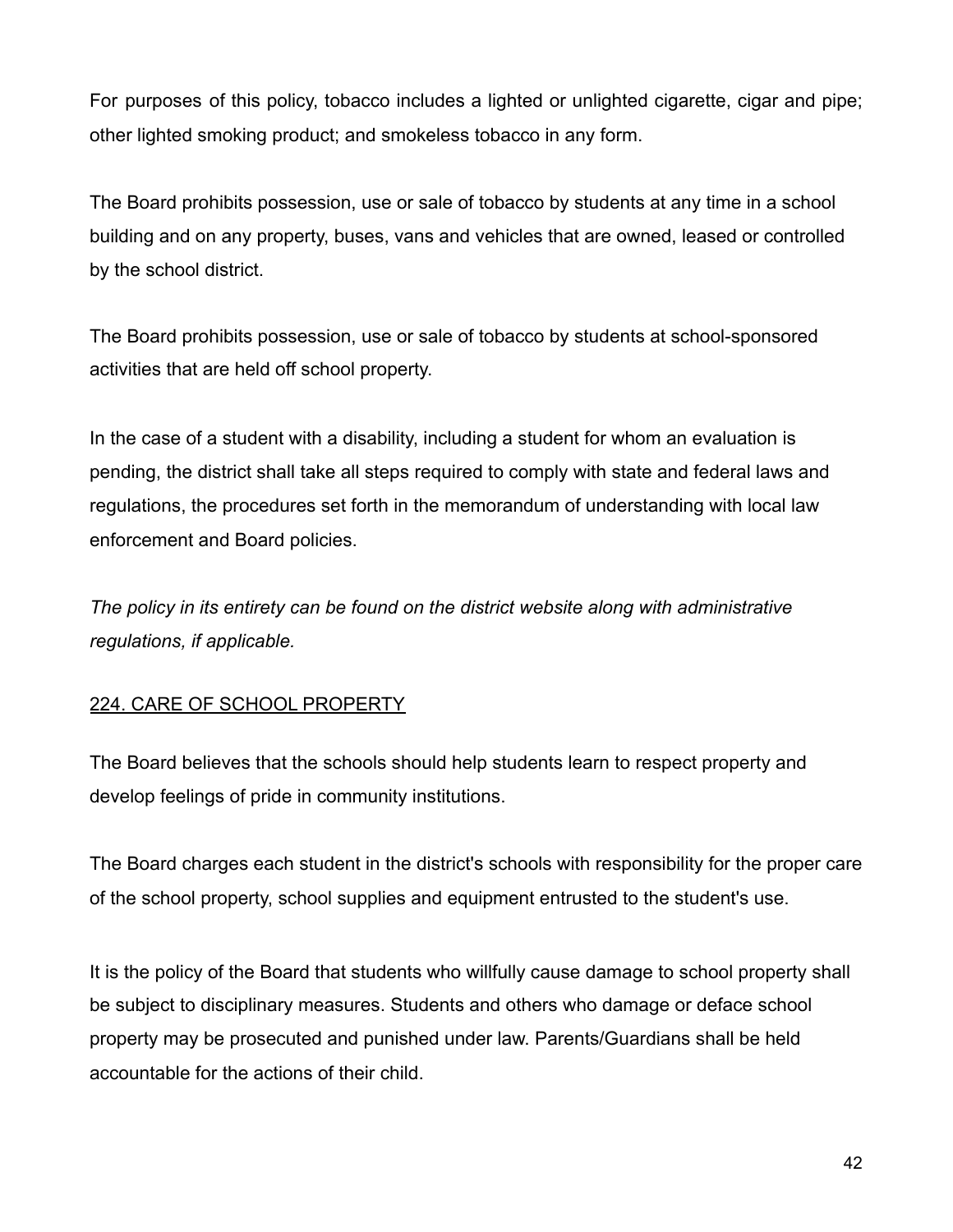For purposes of this policy, tobacco includes a lighted or unlighted cigarette, cigar and pipe; other lighted smoking product; and smokeless tobacco in any form.

The Board prohibits possession, use or sale of tobacco by students at any time in a school building and on any property, buses, vans and vehicles that are owned, leased or controlled by the school district.

The Board prohibits possession, use or sale of tobacco by students at school-sponsored activities that are held off school property.

In the case of a student with a disability, including a student for whom an evaluation is pending, the district shall take all steps required to comply with state and federal laws and regulations, the procedures set forth in the memorandum of understanding with local law enforcement and Board policies.

*The policy in its entirety can be found on the district website along with administrative regulations, if applicable.*

## 224. CARE OF SCHOOL PROPERTY

The Board believes that the schools should help students learn to respect property and develop feelings of pride in community institutions.

The Board charges each student in the district's schools with responsibility for the proper care of the school property, school supplies and equipment entrusted to the student's use.

It is the policy of the Board that students who willfully cause damage to school property shall be subject to disciplinary measures. Students and others who damage or deface school property may be prosecuted and punished under law. Parents/Guardians shall be held accountable for the actions of their child.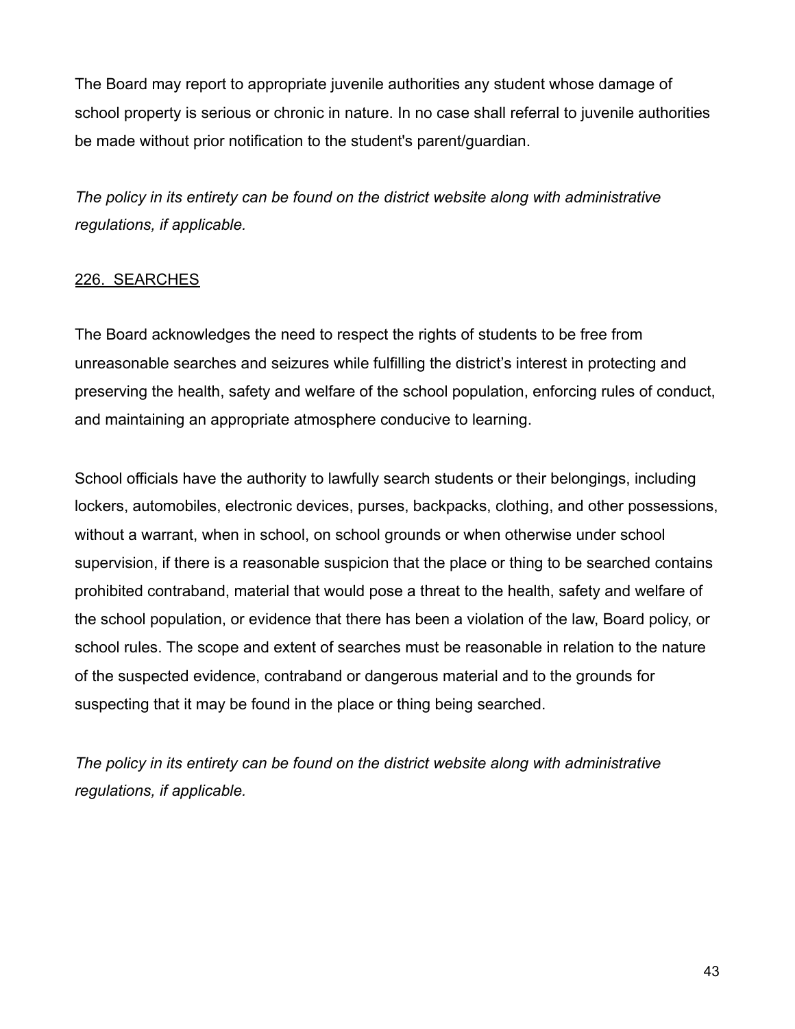The Board may report to appropriate juvenile authorities any student whose damage of school property is serious or chronic in nature. In no case shall referral to juvenile authorities be made without prior notification to the student's parent/guardian.

*The policy in its entirety can be found on the district website along with administrative regulations, if applicable.*

## <u>226. SEARCHES</u>

The Board acknowledges the need to respect the rights of students to be free from unreasonable searches and seizures while fulfilling the district's interest in protecting and preserving the health, safety and welfare of the school population, enforcing rules of conduct, and maintaining an appropriate atmosphere conducive to learning.

School officials have the authority to lawfully search students or their belongings, including lockers, automobiles, electronic devices, purses, backpacks, clothing, and other possessions, without a warrant, when in school, on school grounds or when otherwise under school supervision, if there is a reasonable suspicion that the place or thing to be searched contains prohibited contraband, material that would pose a threat to the health, safety and welfare of the school population, or evidence that there has been a violation of the law, Board policy, or school rules. The scope and extent of searches must be reasonable in relation to the nature of the suspected evidence, contraband or dangerous material and to the grounds for suspecting that it may be found in the place or thing being searched.

*The policy in its entirety can be found on the district website along with administrative regulations, if applicable.*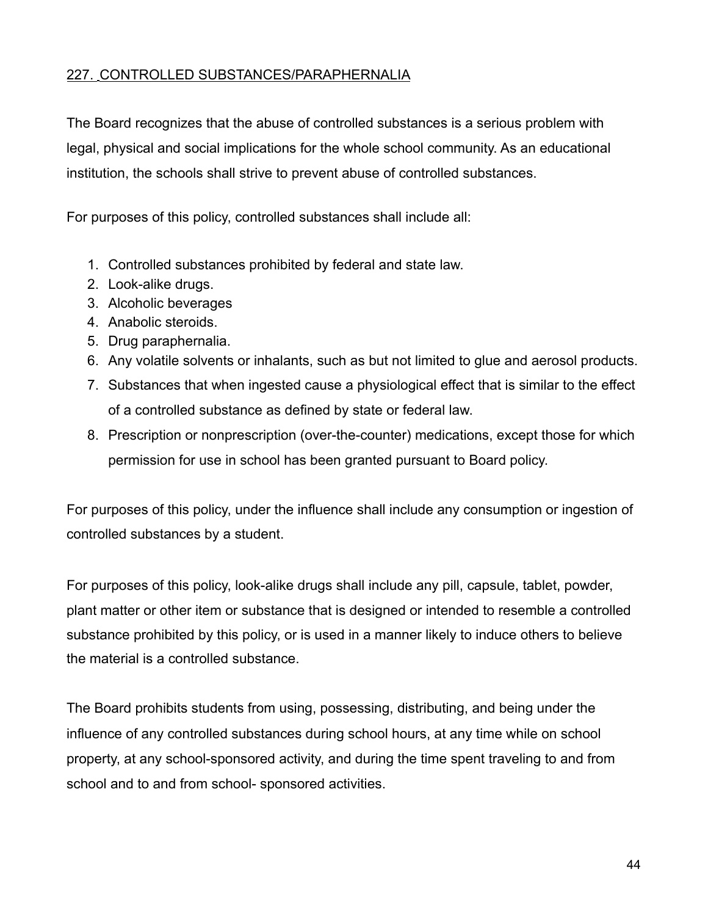## 227. CONTROLLED SUBSTANCES/PARAPHERNALIA

The Board recognizes that the abuse of controlled substances is a serious problem with legal, physical and social implications for the whole school community. As an educational institution, the schools shall strive to prevent abuse of controlled substances.

For purposes of this policy, controlled substances shall include all:

1. Controlled substances prohibited by federal and state law.
2. Look-alike drugs.
3. Alcoholic beverages
4. Anabolic steroids.
5. Drug paraphernalia.
6. Any volatile solvents or inhalants, such as but not limited to glue and aerosol products.
7. Substances that when ingested cause a physiological effect that is similar to the effect of a controlled substance as defined by state or federal law.
8. Prescription or nonprescription (over-the-counter) medications, except those for which permission for use in school has been granted pursuant to Board policy.

For purposes of this policy, under the influence shall include any consumption or ingestion of controlled substances by a student.

For purposes of this policy, look-alike drugs shall include any pill, capsule, tablet, powder, plant matter or other item or substance that is designed or intended to resemble a controlled substance prohibited by this policy, or is used in a manner likely to induce others to believe the material is a controlled substance.

The Board prohibits students from using, possessing, distributing, and being under the influence of any controlled substances during school hours, at any time while on school property, at any school-sponsored activity, and during the time spent traveling to and from school and to and from school- sponsored activities.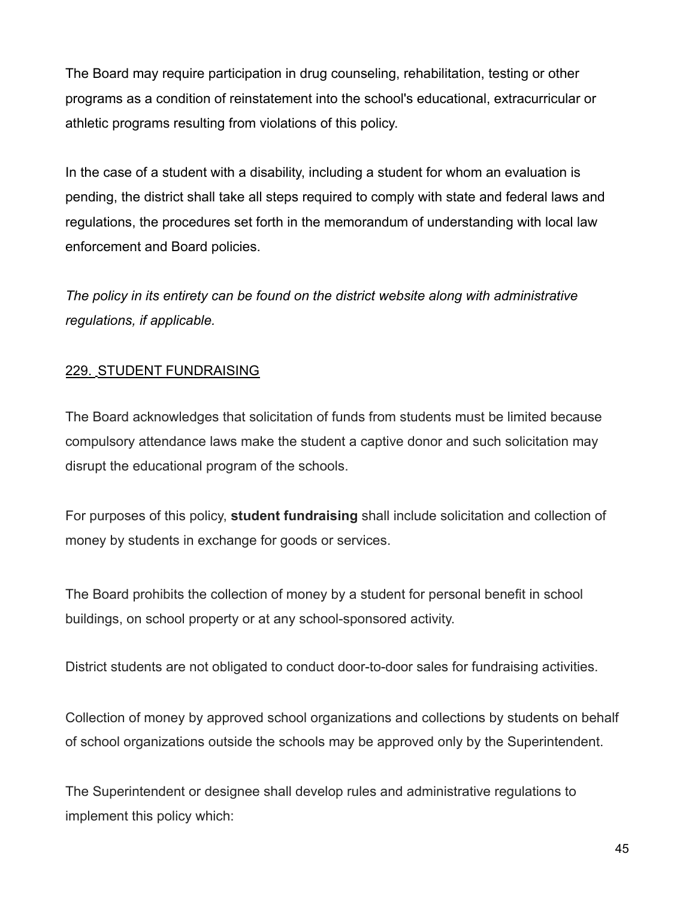The Board may require participation in drug counseling, rehabilitation, testing or other programs as a condition of reinstatement into the school's educational, extracurricular or athletic programs resulting from violations of this policy.

In the case of a student with a disability, including a student for whom an evaluation is pending, the district shall take all steps required to comply with state and federal laws and regulations, the procedures set forth in the memorandum of understanding with local law enforcement and Board policies.

*The policy in its entirety can be found on the district website along with administrative regulations, if applicable.*

## 229. STUDENT FUNDRAISING

The Board acknowledges that solicitation of funds from students must be limited because compulsory attendance laws make the student a captive donor and such solicitation may disrupt the educational program of the schools.

For purposes of this policy, **student fundraising** shall include solicitation and collection of money by students in exchange for goods or services.

The Board prohibits the collection of money by a student for personal benefit in school buildings, on school property or at any school-sponsored activity.

District students are not obligated to conduct door-to-door sales for fundraising activities.

Collection of money by approved school organizations and collections by students on behalf of school organizations outside the schools may be approved only by the Superintendent.

The Superintendent or designee shall develop rules and administrative regulations to implement this policy which: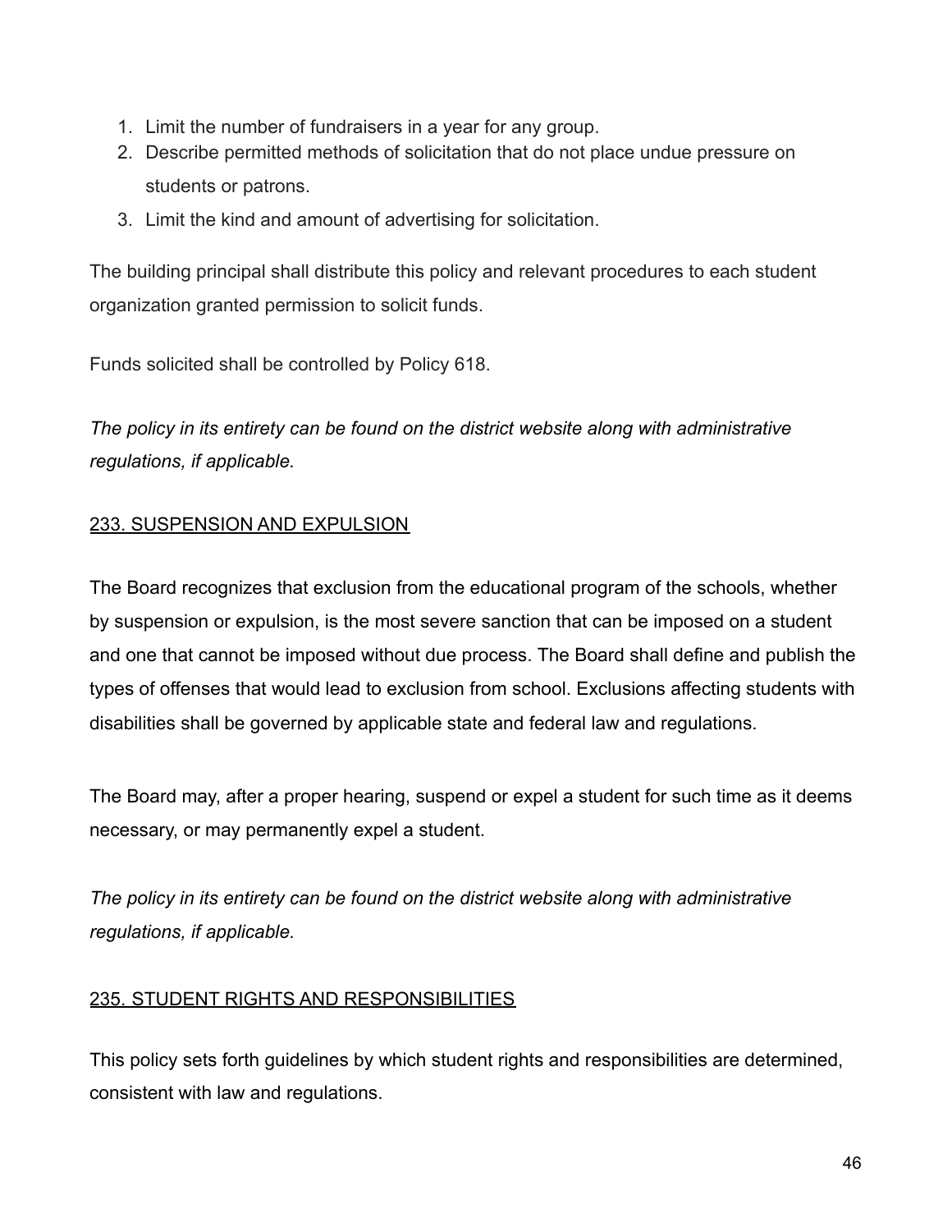1. Limit the number of fundraisers in a year for any group.
2. Describe permitted methods of solicitation that do not place undue pressure on students or patrons.
3. Limit the kind and amount of advertising for solicitation.

The building principal shall distribute this policy and relevant procedures to each student organization granted permission to solicit funds.

Funds solicited shall be controlled by Policy 618.

*The policy in its entirety can be found on the district website along with administrative regulations, if applicable.*

## 233. SUSPENSION AND EXPULSION

The Board recognizes that exclusion from the educational program of the schools, whether by suspension or expulsion, is the most severe sanction that can be imposed on a student and one that cannot be imposed without due process. The Board shall define and publish the types of offenses that would lead to exclusion from school. Exclusions affecting students with disabilities shall be governed by applicable state and federal law and regulations.

The Board may, after a proper hearing, suspend or expel a student for such time as it deems necessary, or may permanently expel a student.

*The policy in its entirety can be found on the district website along with administrative regulations, if applicable.*

## 235. STUDENT RIGHTS AND RESPONSIBILITIES

This policy sets forth guidelines by which student rights and responsibilities are determined, consistent with law and regulations.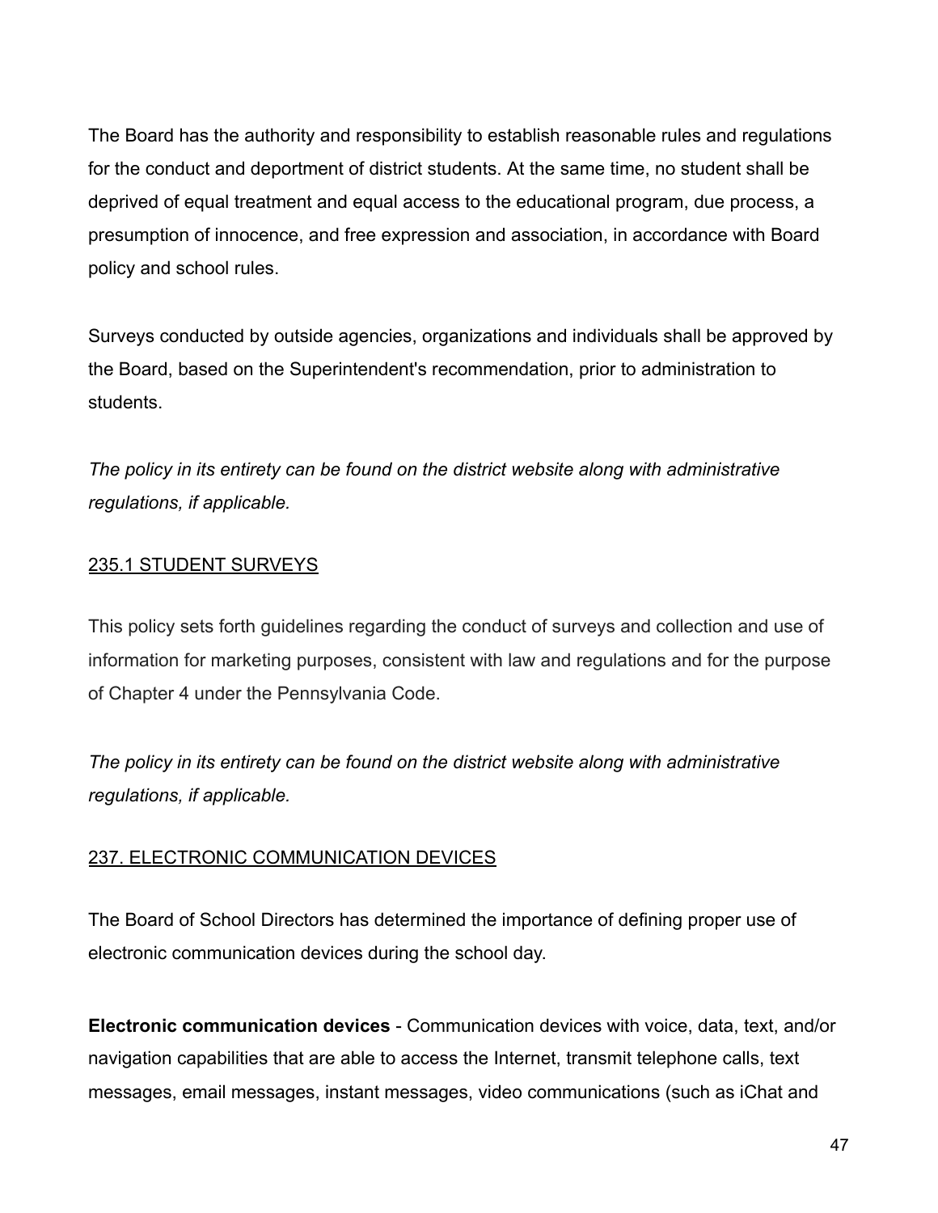The Board has the authority and responsibility to establish reasonable rules and regulations for the conduct and deportment of district students. At the same time, no student shall be deprived of equal treatment and equal access to the educational program, due process, a presumption of innocence, and free expression and association, in accordance with Board policy and school rules.

Surveys conducted by outside agencies, organizations and individuals shall be approved by the Board, based on the Superintendent's recommendation, prior to administration to students.

*The policy in its entirety can be found on the district website along with administrative regulations, if applicable.*

## 235.1 STUDENT SURVEYS

This policy sets forth guidelines regarding the conduct of surveys and collection and use of information for marketing purposes, consistent with law and regulations and for the purpose of Chapter 4 under the Pennsylvania Code.

*The policy in its entirety can be found on the district website along with administrative regulations, if applicable.*

## 237. ELECTRONIC COMMUNICATION DEVICES

The Board of School Directors has determined the importance of defining proper use of electronic communication devices during the school day.

**Electronic communication devices** - Communication devices with voice, data, text, and/or navigation capabilities that are able to access the Internet, transmit telephone calls, text messages, email messages, instant messages, video communications (such as iChat and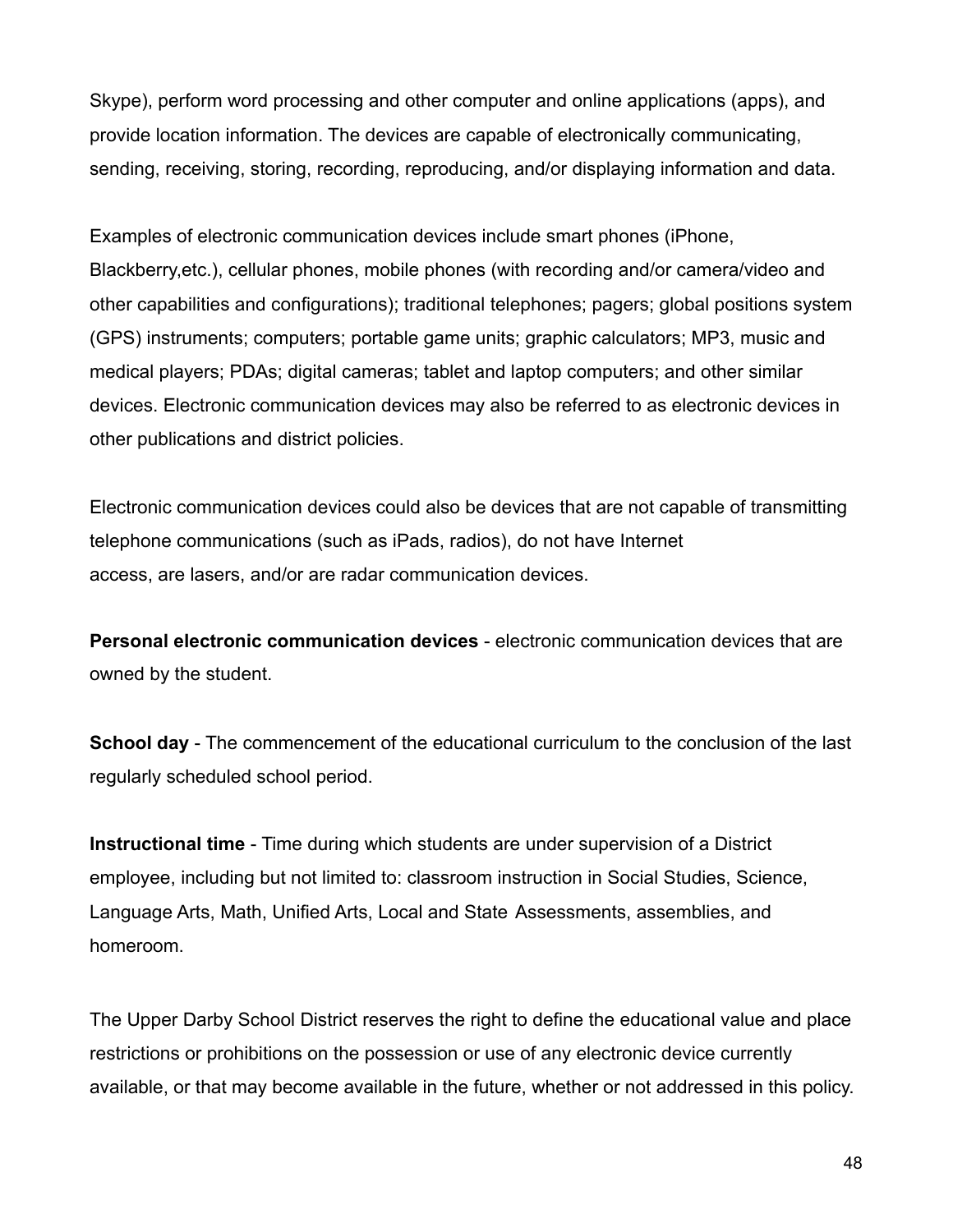Skype), perform word processing and other computer and online applications (apps), and provide location information. The devices are capable of electronically communicating, sending, receiving, storing, recording, reproducing, and/or displaying information and data.

Examples of electronic communication devices include smart phones (iPhone, Blackberry,etc.), cellular phones, mobile phones (with recording and/or camera/video and other capabilities and configurations); traditional telephones; pagers; global positions system (GPS) instruments; computers; portable game units; graphic calculators; MP3, music and medical players; PDAs; digital cameras; tablet and laptop computers; and other similar devices. Electronic communication devices may also be referred to as electronic devices in other publications and district policies.

Electronic communication devices could also be devices that are not capable of transmitting telephone communications (such as iPads, radios), do not have Internet access, are lasers, and/or are radar communication devices.

**Personal electronic communication devices** - electronic communication devices that are owned by the student.

**School day** - The commencement of the educational curriculum to the conclusion of the last regularly scheduled school period.

**Instructional time** - Time during which students are under supervision of a District employee, including but not limited to: classroom instruction in Social Studies, Science, Language Arts, Math, Unified Arts, Local and State Assessments, assemblies, and homeroom.

The Upper Darby School District reserves the right to define the educational value and place restrictions or prohibitions on the possession or use of any electronic device currently available, or that may become available in the future, whether or not addressed in this policy.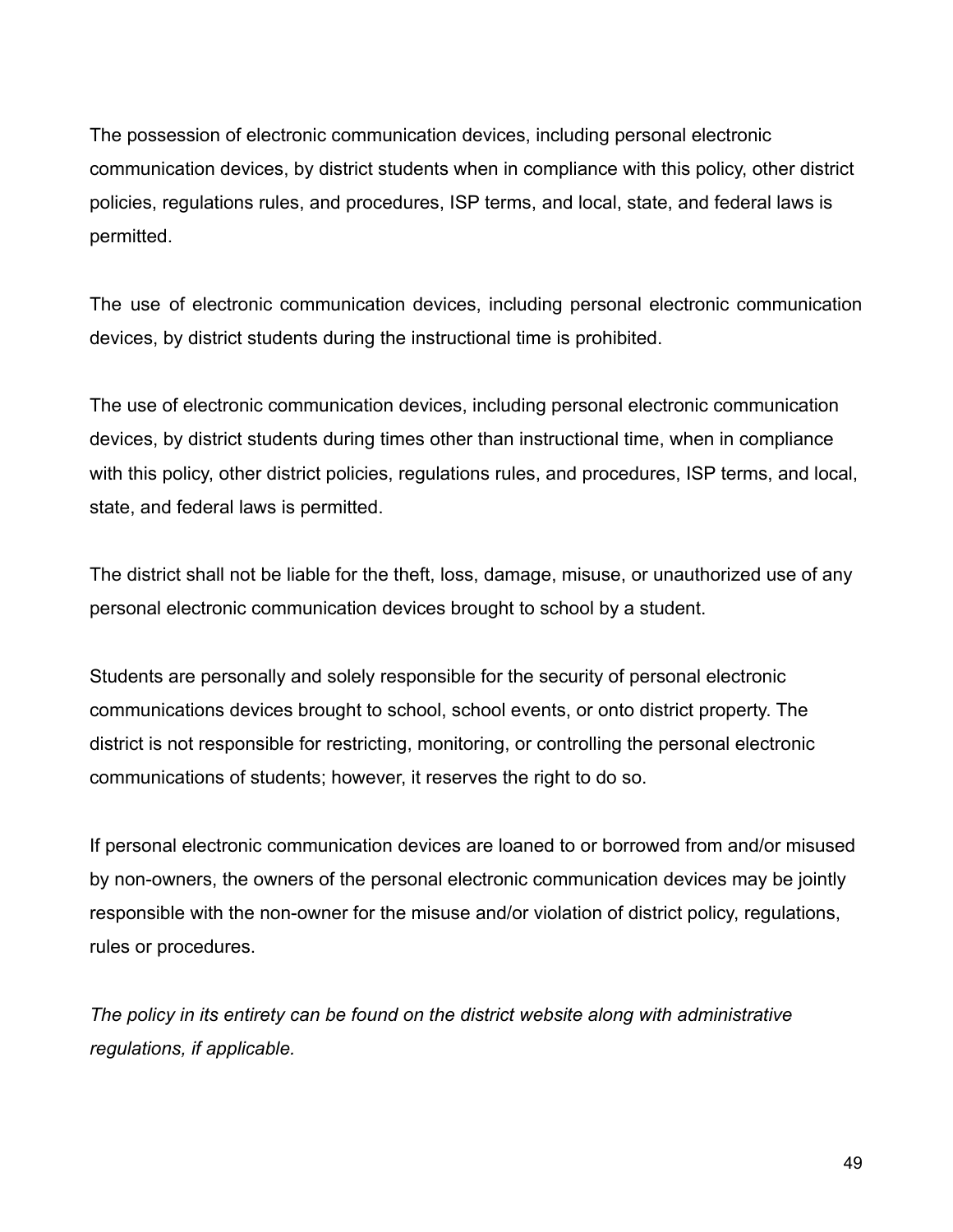The possession of electronic communication devices, including personal electronic communication devices, by district students when in compliance with this policy, other district policies, regulations rules, and procedures, ISP terms, and local, state, and federal laws is permitted.

The use of electronic communication devices, including personal electronic communication devices, by district students during the instructional time is prohibited.

The use of electronic communication devices, including personal electronic communication devices, by district students during times other than instructional time, when in compliance with this policy, other district policies, regulations rules, and procedures, ISP terms, and local, state, and federal laws is permitted.

The district shall not be liable for the theft, loss, damage, misuse, or unauthorized use of any personal electronic communication devices brought to school by a student.

Students are personally and solely responsible for the security of personal electronic communications devices brought to school, school events, or onto district property. The district is not responsible for restricting, monitoring, or controlling the personal electronic communications of students; however, it reserves the right to do so.

If personal electronic communication devices are loaned to or borrowed from and/or misused by non-owners, the owners of the personal electronic communication devices may be jointly responsible with the non-owner for the misuse and/or violation of district policy, regulations, rules or procedures.

*The policy in its entirety can be found on the district website along with administrative regulations, if applicable.*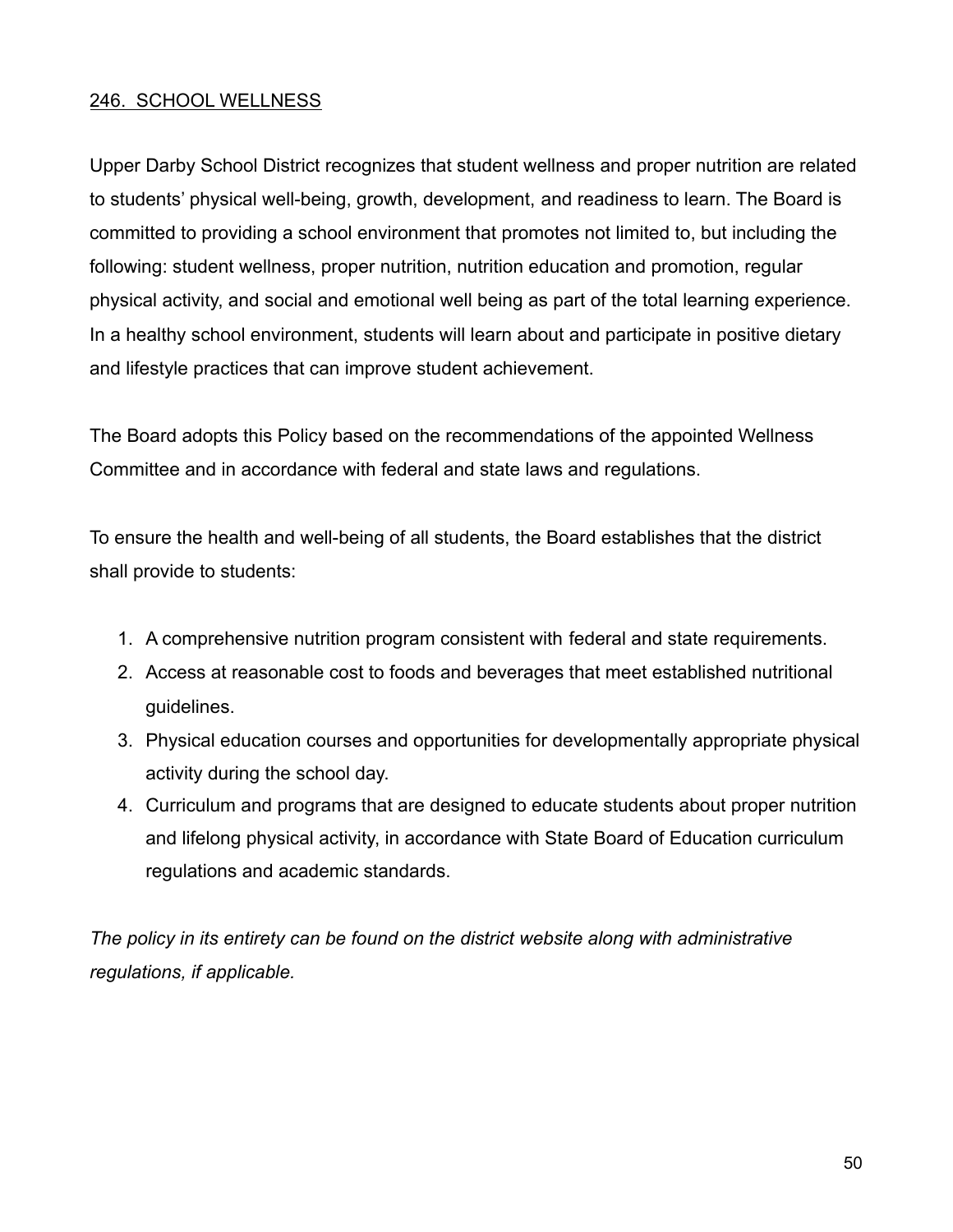## 246. SCHOOL WELLNESS

Upper Darby School District recognizes that student wellness and proper nutrition are related to students' physical well-being, growth, development, and readiness to learn. The Board is committed to providing a school environment that promotes not limited to, but including the following: student wellness, proper nutrition, nutrition education and promotion, regular physical activity, and social and emotional well being as part of the total learning experience. In a healthy school environment, students will learn about and participate in positive dietary and lifestyle practices that can improve student achievement.

The Board adopts this Policy based on the recommendations of the appointed Wellness Committee and in accordance with federal and state laws and regulations.

To ensure the health and well-being of all students, the Board establishes that the district shall provide to students:

1. A comprehensive nutrition program consistent with federal and state requirements.
2. Access at reasonable cost to foods and beverages that meet established nutritional guidelines.
3. Physical education courses and opportunities for developmentally appropriate physical activity during the school day.
4. Curriculum and programs that are designed to educate students about proper nutrition and lifelong physical activity, in accordance with State Board of Education curriculum regulations and academic standards.

*The policy in its entirety can be found on the district website along with administrative regulations, if applicable.*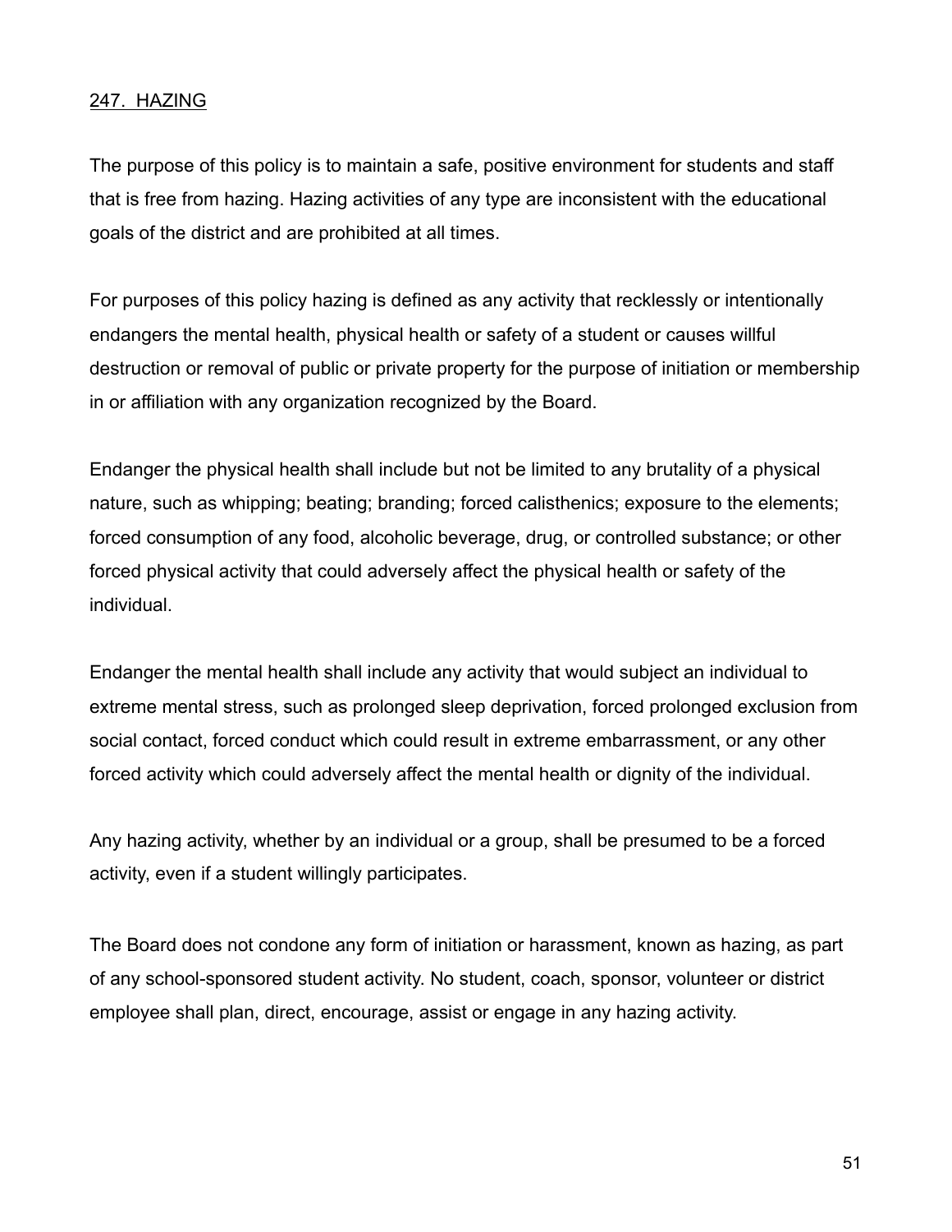## 247. HAZING

The purpose of this policy is to maintain a safe, positive environment for students and staff that is free from hazing. Hazing activities of any type are inconsistent with the educational goals of the district and are prohibited at all times.

For purposes of this policy hazing is defined as any activity that recklessly or intentionally endangers the mental health, physical health or safety of a student or causes willful destruction or removal of public or private property for the purpose of initiation or membership in or affiliation with any organization recognized by the Board.

Endanger the physical health shall include but not be limited to any brutality of a physical nature, such as whipping; beating; branding; forced calisthenics; exposure to the elements; forced consumption of any food, alcoholic beverage, drug, or controlled substance; or other forced physical activity that could adversely affect the physical health or safety of the individual.

Endanger the mental health shall include any activity that would subject an individual to extreme mental stress, such as prolonged sleep deprivation, forced prolonged exclusion from social contact, forced conduct which could result in extreme embarrassment, or any other forced activity which could adversely affect the mental health or dignity of the individual.

Any hazing activity, whether by an individual or a group, shall be presumed to be a forced activity, even if a student willingly participates.

The Board does not condone any form of initiation or harassment, known as hazing, as part of any school-sponsored student activity. No student, coach, sponsor, volunteer or district employee shall plan, direct, encourage, assist or engage in any hazing activity.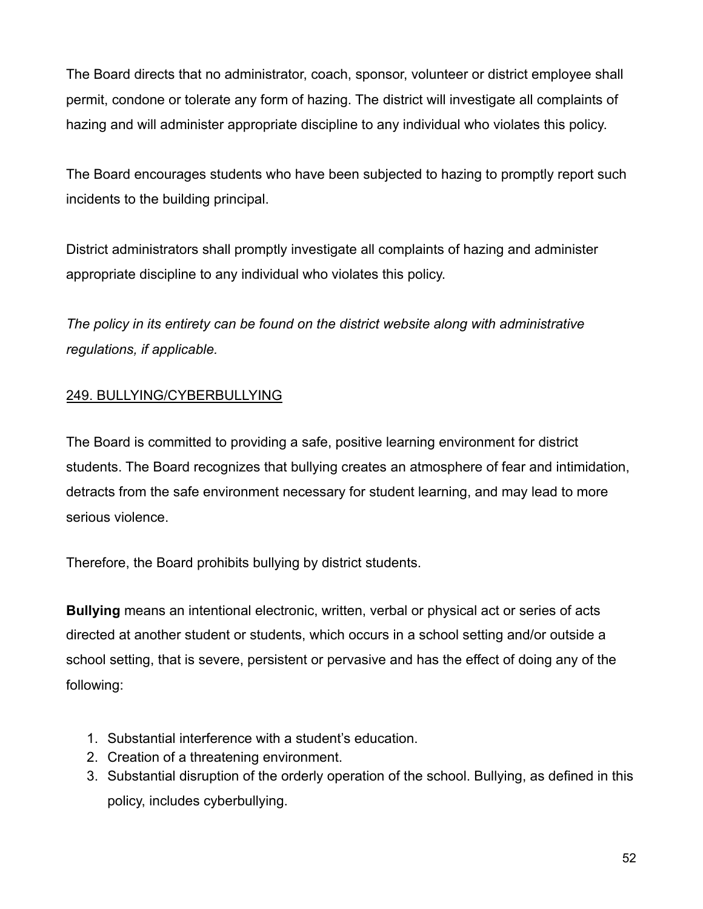The Board directs that no administrator, coach, sponsor, volunteer or district employee shall permit, condone or tolerate any form of hazing. The district will investigate all complaints of hazing and will administer appropriate discipline to any individual who violates this policy.

The Board encourages students who have been subjected to hazing to promptly report such incidents to the building principal.

District administrators shall promptly investigate all complaints of hazing and administer appropriate discipline to any individual who violates this policy.

*The policy in its entirety can be found on the district website along with administrative regulations, if applicable.*

## 249. BULLYING/CYBERBULLYING

The Board is committed to providing a safe, positive learning environment for district students. The Board recognizes that bullying creates an atmosphere of fear and intimidation, detracts from the safe environment necessary for student learning, and may lead to more serious violence.

Therefore, the Board prohibits bullying by district students.

**Bullying** means an intentional electronic, written, verbal or physical act or series of acts directed at another student or students, which occurs in a school setting and/or outside a school setting, that is severe, persistent or pervasive and has the effect of doing any of the following:

1. Substantial interference with a student's education.
2. Creation of a threatening environment.
3. Substantial disruption of the orderly operation of the school. Bullying, as defined in this policy, includes cyberbullying.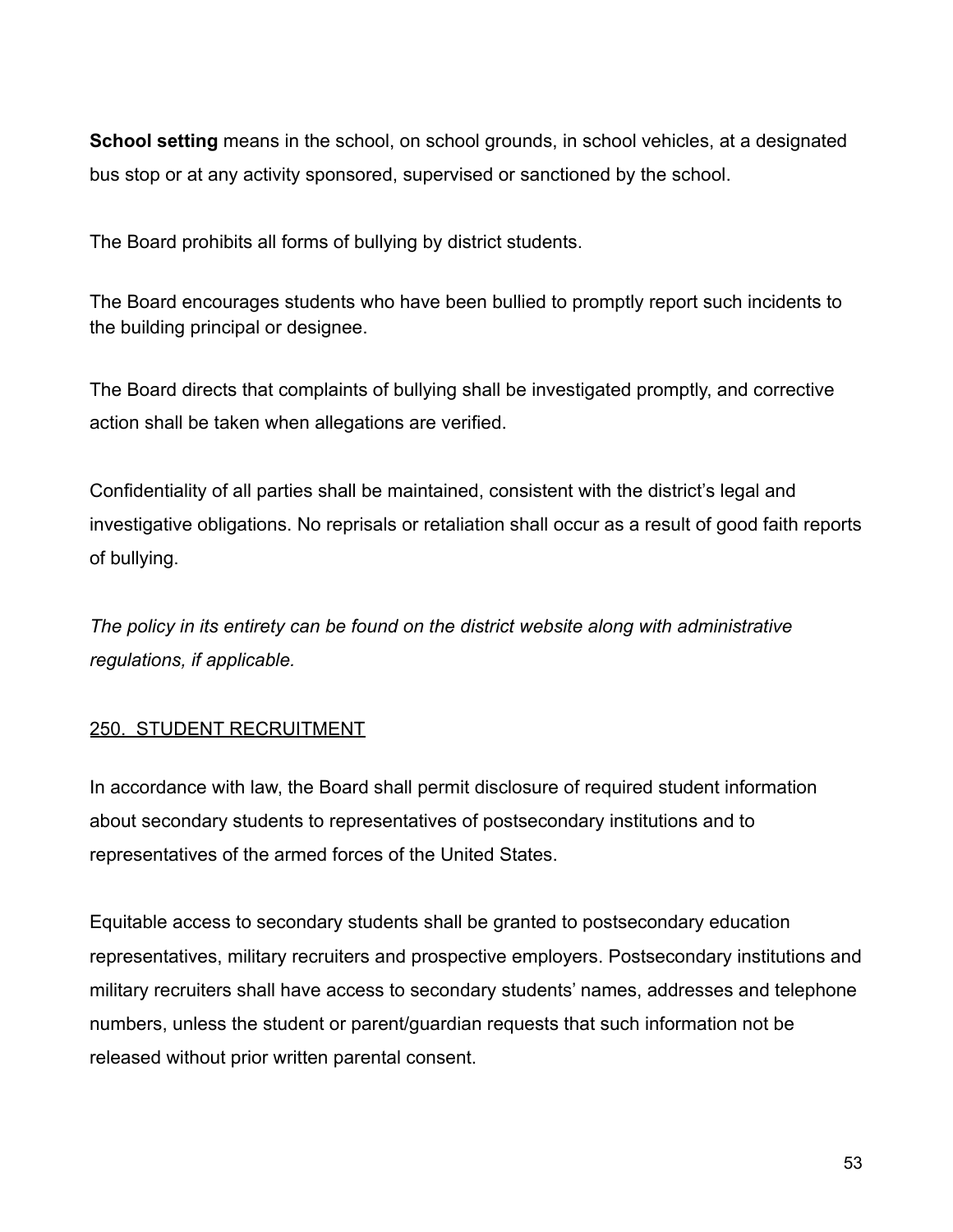**School setting** means in the school, on school grounds, in school vehicles, at a designated bus stop or at any activity sponsored, supervised or sanctioned by the school.

The Board prohibits all forms of bullying by district students.

The Board encourages students who have been bullied to promptly report such incidents to the building principal or designee.

The Board directs that complaints of bullying shall be investigated promptly, and corrective action shall be taken when allegations are verified.

Confidentiality of all parties shall be maintained, consistent with the district's legal and investigative obligations. No reprisals or retaliation shall occur as a result of good faith reports of bullying.

*The policy in its entirety can be found on the district website along with administrative regulations, if applicable.*

## 250. STUDENT RECRUITMENT

In accordance with law, the Board shall permit disclosure of required student information about secondary students to representatives of postsecondary institutions and to representatives of the armed forces of the United States.

Equitable access to secondary students shall be granted to postsecondary education representatives, military recruiters and prospective employers. Postsecondary institutions and military recruiters shall have access to secondary students' names, addresses and telephone numbers, unless the student or parent/guardian requests that such information not be released without prior written parental consent.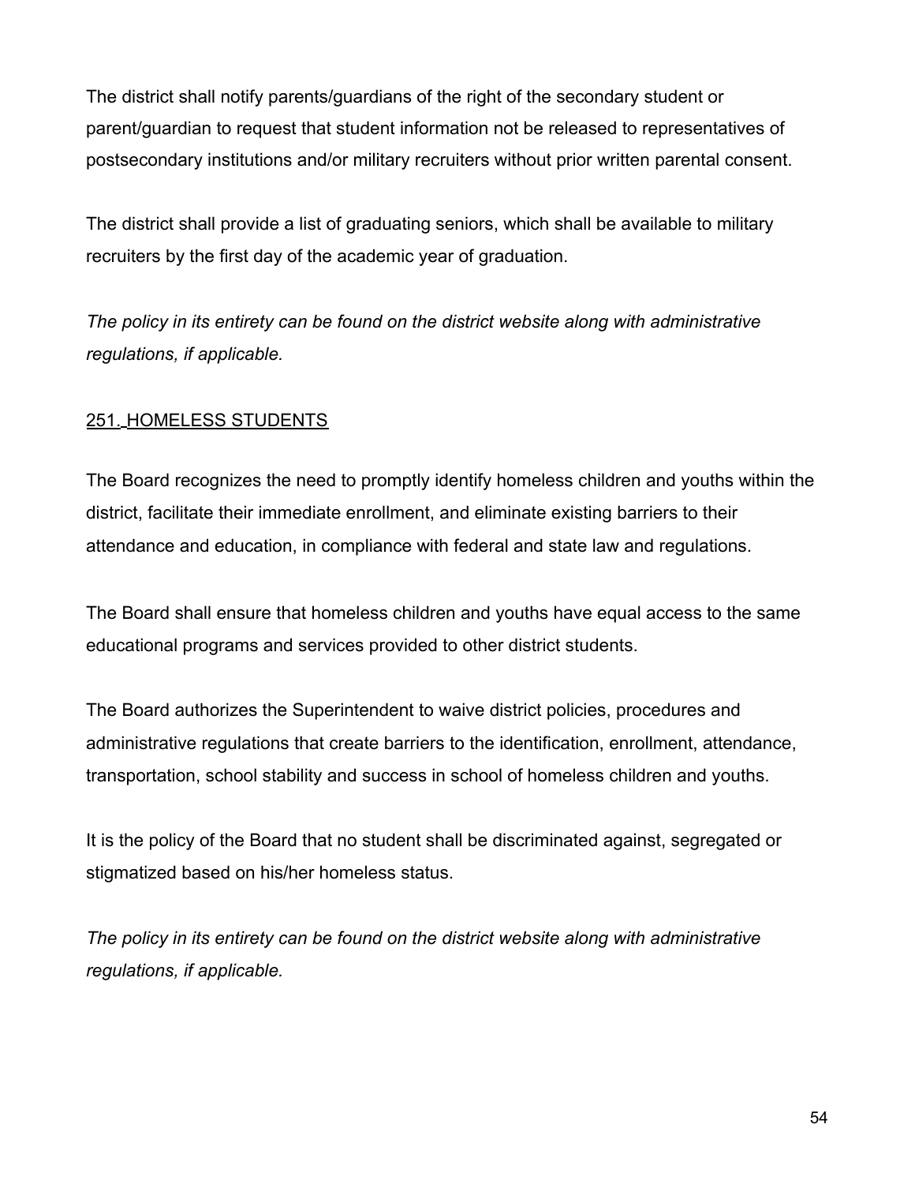The district shall notify parents/guardians of the right of the secondary student or parent/guardian to request that student information not be released to representatives of postsecondary institutions and/or military recruiters without prior written parental consent.

The district shall provide a list of graduating seniors, which shall be available to military recruiters by the first day of the academic year of graduation.

*The policy in its entirety can be found on the district website along with administrative regulations, if applicable.*

## 251. HOMELESS STUDENTS

The Board recognizes the need to promptly identify homeless children and youths within the district, facilitate their immediate enrollment, and eliminate existing barriers to their attendance and education, in compliance with federal and state law and regulations.

The Board shall ensure that homeless children and youths have equal access to the same educational programs and services provided to other district students.

The Board authorizes the Superintendent to waive district policies, procedures and administrative regulations that create barriers to the identification, enrollment, attendance, transportation, school stability and success in school of homeless children and youths.

It is the policy of the Board that no student shall be discriminated against, segregated or stigmatized based on his/her homeless status.

*The policy in its entirety can be found on the district website along with administrative regulations, if applicable.*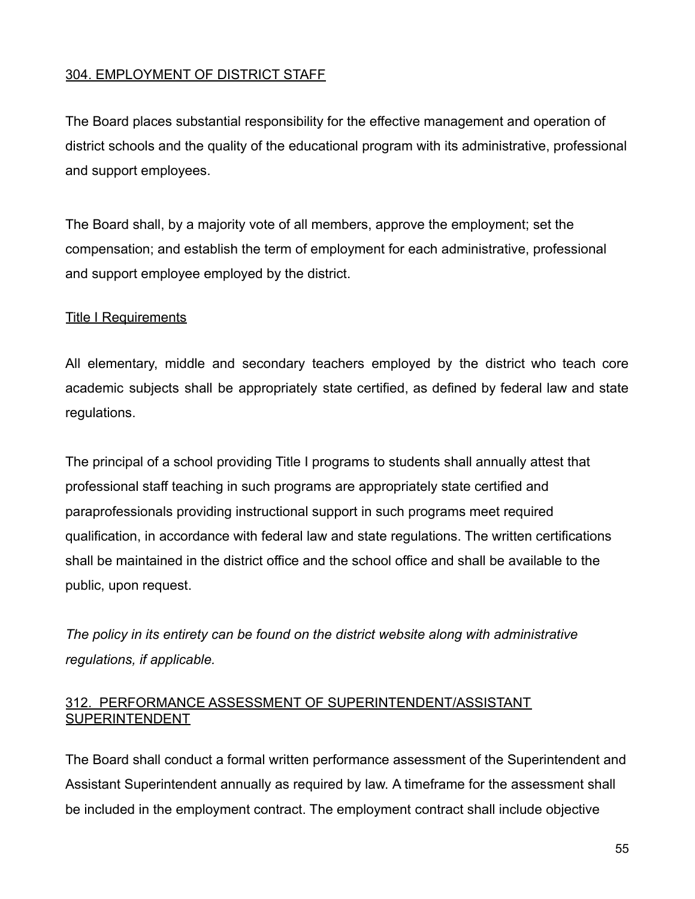## 304. EMPLOYMENT OF DISTRICT STAFF

The Board places substantial responsibility for the effective management and operation of district schools and the quality of the educational program with its administrative, professional and support employees.

The Board shall, by a majority vote of all members, approve the employment; set the compensation; and establish the term of employment for each administrative, professional and support employee employed by the district.

### Title I Requirements

All elementary, middle and secondary teachers employed by the district who teach core academic subjects shall be appropriately state certified, as defined by federal law and state regulations.

The principal of a school providing Title I programs to students shall annually attest that professional staff teaching in such programs are appropriately state certified and paraprofessionals providing instructional support in such programs meet required qualification, in accordance with federal law and state regulations. The written certifications shall be maintained in the district office and the school office and shall be available to the public, upon request.

*The policy in its entirety can be found on the district website along with administrative regulations, if applicable.*

## 312. PERFORMANCE ASSESSMENT OF SUPERINTENDENT/ASSISTANT SUPERINTENDENT

The Board shall conduct a formal written performance assessment of the Superintendent and Assistant Superintendent annually as required by law. A timeframe for the assessment shall be included in the employment contract. The employment contract shall include objective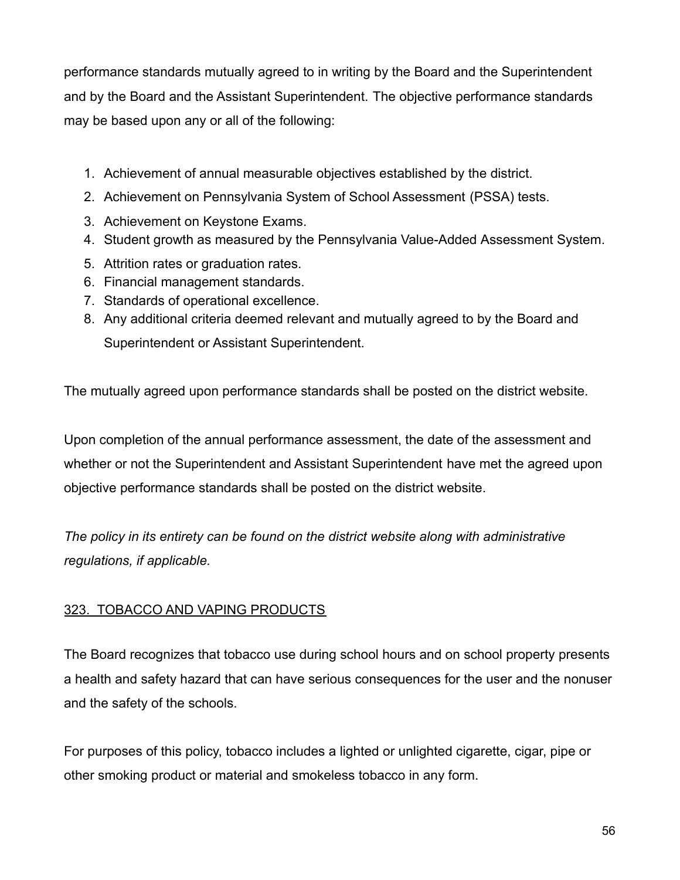performance standards mutually agreed to in writing by the Board and the Superintendent and by the Board and the Assistant Superintendent. The objective performance standards may be based upon any or all of the following:

1. Achievement of annual measurable objectives established by the district.
2. Achievement on Pennsylvania System of School Assessment (PSSA) tests.
3. Achievement on Keystone Exams.
4. Student growth as measured by the Pennsylvania Value-Added Assessment System.
5. Attrition rates or graduation rates.
6. Financial management standards.
7. Standards of operational excellence.
8. Any additional criteria deemed relevant and mutually agreed to by the Board and Superintendent or Assistant Superintendent.

The mutually agreed upon performance standards shall be posted on the district website.

Upon completion of the annual performance assessment, the date of the assessment and whether or not the Superintendent and Assistant Superintendent have met the agreed upon objective performance standards shall be posted on the district website.

*The policy in its entirety can be found on the district website along with administrative regulations, if applicable.*

## 323. TOBACCO AND VAPING PRODUCTS

The Board recognizes that tobacco use during school hours and on school property presents a health and safety hazard that can have serious consequences for the user and the nonuser and the safety of the schools.

For purposes of this policy, tobacco includes a lighted or unlighted cigarette, cigar, pipe or other smoking product or material and smokeless tobacco in any form.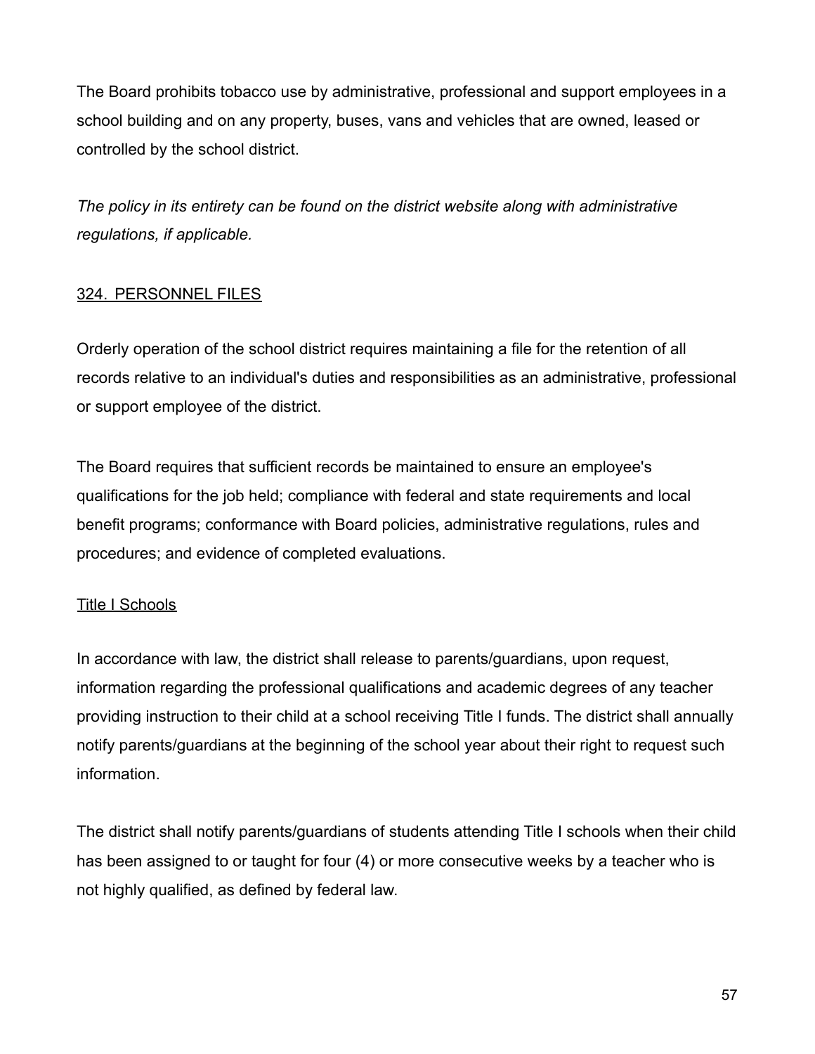The Board prohibits tobacco use by administrative, professional and support employees in a school building and on any property, buses, vans and vehicles that are owned, leased or controlled by the school district.

*The policy in its entirety can be found on the district website along with administrative regulations, if applicable.*

## 324. PERSONNEL FILES

Orderly operation of the school district requires maintaining a file for the retention of all records relative to an individual's duties and responsibilities as an administrative, professional or support employee of the district.

The Board requires that sufficient records be maintained to ensure an employee's qualifications for the job held; compliance with federal and state requirements and local benefit programs; conformance with Board policies, administrative regulations, rules and procedures; and evidence of completed evaluations.

### Title I Schools

In accordance with law, the district shall release to parents/guardians, upon request, information regarding the professional qualifications and academic degrees of any teacher providing instruction to their child at a school receiving Title I funds. The district shall annually notify parents/guardians at the beginning of the school year about their right to request such information.

The district shall notify parents/guardians of students attending Title I schools when their child has been assigned to or taught for four (4) or more consecutive weeks by a teacher who is not highly qualified, as defined by federal law.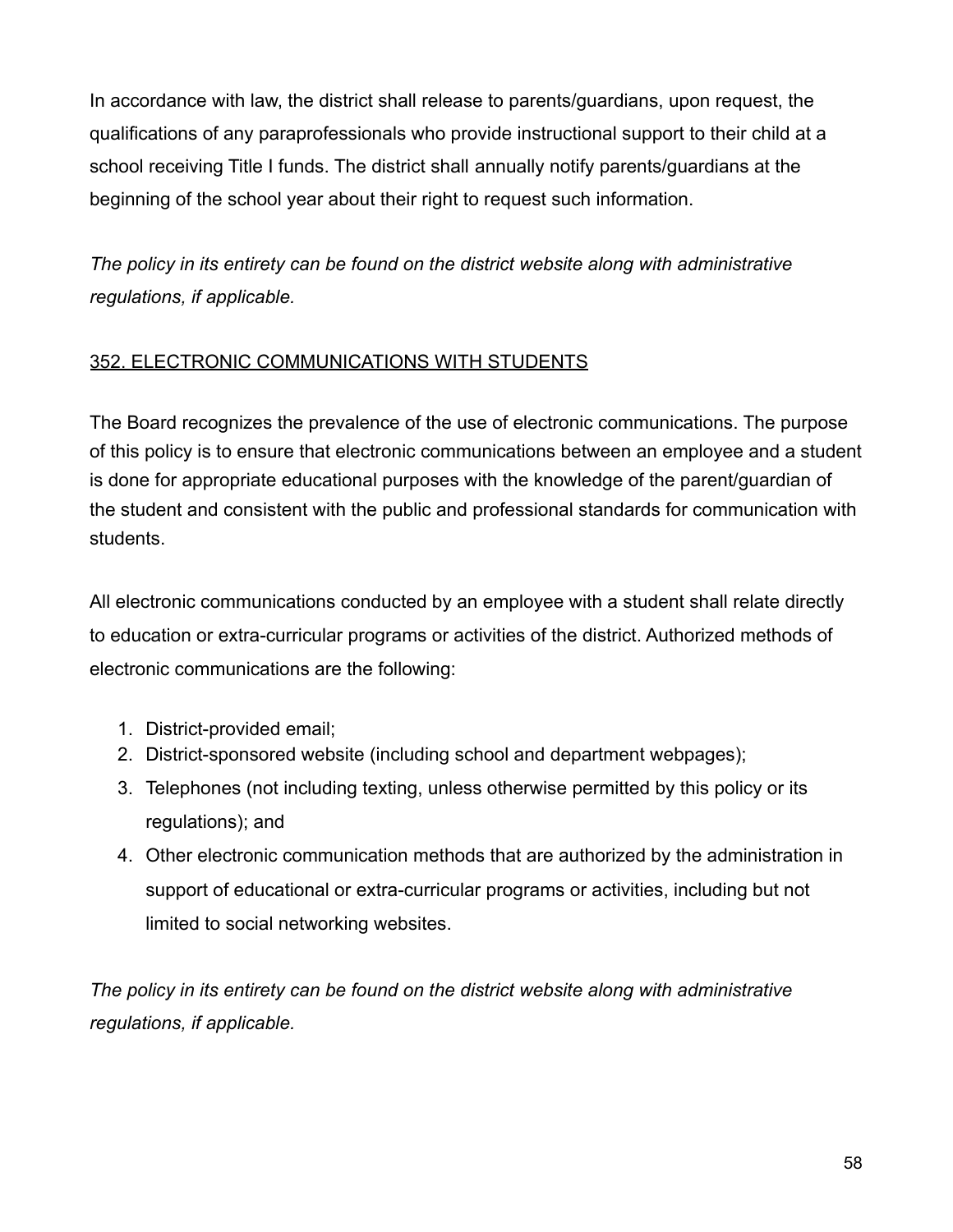In accordance with law, the district shall release to parents/guardians, upon request, the qualifications of any paraprofessionals who provide instructional support to their child at a school receiving Title I funds. The district shall annually notify parents/guardians at the beginning of the school year about their right to request such information.

*The policy in its entirety can be found on the district website along with administrative regulations, if applicable.*

## <u>352. ELECTRONIC COMMUNICATIONS WITH STUDENTS</u>

The Board recognizes the prevalence of the use of electronic communications. The purpose of this policy is to ensure that electronic communications between an employee and a student is done for appropriate educational purposes with the knowledge of the parent/guardian of the student and consistent with the public and professional standards for communication with students.

All electronic communications conducted by an employee with a student shall relate directly to education or extra-curricular programs or activities of the district. Authorized methods of electronic communications are the following:

1. District-provided email;
2. District-sponsored website (including school and department webpages);
3. Telephones (not including texting, unless otherwise permitted by this policy or its regulations); and
4. Other electronic communication methods that are authorized by the administration in support of educational or extra-curricular programs or activities, including but not limited to social networking websites.

*The policy in its entirety can be found on the district website along with administrative regulations, if applicable.*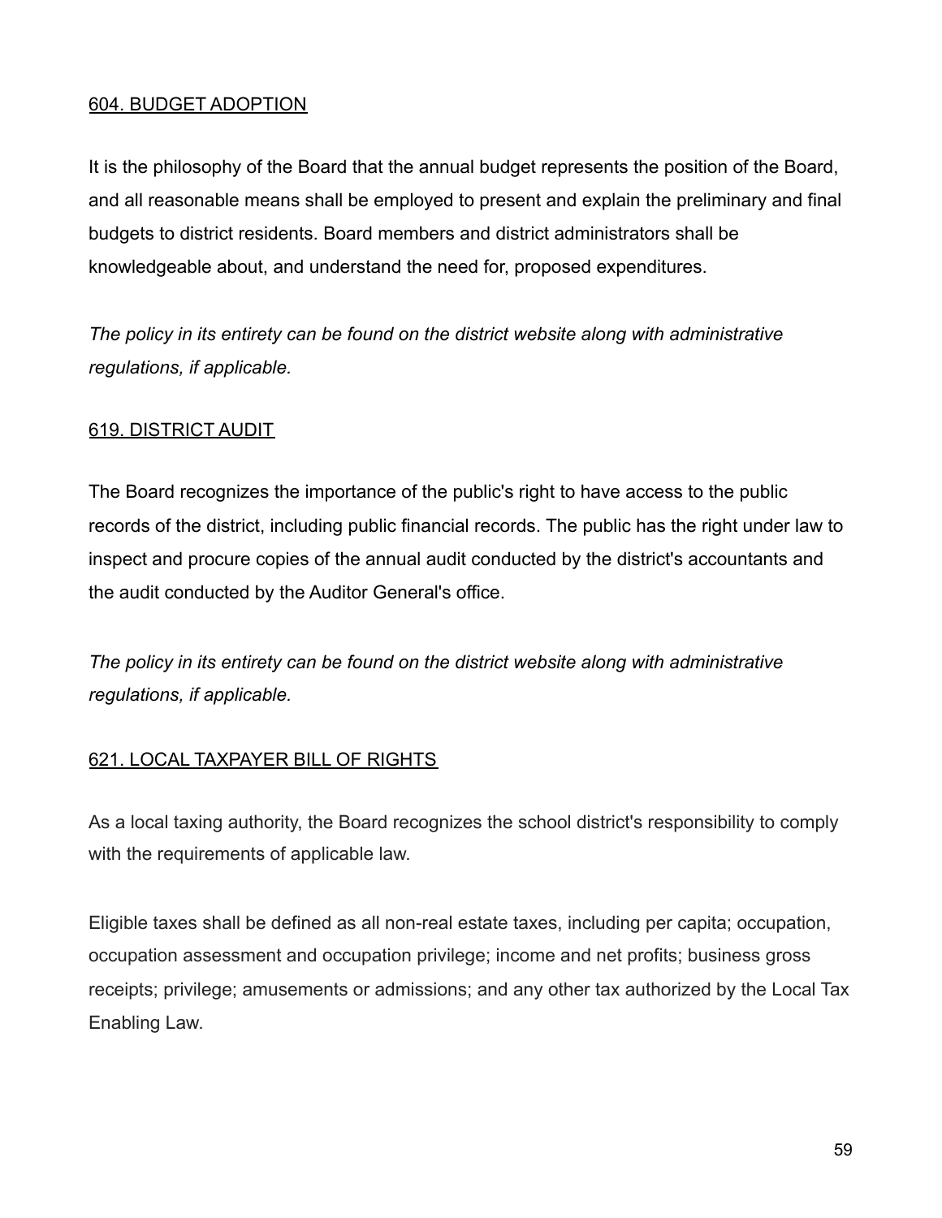## 604. BUDGET ADOPTION

It is the philosophy of the Board that the annual budget represents the position of the Board, and all reasonable means shall be employed to present and explain the preliminary and final budgets to district residents. Board members and district administrators shall be knowledgeable about, and understand the need for, proposed expenditures.

*The policy in its entirety can be found on the district website along with administrative regulations, if applicable.*

## 619. DISTRICT AUDIT

The Board recognizes the importance of the public's right to have access to the public records of the district, including public financial records. The public has the right under law to inspect and procure copies of the annual audit conducted by the district's accountants and the audit conducted by the Auditor General's office.

*The policy in its entirety can be found on the district website along with administrative regulations, if applicable.*

## 621. LOCAL TAXPAYER BILL OF RIGHTS

As a local taxing authority, the Board recognizes the school district's responsibility to comply with the requirements of applicable law.

Eligible taxes shall be defined as all non-real estate taxes, including per capita; occupation, occupation assessment and occupation privilege; income and net profits; business gross receipts; privilege; amusements or admissions; and any other tax authorized by the Local Tax Enabling Law.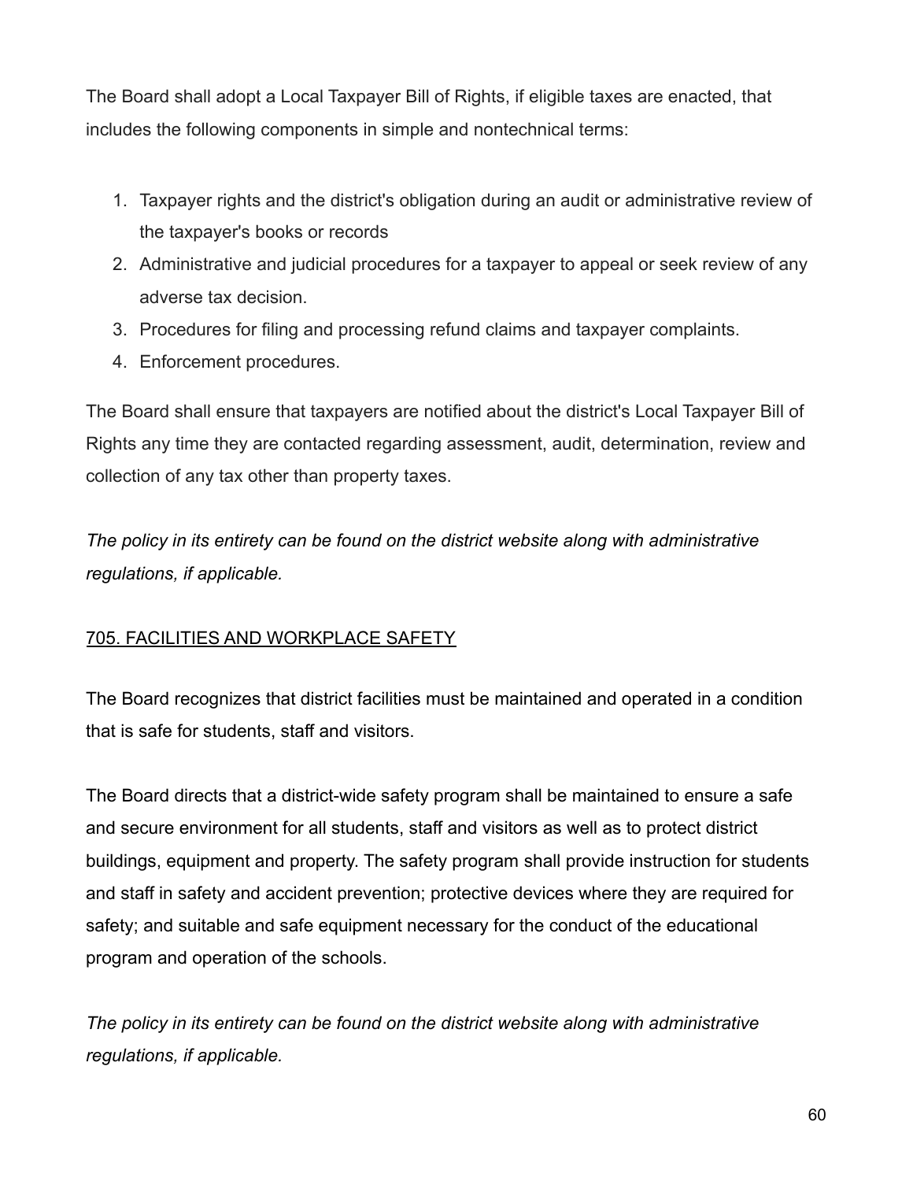The Board shall adopt a Local Taxpayer Bill of Rights, if eligible taxes are enacted, that includes the following components in simple and nontechnical terms:

1. Taxpayer rights and the district's obligation during an audit or administrative review of the taxpayer's books or records
2. Administrative and judicial procedures for a taxpayer to appeal or seek review of any adverse tax decision.
3. Procedures for filing and processing refund claims and taxpayer complaints.
4. Enforcement procedures.

The Board shall ensure that taxpayers are notified about the district's Local Taxpayer Bill of Rights any time they are contacted regarding assessment, audit, determination, review and collection of any tax other than property taxes.

*The policy in its entirety can be found on the district website along with administrative regulations, if applicable.*

## 705. FACILITIES AND WORKPLACE SAFETY

The Board recognizes that district facilities must be maintained and operated in a condition that is safe for students, staff and visitors.

The Board directs that a district-wide safety program shall be maintained to ensure a safe and secure environment for all students, staff and visitors as well as to protect district buildings, equipment and property. The safety program shall provide instruction for students and staff in safety and accident prevention; protective devices where they are required for safety; and suitable and safe equipment necessary for the conduct of the educational program and operation of the schools.

*The policy in its entirety can be found on the district website along with administrative regulations, if applicable.*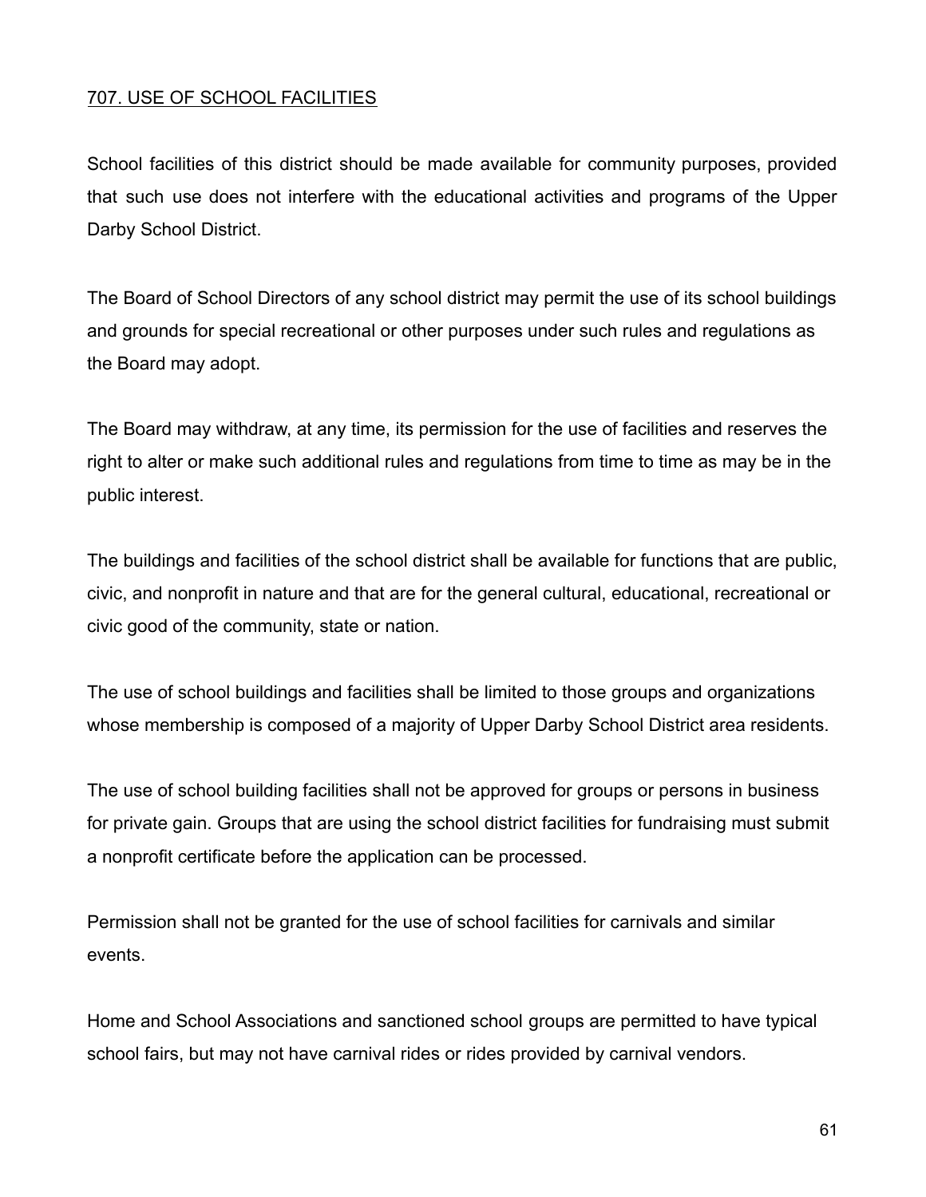## 707. USE OF SCHOOL FACILITIES

School facilities of this district should be made available for community purposes, provided that such use does not interfere with the educational activities and programs of the Upper Darby School District.

The Board of School Directors of any school district may permit the use of its school buildings and grounds for special recreational or other purposes under such rules and regulations as the Board may adopt.

The Board may withdraw, at any time, its permission for the use of facilities and reserves the right to alter or make such additional rules and regulations from time to time as may be in the public interest.

The buildings and facilities of the school district shall be available for functions that are public, civic, and nonprofit in nature and that are for the general cultural, educational, recreational or civic good of the community, state or nation.

The use of school buildings and facilities shall be limited to those groups and organizations whose membership is composed of a majority of Upper Darby School District area residents.

The use of school building facilities shall not be approved for groups or persons in business for private gain. Groups that are using the school district facilities for fundraising must submit a nonprofit certificate before the application can be processed.

Permission shall not be granted for the use of school facilities for carnivals and similar events.

Home and School Associations and sanctioned school groups are permitted to have typical school fairs, but may not have carnival rides or rides provided by carnival vendors.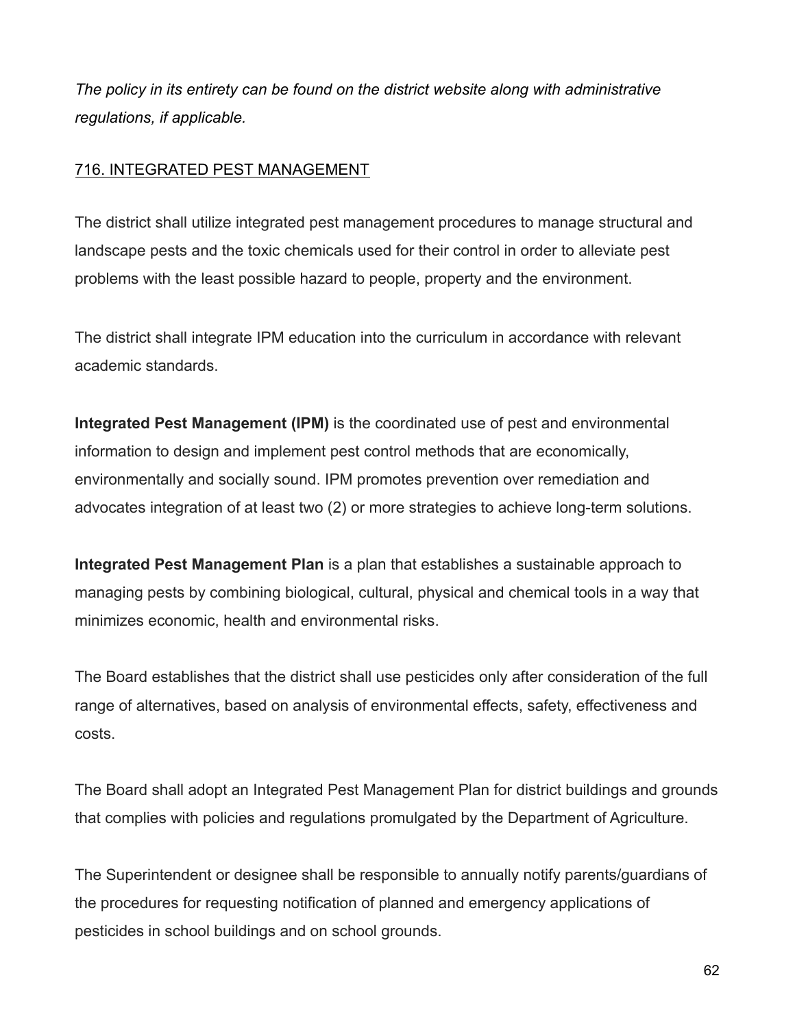*The policy in its entirety can be found on the district website along with administrative regulations, if applicable.*

## 716. INTEGRATED PEST MANAGEMENT

The district shall utilize integrated pest management procedures to manage structural and landscape pests and the toxic chemicals used for their control in order to alleviate pest problems with the least possible hazard to people, property and the environment.

The district shall integrate IPM education into the curriculum in accordance with relevant academic standards.

**Integrated Pest Management (IPM)** is the coordinated use of pest and environmental information to design and implement pest control methods that are economically, environmentally and socially sound. IPM promotes prevention over remediation and advocates integration of at least two (2) or more strategies to achieve long-term solutions.

**Integrated Pest Management Plan** is a plan that establishes a sustainable approach to managing pests by combining biological, cultural, physical and chemical tools in a way that minimizes economic, health and environmental risks.

The Board establishes that the district shall use pesticides only after consideration of the full range of alternatives, based on analysis of environmental effects, safety, effectiveness and costs.

The Board shall adopt an Integrated Pest Management Plan for district buildings and grounds that complies with policies and regulations promulgated by the Department of Agriculture.

The Superintendent or designee shall be responsible to annually notify parents/guardians of the procedures for requesting notification of planned and emergency applications of pesticides in school buildings and on school grounds.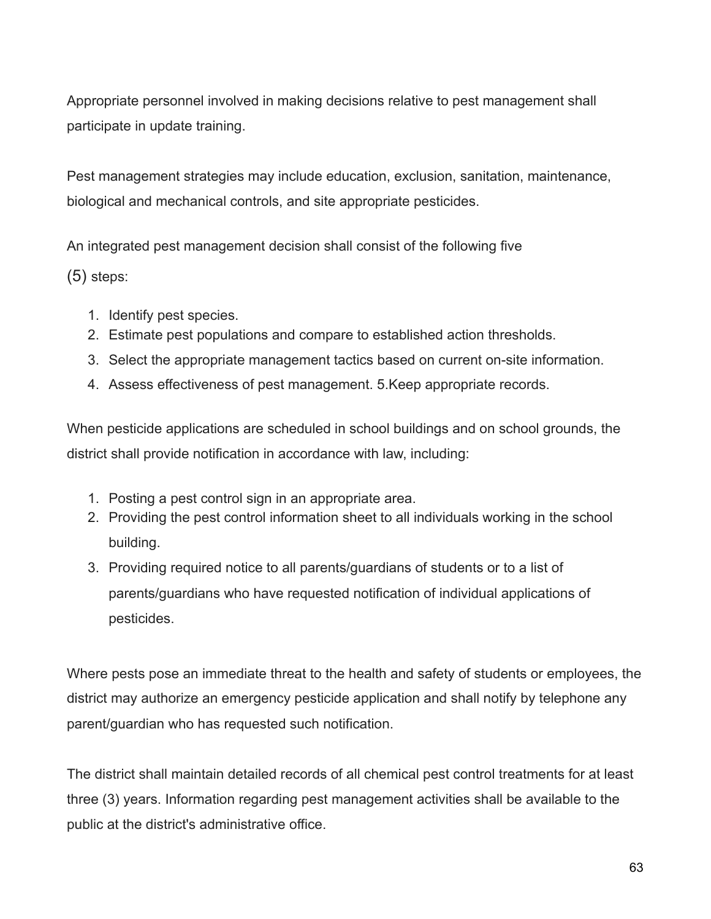Appropriate personnel involved in making decisions relative to pest management shall participate in update training.

Pest management strategies may include education, exclusion, sanitation, maintenance, biological and mechanical controls, and site appropriate pesticides.

An integrated pest management decision shall consist of the following five (5) steps:

1. Identify pest species.
2. Estimate pest populations and compare to established action thresholds.
3. Select the appropriate management tactics based on current on-site information.
4. Assess effectiveness of pest management. 5.Keep appropriate records.

When pesticide applications are scheduled in school buildings and on school grounds, the district shall provide notification in accordance with law, including:

1. Posting a pest control sign in an appropriate area.
2. Providing the pest control information sheet to all individuals working in the school building.
3. Providing required notice to all parents/guardians of students or to a list of parents/guardians who have requested notification of individual applications of pesticides.

Where pests pose an immediate threat to the health and safety of students or employees, the district may authorize an emergency pesticide application and shall notify by telephone any parent/guardian who has requested such notification.

The district shall maintain detailed records of all chemical pest control treatments for at least three (3) years. Information regarding pest management activities shall be available to the public at the district's administrative office.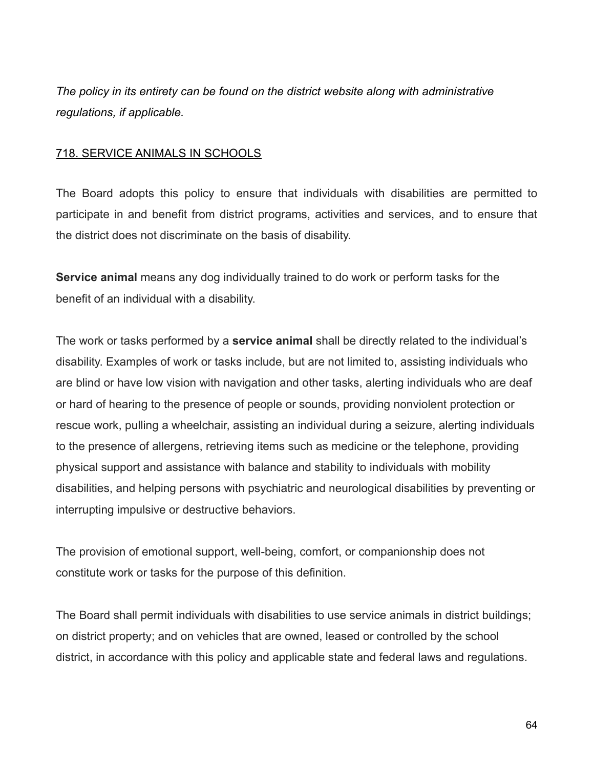*The policy in its entirety can be found on the district website along with administrative regulations, if applicable.*

## 718. SERVICE ANIMALS IN SCHOOLS

The Board adopts this policy to ensure that individuals with disabilities are permitted to participate in and benefit from district programs, activities and services, and to ensure that the district does not discriminate on the basis of disability.

**Service animal** means any dog individually trained to do work or perform tasks for the benefit of an individual with a disability.

The work or tasks performed by a **service animal** shall be directly related to the individual's disability. Examples of work or tasks include, but are not limited to, assisting individuals who are blind or have low vision with navigation and other tasks, alerting individuals who are deaf or hard of hearing to the presence of people or sounds, providing nonviolent protection or rescue work, pulling a wheelchair, assisting an individual during a seizure, alerting individuals to the presence of allergens, retrieving items such as medicine or the telephone, providing physical support and assistance with balance and stability to individuals with mobility disabilities, and helping persons with psychiatric and neurological disabilities by preventing or interrupting impulsive or destructive behaviors.

The provision of emotional support, well-being, comfort, or companionship does not constitute work or tasks for the purpose of this definition.

The Board shall permit individuals with disabilities to use service animals in district buildings; on district property; and on vehicles that are owned, leased or controlled by the school district, in accordance with this policy and applicable state and federal laws and regulations.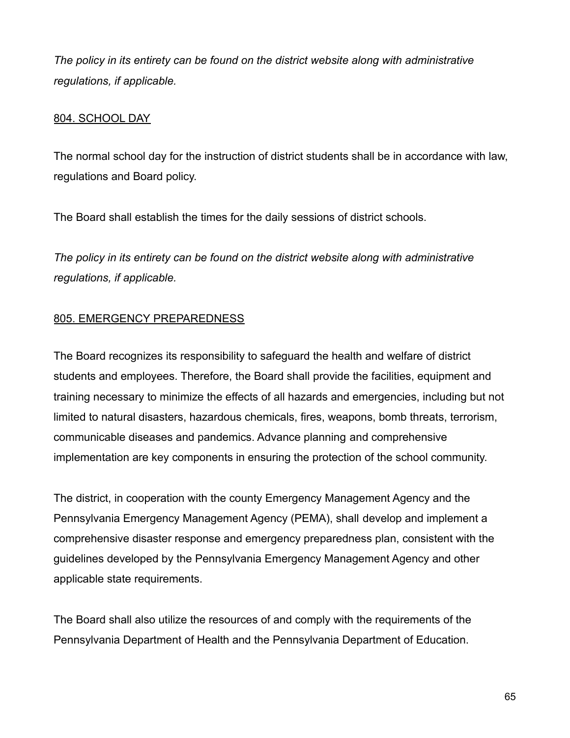*The policy in its entirety can be found on the district website along with administrative regulations, if applicable.*

<u>804. SCHOOL DAY</u>

The normal school day for the instruction of district students shall be in accordance with law, regulations and Board policy.

The Board shall establish the times for the daily sessions of district schools.

*The policy in its entirety can be found on the district website along with administrative regulations, if applicable.*

<u>805. EMERGENCY PREPAREDNESS</u>

The Board recognizes its responsibility to safeguard the health and welfare of district students and employees. Therefore, the Board shall provide the facilities, equipment and training necessary to minimize the effects of all hazards and emergencies, including but not limited to natural disasters, hazardous chemicals, fires, weapons, bomb threats, terrorism, communicable diseases and pandemics. Advance planning and comprehensive implementation are key components in ensuring the protection of the school community.

The district, in cooperation with the county Emergency Management Agency and the Pennsylvania Emergency Management Agency (PEMA), shall develop and implement a comprehensive disaster response and emergency preparedness plan, consistent with the guidelines developed by the Pennsylvania Emergency Management Agency and other applicable state requirements.

The Board shall also utilize the resources of and comply with the requirements of the Pennsylvania Department of Health and the Pennsylvania Department of Education.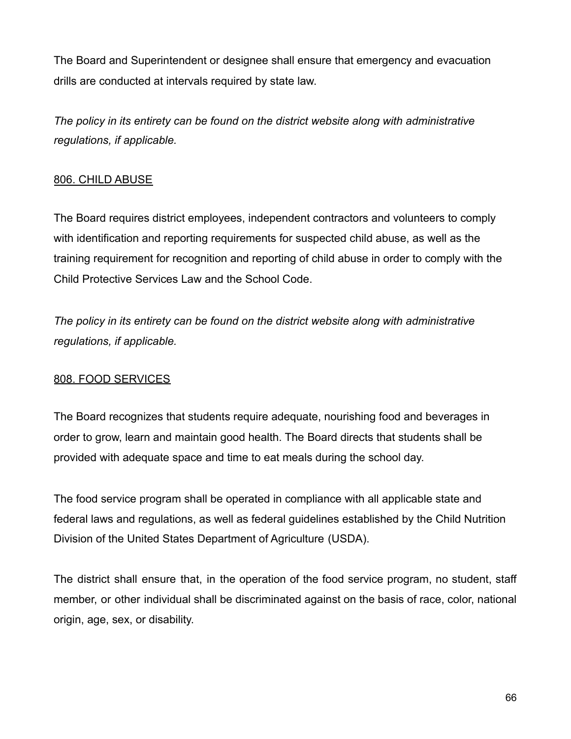The Board and Superintendent or designee shall ensure that emergency and evacuation drills are conducted at intervals required by state law.

*The policy in its entirety can be found on the district website along with administrative regulations, if applicable.*

## 806. CHILD ABUSE

The Board requires district employees, independent contractors and volunteers to comply with identification and reporting requirements for suspected child abuse, as well as the training requirement for recognition and reporting of child abuse in order to comply with the Child Protective Services Law and the School Code.

*The policy in its entirety can be found on the district website along with administrative regulations, if applicable.*

## 808. FOOD SERVICES

The Board recognizes that students require adequate, nourishing food and beverages in order to grow, learn and maintain good health. The Board directs that students shall be provided with adequate space and time to eat meals during the school day.

The food service program shall be operated in compliance with all applicable state and federal laws and regulations, as well as federal guidelines established by the Child Nutrition Division of the United States Department of Agriculture (USDA).

The district shall ensure that, in the operation of the food service program, no student, staff member, or other individual shall be discriminated against on the basis of race, color, national origin, age, sex, or disability.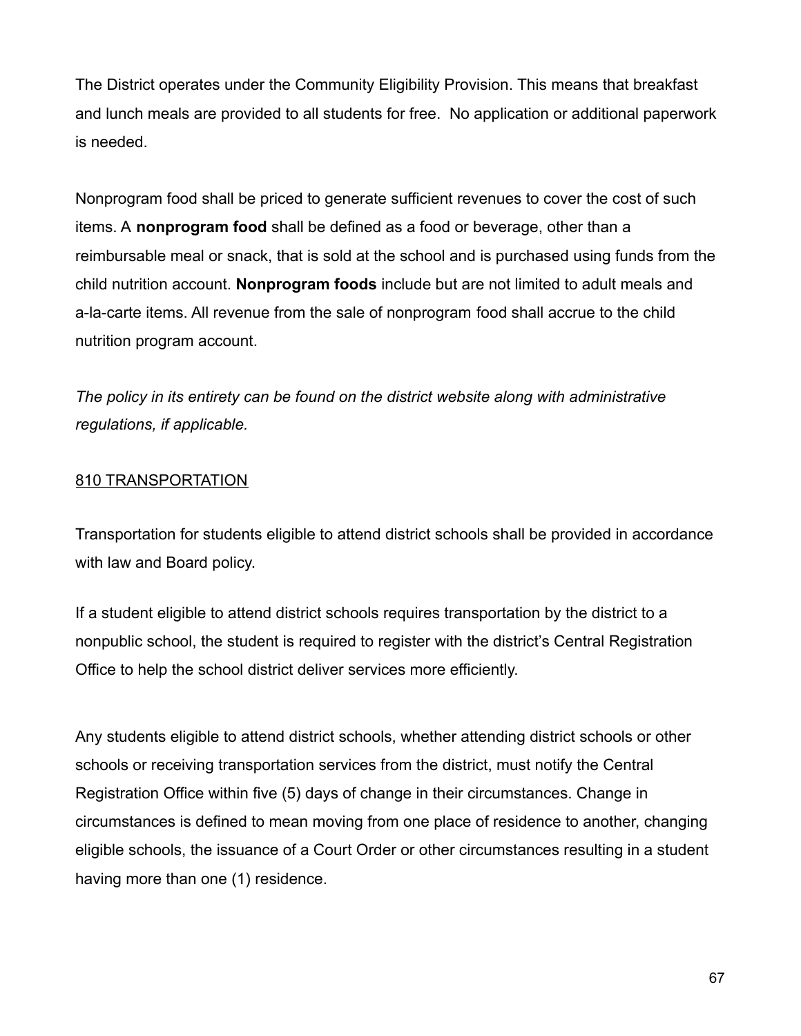The District operates under the Community Eligibility Provision. This means that breakfast and lunch meals are provided to all students for free. No application or additional paperwork is needed.

Nonprogram food shall be priced to generate sufficient revenues to cover the cost of such items. A **nonprogram food** shall be defined as a food or beverage, other than a reimbursable meal or snack, that is sold at the school and is purchased using funds from the child nutrition account. **Nonprogram foods** include but are not limited to adult meals and a-la-carte items. All revenue from the sale of nonprogram food shall accrue to the child nutrition program account.

*The policy in its entirety can be found on the district website along with administrative regulations, if applicable.*

## 810 TRANSPORTATION

Transportation for students eligible to attend district schools shall be provided in accordance with law and Board policy.

If a student eligible to attend district schools requires transportation by the district to a nonpublic school, the student is required to register with the district's Central Registration Office to help the school district deliver services more efficiently.

Any students eligible to attend district schools, whether attending district schools or other schools or receiving transportation services from the district, must notify the Central Registration Office within five (5) days of change in their circumstances. Change in circumstances is defined to mean moving from one place of residence to another, changing eligible schools, the issuance of a Court Order or other circumstances resulting in a student having more than one (1) residence.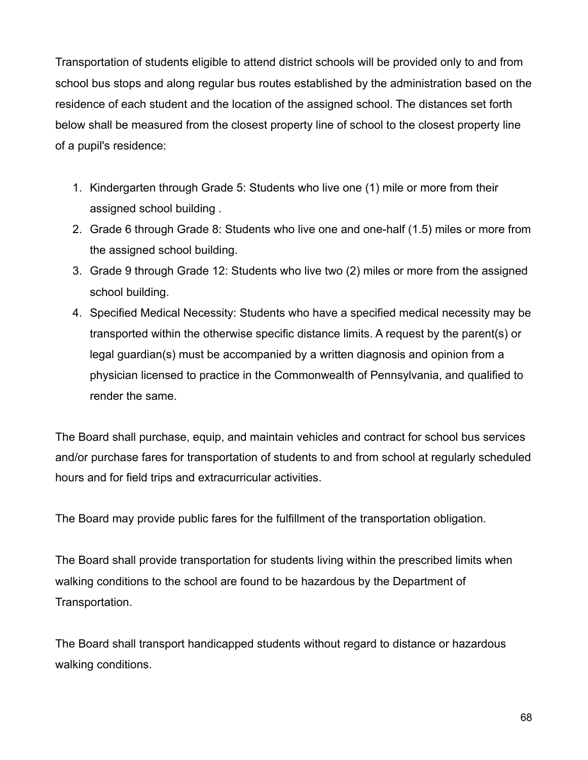Transportation of students eligible to attend district schools will be provided only to and from school bus stops and along regular bus routes established by the administration based on the residence of each student and the location of the assigned school. The distances set forth below shall be measured from the closest property line of school to the closest property line of a pupil's residence:

1. Kindergarten through Grade 5: Students who live one (1) mile or more from their assigned school building .
2. Grade 6 through Grade 8: Students who live one and one-half (1.5) miles or more from the assigned school building.
3. Grade 9 through Grade 12: Students who live two (2) miles or more from the assigned school building.
4. Specified Medical Necessity: Students who have a specified medical necessity may be transported within the otherwise specific distance limits. A request by the parent(s) or legal guardian(s) must be accompanied by a written diagnosis and opinion from a physician licensed to practice in the Commonwealth of Pennsylvania, and qualified to render the same.

The Board shall purchase, equip, and maintain vehicles and contract for school bus services and/or purchase fares for transportation of students to and from school at regularly scheduled hours and for field trips and extracurricular activities.

The Board may provide public fares for the fulfillment of the transportation obligation.

The Board shall provide transportation for students living within the prescribed limits when walking conditions to the school are found to be hazardous by the Department of Transportation.

The Board shall transport handicapped students without regard to distance or hazardous walking conditions.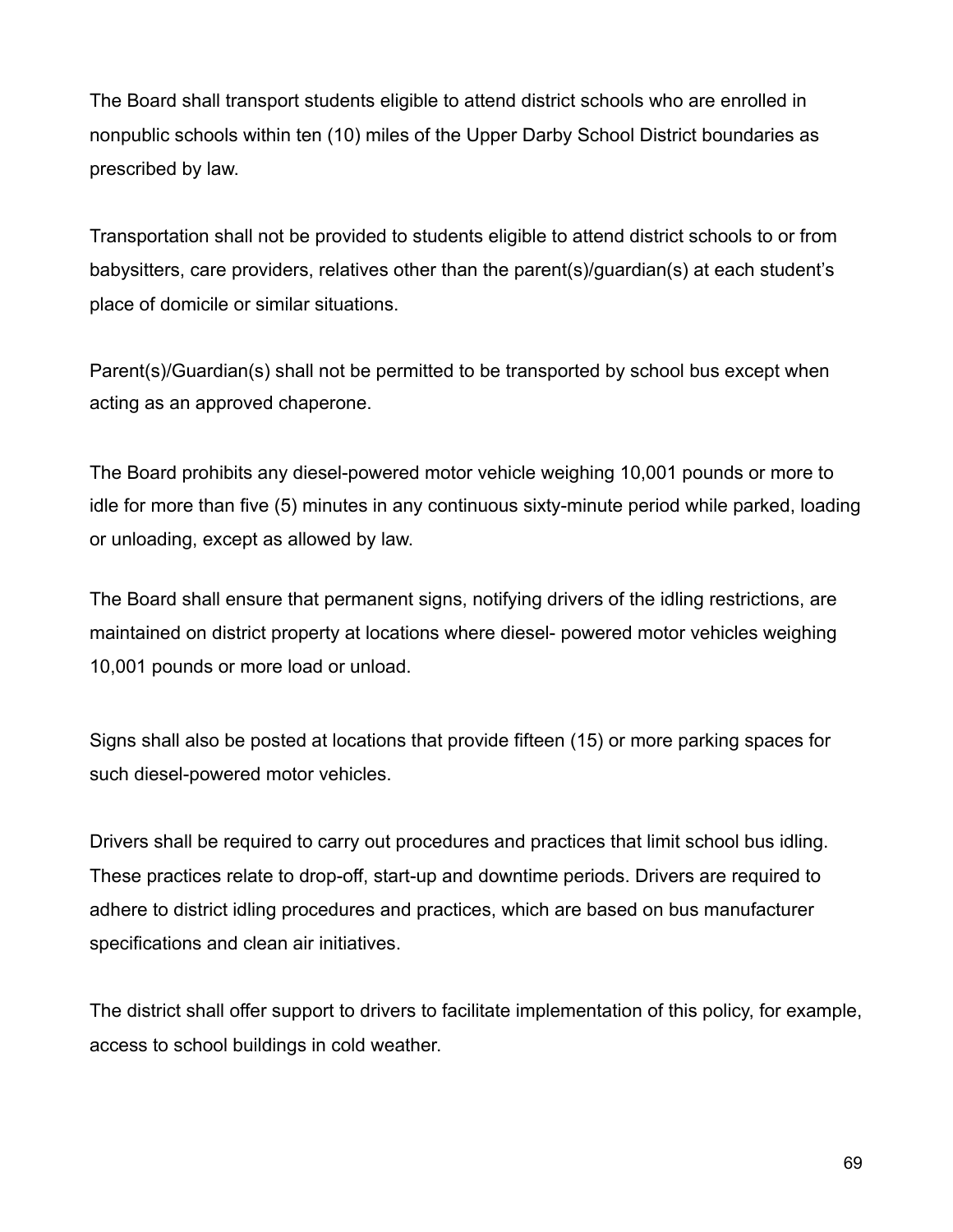The Board shall transport students eligible to attend district schools who are enrolled in nonpublic schools within ten (10) miles of the Upper Darby School District boundaries as prescribed by law.

Transportation shall not be provided to students eligible to attend district schools to or from babysitters, care providers, relatives other than the parent(s)/guardian(s) at each student's place of domicile or similar situations.

Parent(s)/Guardian(s) shall not be permitted to be transported by school bus except when acting as an approved chaperone.

The Board prohibits any diesel-powered motor vehicle weighing 10,001 pounds or more to idle for more than five (5) minutes in any continuous sixty-minute period while parked, loading or unloading, except as allowed by law.

The Board shall ensure that permanent signs, notifying drivers of the idling restrictions, are maintained on district property at locations where diesel- powered motor vehicles weighing 10,001 pounds or more load or unload.

Signs shall also be posted at locations that provide fifteen (15) or more parking spaces for such diesel-powered motor vehicles.

Drivers shall be required to carry out procedures and practices that limit school bus idling. These practices relate to drop-off, start-up and downtime periods. Drivers are required to adhere to district idling procedures and practices, which are based on bus manufacturer specifications and clean air initiatives.

The district shall offer support to drivers to facilitate implementation of this policy, for example, access to school buildings in cold weather.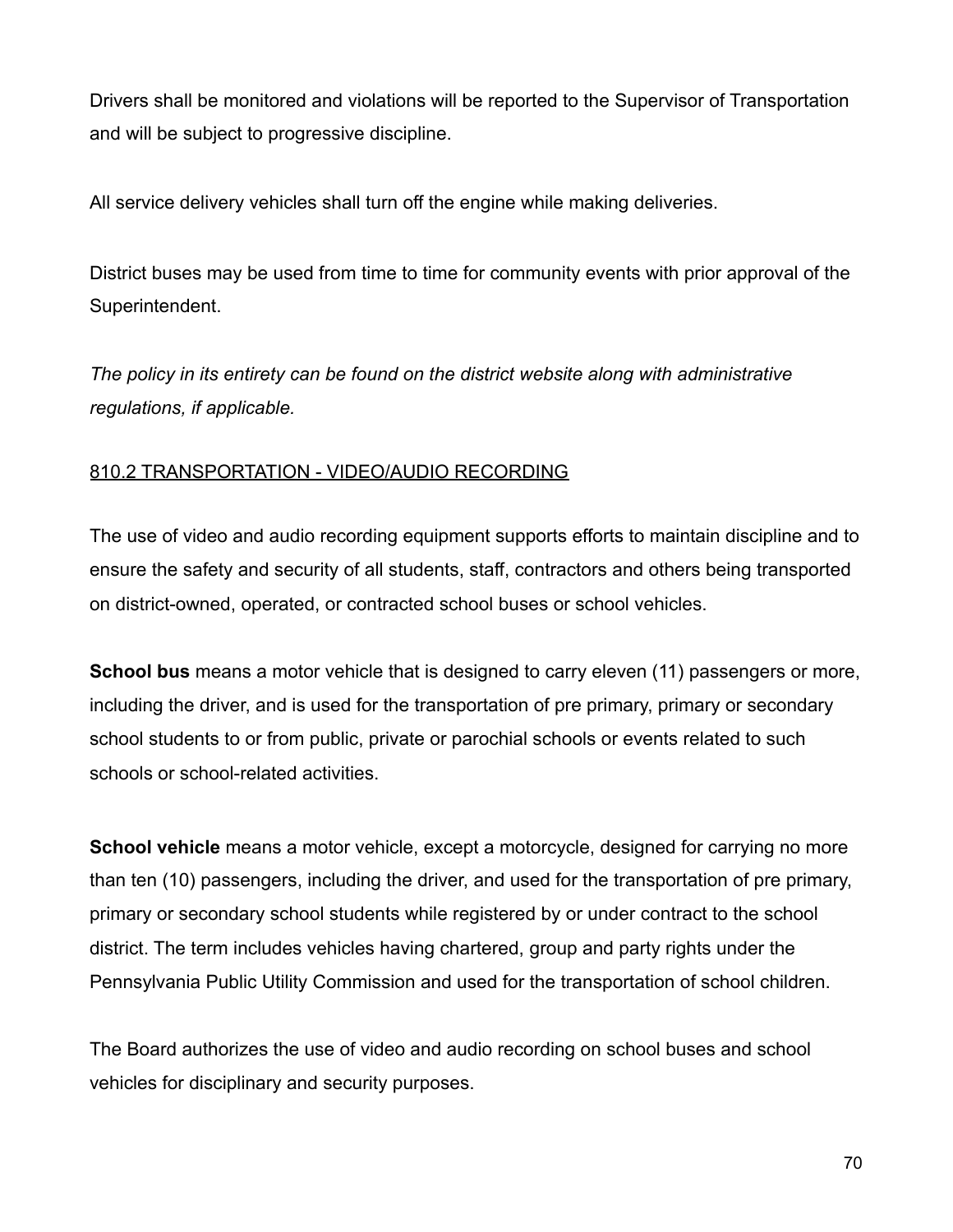Drivers shall be monitored and violations will be reported to the Supervisor of Transportation and will be subject to progressive discipline.

All service delivery vehicles shall turn off the engine while making deliveries.

District buses may be used from time to time for community events with prior approval of the Superintendent.

*The policy in its entirety can be found on the district website along with administrative regulations, if applicable.*

## 810.2 TRANSPORTATION - VIDEO/AUDIO RECORDING

The use of video and audio recording equipment supports efforts to maintain discipline and to ensure the safety and security of all students, staff, contractors and others being transported on district-owned, operated, or contracted school buses or school vehicles.

**School bus** means a motor vehicle that is designed to carry eleven (11) passengers or more, including the driver, and is used for the transportation of pre primary, primary or secondary school students to or from public, private or parochial schools or events related to such schools or school-related activities.

**School vehicle** means a motor vehicle, except a motorcycle, designed for carrying no more than ten (10) passengers, including the driver, and used for the transportation of pre primary, primary or secondary school students while registered by or under contract to the school district. The term includes vehicles having chartered, group and party rights under the Pennsylvania Public Utility Commission and used for the transportation of school children.

The Board authorizes the use of video and audio recording on school buses and school vehicles for disciplinary and security purposes.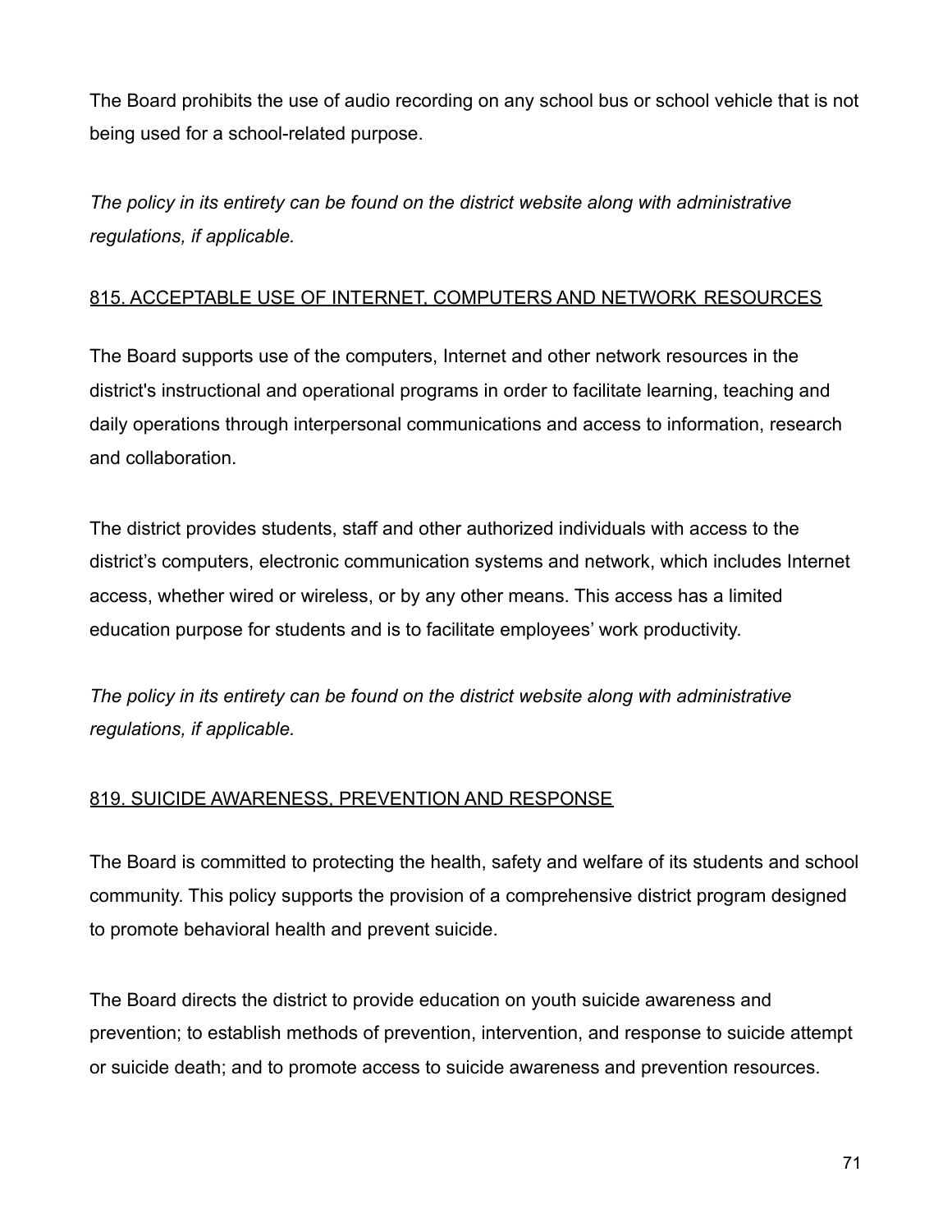The Board prohibits the use of audio recording on any school bus or school vehicle that is not being used for a school-related purpose.

*The policy in its entirety can be found on the district website along with administrative regulations, if applicable.*

## 815. ACCEPTABLE USE OF INTERNET, COMPUTERS AND NETWORK RESOURCES

The Board supports use of the computers, Internet and other network resources in the district's instructional and operational programs in order to facilitate learning, teaching and daily operations through interpersonal communications and access to information, research and collaboration.

The district provides students, staff and other authorized individuals with access to the district's computers, electronic communication systems and network, which includes Internet access, whether wired or wireless, or by any other means. This access has a limited education purpose for students and is to facilitate employees' work productivity.

*The policy in its entirety can be found on the district website along with administrative regulations, if applicable.*

## 819. SUICIDE AWARENESS, PREVENTION AND RESPONSE

The Board is committed to protecting the health, safety and welfare of its students and school community. This policy supports the provision of a comprehensive district program designed to promote behavioral health and prevent suicide.

The Board directs the district to provide education on youth suicide awareness and prevention; to establish methods of prevention, intervention, and response to suicide attempt or suicide death; and to promote access to suicide awareness and prevention resources.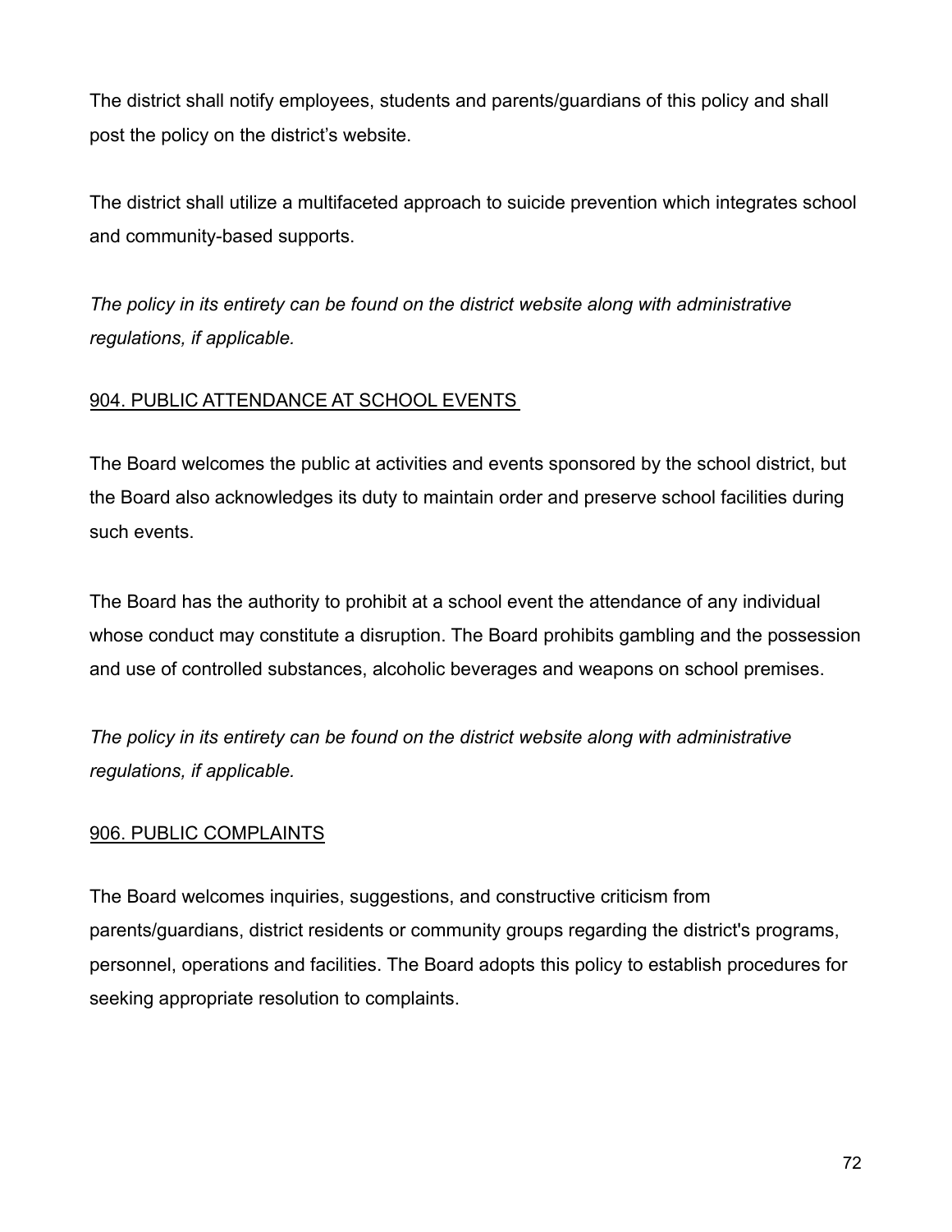The district shall notify employees, students and parents/guardians of this policy and shall post the policy on the district's website.

The district shall utilize a multifaceted approach to suicide prevention which integrates school and community-based supports.

*The policy in its entirety can be found on the district website along with administrative regulations, if applicable.*

## 904. PUBLIC ATTENDANCE AT SCHOOL EVENTS

The Board welcomes the public at activities and events sponsored by the school district, but the Board also acknowledges its duty to maintain order and preserve school facilities during such events.

The Board has the authority to prohibit at a school event the attendance of any individual whose conduct may constitute a disruption. The Board prohibits gambling and the possession and use of controlled substances, alcoholic beverages and weapons on school premises.

*The policy in its entirety can be found on the district website along with administrative regulations, if applicable.*

## 906. PUBLIC COMPLAINTS

The Board welcomes inquiries, suggestions, and constructive criticism from parents/guardians, district residents or community groups regarding the district's programs, personnel, operations and facilities. The Board adopts this policy to establish procedures for seeking appropriate resolution to complaints.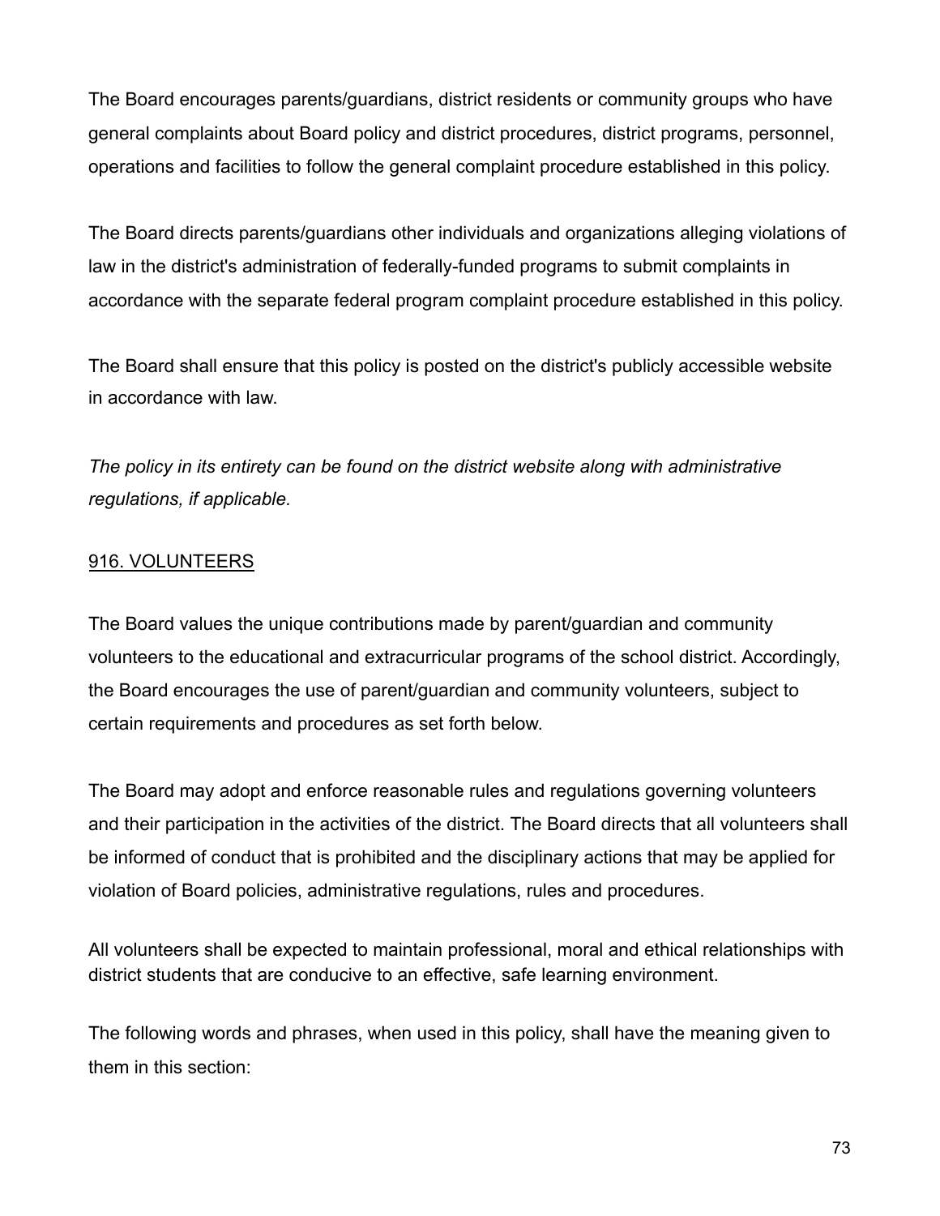The Board encourages parents/guardians, district residents or community groups who have general complaints about Board policy and district procedures, district programs, personnel, operations and facilities to follow the general complaint procedure established in this policy.

The Board directs parents/guardians other individuals and organizations alleging violations of law in the district's administration of federally-funded programs to submit complaints in accordance with the separate federal program complaint procedure established in this policy.

The Board shall ensure that this policy is posted on the district's publicly accessible website in accordance with law.

*The policy in its entirety can be found on the district website along with administrative regulations, if applicable.*

## 916. VOLUNTEERS

The Board values the unique contributions made by parent/guardian and community volunteers to the educational and extracurricular programs of the school district. Accordingly, the Board encourages the use of parent/guardian and community volunteers, subject to certain requirements and procedures as set forth below.

The Board may adopt and enforce reasonable rules and regulations governing volunteers and their participation in the activities of the district. The Board directs that all volunteers shall be informed of conduct that is prohibited and the disciplinary actions that may be applied for violation of Board policies, administrative regulations, rules and procedures.

All volunteers shall be expected to maintain professional, moral and ethical relationships with district students that are conducive to an effective, safe learning environment.

The following words and phrases, when used in this policy, shall have the meaning given to them in this section: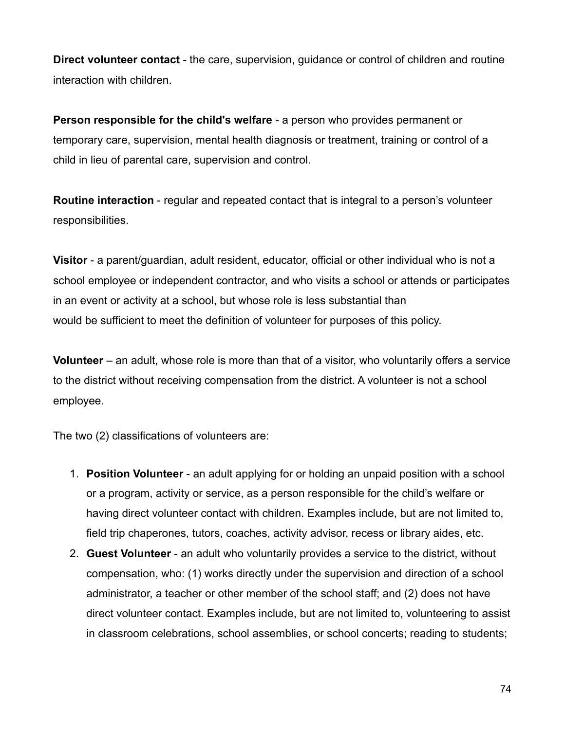**Direct volunteer contact** - the care, supervision, guidance or control of children and routine interaction with children.

**Person responsible for the child's welfare** - a person who provides permanent or temporary care, supervision, mental health diagnosis or treatment, training or control of a child in lieu of parental care, supervision and control.

**Routine interaction** - regular and repeated contact that is integral to a person's volunteer responsibilities.

**Visitor** - a parent/guardian, adult resident, educator, official or other individual who is not a school employee or independent contractor, and who visits a school or attends or participates in an event or activity at a school, but whose role is less substantial than would be sufficient to meet the definition of volunteer for purposes of this policy.

**Volunteer** – an adult, whose role is more than that of a visitor, who voluntarily offers a service to the district without receiving compensation from the district. A volunteer is not a school employee.

The two (2) classifications of volunteers are:

1. **Position Volunteer** - an adult applying for or holding an unpaid position with a school or a program, activity or service, as a person responsible for the child's welfare or having direct volunteer contact with children. Examples include, but are not limited to, field trip chaperones, tutors, coaches, activity advisor, recess or library aides, etc.
2. **Guest Volunteer** - an adult who voluntarily provides a service to the district, without compensation, who: (1) works directly under the supervision and direction of a school administrator, a teacher or other member of the school staff; and (2) does not have direct volunteer contact. Examples include, but are not limited to, volunteering to assist in classroom celebrations, school assemblies, or school concerts; reading to students;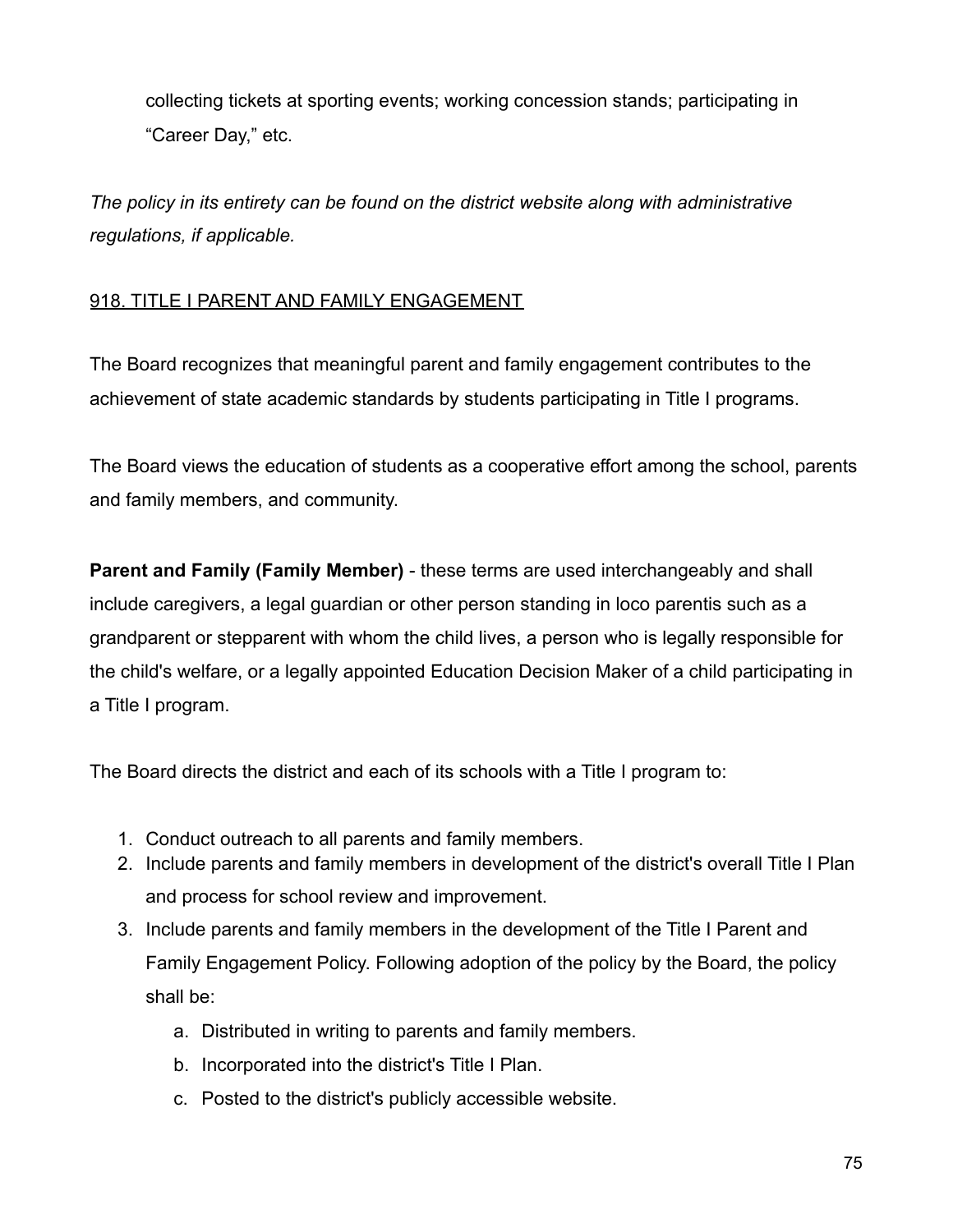collecting tickets at sporting events; working concession stands; participating in "Career Day," etc.

*The policy in its entirety can be found on the district website along with administrative regulations, if applicable.*

## 918. TITLE I PARENT AND FAMILY ENGAGEMENT

The Board recognizes that meaningful parent and family engagement contributes to the achievement of state academic standards by students participating in Title I programs.

The Board views the education of students as a cooperative effort among the school, parents and family members, and community.

**Parent and Family (Family Member)** - these terms are used interchangeably and shall include caregivers, a legal guardian or other person standing in loco parentis such as a grandparent or stepparent with whom the child lives, a person who is legally responsible for the child's welfare, or a legally appointed Education Decision Maker of a child participating in a Title I program.

The Board directs the district and each of its schools with a Title I program to:

1. Conduct outreach to all parents and family members.
2. Include parents and family members in development of the district's overall Title I Plan and process for school review and improvement.
3. Include parents and family members in the development of the Title I Parent and Family Engagement Policy. Following adoption of the policy by the Board, the policy shall be:
    a. Distributed in writing to parents and family members.
    b. Incorporated into the district's Title I Plan.
    c. Posted to the district's publicly accessible website.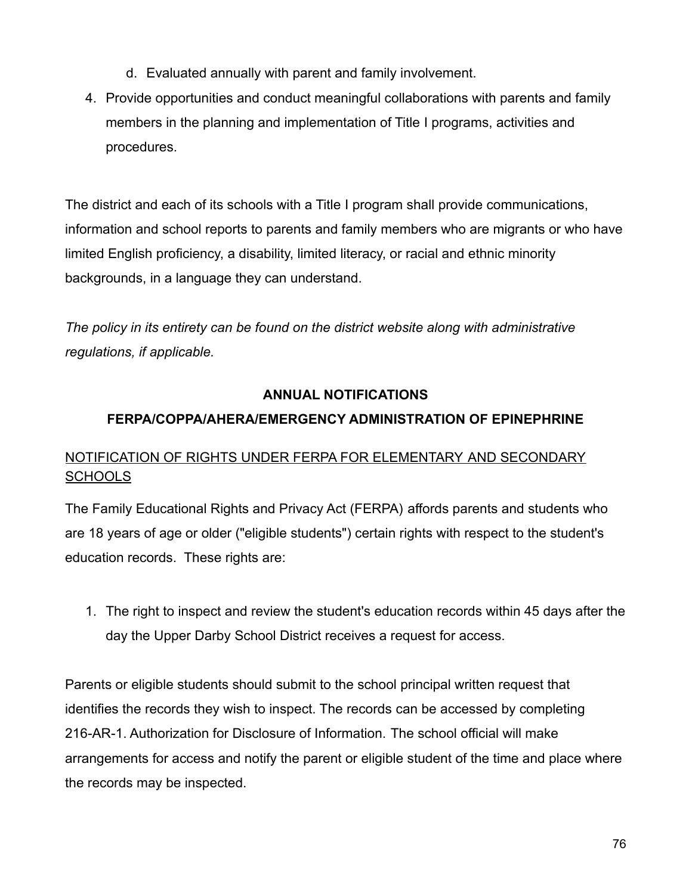d. Evaluated annually with parent and family involvement.

4. Provide opportunities and conduct meaningful collaborations with parents and family members in the planning and implementation of Title I programs, activities and procedures.

The district and each of its schools with a Title I program shall provide communications, information and school reports to parents and family members who are migrants or who have limited English proficiency, a disability, limited literacy, or racial and ethnic minority backgrounds, in a language they can understand.

*The policy in its entirety can be found on the district website along with administrative regulations, if applicable.*

## ANNUAL NOTIFICATIONS

## FERPA/COPPA/AHERA/EMERGENCY ADMINISTRATION OF EPINEPHRINE

### NOTIFICATION OF RIGHTS UNDER FERPA FOR ELEMENTARY AND SECONDARY SCHOOLS

The Family Educational Rights and Privacy Act (FERPA) affords parents and students who are 18 years of age or older ("eligible students") certain rights with respect to the student's education records. These rights are:

1. The right to inspect and review the student's education records within 45 days after the day the Upper Darby School District receives a request for access.

Parents or eligible students should submit to the school principal written request that identifies the records they wish to inspect. The records can be accessed by completing 216-AR-1. Authorization for Disclosure of Information. The school official will make arrangements for access and notify the parent or eligible student of the time and place where the records may be inspected.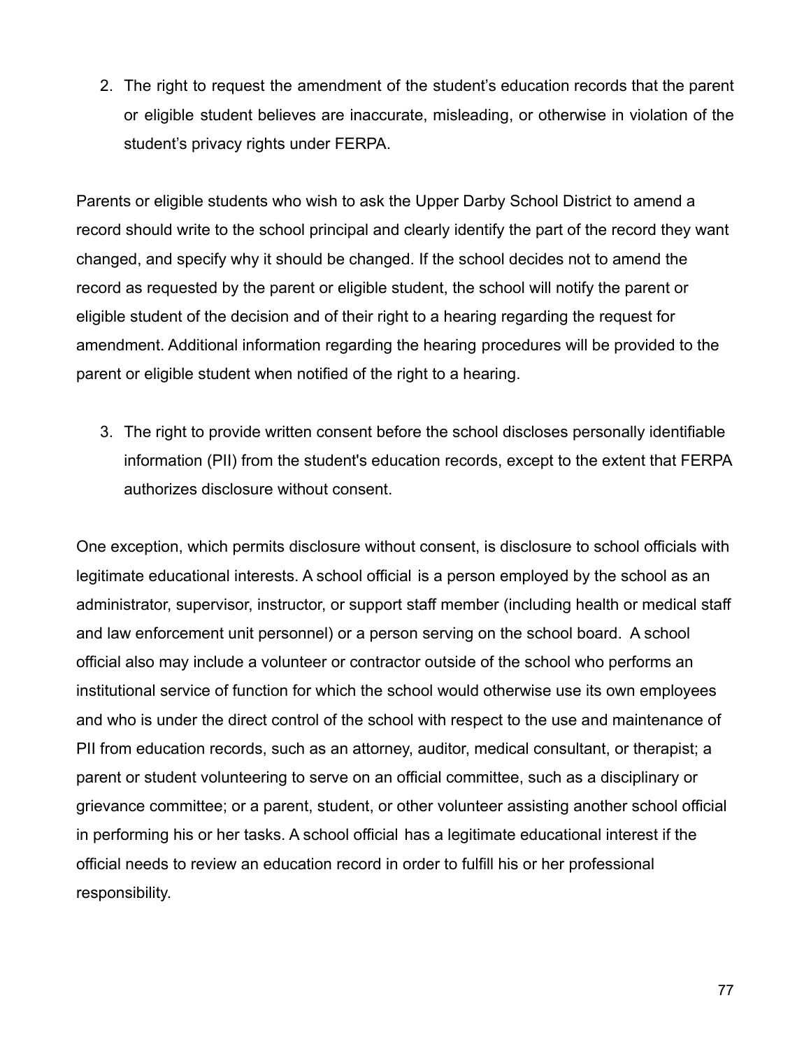2. The right to request the amendment of the student's education records that the parent or eligible student believes are inaccurate, misleading, or otherwise in violation of the student's privacy rights under FERPA.

Parents or eligible students who wish to ask the Upper Darby School District to amend a record should write to the school principal and clearly identify the part of the record they want changed, and specify why it should be changed. If the school decides not to amend the record as requested by the parent or eligible student, the school will notify the parent or eligible student of the decision and of their right to a hearing regarding the request for amendment. Additional information regarding the hearing procedures will be provided to the parent or eligible student when notified of the right to a hearing.

3. The right to provide written consent before the school discloses personally identifiable information (PII) from the student's education records, except to the extent that FERPA authorizes disclosure without consent.

One exception, which permits disclosure without consent, is disclosure to school officials with legitimate educational interests. A school official is a person employed by the school as an administrator, supervisor, instructor, or support staff member (including health or medical staff and law enforcement unit personnel) or a person serving on the school board. A school official also may include a volunteer or contractor outside of the school who performs an institutional service of function for which the school would otherwise use its own employees and who is under the direct control of the school with respect to the use and maintenance of PII from education records, such as an attorney, auditor, medical consultant, or therapist; a parent or student volunteering to serve on an official committee, such as a disciplinary or grievance committee; or a parent, student, or other volunteer assisting another school official in performing his or her tasks. A school official has a legitimate educational interest if the official needs to review an education record in order to fulfill his or her professional responsibility.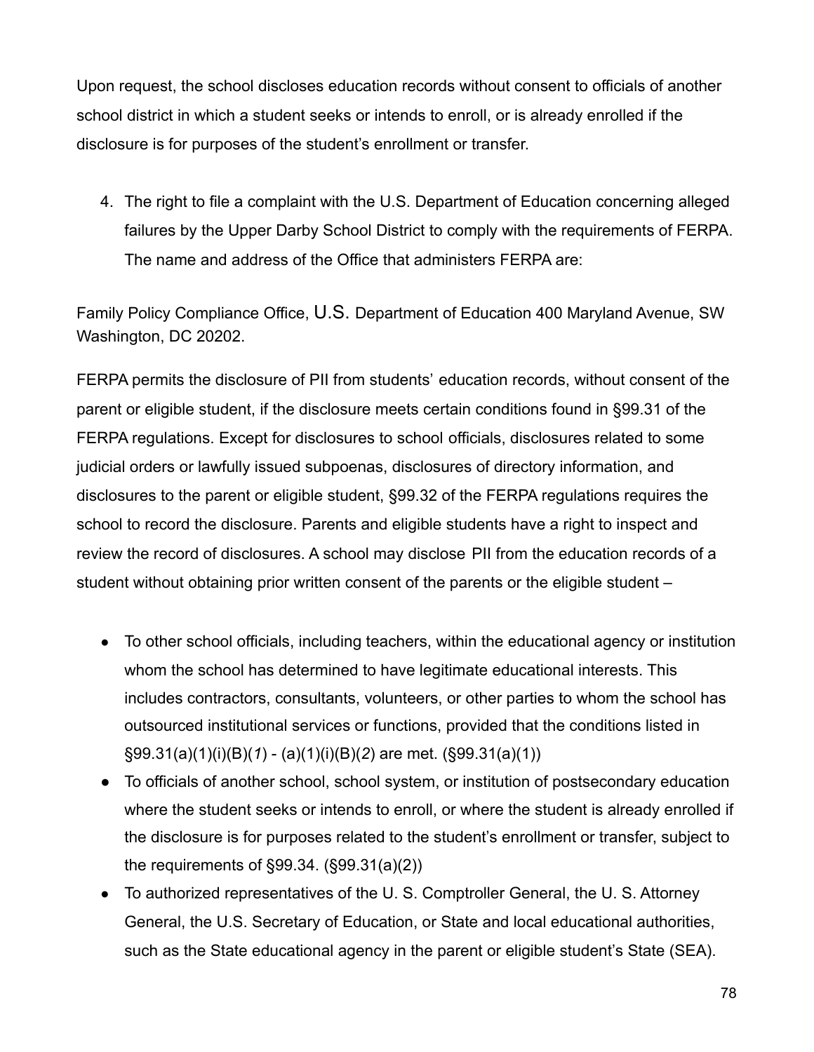Upon request, the school discloses education records without consent to officials of another school district in which a student seeks or intends to enroll, or is already enrolled if the disclosure is for purposes of the student's enrollment or transfer.

4. The right to file a complaint with the U.S. Department of Education concerning alleged failures by the Upper Darby School District to comply with the requirements of FERPA. The name and address of the Office that administers FERPA are:

Family Policy Compliance Office, U.S. Department of Education 400 Maryland Avenue, SW Washington, DC 20202.

FERPA permits the disclosure of PII from students' education records, without consent of the parent or eligible student, if the disclosure meets certain conditions found in §99.31 of the FERPA regulations. Except for disclosures to school officials, disclosures related to some judicial orders or lawfully issued subpoenas, disclosures of directory information, and disclosures to the parent or eligible student, §99.32 of the FERPA regulations requires the school to record the disclosure. Parents and eligible students have a right to inspect and review the record of disclosures. A school may disclose PII from the education records of a student without obtaining prior written consent of the parents or the eligible student –

- To other school officials, including teachers, within the educational agency or institution whom the school has determined to have legitimate educational interests. This includes contractors, consultants, volunteers, or other parties to whom the school has outsourced institutional services or functions, provided that the conditions listed in §99.31(a)(1)(i)(B)(*1*) - (a)(1)(i)(B)(*2*) are met. (§99.31(a)(1))
- To officials of another school, school system, or institution of postsecondary education where the student seeks or intends to enroll, or where the student is already enrolled if the disclosure is for purposes related to the student's enrollment or transfer, subject to the requirements of §99.34. (§99.31(a)(2))
- To authorized representatives of the U. S. Comptroller General, the U. S. Attorney General, the U.S. Secretary of Education, or State and local educational authorities, such as the State educational agency in the parent or eligible student's State (SEA).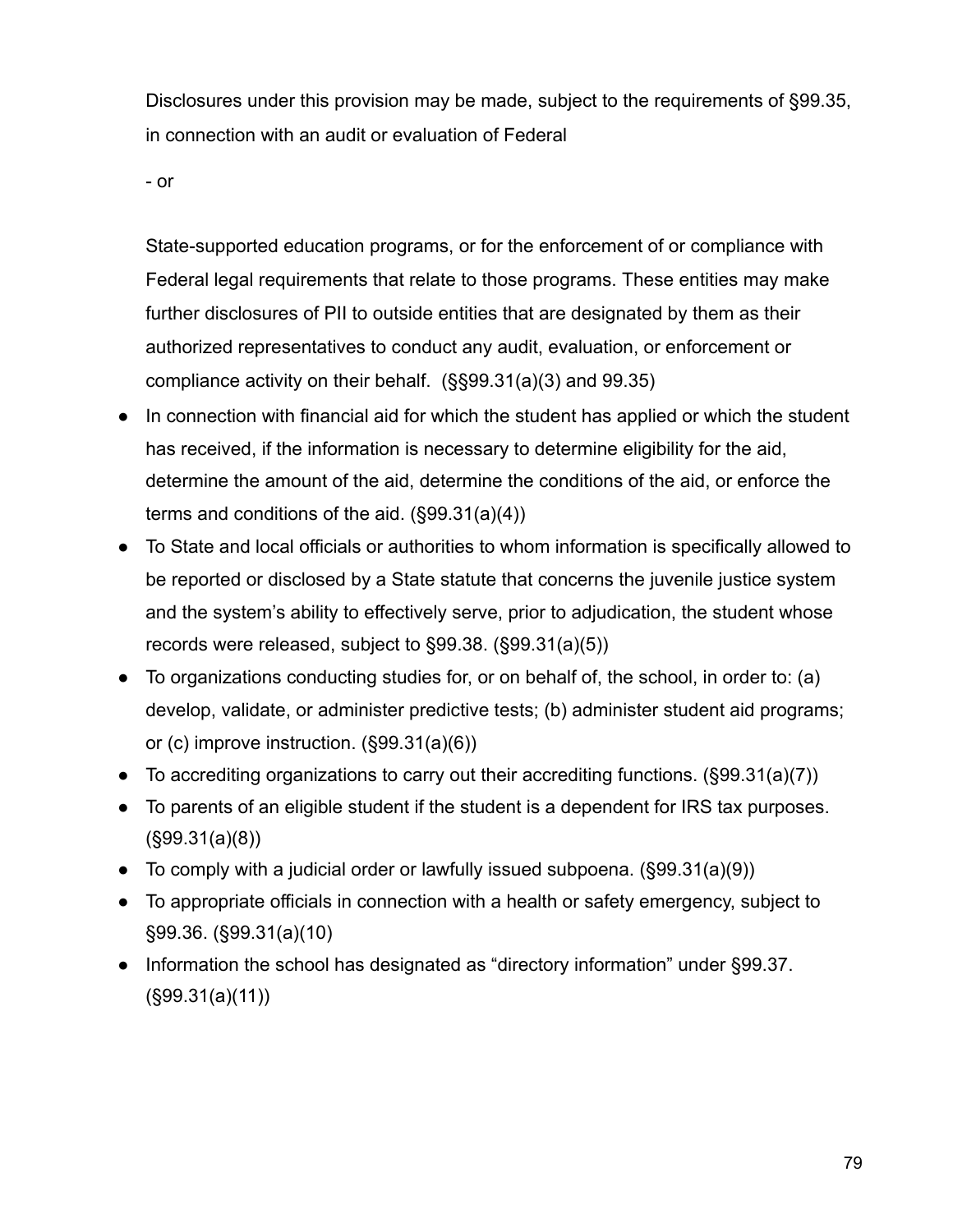Disclosures under this provision may be made, subject to the requirements of §99.35, in connection with an audit or evaluation of Federal

- or

State-supported education programs, or for the enforcement of or compliance with Federal legal requirements that relate to those programs. These entities may make further disclosures of PII to outside entities that are designated by them as their authorized representatives to conduct any audit, evaluation, or enforcement or compliance activity on their behalf. (§§99.31(a)(3) and 99.35)

- In connection with financial aid for which the student has applied or which the student has received, if the information is necessary to determine eligibility for the aid, determine the amount of the aid, determine the conditions of the aid, or enforce the terms and conditions of the aid. (§99.31(a)(4))
- To State and local officials or authorities to whom information is specifically allowed to be reported or disclosed by a State statute that concerns the juvenile justice system and the system's ability to effectively serve, prior to adjudication, the student whose records were released, subject to §99.38. (§99.31(a)(5))
- To organizations conducting studies for, or on behalf of, the school, in order to: (a) develop, validate, or administer predictive tests; (b) administer student aid programs; or (c) improve instruction. (§99.31(a)(6))
- To accrediting organizations to carry out their accrediting functions. (§99.31(a)(7))
- To parents of an eligible student if the student is a dependent for IRS tax purposes. (§99.31(a)(8))
- To comply with a judicial order or lawfully issued subpoena. (§99.31(a)(9))
- To appropriate officials in connection with a health or safety emergency, subject to §99.36. (§99.31(a)(10)
- Information the school has designated as "directory information" under §99.37. (§99.31(a)(11))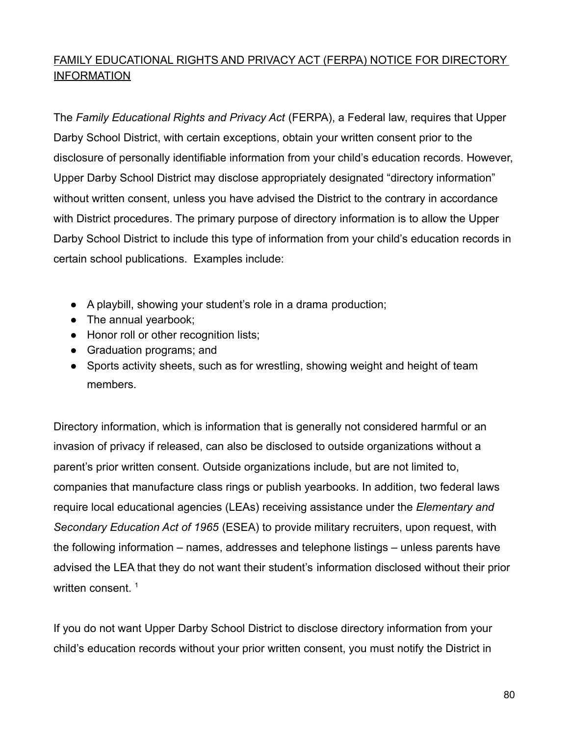## FAMILY EDUCATIONAL RIGHTS AND PRIVACY ACT (FERPA) NOTICE FOR DIRECTORY INFORMATION

The *Family Educational Rights and Privacy Act* (FERPA), a Federal law, requires that Upper Darby School District, with certain exceptions, obtain your written consent prior to the disclosure of personally identifiable information from your child's education records. However, Upper Darby School District may disclose appropriately designated "directory information" without written consent, unless you have advised the District to the contrary in accordance with District procedures. The primary purpose of directory information is to allow the Upper Darby School District to include this type of information from your child's education records in certain school publications. Examples include:

- A playbill, showing your student's role in a drama production;
- The annual yearbook;
- Honor roll or other recognition lists;
- Graduation programs; and
- Sports activity sheets, such as for wrestling, showing weight and height of team members.

Directory information, which is information that is generally not considered harmful or an invasion of privacy if released, can also be disclosed to outside organizations without a parent's prior written consent. Outside organizations include, but are not limited to, companies that manufacture class rings or publish yearbooks. In addition, two federal laws require local educational agencies (LEAs) receiving assistance under the *Elementary and Secondary Education Act of 1965* (ESEA) to provide military recruiters, upon request, with the following information – names, addresses and telephone listings – unless parents have advised the LEA that they do not want their student's information disclosed without their prior written consent. [1]

If you do not want Upper Darby School District to disclose directory information from your child's education records without your prior written consent, you must notify the District in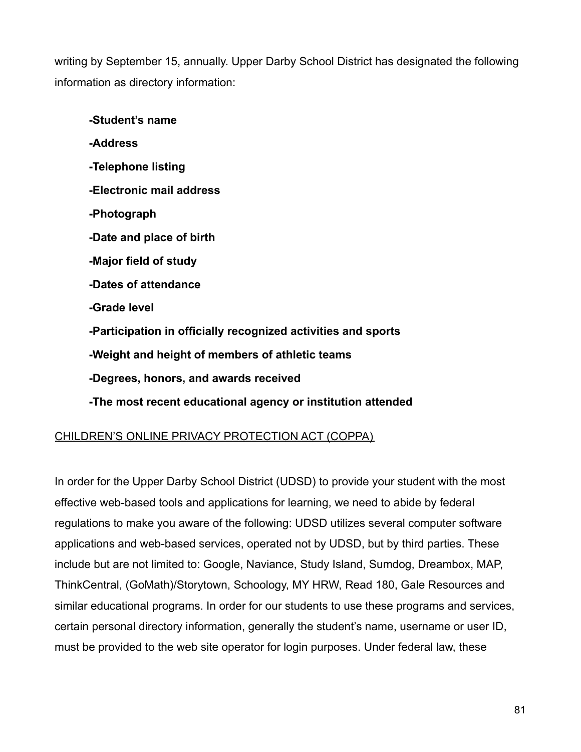writing by September 15, annually. Upper Darby School District has designated the following information as directory information:

- **Student's name**
- **Address**
- **Telephone listing**
- **Electronic mail address**
- **Photograph**
- **Date and place of birth**
- **Major field of study**
- **Dates of attendance**
- **Grade level**
- **Participation in officially recognized activities and sports**
- **Weight and height of members of athletic teams**
- **Degrees, honors, and awards received**
- **The most recent educational agency or institution attended**

<u>CHILDREN'S ONLINE PRIVACY PROTECTION ACT (COPPA)</u>

In order for the Upper Darby School District (UDSD) to provide your student with the most effective web-based tools and applications for learning, we need to abide by federal regulations to make you aware of the following: UDSD utilizes several computer software applications and web-based services, operated not by UDSD, but by third parties. These include but are not limited to: Google, Naviance, Study Island, Sumdog, Dreambox, MAP, ThinkCentral, (GoMath)/Storytown, Schoology, MY HRW, Read 180, Gale Resources and similar educational programs. In order for our students to use these programs and services, certain personal directory information, generally the student's name, username or user ID, must be provided to the web site operator for login purposes. Under federal law, these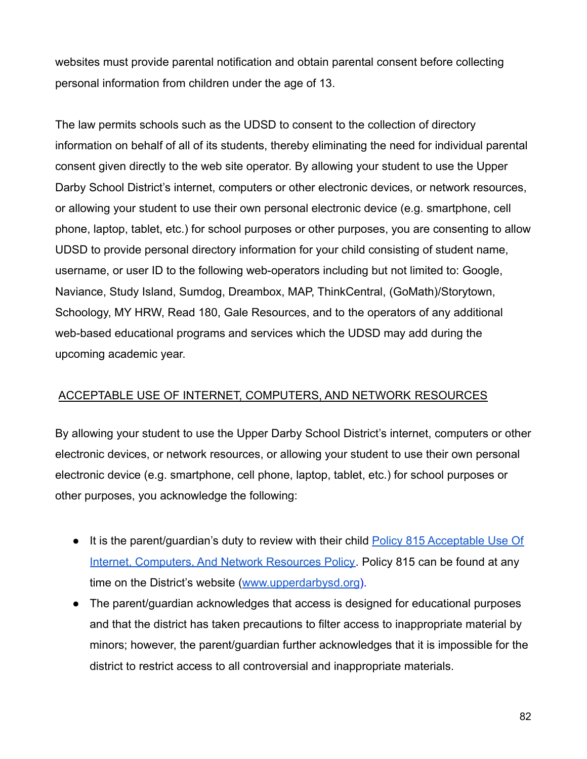websites must provide parental notification and obtain parental consent before collecting personal information from children under the age of 13.

The law permits schools such as the UDSD to consent to the collection of directory information on behalf of all of its students, thereby eliminating the need for individual parental consent given directly to the web site operator. By allowing your student to use the Upper Darby School District's internet, computers or other electronic devices, or network resources, or allowing your student to use their own personal electronic device (e.g. smartphone, cell phone, laptop, tablet, etc.) for school purposes or other purposes, you are consenting to allow UDSD to provide personal directory information for your child consisting of student name, username, or user ID to the following web-operators including but not limited to: Google, Naviance, Study Island, Sumdog, Dreambox, MAP, ThinkCentral, (GoMath)/Storytown, Schoology, MY HRW, Read 180, Gale Resources, and to the operators of any additional web-based educational programs and services which the UDSD may add during the upcoming academic year.

## ACCEPTABLE USE OF INTERNET, COMPUTERS, AND NETWORK RESOURCES

By allowing your student to use the Upper Darby School District's internet, computers or other electronic devices, or network resources, or allowing your student to use their own personal electronic device (e.g. smartphone, cell phone, laptop, tablet, etc.) for school purposes or other purposes, you acknowledge the following:

- It is the parent/guardian's duty to review with their child [Policy 815 Acceptable Use Of Internet, Computers, And Network Resources Policy](). Policy 815 can be found at any time on the District's website ([www.upperdarbysd.org](www.upperdarbysd.org)).
- The parent/guardian acknowledges that access is designed for educational purposes and that the district has taken precautions to filter access to inappropriate material by minors; however, the parent/guardian further acknowledges that it is impossible for the district to restrict access to all controversial and inappropriate materials.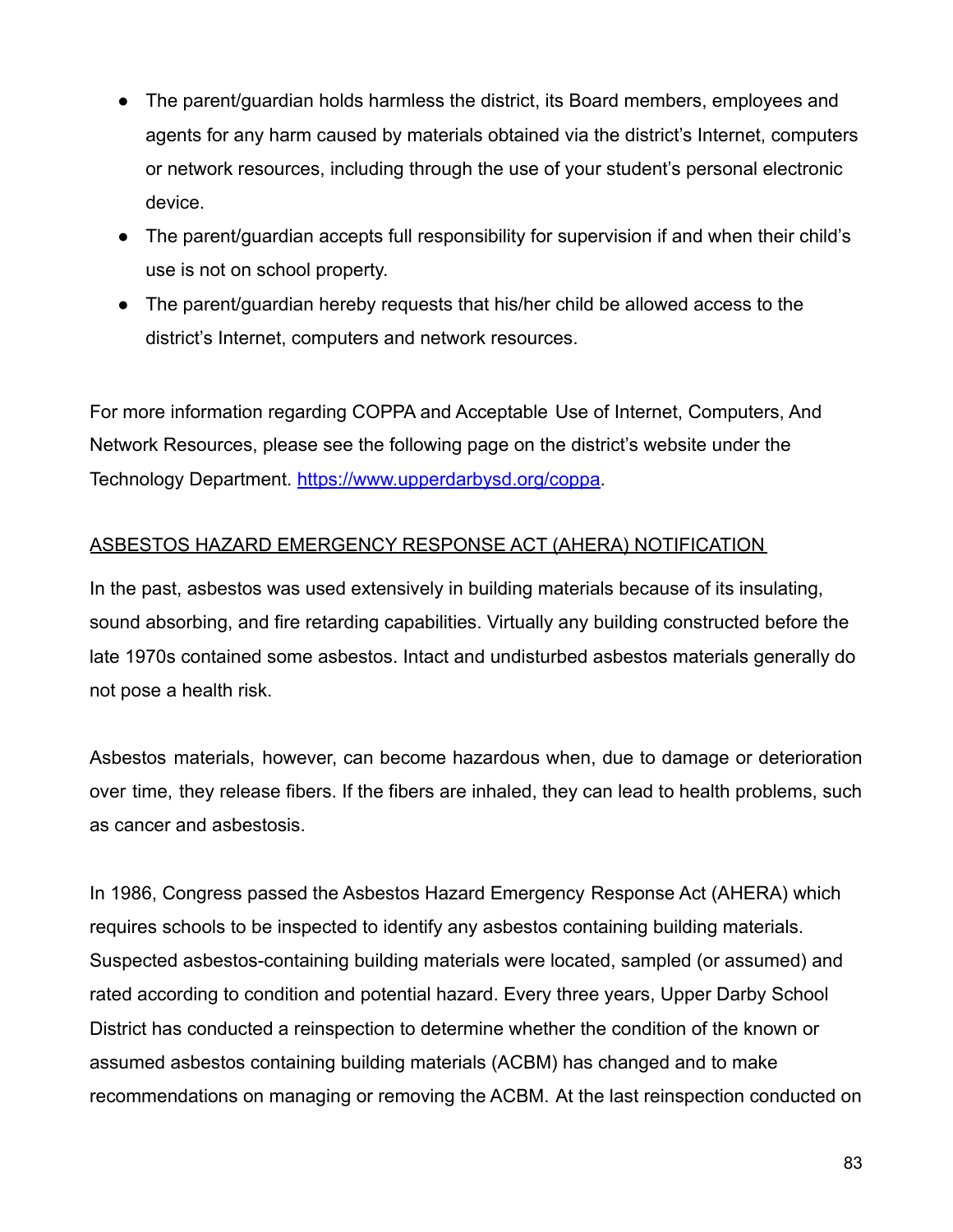- The parent/guardian holds harmless the district, its Board members, employees and agents for any harm caused by materials obtained via the district's Internet, computers or network resources, including through the use of your student's personal electronic device.
- The parent/guardian accepts full responsibility for supervision if and when their child's use is not on school property.
- The parent/guardian hereby requests that his/her child be allowed access to the district's Internet, computers and network resources.

For more information regarding COPPA and Acceptable Use of Internet, Computers, And Network Resources, please see the following page on the district's website under the Technology Department. [https://www.upperdarbysd.org/coppa](https://www.upperdarbysd.org/coppa).

ASBESTOS HAZARD EMERGENCY RESPONSE ACT (AHERA) NOTIFICATION

In the past, asbestos was used extensively in building materials because of its insulating, sound absorbing, and fire retarding capabilities. Virtually any building constructed before the late 1970s contained some asbestos. Intact and undisturbed asbestos materials generally do not pose a health risk.

Asbestos materials, however, can become hazardous when, due to damage or deterioration over time, they release fibers. If the fibers are inhaled, they can lead to health problems, such as cancer and asbestosis.

In 1986, Congress passed the Asbestos Hazard Emergency Response Act (AHERA) which requires schools to be inspected to identify any asbestos containing building materials. Suspected asbestos-containing building materials were located, sampled (or assumed) and rated according to condition and potential hazard. Every three years, Upper Darby School District has conducted a reinspection to determine whether the condition of the known or assumed asbestos containing building materials (ACBM) has changed and to make recommendations on managing or removing the ACBM. At the last reinspection conducted on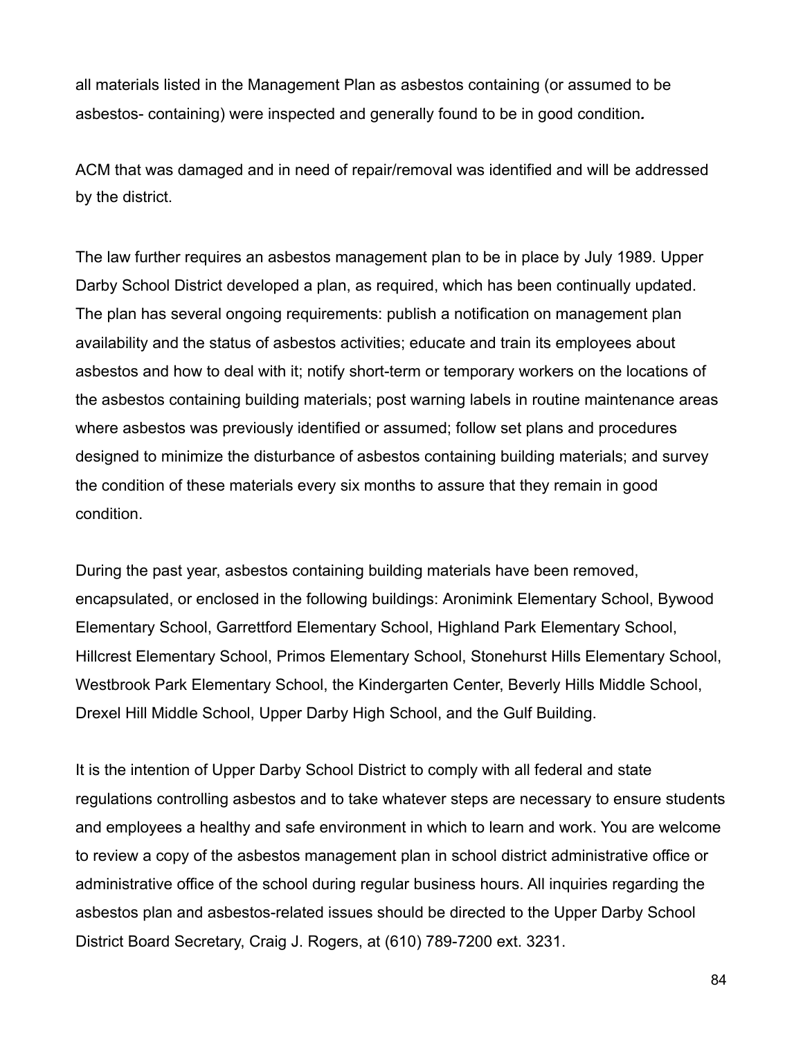all materials listed in the Management Plan as asbestos containing (or assumed to be asbestos- containing) were inspected and generally found to be in good condition**.**

ACM that was damaged and in need of repair/removal was identified and will be addressed by the district.

The law further requires an asbestos management plan to be in place by July 1989. Upper Darby School District developed a plan, as required, which has been continually updated. The plan has several ongoing requirements: publish a notification on management plan availability and the status of asbestos activities; educate and train its employees about asbestos and how to deal with it; notify short-term or temporary workers on the locations of the asbestos containing building materials; post warning labels in routine maintenance areas where asbestos was previously identified or assumed; follow set plans and procedures designed to minimize the disturbance of asbestos containing building materials; and survey the condition of these materials every six months to assure that they remain in good condition.

During the past year, asbestos containing building materials have been removed, encapsulated, or enclosed in the following buildings: Aronimink Elementary School, Bywood Elementary School, Garrettford Elementary School, Highland Park Elementary School, Hillcrest Elementary School, Primos Elementary School, Stonehurst Hills Elementary School, Westbrook Park Elementary School, the Kindergarten Center, Beverly Hills Middle School, Drexel Hill Middle School, Upper Darby High School, and the Gulf Building.

It is the intention of Upper Darby School District to comply with all federal and state regulations controlling asbestos and to take whatever steps are necessary to ensure students and employees a healthy and safe environment in which to learn and work. You are welcome to review a copy of the asbestos management plan in school district administrative office or administrative office of the school during regular business hours. All inquiries regarding the asbestos plan and asbestos-related issues should be directed to the Upper Darby School District Board Secretary, Craig J. Rogers, at (610) 789-7200 ext. 3231.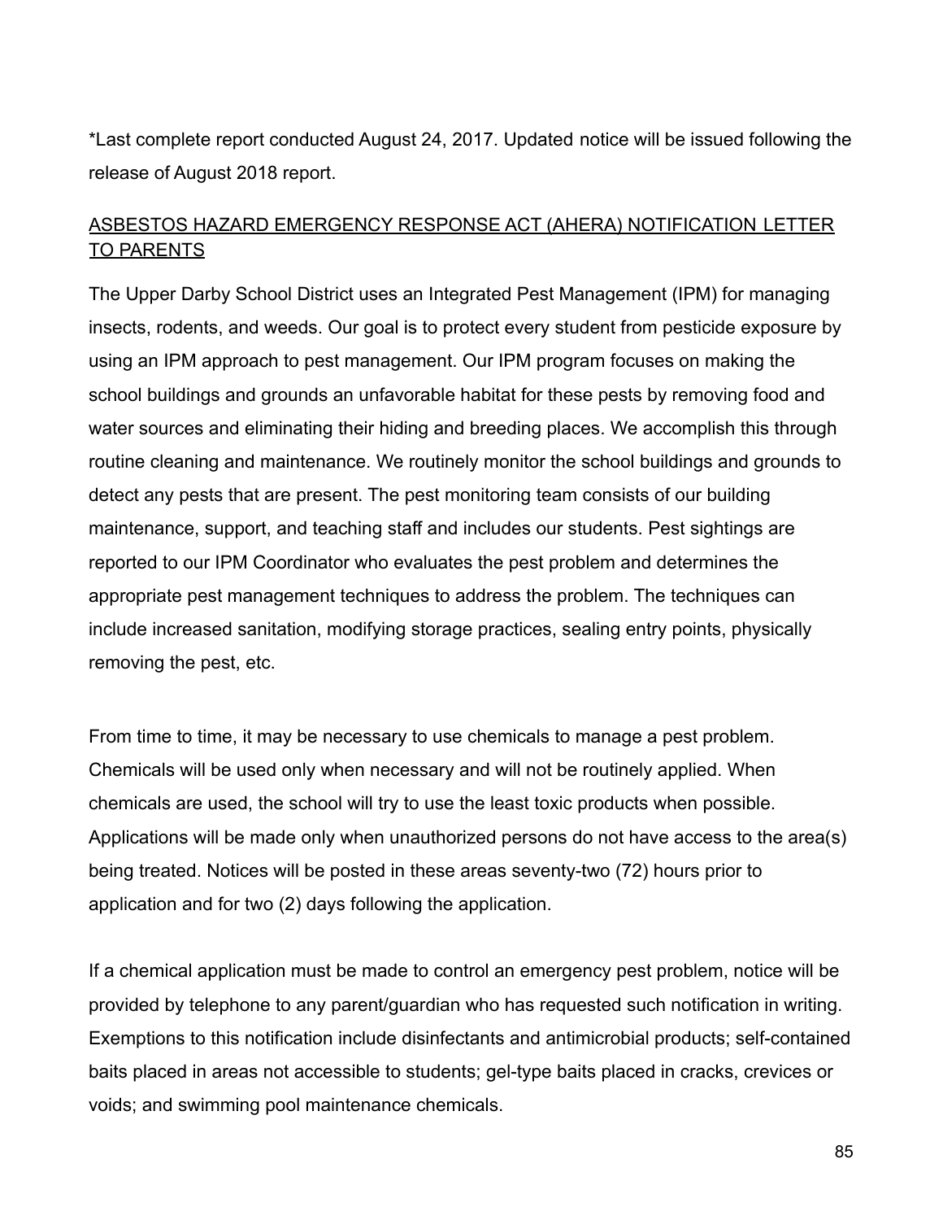*Last complete report conducted August 24, 2017. Updated notice will be issued following the release of August 2018 report.

## ASBESTOS HAZARD EMERGENCY RESPONSE ACT (AHERA) NOTIFICATION LETTER TO PARENTS

The Upper Darby School District uses an Integrated Pest Management (IPM) for managing insects, rodents, and weeds. Our goal is to protect every student from pesticide exposure by using an IPM approach to pest management. Our IPM program focuses on making the school buildings and grounds an unfavorable habitat for these pests by removing food and water sources and eliminating their hiding and breeding places. We accomplish this through routine cleaning and maintenance. We routinely monitor the school buildings and grounds to detect any pests that are present. The pest monitoring team consists of our building maintenance, support, and teaching staff and includes our students. Pest sightings are reported to our IPM Coordinator who evaluates the pest problem and determines the appropriate pest management techniques to address the problem. The techniques can include increased sanitation, modifying storage practices, sealing entry points, physically removing the pest, etc.

From time to time, it may be necessary to use chemicals to manage a pest problem. Chemicals will be used only when necessary and will not be routinely applied. When chemicals are used, the school will try to use the least toxic products when possible. Applications will be made only when unauthorized persons do not have access to the area(s) being treated. Notices will be posted in these areas seventy-two (72) hours prior to application and for two (2) days following the application.

If a chemical application must be made to control an emergency pest problem, notice will be provided by telephone to any parent/guardian who has requested such notification in writing. Exemptions to this notification include disinfectants and antimicrobial products; self-contained baits placed in areas not accessible to students; gel-type baits placed in cracks, crevices or voids; and swimming pool maintenance chemicals.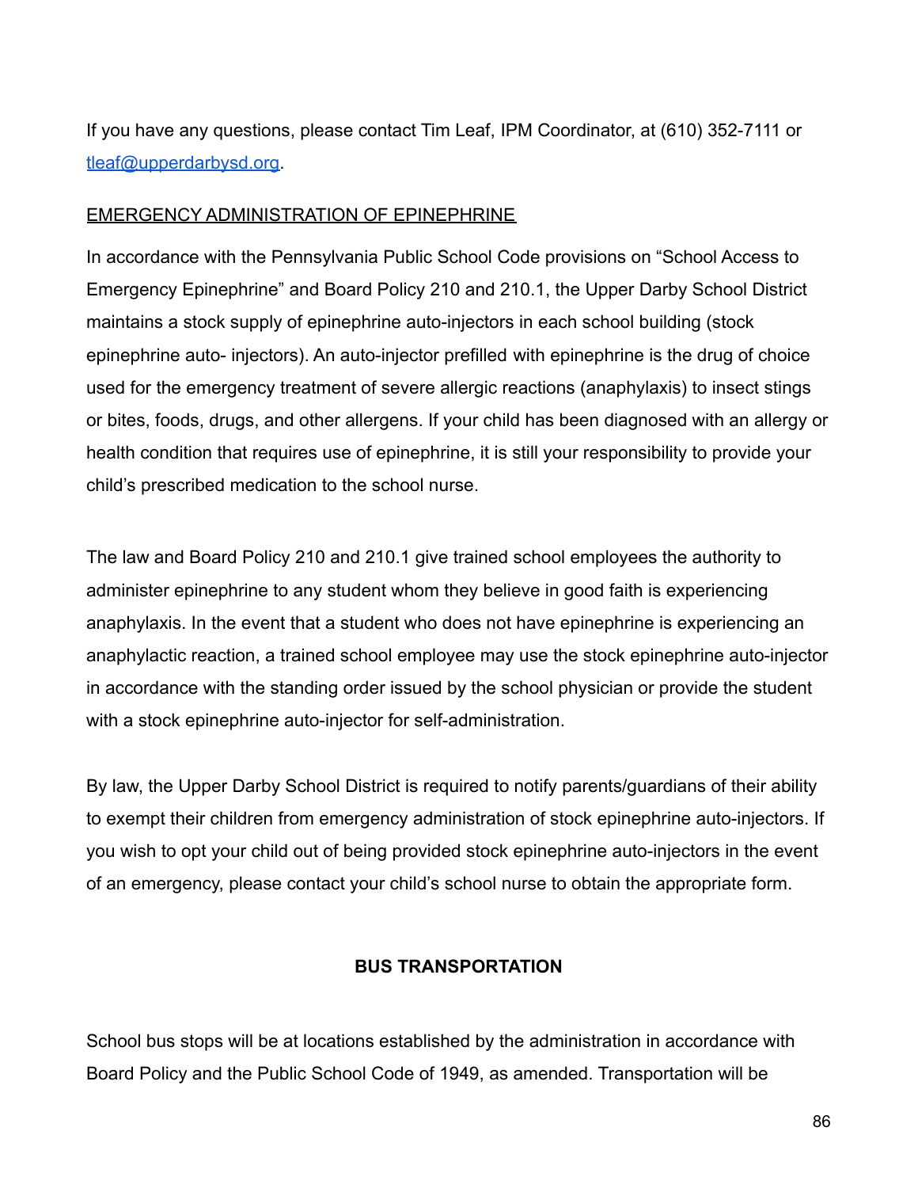If you have any questions, please contact Tim Leaf, IPM Coordinator, at (610) 352-7111 or [tleaf@upperdarbysd.org](mailto:tleaf@upperdarbysd.org).

<u>EMERGENCY ADMINISTRATION OF EPINEPHRINE</u>

In accordance with the Pennsylvania Public School Code provisions on "School Access to Emergency Epinephrine" and Board Policy 210 and 210.1, the Upper Darby School District maintains a stock supply of epinephrine auto-injectors in each school building (stock epinephrine auto- injectors). An auto-injector prefilled with epinephrine is the drug of choice used for the emergency treatment of severe allergic reactions (anaphylaxis) to insect stings or bites, foods, drugs, and other allergens. If your child has been diagnosed with an allergy or health condition that requires use of epinephrine, it is still your responsibility to provide your child's prescribed medication to the school nurse.

The law and Board Policy 210 and 210.1 give trained school employees the authority to administer epinephrine to any student whom they believe in good faith is experiencing anaphylaxis. In the event that a student who does not have epinephrine is experiencing an anaphylactic reaction, a trained school employee may use the stock epinephrine auto-injector in accordance with the standing order issued by the school physician or provide the student with a stock epinephrine auto-injector for self-administration.

By law, the Upper Darby School District is required to notify parents/guardians of their ability to exempt their children from emergency administration of stock epinephrine auto-injectors. If you wish to opt your child out of being provided stock epinephrine auto-injectors in the event of an emergency, please contact your child's school nurse to obtain the appropriate form.

## BUS TRANSPORTATION

School bus stops will be at locations established by the administration in accordance with Board Policy and the Public School Code of 1949, as amended. Transportation will be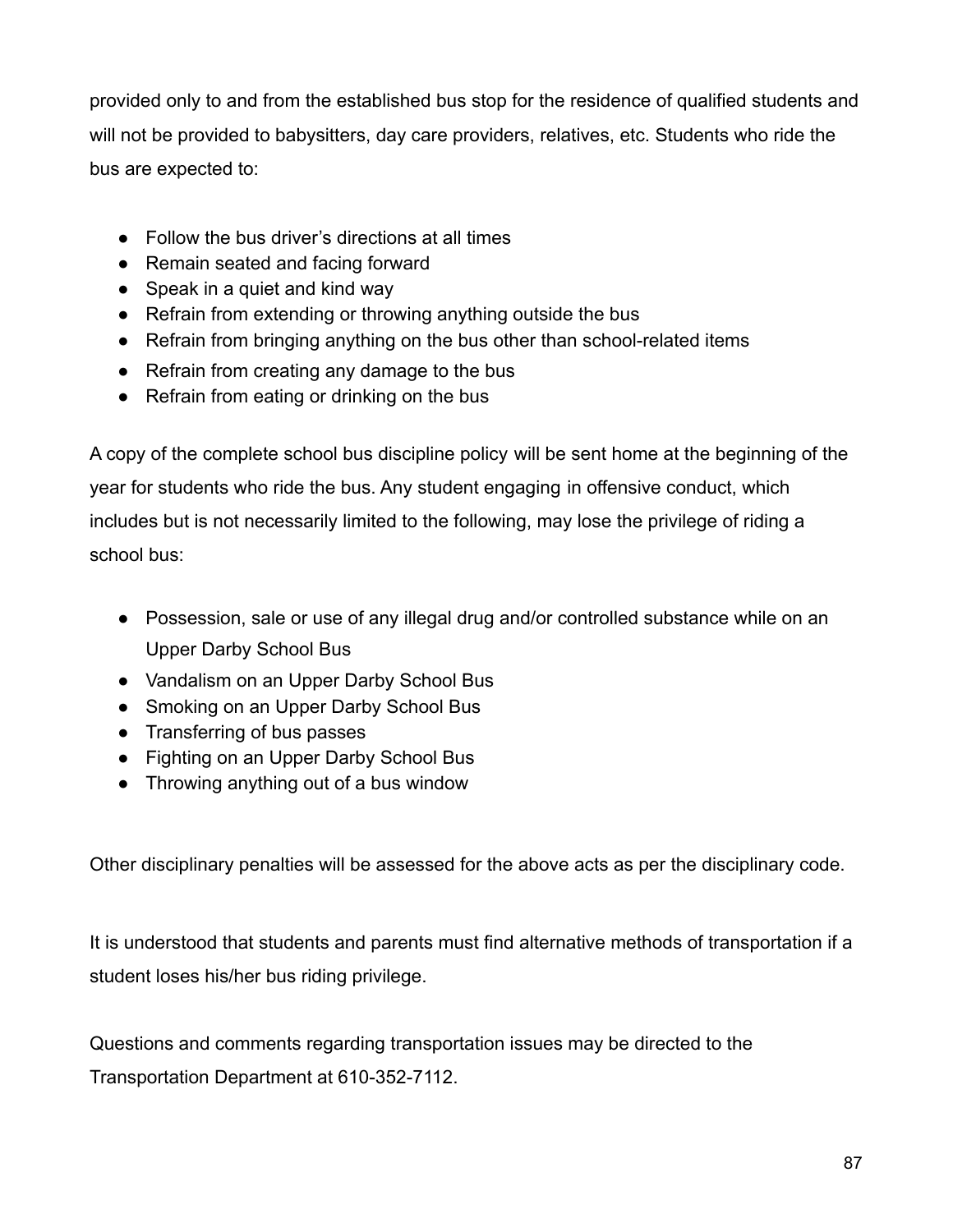provided only to and from the established bus stop for the residence of qualified students and will not be provided to babysitters, day care providers, relatives, etc. Students who ride the bus are expected to:

- Follow the bus driver's directions at all times
- Remain seated and facing forward
- Speak in a quiet and kind way
- Refrain from extending or throwing anything outside the bus
- Refrain from bringing anything on the bus other than school-related items
- Refrain from creating any damage to the bus
- Refrain from eating or drinking on the bus

A copy of the complete school bus discipline policy will be sent home at the beginning of the year for students who ride the bus. Any student engaging in offensive conduct, which includes but is not necessarily limited to the following, may lose the privilege of riding a school bus:

- Possession, sale or use of any illegal drug and/or controlled substance while on an Upper Darby School Bus
- Vandalism on an Upper Darby School Bus
- Smoking on an Upper Darby School Bus
- Transferring of bus passes
- Fighting on an Upper Darby School Bus
- Throwing anything out of a bus window

Other disciplinary penalties will be assessed for the above acts as per the disciplinary code.

It is understood that students and parents must find alternative methods of transportation if a student loses his/her bus riding privilege.

Questions and comments regarding transportation issues may be directed to the Transportation Department at 610-352-7112.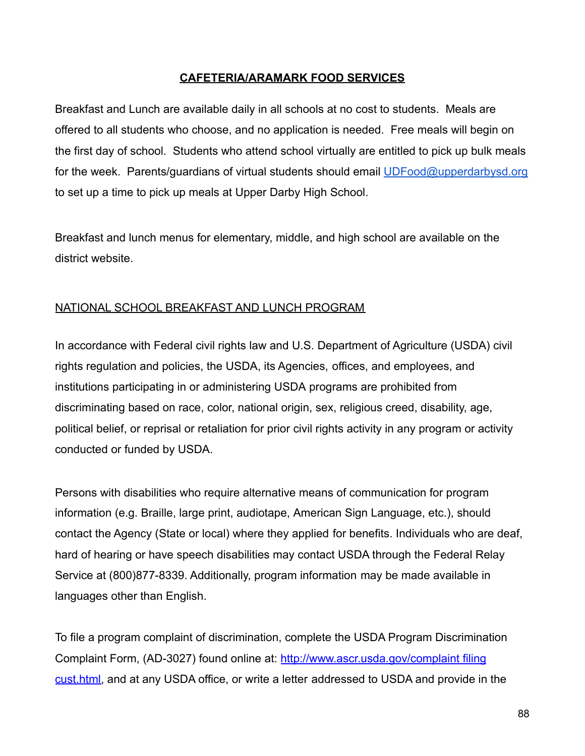## CAFETERIA/ARAMARK FOOD SERVICES

Breakfast and Lunch are available daily in all schools at no cost to students. Meals are offered to all students who choose, and no application is needed. Free meals will begin on the first day of school. Students who attend school virtually are entitled to pick up bulk meals for the week. Parents/guardians of virtual students should email UDFood@upperdarbysd.org to set up a time to pick up meals at Upper Darby High School.

Breakfast and lunch menus for elementary, middle, and high school are available on the district website.

### NATIONAL SCHOOL BREAKFAST AND LUNCH PROGRAM

In accordance with Federal civil rights law and U.S. Department of Agriculture (USDA) civil rights regulation and policies, the USDA, its Agencies, offices, and employees, and institutions participating in or administering USDA programs are prohibited from discriminating based on race, color, national origin, sex, religious creed, disability, age, political belief, or reprisal or retaliation for prior civil rights activity in any program or activity conducted or funded by USDA.

Persons with disabilities who require alternative means of communication for program information (e.g. Braille, large print, audiotape, American Sign Language, etc.), should contact the Agency (State or local) where they applied for benefits. Individuals who are deaf, hard of hearing or have speech disabilities may contact USDA through the Federal Relay Service at (800)877-8339. Additionally, program information may be made available in languages other than English.

To file a program complaint of discrimination, complete the USDA Program Discrimination Complaint Form, (AD-3027) found online at: http://www.ascr.usda.gov/complaint filing cust.html, and at any USDA office, or write a letter addressed to USDA and provide in the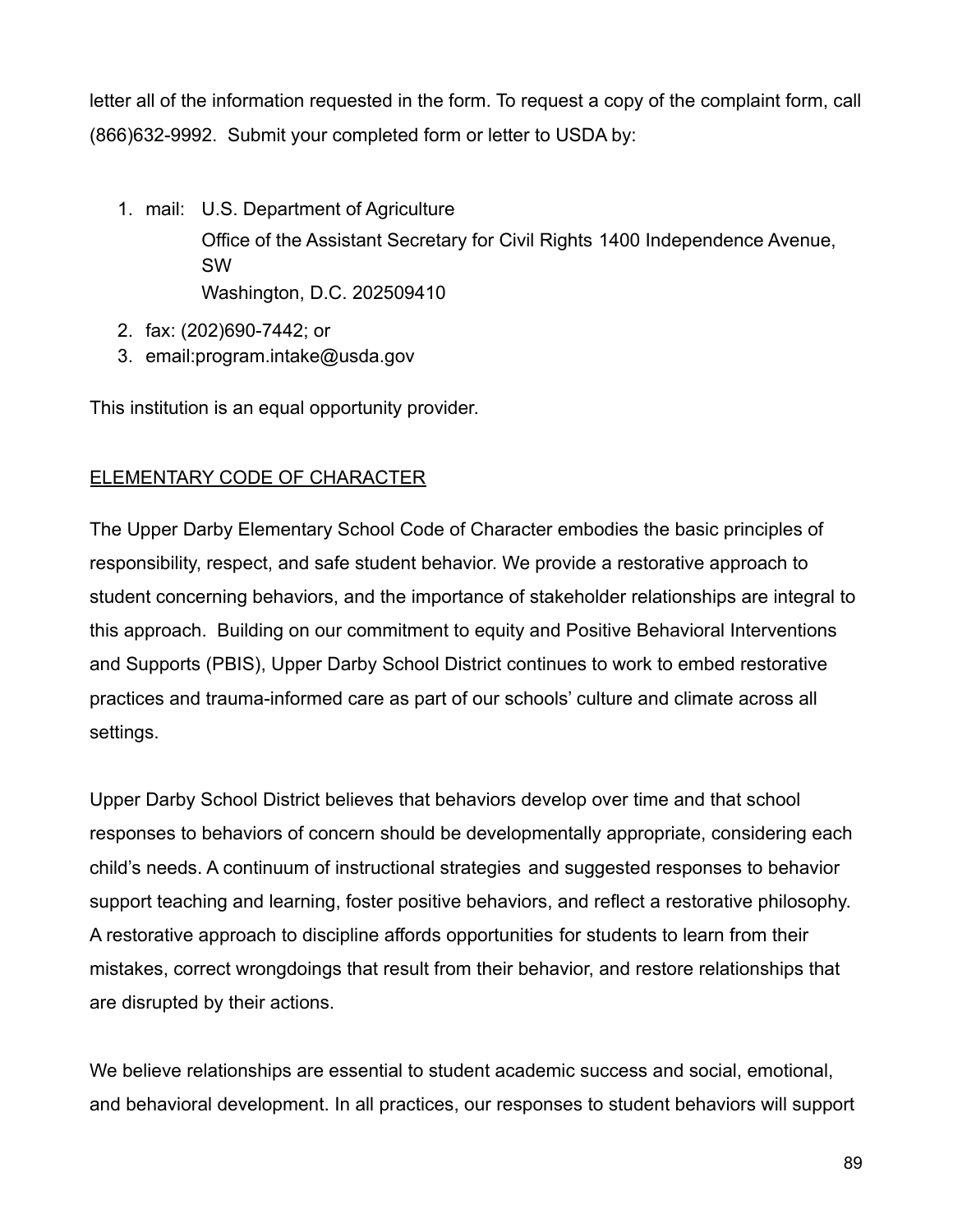letter all of the information requested in the form. To request a copy of the complaint form, call (866)632-9992. Submit your completed form or letter to USDA by:

1. mail: U.S. Department of Agriculture
   Office of the Assistant Secretary for Civil Rights 1400 Independence Avenue, SW
   Washington, D.C. 202509410
2. fax: (202)690-7442; or
3. email:program.intake@usda.gov

This institution is an equal opportunity provider.

## ELEMENTARY CODE OF CHARACTER

The Upper Darby Elementary School Code of Character embodies the basic principles of responsibility, respect, and safe student behavior. We provide a restorative approach to student concerning behaviors, and the importance of stakeholder relationships are integral to this approach. Building on our commitment to equity and Positive Behavioral Interventions and Supports (PBIS), Upper Darby School District continues to work to embed restorative practices and trauma-informed care as part of our schools' culture and climate across all settings.

Upper Darby School District believes that behaviors develop over time and that school responses to behaviors of concern should be developmentally appropriate, considering each child's needs. A continuum of instructional strategies and suggested responses to behavior support teaching and learning, foster positive behaviors, and reflect a restorative philosophy. A restorative approach to discipline affords opportunities for students to learn from their mistakes, correct wrongdoings that result from their behavior, and restore relationships that are disrupted by their actions.

We believe relationships are essential to student academic success and social, emotional, and behavioral development. In all practices, our responses to student behaviors will support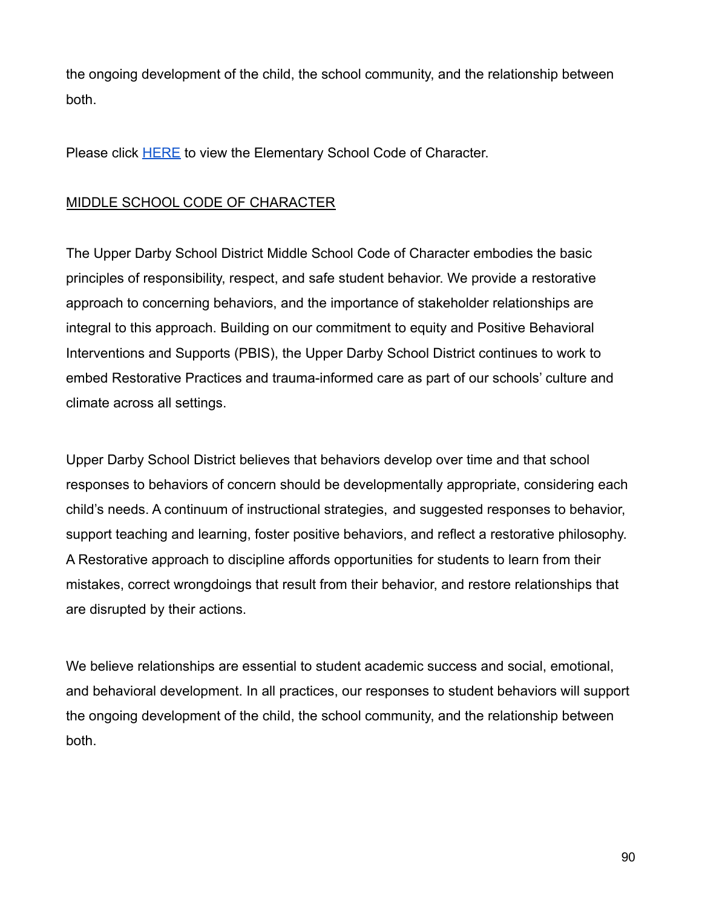the ongoing development of the child, the school community, and the relationship between both.

Please click HERE to view the Elementary School Code of Character.

MIDDLE SCHOOL CODE OF CHARACTER

The Upper Darby School District Middle School Code of Character embodies the basic principles of responsibility, respect, and safe student behavior. We provide a restorative approach to concerning behaviors, and the importance of stakeholder relationships are integral to this approach. Building on our commitment to equity and Positive Behavioral Interventions and Supports (PBIS), the Upper Darby School District continues to work to embed Restorative Practices and trauma-informed care as part of our schools' culture and climate across all settings.

Upper Darby School District believes that behaviors develop over time and that school responses to behaviors of concern should be developmentally appropriate, considering each child's needs. A continuum of instructional strategies, and suggested responses to behavior, support teaching and learning, foster positive behaviors, and reflect a restorative philosophy. A Restorative approach to discipline affords opportunities for students to learn from their mistakes, correct wrongdoings that result from their behavior, and restore relationships that are disrupted by their actions.

We believe relationships are essential to student academic success and social, emotional, and behavioral development. In all practices, our responses to student behaviors will support the ongoing development of the child, the school community, and the relationship between both.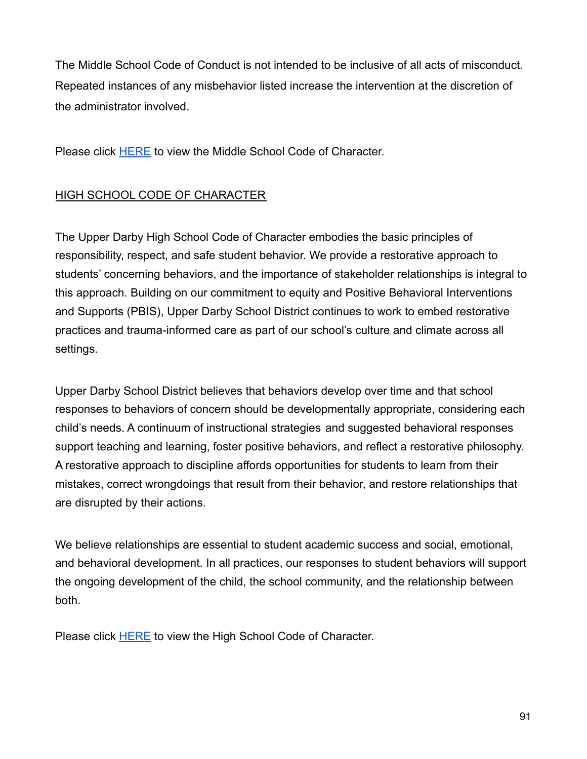The Middle School Code of Conduct is not intended to be inclusive of all acts of misconduct. Repeated instances of any misbehavior listed increase the intervention at the discretion of the administrator involved.

Please click HERE to view the Middle School Code of Character.

## HIGH SCHOOL CODE OF CHARACTER

The Upper Darby High School Code of Character embodies the basic principles of responsibility, respect, and safe student behavior. We provide a restorative approach to students' concerning behaviors, and the importance of stakeholder relationships is integral to this approach. Building on our commitment to equity and Positive Behavioral Interventions and Supports (PBIS), Upper Darby School District continues to work to embed restorative practices and trauma-informed care as part of our school's culture and climate across all settings.

Upper Darby School District believes that behaviors develop over time and that school responses to behaviors of concern should be developmentally appropriate, considering each child's needs. A continuum of instructional strategies and suggested behavioral responses support teaching and learning, foster positive behaviors, and reflect a restorative philosophy. A restorative approach to discipline affords opportunities for students to learn from their mistakes, correct wrongdoings that result from their behavior, and restore relationships that are disrupted by their actions.

We believe relationships are essential to student academic success and social, emotional, and behavioral development. In all practices, our responses to student behaviors will support the ongoing development of the child, the school community, and the relationship between both.

Please click HERE to view the High School Code of Character.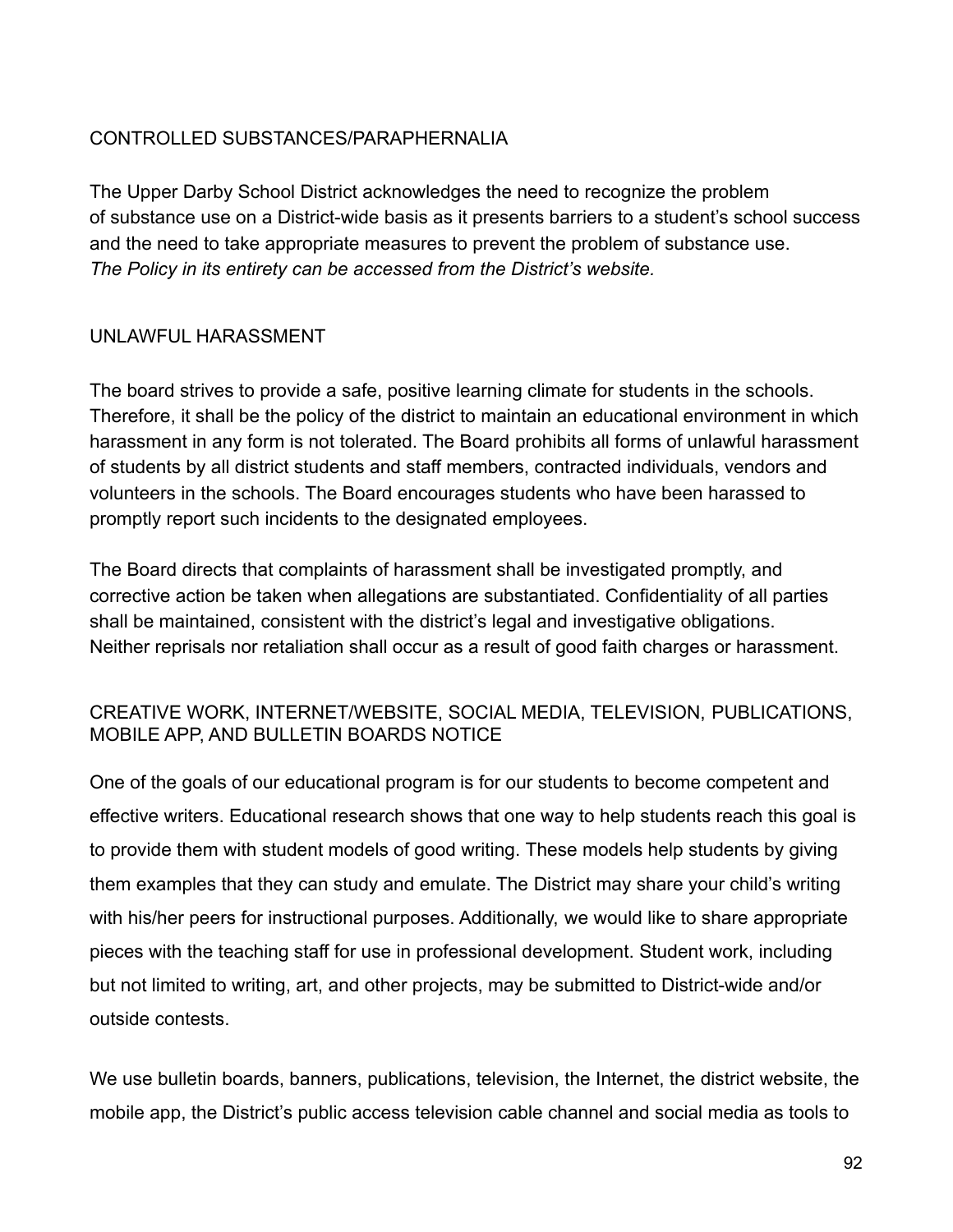## CONTROLLED SUBSTANCES/PARAPHERNALIA

The Upper Darby School District acknowledges the need to recognize the problem of substance use on a District-wide basis as it presents barriers to a student's school success and the need to take appropriate measures to prevent the problem of substance use. *The Policy in its entirety can be accessed from the District's website.*

## UNLAWFUL HARASSMENT

The board strives to provide a safe, positive learning climate for students in the schools. Therefore, it shall be the policy of the district to maintain an educational environment in which harassment in any form is not tolerated. The Board prohibits all forms of unlawful harassment of students by all district students and staff members, contracted individuals, vendors and volunteers in the schools. The Board encourages students who have been harassed to promptly report such incidents to the designated employees.

The Board directs that complaints of harassment shall be investigated promptly, and corrective action be taken when allegations are substantiated. Confidentiality of all parties shall be maintained, consistent with the district's legal and investigative obligations. Neither reprisals nor retaliation shall occur as a result of good faith charges or harassment.

## CREATIVE WORK, INTERNET/WEBSITE, SOCIAL MEDIA, TELEVISION, PUBLICATIONS, MOBILE APP, AND BULLETIN BOARDS NOTICE

One of the goals of our educational program is for our students to become competent and effective writers. Educational research shows that one way to help students reach this goal is to provide them with student models of good writing. These models help students by giving them examples that they can study and emulate. The District may share your child's writing with his/her peers for instructional purposes. Additionally, we would like to share appropriate pieces with the teaching staff for use in professional development. Student work, including but not limited to writing, art, and other projects, may be submitted to District-wide and/or outside contests.

We use bulletin boards, banners, publications, television, the Internet, the district website, the mobile app, the District's public access television cable channel and social media as tools to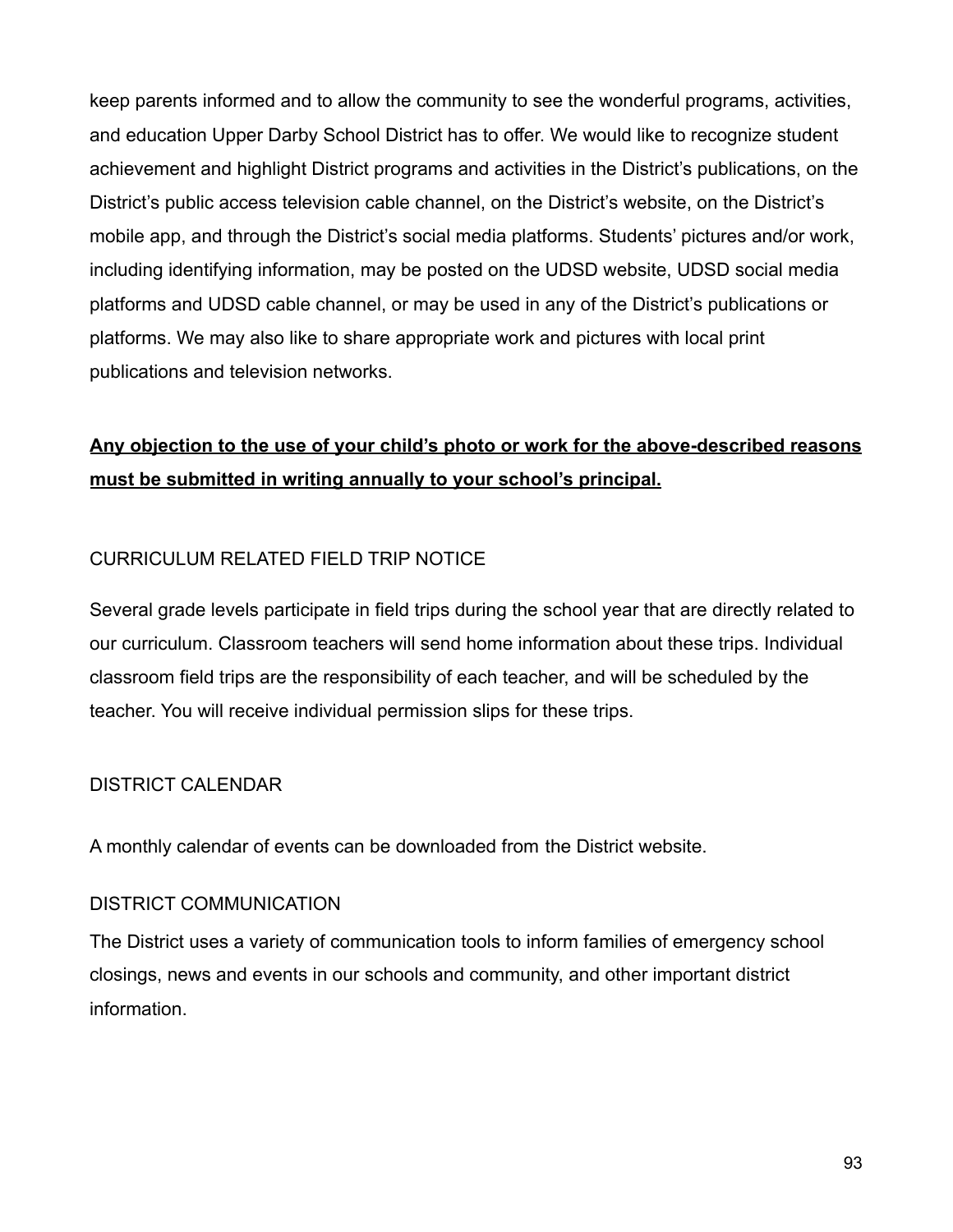keep parents informed and to allow the community to see the wonderful programs, activities, and education Upper Darby School District has to offer. We would like to recognize student achievement and highlight District programs and activities in the District's publications, on the District's public access television cable channel, on the District's website, on the District's mobile app, and through the District's social media platforms. Students' pictures and/or work, including identifying information, may be posted on the UDSD website, UDSD social media platforms and UDSD cable channel, or may be used in any of the District's publications or platforms. We may also like to share appropriate work and pictures with local print publications and television networks.

**Any objection to the use of your child's photo or work for the above-described reasons must be submitted in writing annually to your school's principal.**

## CURRICULUM RELATED FIELD TRIP NOTICE

Several grade levels participate in field trips during the school year that are directly related to our curriculum. Classroom teachers will send home information about these trips. Individual classroom field trips are the responsibility of each teacher, and will be scheduled by the teacher. You will receive individual permission slips for these trips.

## DISTRICT CALENDAR

A monthly calendar of events can be downloaded from the District website.

## DISTRICT COMMUNICATION

The District uses a variety of communication tools to inform families of emergency school closings, news and events in our schools and community, and other important district information.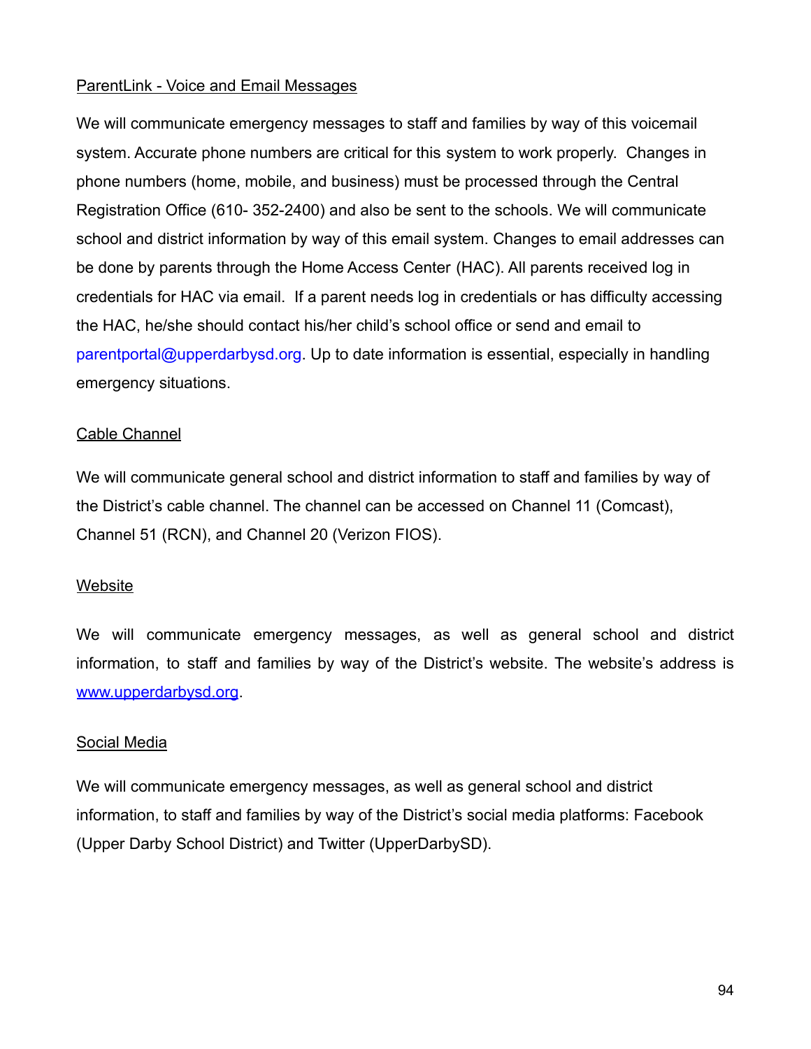ParentLink - Voice and Email Messages

We will communicate emergency messages to staff and families by way of this voicemail system. Accurate phone numbers are critical for this system to work properly. Changes in phone numbers (home, mobile, and business) must be processed through the Central Registration Office (610- 352-2400) and also be sent to the schools. We will communicate school and district information by way of this email system. Changes to email addresses can be done by parents through the Home Access Center (HAC). All parents received log in credentials for HAC via email. If a parent needs log in credentials or has difficulty accessing the HAC, he/she should contact his/her child's school office or send and email to parentportal@upperdarbysd.org. Up to date information is essential, especially in handling emergency situations.

Cable Channel

We will communicate general school and district information to staff and families by way of the District's cable channel. The channel can be accessed on Channel 11 (Comcast), Channel 51 (RCN), and Channel 20 (Verizon FIOS).

Website

We will communicate emergency messages, as well as general school and district information, to staff and families by way of the District's website. The website's address is www.upperdarbysd.org.

Social Media

We will communicate emergency messages, as well as general school and district information, to staff and families by way of the District's social media platforms: Facebook (Upper Darby School District) and Twitter (UpperDarbySD).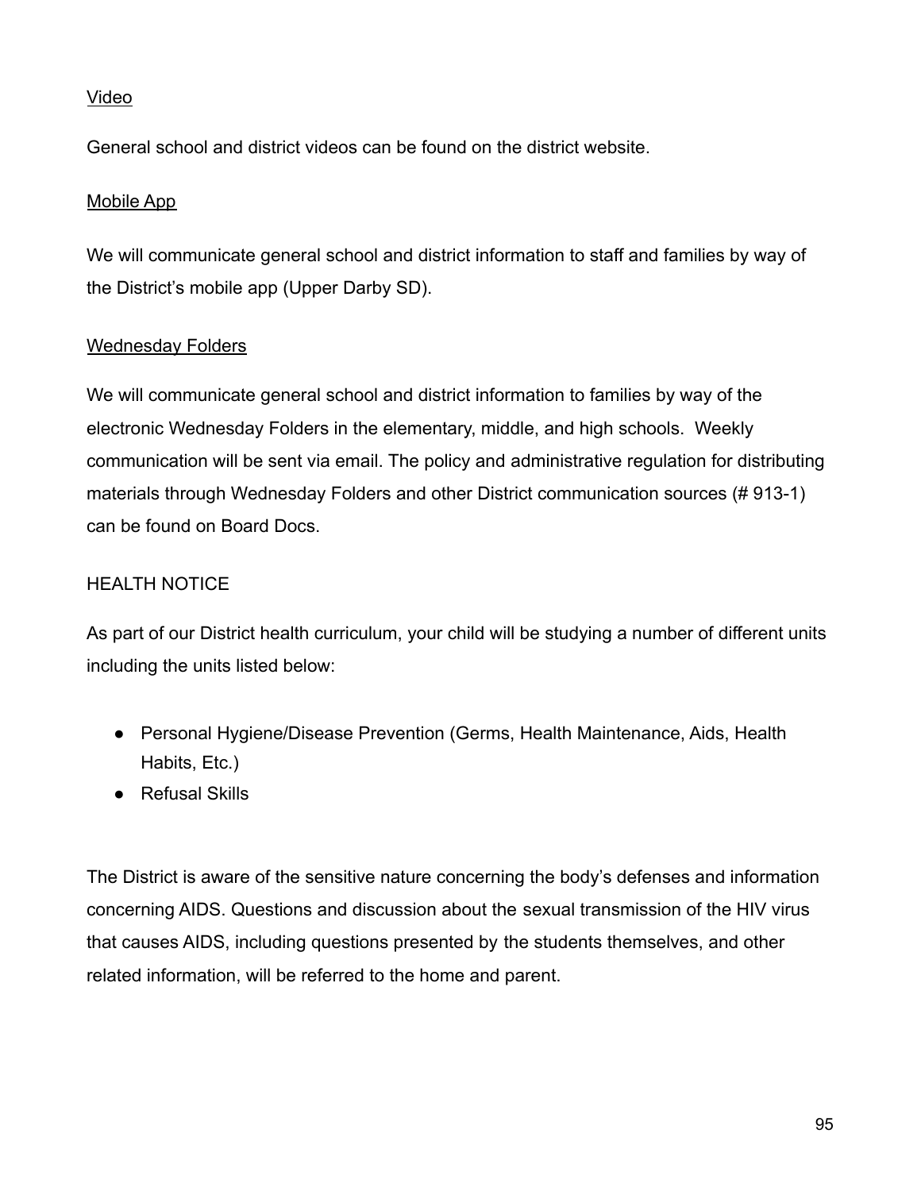<u>Video</u>

General school and district videos can be found on the district website.

<u>Mobile App</u>

We will communicate general school and district information to staff and families by way of the District's mobile app (Upper Darby SD).

<u>Wednesday Folders</u>

We will communicate general school and district information to families by way of the electronic Wednesday Folders in the elementary, middle, and high schools. Weekly communication will be sent via email. The policy and administrative regulation for distributing materials through Wednesday Folders and other District communication sources (# 913-1) can be found on Board Docs.

HEALTH NOTICE

As part of our District health curriculum, your child will be studying a number of different units including the units listed below:

- Personal Hygiene/Disease Prevention (Germs, Health Maintenance, Aids, Health Habits, Etc.)
- Refusal Skills

The District is aware of the sensitive nature concerning the body's defenses and information concerning AIDS. Questions and discussion about the sexual transmission of the HIV virus that causes AIDS, including questions presented by the students themselves, and other related information, will be referred to the home and parent.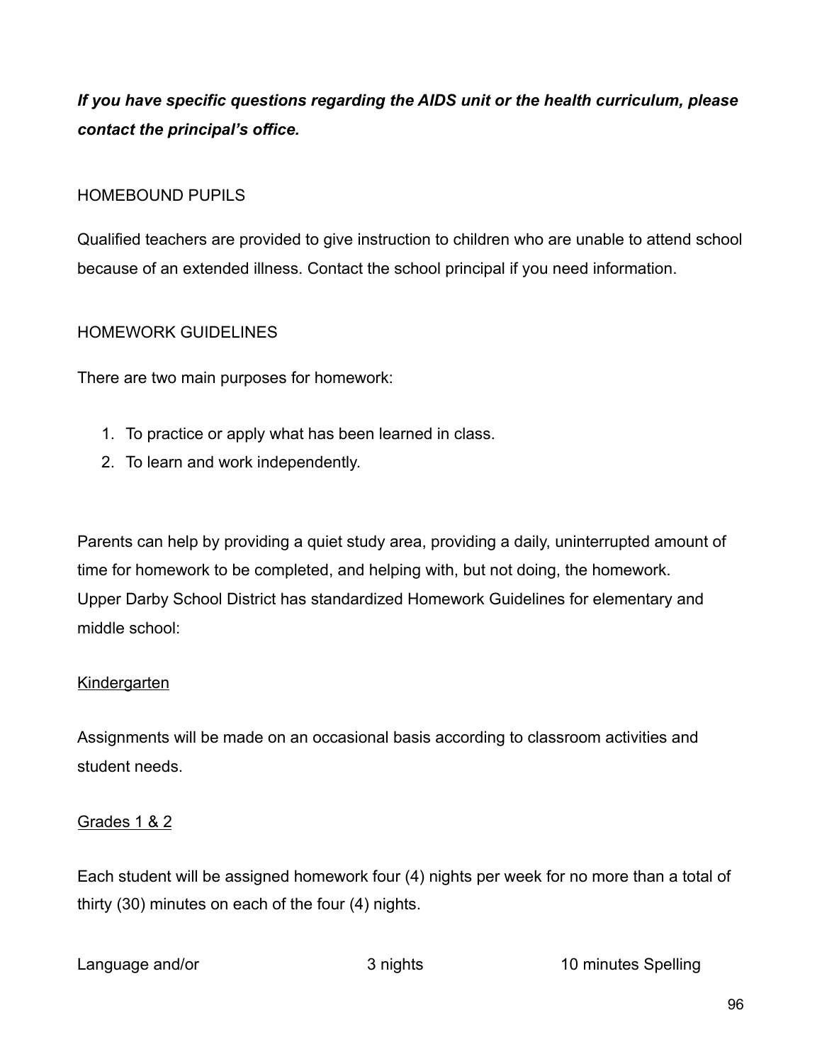***If you have specific questions regarding the AIDS unit or the health curriculum, please contact the principal's office.***

## HOMEBOUND PUPILS

Qualified teachers are provided to give instruction to children who are unable to attend school because of an extended illness. Contact the school principal if you need information.

## HOMEWORK GUIDELINES

There are two main purposes for homework:

1. To practice or apply what has been learned in class.
2. To learn and work independently.

Parents can help by providing a quiet study area, providing a daily, uninterrupted amount of time for homework to be completed, and helping with, but not doing, the homework.
Upper Darby School District has standardized Homework Guidelines for elementary and middle school:

### Kindergarten

Assignments will be made on an occasional basis according to classroom activities and student needs.

### Grades 1 & 2

Each student will be assigned homework four (4) nights per week for no more than a total of thirty (30) minutes on each of the four (4) nights.

| Language and/or | 3 nights | 10 minutes Spelling |
|---|---|---|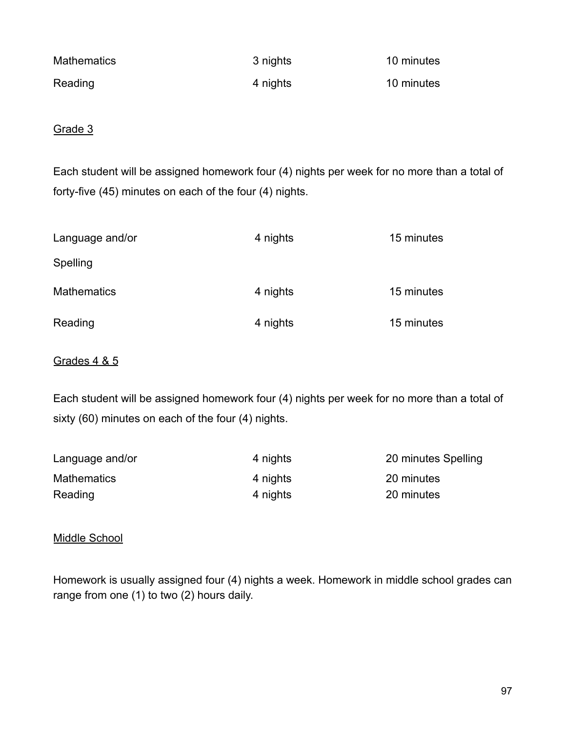| | | |
|---|---|---|
| Mathematics | 3 nights | 10 minutes |
| Reading | 4 nights | 10 minutes |

Grade 3

Each student will be assigned homework four (4) nights per week for no more than a total of forty-five (45) minutes on each of the four (4) nights.

| | | |
|---|---|---|
| Language and/or Spelling | 4 nights | 15 minutes |
| Mathematics | 4 nights | 15 minutes |
| Reading | 4 nights | 15 minutes |

Grades 4 & 5

Each student will be assigned homework four (4) nights per week for no more than a total of sixty (60) minutes on each of the four (4) nights.

| | | |
|---|---|---|
| Language and/or | 4 nights | 20 minutes Spelling |
| Mathematics | 4 nights | 20 minutes |
| Reading | 4 nights | 20 minutes |

Middle School

Homework is usually assigned four (4) nights a week. Homework in middle school grades can range from one (1) to two (2) hours daily.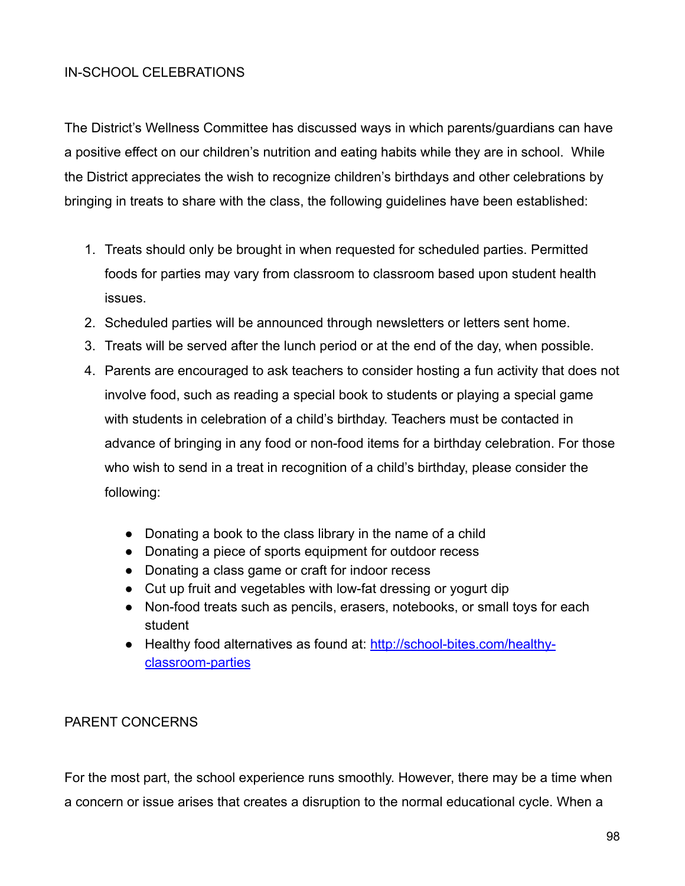## IN-SCHOOL CELEBRATIONS

The District's Wellness Committee has discussed ways in which parents/guardians can have a positive effect on our children's nutrition and eating habits while they are in school. While the District appreciates the wish to recognize children's birthdays and other celebrations by bringing in treats to share with the class, the following guidelines have been established:

1. Treats should only be brought in when requested for scheduled parties. Permitted foods for parties may vary from classroom to classroom based upon student health issues.
2. Scheduled parties will be announced through newsletters or letters sent home.
3. Treats will be served after the lunch period or at the end of the day, when possible.
4. Parents are encouraged to ask teachers to consider hosting a fun activity that does not involve food, such as reading a special book to students or playing a special game with students in celebration of a child's birthday. Teachers must be contacted in advance of bringing in any food or non-food items for a birthday celebration. For those who wish to send in a treat in recognition of a child's birthday, please consider the following:

   - Donating a book to the class library in the name of a child
   - Donating a piece of sports equipment for outdoor recess
   - Donating a class game or craft for indoor recess
   - Cut up fruit and vegetables with low-fat dressing or yogurt dip
   - Non-food treats such as pencils, erasers, notebooks, or small toys for each student
   - Healthy food alternatives as found at: [http://school-bites.com/healthy-classroom-parties](http://school-bites.com/healthy-classroom-parties)

## PARENT CONCERNS

For the most part, the school experience runs smoothly. However, there may be a time when a concern or issue arises that creates a disruption to the normal educational cycle. When a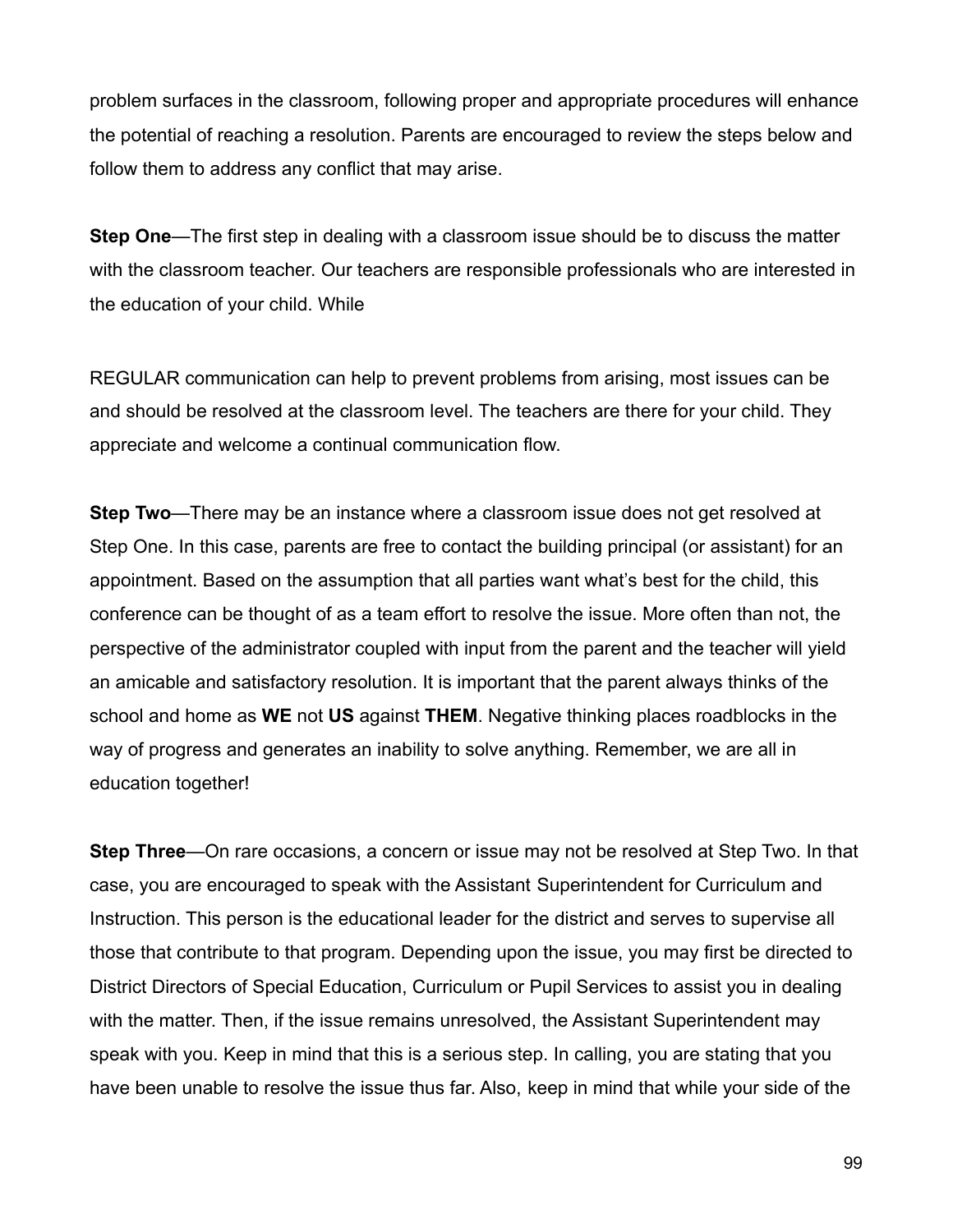problem surfaces in the classroom, following proper and appropriate procedures will enhance the potential of reaching a resolution. Parents are encouraged to review the steps below and follow them to address any conflict that may arise.

**Step One**—The first step in dealing with a classroom issue should be to discuss the matter with the classroom teacher. Our teachers are responsible professionals who are interested in the education of your child. While

REGULAR communication can help to prevent problems from arising, most issues can be and should be resolved at the classroom level. The teachers are there for your child. They appreciate and welcome a continual communication flow.

**Step Two**—There may be an instance where a classroom issue does not get resolved at Step One. In this case, parents are free to contact the building principal (or assistant) for an appointment. Based on the assumption that all parties want what's best for the child, this conference can be thought of as a team effort to resolve the issue. More often than not, the perspective of the administrator coupled with input from the parent and the teacher will yield an amicable and satisfactory resolution. It is important that the parent always thinks of the school and home as **WE** not **US** against **THEM**. Negative thinking places roadblocks in the way of progress and generates an inability to solve anything. Remember, we are all in education together!

**Step Three**—On rare occasions, a concern or issue may not be resolved at Step Two. In that case, you are encouraged to speak with the Assistant Superintendent for Curriculum and Instruction. This person is the educational leader for the district and serves to supervise all those that contribute to that program. Depending upon the issue, you may first be directed to District Directors of Special Education, Curriculum or Pupil Services to assist you in dealing with the matter. Then, if the issue remains unresolved, the Assistant Superintendent may speak with you. Keep in mind that this is a serious step. In calling, you are stating that you have been unable to resolve the issue thus far. Also, keep in mind that while your side of the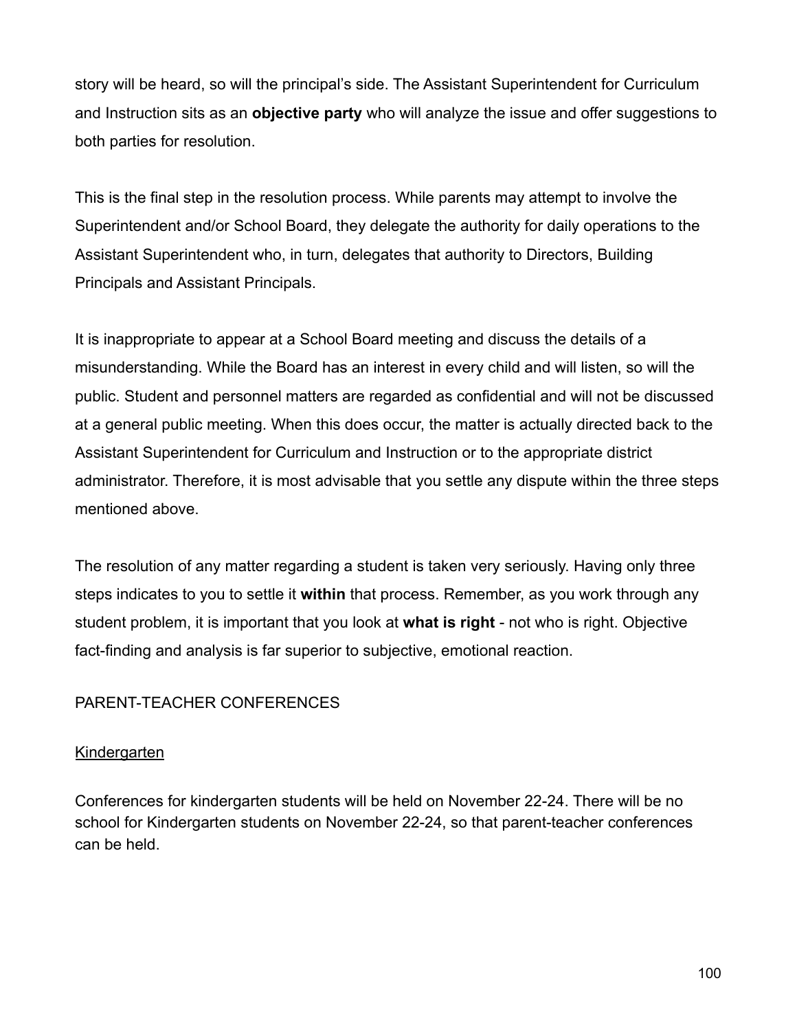story will be heard, so will the principal's side. The Assistant Superintendent for Curriculum and Instruction sits as an **objective party** who will analyze the issue and offer suggestions to both parties for resolution.

This is the final step in the resolution process. While parents may attempt to involve the Superintendent and/or School Board, they delegate the authority for daily operations to the Assistant Superintendent who, in turn, delegates that authority to Directors, Building Principals and Assistant Principals.

It is inappropriate to appear at a School Board meeting and discuss the details of a misunderstanding. While the Board has an interest in every child and will listen, so will the public. Student and personnel matters are regarded as confidential and will not be discussed at a general public meeting. When this does occur, the matter is actually directed back to the Assistant Superintendent for Curriculum and Instruction or to the appropriate district administrator. Therefore, it is most advisable that you settle any dispute within the three steps mentioned above.

The resolution of any matter regarding a student is taken very seriously. Having only three steps indicates to you to settle it **within** that process. Remember, as you work through any student problem, it is important that you look at **what is right** - not who is right. Objective fact-finding and analysis is far superior to subjective, emotional reaction.

## PARENT-TEACHER CONFERENCES

### Kindergarten

Conferences for kindergarten students will be held on November 22-24. There will be no school for Kindergarten students on November 22-24, so that parent-teacher conferences can be held.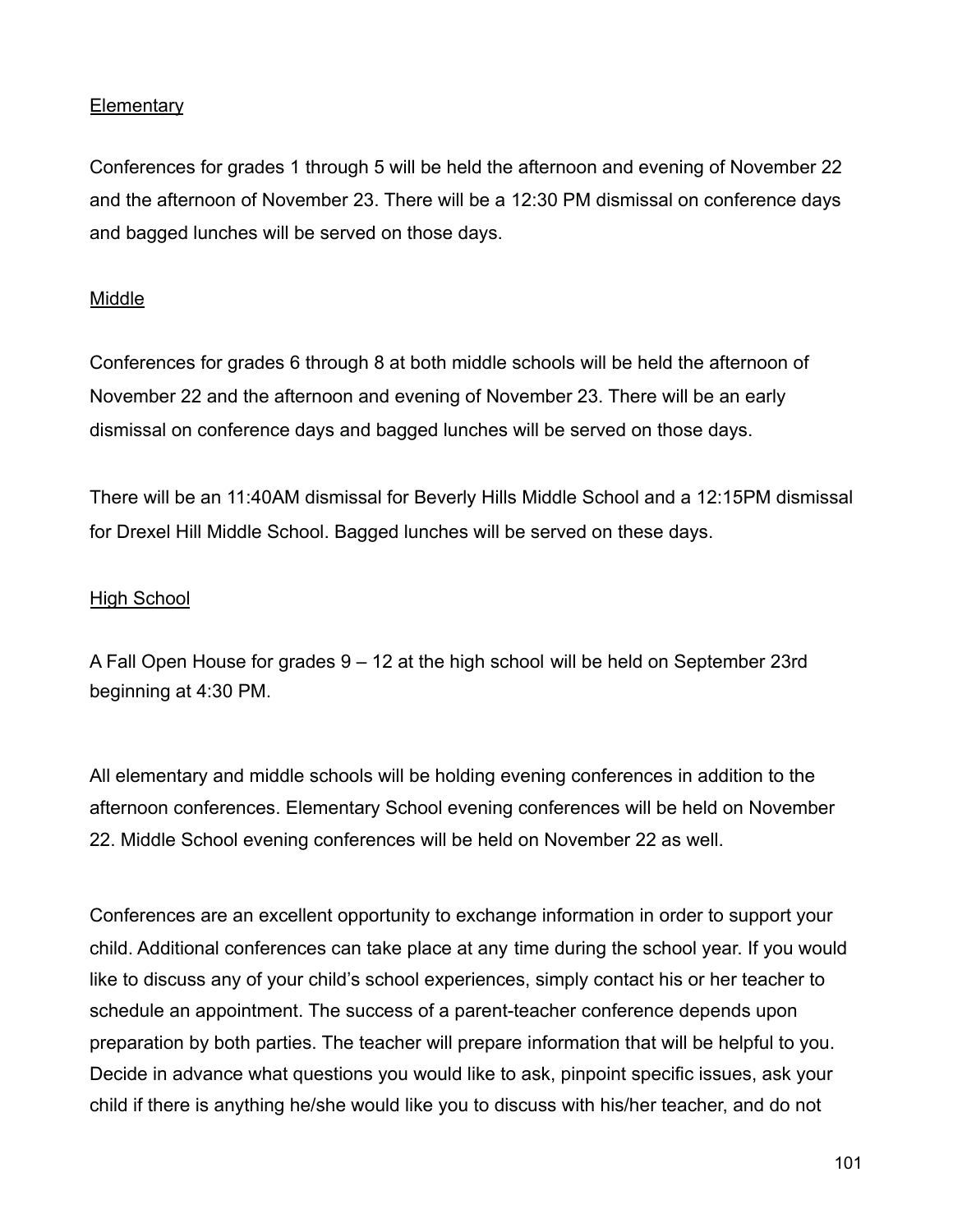Elementary

Conferences for grades 1 through 5 will be held the afternoon and evening of November 22 and the afternoon of November 23. There will be a 12:30 PM dismissal on conference days and bagged lunches will be served on those days.

Middle

Conferences for grades 6 through 8 at both middle schools will be held the afternoon of November 22 and the afternoon and evening of November 23. There will be an early dismissal on conference days and bagged lunches will be served on those days.

There will be an 11:40AM dismissal for Beverly Hills Middle School and a 12:15PM dismissal for Drexel Hill Middle School. Bagged lunches will be served on these days.

High School

A Fall Open House for grades 9 – 12 at the high school will be held on September 23rd beginning at 4:30 PM.

All elementary and middle schools will be holding evening conferences in addition to the afternoon conferences. Elementary School evening conferences will be held on November 22. Middle School evening conferences will be held on November 22 as well.

Conferences are an excellent opportunity to exchange information in order to support your child. Additional conferences can take place at any time during the school year. If you would like to discuss any of your child's school experiences, simply contact his or her teacher to schedule an appointment. The success of a parent-teacher conference depends upon preparation by both parties. The teacher will prepare information that will be helpful to you. Decide in advance what questions you would like to ask, pinpoint specific issues, ask your child if there is anything he/she would like you to discuss with his/her teacher, and do not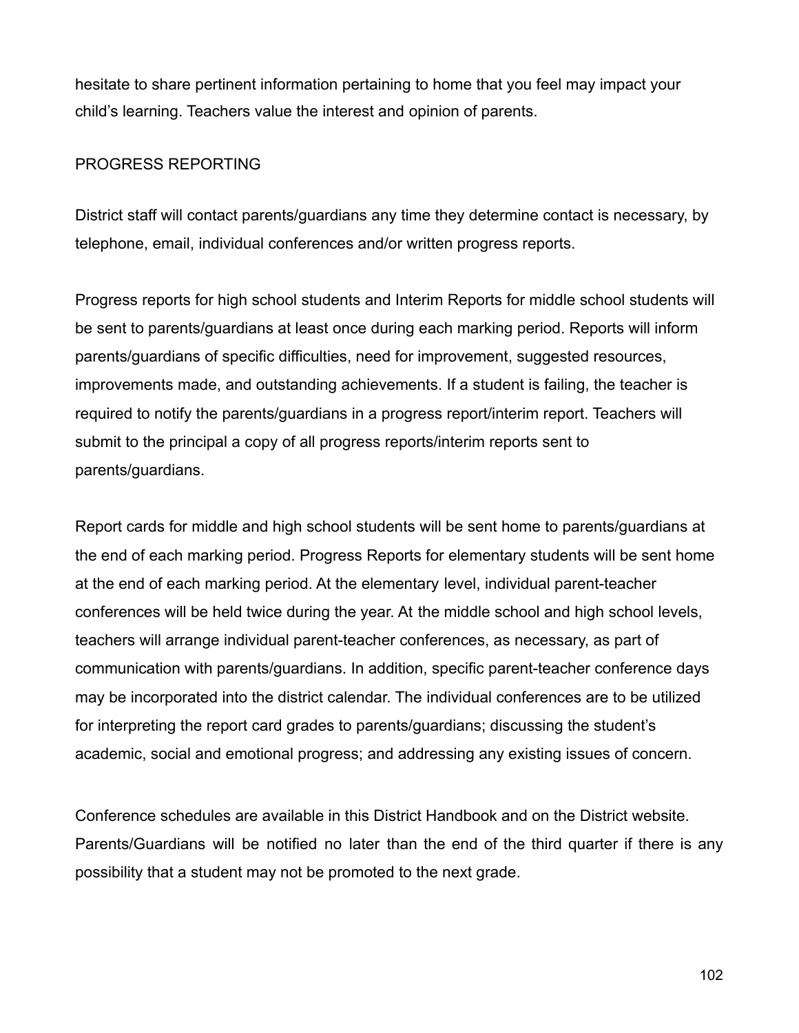hesitate to share pertinent information pertaining to home that you feel may impact your child's learning. Teachers value the interest and opinion of parents.

## PROGRESS REPORTING

District staff will contact parents/guardians any time they determine contact is necessary, by telephone, email, individual conferences and/or written progress reports.

Progress reports for high school students and Interim Reports for middle school students will be sent to parents/guardians at least once during each marking period. Reports will inform parents/guardians of specific difficulties, need for improvement, suggested resources, improvements made, and outstanding achievements. If a student is failing, the teacher is required to notify the parents/guardians in a progress report/interim report. Teachers will submit to the principal a copy of all progress reports/interim reports sent to parents/guardians.

Report cards for middle and high school students will be sent home to parents/guardians at the end of each marking period. Progress Reports for elementary students will be sent home at the end of each marking period. At the elementary level, individual parent-teacher conferences will be held twice during the year. At the middle school and high school levels, teachers will arrange individual parent-teacher conferences, as necessary, as part of communication with parents/guardians. In addition, specific parent-teacher conference days may be incorporated into the district calendar. The individual conferences are to be utilized for interpreting the report card grades to parents/guardians; discussing the student's academic, social and emotional progress; and addressing any existing issues of concern.

Conference schedules are available in this District Handbook and on the District website. Parents/Guardians will be notified no later than the end of the third quarter if there is any possibility that a student may not be promoted to the next grade.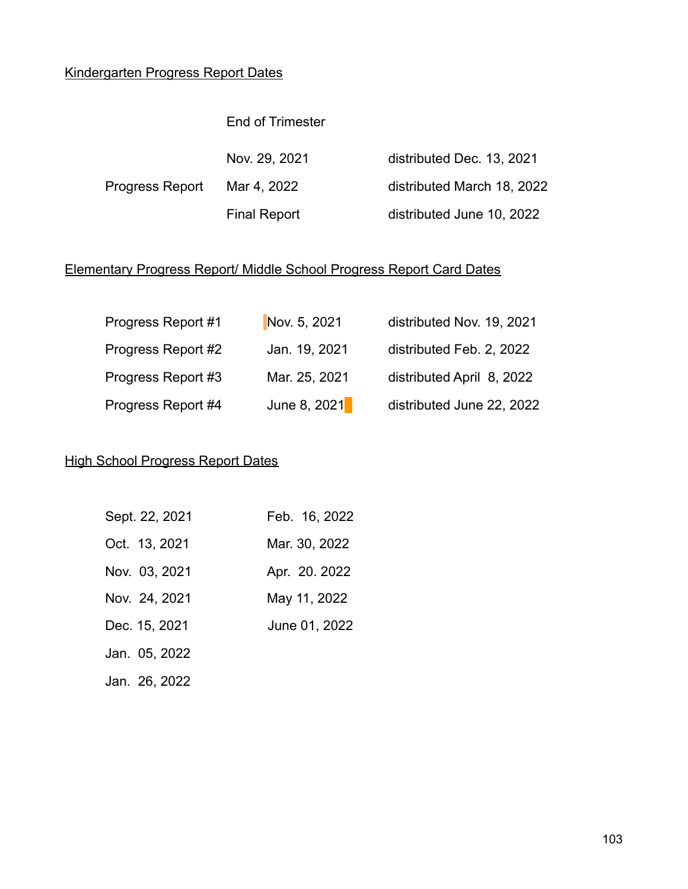Kindergarten Progress Report Dates

| | End of Trimester | |
|---|---|---|
| | Nov. 29, 2021 | distributed Dec. 13, 2021 |
| Progress Report | Mar 4, 2022 | distributed March 18, 2022 |
| | Final Report | distributed June 10, 2022 |

Elementary Progress Report/ Middle School Progress Report Card Dates

| | | |
|---|---|---|
| Progress Report #1 | Nov. 5, 2021 | distributed Nov. 19, 2021 |
| Progress Report #2 | Jan. 19, 2021 | distributed Feb. 2, 2022 |
| Progress Report #3 | Mar. 25, 2021 | distributed April 8, 2022 |
| Progress Report #4 | June 8, 2021 | distributed June 22, 2022 |

High School Progress Report Dates

| | |
|---|---|
| Sept. 22, 2021 | Feb. 16, 2022 |
| Oct. 13, 2021 | Mar. 30, 2022 |
| Nov. 03, 2021 | Apr. 20. 2022 |
| Nov. 24, 2021 | May 11, 2022 |
| Dec. 15, 2021 | June 01, 2022 |
| Jan. 05, 2022 | |
| Jan. 26, 2022 | |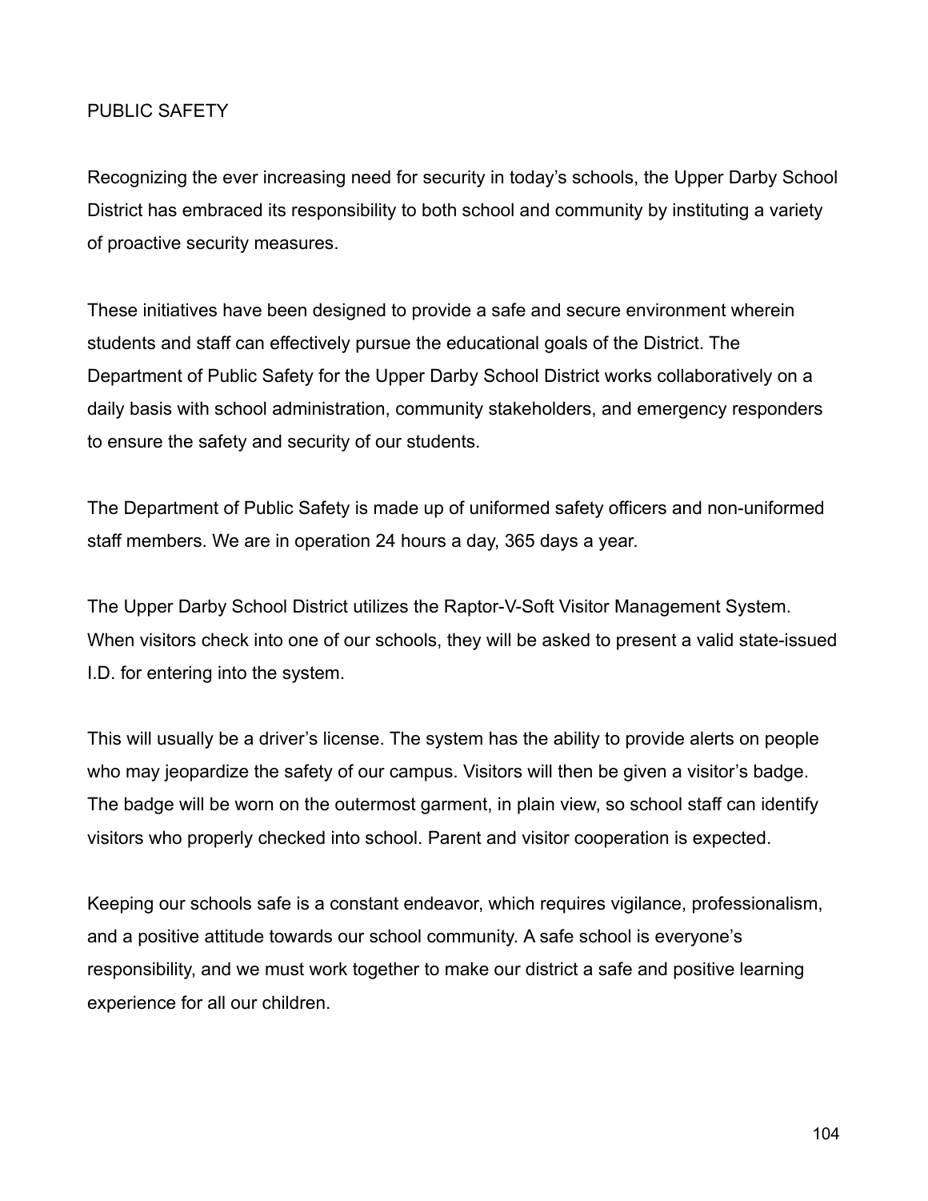# PUBLIC SAFETY

Recognizing the ever increasing need for security in today's schools, the Upper Darby School District has embraced its responsibility to both school and community by instituting a variety of proactive security measures.

These initiatives have been designed to provide a safe and secure environment wherein students and staff can effectively pursue the educational goals of the District. The Department of Public Safety for the Upper Darby School District works collaboratively on a daily basis with school administration, community stakeholders, and emergency responders to ensure the safety and security of our students.

The Department of Public Safety is made up of uniformed safety officers and non-uniformed staff members. We are in operation 24 hours a day, 365 days a year.

The Upper Darby School District utilizes the Raptor-V-Soft Visitor Management System. When visitors check into one of our schools, they will be asked to present a valid state-issued I.D. for entering into the system.

This will usually be a driver's license. The system has the ability to provide alerts on people who may jeopardize the safety of our campus. Visitors will then be given a visitor's badge. The badge will be worn on the outermost garment, in plain view, so school staff can identify visitors who properly checked into school. Parent and visitor cooperation is expected.

Keeping our schools safe is a constant endeavor, which requires vigilance, professionalism, and a positive attitude towards our school community. A safe school is everyone's responsibility, and we must work together to make our district a safe and positive learning experience for all our children.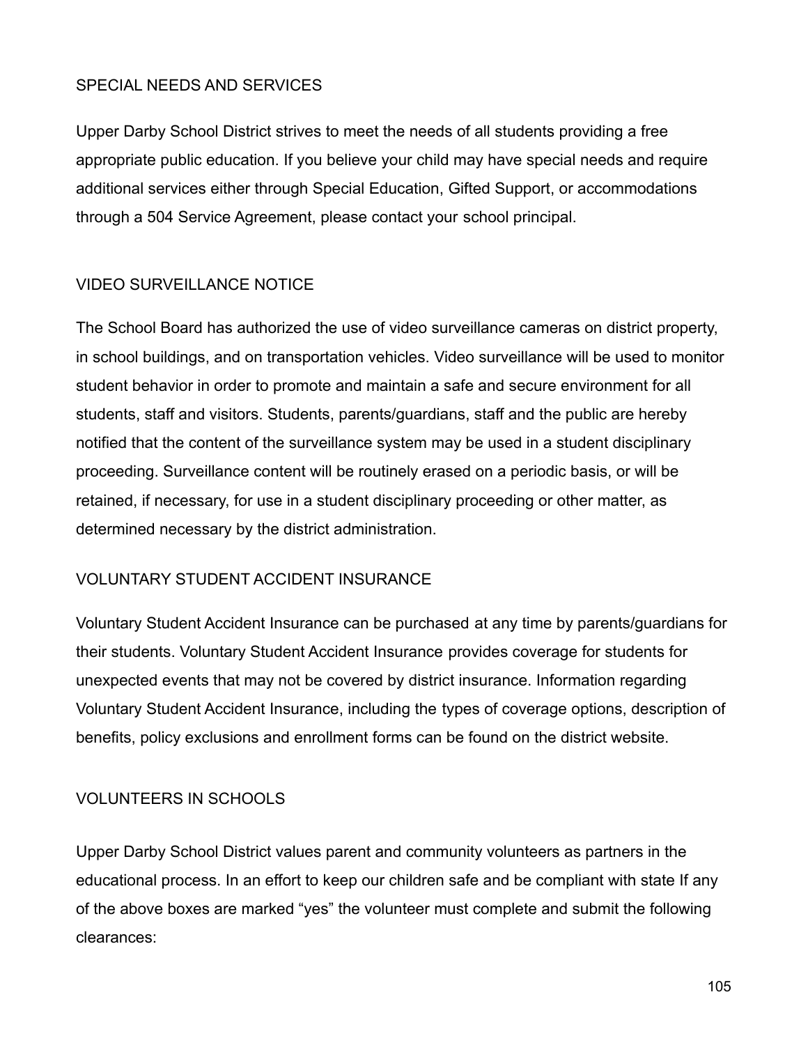## SPECIAL NEEDS AND SERVICES

Upper Darby School District strives to meet the needs of all students providing a free appropriate public education. If you believe your child may have special needs and require additional services either through Special Education, Gifted Support, or accommodations through a 504 Service Agreement, please contact your school principal.

## VIDEO SURVEILLANCE NOTICE

The School Board has authorized the use of video surveillance cameras on district property, in school buildings, and on transportation vehicles. Video surveillance will be used to monitor student behavior in order to promote and maintain a safe and secure environment for all students, staff and visitors. Students, parents/guardians, staff and the public are hereby notified that the content of the surveillance system may be used in a student disciplinary proceeding. Surveillance content will be routinely erased on a periodic basis, or will be retained, if necessary, for use in a student disciplinary proceeding or other matter, as determined necessary by the district administration.

## VOLUNTARY STUDENT ACCIDENT INSURANCE

Voluntary Student Accident Insurance can be purchased at any time by parents/guardians for their students. Voluntary Student Accident Insurance provides coverage for students for unexpected events that may not be covered by district insurance. Information regarding Voluntary Student Accident Insurance, including the types of coverage options, description of benefits, policy exclusions and enrollment forms can be found on the district website.

## VOLUNTEERS IN SCHOOLS

Upper Darby School District values parent and community volunteers as partners in the educational process. In an effort to keep our children safe and be compliant with state If any of the above boxes are marked "yes" the volunteer must complete and submit the following clearances: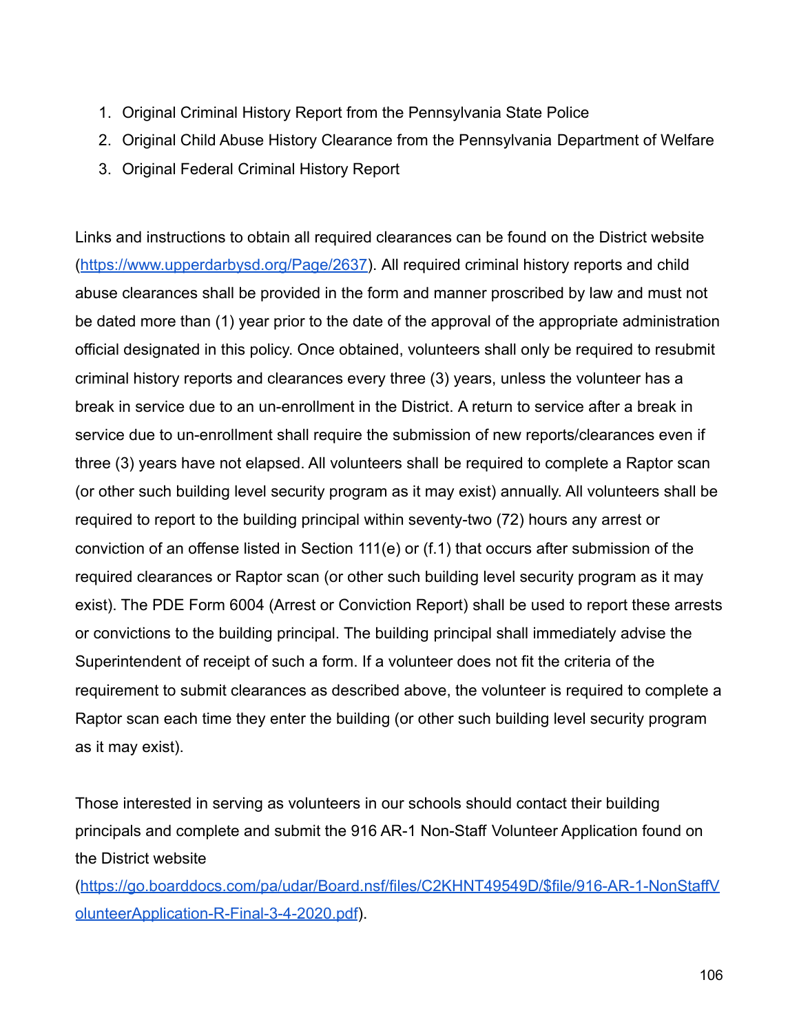1. Original Criminal History Report from the Pennsylvania State Police
2. Original Child Abuse History Clearance from the Pennsylvania Department of Welfare
3. Original Federal Criminal History Report

Links and instructions to obtain all required clearances can be found on the District website (https://www.upperdarbysd.org/Page/2637). All required criminal history reports and child abuse clearances shall be provided in the form and manner proscribed by law and must not be dated more than (1) year prior to the date of the approval of the appropriate administration official designated in this policy. Once obtained, volunteers shall only be required to resubmit criminal history reports and clearances every three (3) years, unless the volunteer has a break in service due to an un-enrollment in the District. A return to service after a break in service due to un-enrollment shall require the submission of new reports/clearances even if three (3) years have not elapsed. All volunteers shall be required to complete a Raptor scan (or other such building level security program as it may exist) annually. All volunteers shall be required to report to the building principal within seventy-two (72) hours any arrest or conviction of an offense listed in Section 111(e) or (f.1) that occurs after submission of the required clearances or Raptor scan (or other such building level security program as it may exist). The PDE Form 6004 (Arrest or Conviction Report) shall be used to report these arrests or convictions to the building principal. The building principal shall immediately advise the Superintendent of receipt of such a form. If a volunteer does not fit the criteria of the requirement to submit clearances as described above, the volunteer is required to complete a Raptor scan each time they enter the building (or other such building level security program as it may exist).

Those interested in serving as volunteers in our schools should contact their building principals and complete and submit the 916 AR-1 Non-Staff Volunteer Application found on the District website (https://go.boarddocs.com/pa/udar/Board.nsf/files/C2KHNT49549D/$file/916-AR-1-NonStaffVolunteerApplication-R-Final-3-4-2020.pdf).